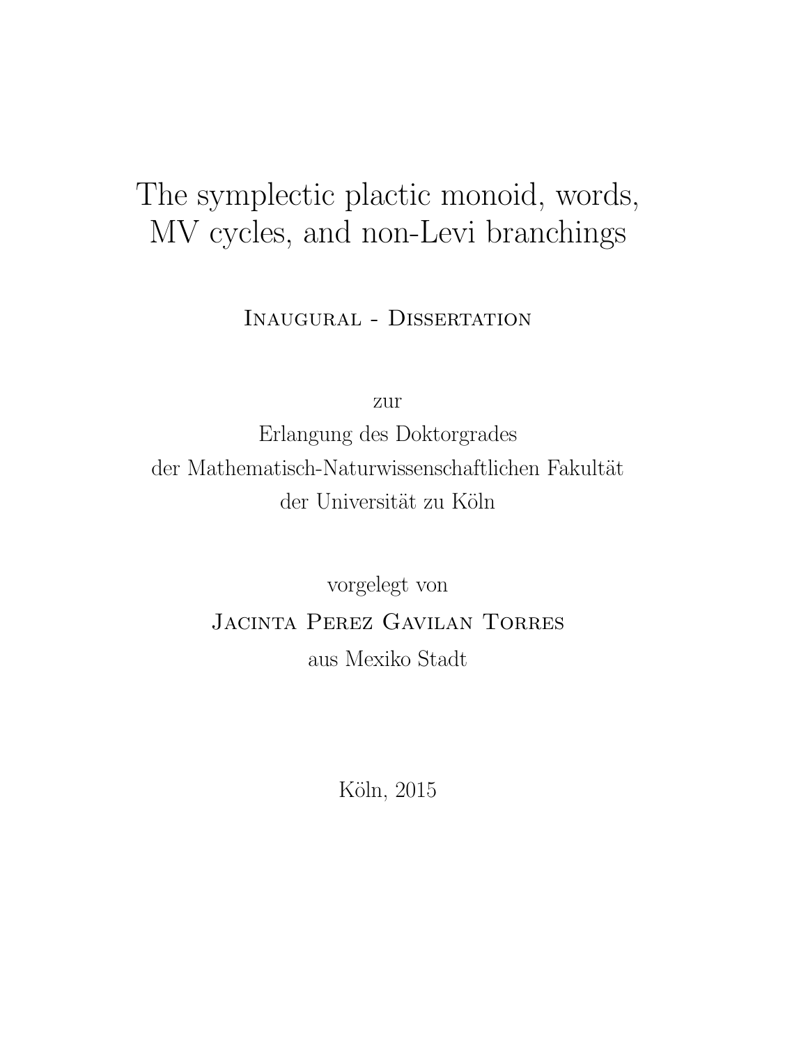# The symplectic plactic monoid, words, MV cycles, and non-Levi branchings

Inaugural - Dissertation

zur

Erlangung des Doktorgrades

der Mathematisch-Naturwissenschaftlichen Fakultät

der Universität zu Köln

vorgelegt von

Jacinta Perez Gavilan Torres

aus Mexiko Stadt

Köln, 2015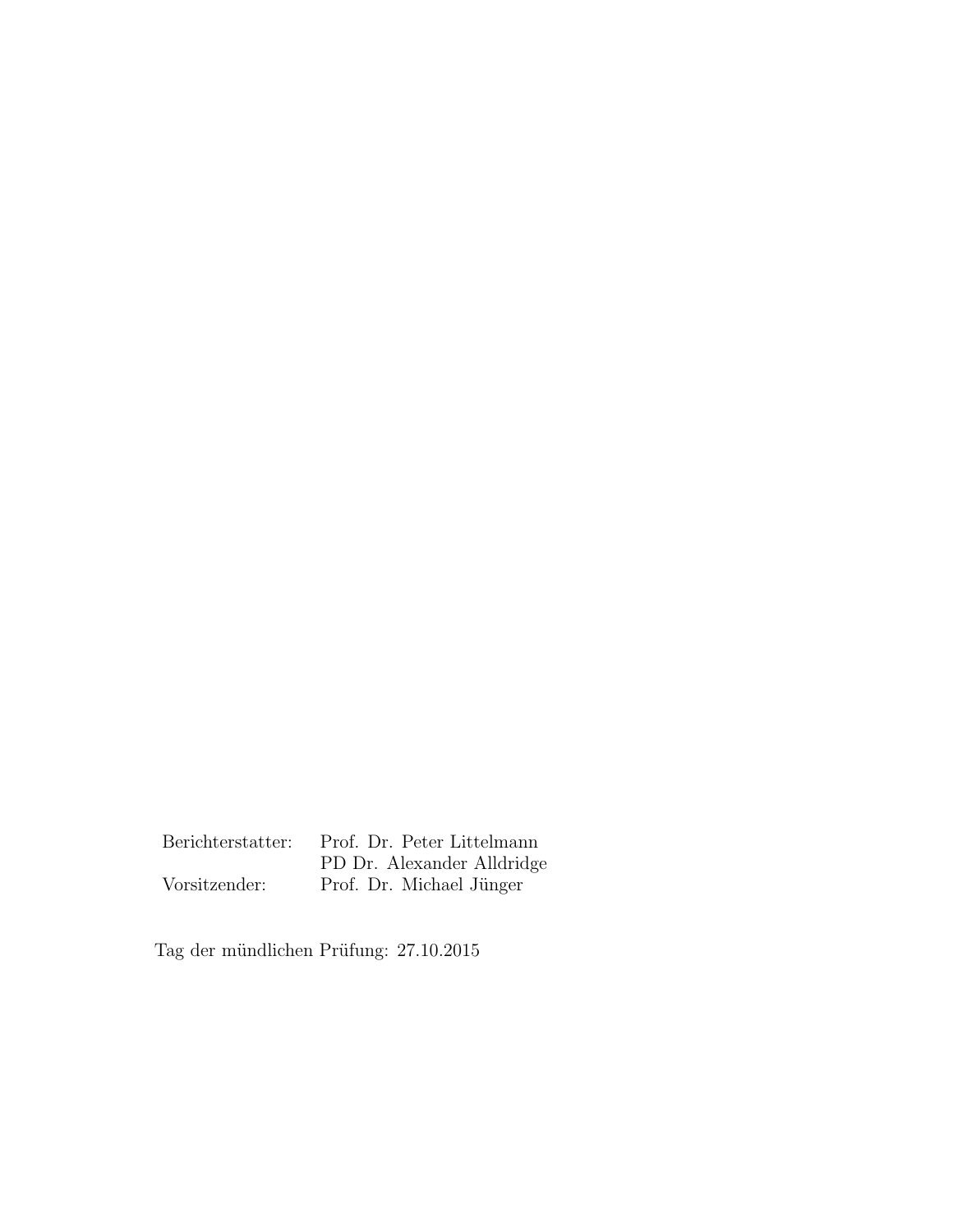| | |
|---|---|
| Berichterstatter: | Prof. Dr. Peter Littelmann |
| | PD Dr. Alexander Alldridge |
| Vorsitzender: | Prof. Dr. Michael Jünger |

Tag der mündlichen Prüfung: 27.10.2015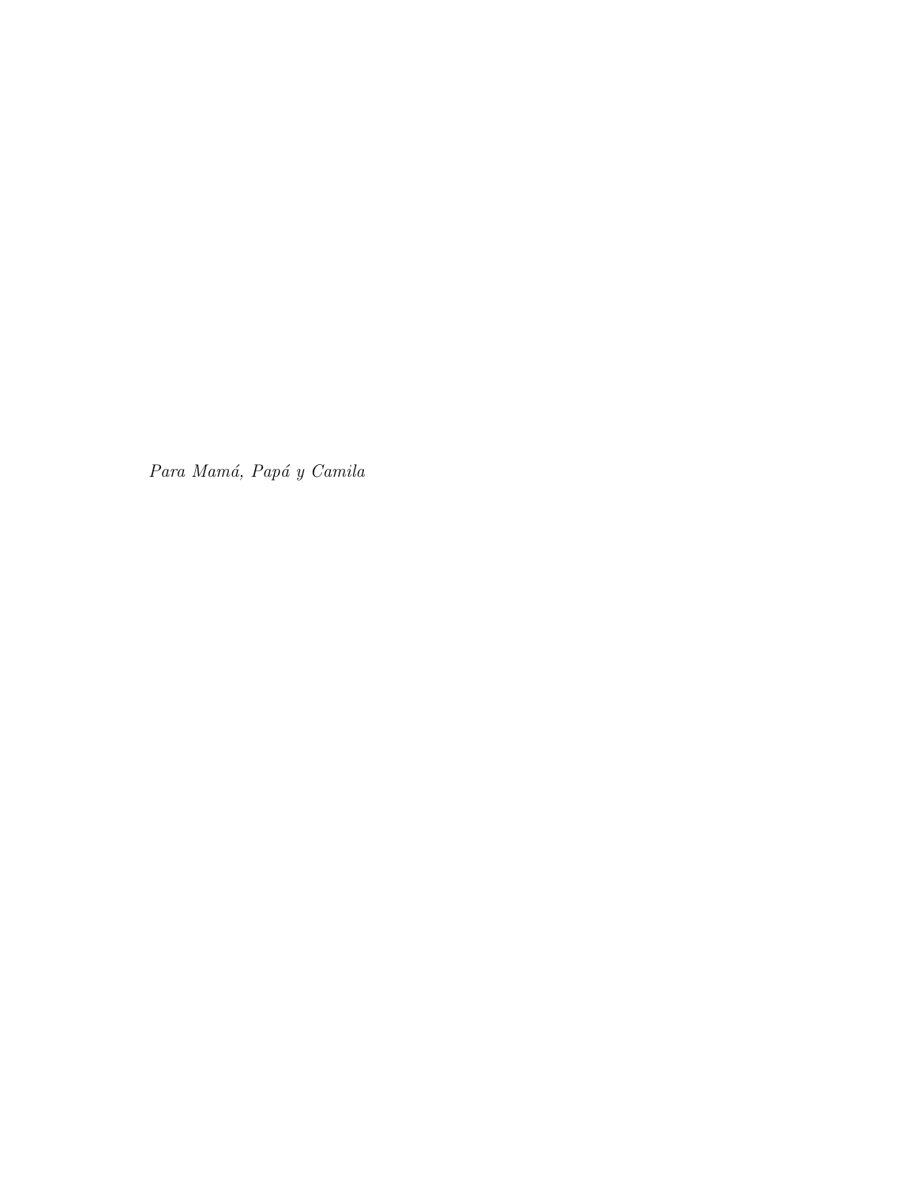*Para Mamá, Papá y Camila*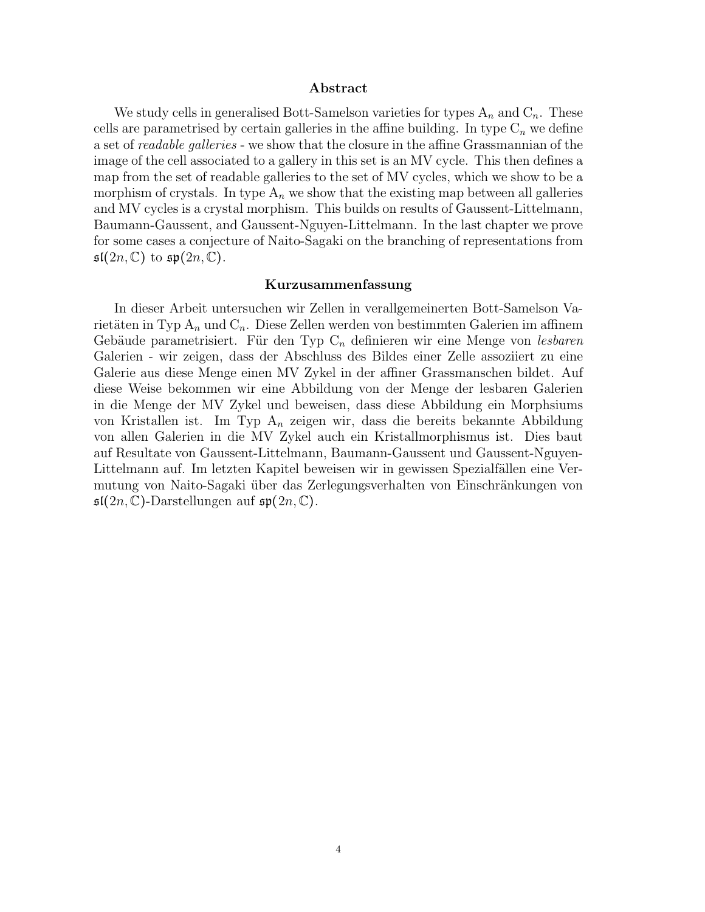## Abstract

We study cells in generalised Bott-Samelson varieties for types $\mathrm{A}_n$ and $\mathrm{C}_n$. These cells are parametrised by certain galleries in the affine building. In type $\mathrm{C}_n$ we define a set of *readable galleries* - we show that the closure in the affine Grassmannian of the image of the cell associated to a gallery in this set is an MV cycle. This then defines a map from the set of readable galleries to the set of MV cycles, which we show to be a morphism of crystals. In type $\mathrm{A}_n$ we show that the existing map between all galleries and MV cycles is a crystal morphism. This builds on results of Gaussent-Littelmann, Baumann-Gaussent, and Gaussent-Nguyen-Littelmann. In the last chapter we prove for some cases a conjecture of Naito-Sagaki on the branching of representations from $\mathfrak{sl}(2n, \mathbb{C})$ to $\mathfrak{sp}(2n, \mathbb{C})$.

## Kurzusammenfassung

In dieser Arbeit untersuchen wir Zellen in verallgemeinerten Bott-Samelson Varietäten in Typ $\mathrm{A}_n$ und $\mathrm{C}_n$. Diese Zellen werden von bestimmten Galerien im affinem Gebäude parametrisiert. Für den Typ $\mathrm{C}_n$ definieren wir eine Menge von *lesbaren* Galerien - wir zeigen, dass der Abschluss des Bildes einer Zelle assoziiert zu eine Galerie aus diese Menge einen MV Zykel in der affiner Grassmanschen bildet. Auf diese Weise bekommen wir eine Abbildung von der Menge der lesbaren Galerien in die Menge der MV Zykel und beweisen, dass diese Abbildung ein Morphsiums von Kristallen ist. Im Typ $\mathrm{A}_n$ zeigen wir, dass die bereits bekannte Abbildung von allen Galerien in die MV Zykel auch ein Kristallmorphismus ist. Dies baut auf Resultate von Gaussent-Littelmann, Baumann-Gaussent und Gaussent-Nguyen-Littelmann auf. Im letzten Kapitel beweisen wir in gewissen Spezialfällen eine Vermutung von Naito-Sagaki über das Zerlegungsverhalten von Einschränkungen von $\mathfrak{sl}(2n, \mathbb{C})$-Darstellungen auf $\mathfrak{sp}(2n, \mathbb{C})$.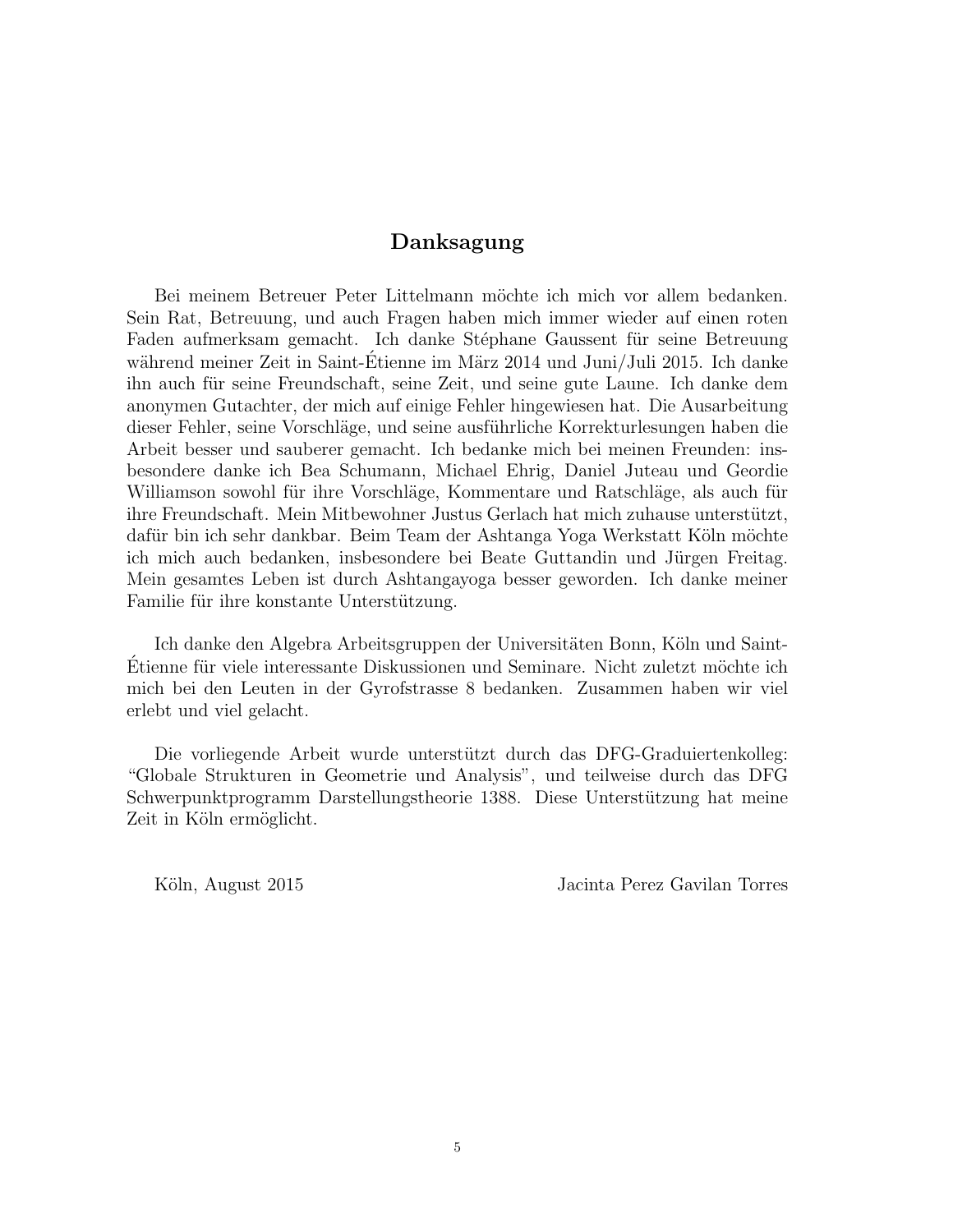## Danksagung

Bei meinem Betreuer Peter Littelmann möchte ich mich vor allem bedanken. Sein Rat, Betreuung, und auch Fragen haben mich immer wieder auf einen roten Faden aufmerksam gemacht. Ich danke Stéphane Gaussent für seine Betreuung während meiner Zeit in Saint-Étienne im März 2014 und Juni/Juli 2015. Ich danke ihn auch für seine Freundschaft, seine Zeit, und seine gute Laune. Ich danke dem anonymen Gutachter, der mich auf einige Fehler hingewiesen hat. Die Ausarbeitung dieser Fehler, seine Vorschläge, und seine ausführliche Korrekturlesungen haben die Arbeit besser und sauberer gemacht. Ich bedanke mich bei meinen Freunden: insbesondere danke ich Bea Schumann, Michael Ehrig, Daniel Juteau und Geordie Williamson sowohl für ihre Vorschläge, Kommentare und Ratschläge, als auch für ihre Freundschaft. Mein Mitbewohner Justus Gerlach hat mich zuhause unterstützt, dafür bin ich sehr dankbar. Beim Team der Ashtanga Yoga Werkstatt Köln möchte ich mich auch bedanken, insbesondere bei Beate Guttandin und Jürgen Freitag. Mein gesamtes Leben ist durch Ashtangayoga besser geworden. Ich danke meiner Familie für ihre konstante Unterstützung.

Ich danke den Algebra Arbeitsgruppen der Universitäten Bonn, Köln und Saint-Étienne für viele interessante Diskussionen und Seminare. Nicht zuletzt möchte ich mich bei den Leuten in der Gyrofstrasse 8 bedanken. Zusammen haben wir viel erlebt und viel gelacht.

Die vorliegende Arbeit wurde unterstützt durch das DFG-Graduiertenkolleg: "Globale Strukturen in Geometrie und Analysis", und teilweise durch das DFG Schwerpunktprogramm Darstellungstheorie 1388. Diese Unterstützung hat meine Zeit in Köln ermöglicht.

Köln, August 2015 — Jacinta Perez Gavilan Torres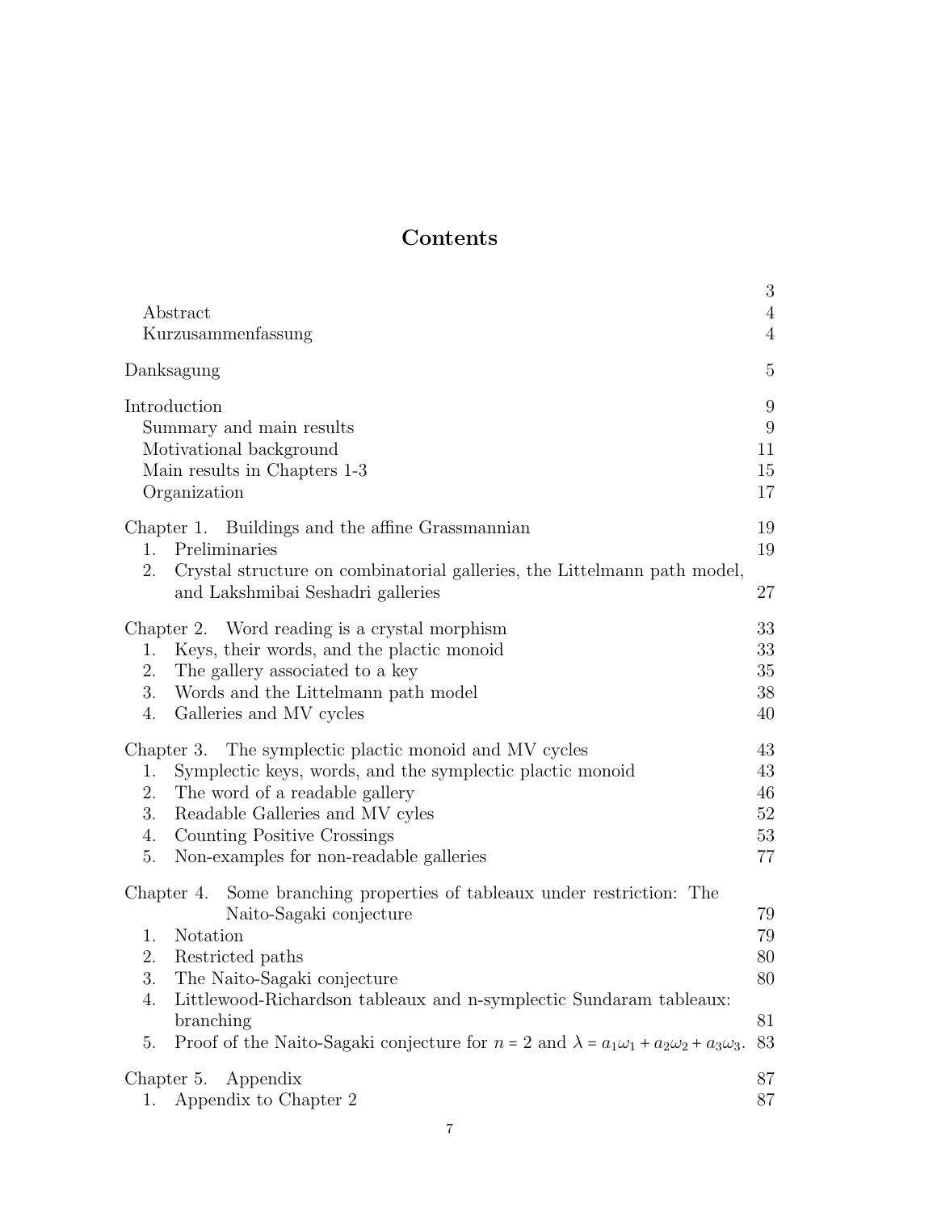# Contents

| | |
|---|---|
| | 3 |
| Abstract | 4 |
| Kurzusammenfassung | 4 |
| Danksagung | 5 |
| Introduction | 9 |
| Summary and main results | 9 |
| Motivational background | 11 |
| Main results in Chapters 1-3 | 15 |
| Organization | 17 |
| Chapter 1. Buildings and the affine Grassmannian | 19 |
| 1. Preliminaries | 19 |
| 2. Crystal structure on combinatorial galleries, the Littelmann path model, and Lakshmibai Seshadri galleries | 27 |
| Chapter 2. Word reading is a crystal morphism | 33 |
| 1. Keys, their words, and the plactic monoid | 33 |
| 2. The gallery associated to a key | 35 |
| 3. Words and the Littelmann path model | 38 |
| 4. Galleries and MV cycles | 40 |
| Chapter 3. The symplectic plactic monoid and MV cycles | 43 |
| 1. Symplectic keys, words, and the symplectic plactic monoid | 43 |
| 2. The word of a readable gallery | 46 |
| 3. Readable Galleries and MV cyles | 52 |
| 4. Counting Positive Crossings | 53 |
| 5. Non-examples for non-readable galleries | 77 |
| Chapter 4. Some branching properties of tableaux under restriction: The Naito-Sagaki conjecture | 79 |
| 1. Notation | 79 |
| 2. Restricted paths | 80 |
| 3. The Naito-Sagaki conjecture | 80 |
| 4. Littlewood-Richardson tableaux and n-symplectic Sundaram tableaux: branching | 81 |
| 5. Proof of the Naito-Sagaki conjecture for $n = 2$ and $\lambda = a_1\omega_1 + a_2\omega_2 + a_3\omega_3$. | 83 |
| Chapter 5. Appendix | 87 |
| 1. Appendix to Chapter 2 | 87 |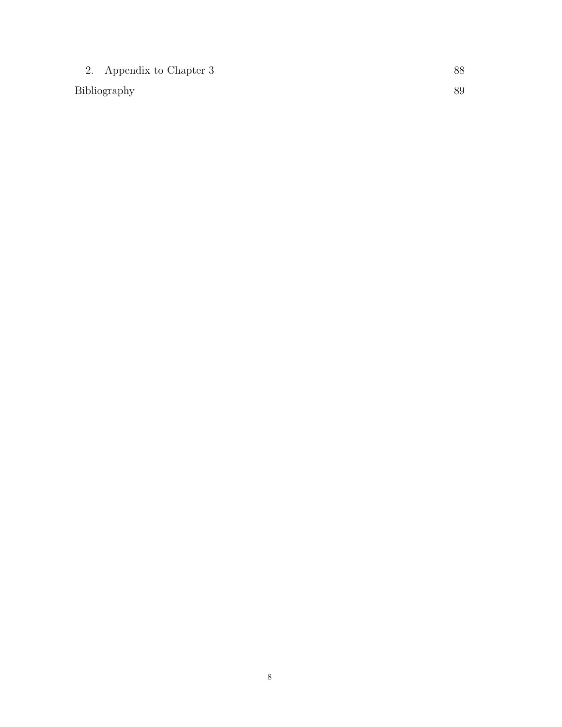2. Appendix to Chapter 3 88

Bibliography 89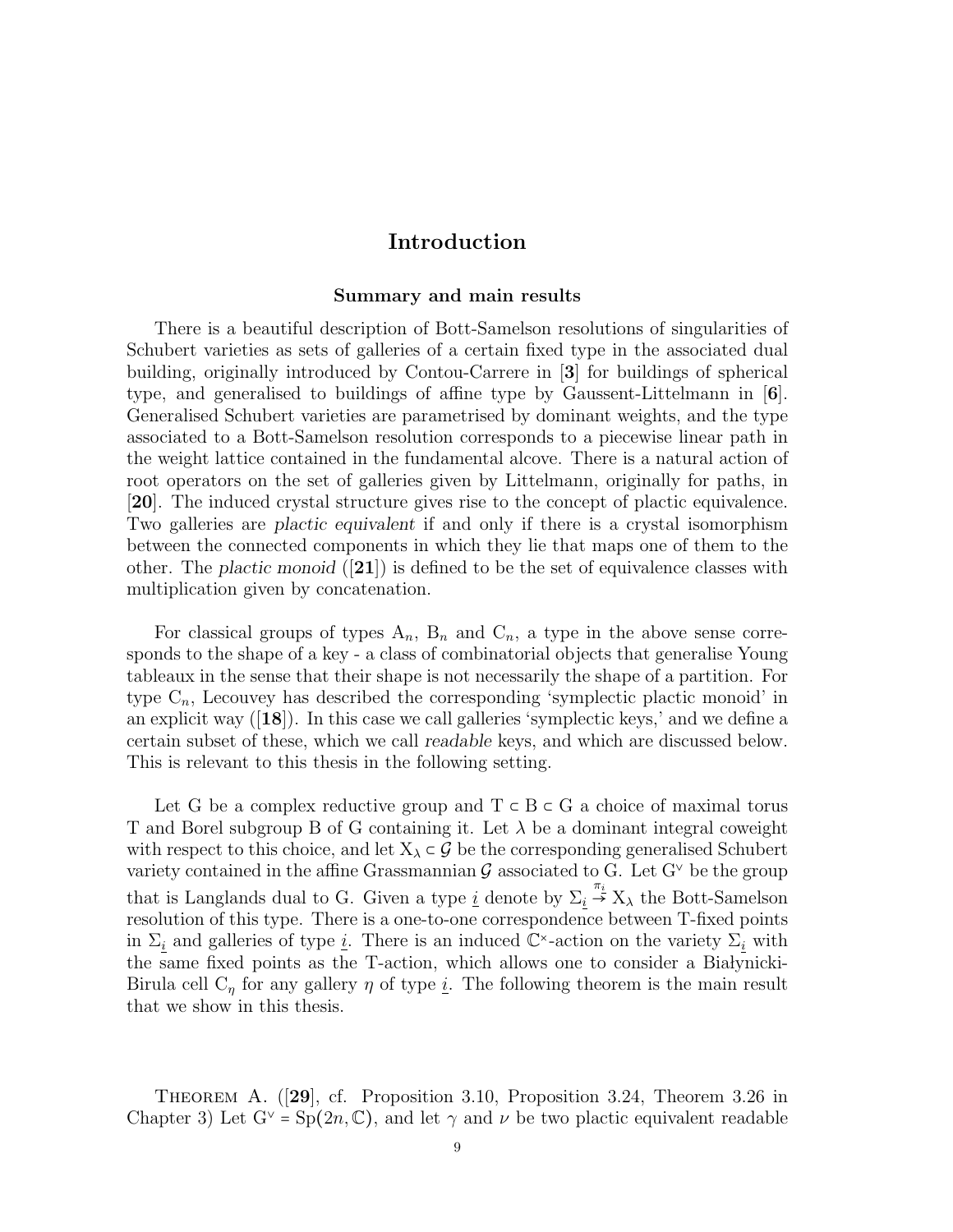# Introduction

## Summary and main results

There is a beautiful description of Bott-Samelson resolutions of singularities of Schubert varieties as sets of galleries of a certain fixed type in the associated dual building, originally introduced by Contou-Carrere in [**3**] for buildings of spherical type, and generalised to buildings of affine type by Gaussent-Littelmann in [**6**]. Generalised Schubert varieties are parametrised by dominant weights, and the type associated to a Bott-Samelson resolution corresponds to a piecewise linear path in the weight lattice contained in the fundamental alcove. There is a natural action of root operators on the set of galleries given by Littelmann, originally for paths, in [**20**]. The induced crystal structure gives rise to the concept of plactic equivalence. Two galleries are *plactic equivalent* if and only if there is a crystal isomorphism between the connected components in which they lie that maps one of them to the other. The *plactic monoid* ([**21**]) is defined to be the set of equivalence classes with multiplication given by concatenation.

For classical groups of types $A_n$, $B_n$ and $C_n$, a type in the above sense corresponds to the shape of a key - a class of combinatorial objects that generalise Young tableaux in the sense that their shape is not necessarily the shape of a partition. For type $C_n$, Lecouvey has described the corresponding 'symplectic plactic monoid' in an explicit way ([**18**]). In this case we call galleries 'symplectic keys,' and we define a certain subset of these, which we call *readable* keys, and which are discussed below. This is relevant to this thesis in the following setting.

Let G be a complex reductive group and $T \subset B \subset G$ a choice of maximal torus T and Borel subgroup B of G containing it. Let $\lambda$ be a dominant integral coweight with respect to this choice, and let $X_\lambda \subset \mathcal{G}$ be the corresponding generalised Schubert variety contained in the affine Grassmannian $\mathcal{G}$ associated to G. Let $G^\vee$ be the group that is Langlands dual to G. Given a type $\underline{i}$ denote by $\Sigma_{\underline{i}} \xrightarrow{\pi_{\underline{i}}} X_\lambda$ the Bott-Samelson resolution of this type. There is a one-to-one correspondence between T-fixed points in $\Sigma_{\underline{i}}$ and galleries of type $\underline{i}$. There is an induced $\mathbb{C}^\times$-action on the variety $\Sigma_{\underline{i}}$ with the same fixed points as the T-action, which allows one to consider a Białynicki-Birula cell $C_\eta$ for any gallery $\eta$ of type $\underline{i}$. The following theorem is the main result that we show in this thesis.

Theorem A. ([**29**], cf. Proposition 3.10, Proposition 3.24, Theorem 3.26 in Chapter 3) Let $G^\vee = Sp(2n, \mathbb{C})$, and let $\gamma$ and $\nu$ be two plactic equivalent readable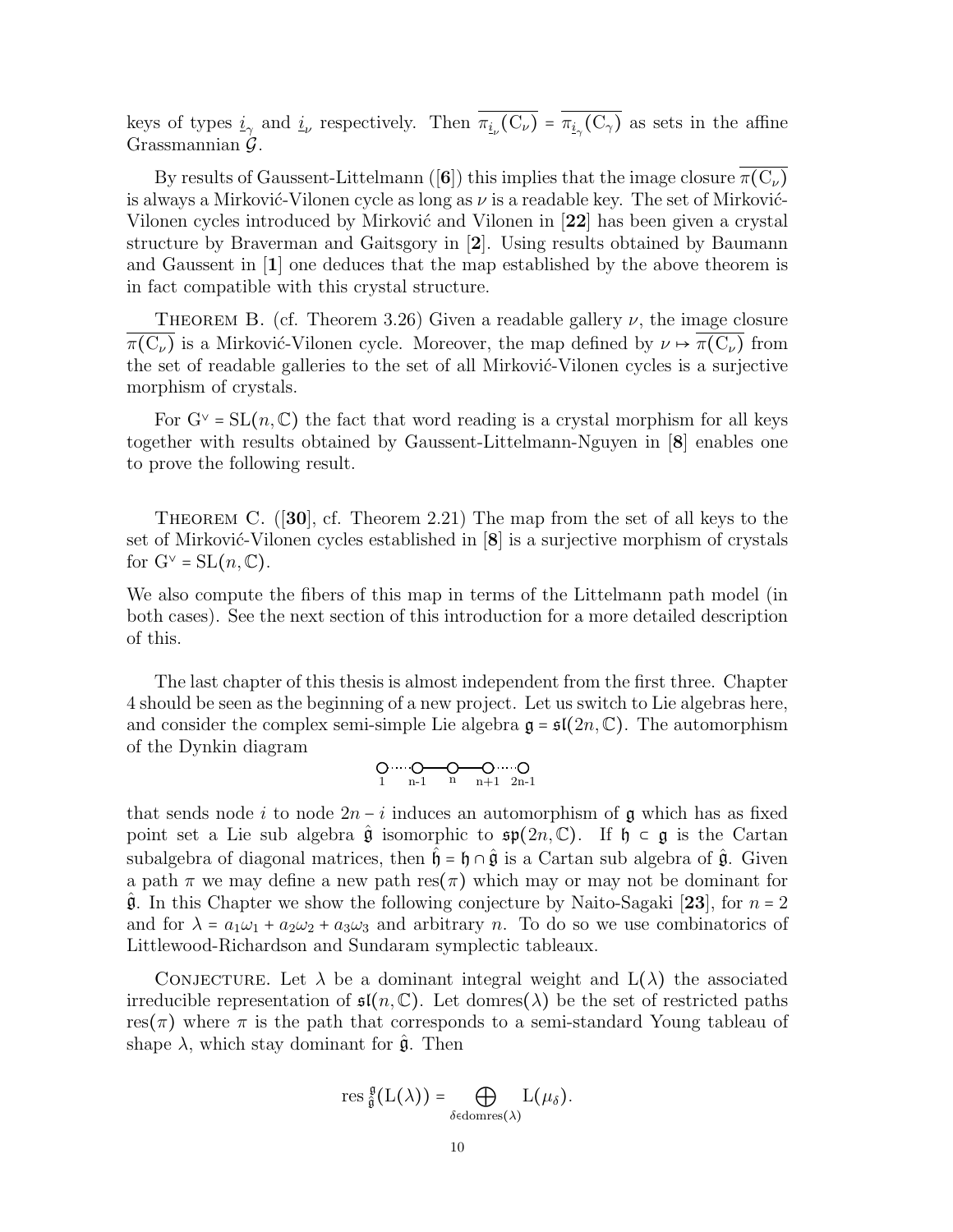keys of types $\underline{i}_\gamma$ and $\underline{i}_\nu$ respectively. Then $\overline{\pi_{\underline{i}_\nu}(\mathrm{C}_\nu)} = \overline{\pi_{\underline{i}_\gamma}(\mathrm{C}_\gamma)}$ as sets in the affine Grassmannian $\mathcal{G}$.

By results of Gaussent-Littelmann ([**6**]) this implies that the image closure $\overline{\pi(\mathrm{C}_\nu)}$ is always a Mirković-Vilonen cycle as long as $\nu$ is a readable key. The set of Mirković-Vilonen cycles introduced by Mirković and Vilonen in [**22**] has been given a crystal structure by Braverman and Gaitsgory in [**2**]. Using results obtained by Baumann and Gaussent in [**1**] one deduces that the map established by the above theorem is in fact compatible with this crystal structure.

Theorem B. (cf. Theorem 3.26) Given a readable gallery $\nu$, the image closure $\overline{\pi(\mathrm{C}_\nu)}$ is a Mirković-Vilonen cycle. Moreover, the map defined by $\nu \mapsto \overline{\pi(\mathrm{C}_\nu)}$ from the set of readable galleries to the set of all Mirković-Vilonen cycles is a surjective morphism of crystals.

For $\mathrm{G}^\vee = \mathrm{SL}(n, \mathbb{C})$ the fact that word reading is a crystal morphism for all keys together with results obtained by Gaussent-Littelmann-Nguyen in [**8**] enables one to prove the following result.

Theorem C. ([**30**], cf. Theorem 2.21) The map from the set of all keys to the set of Mirković-Vilonen cycles established in [**8**] is a surjective morphism of crystals for $\mathrm{G}^\vee = \mathrm{SL}(n, \mathbb{C})$.

We also compute the fibers of this map in terms of the Littelmann path model (in both cases). See the next section of this introduction for a more detailed description of this.

The last chapter of this thesis is almost independent from the first three. Chapter 4 should be seen as the beginning of a new project. Let us switch to Lie algebras here, and consider the complex semi-simple Lie algebra $\mathfrak{g} = \mathfrak{sl}(2n, \mathbb{C})$. The automorphism of the Dynkin diagram

$$\underset{1}{\circ} \cdots \underset{n-1}{\circ} - \underset{n}{\circ} - \underset{n+1}{\circ} \cdots \underset{2n-1}{\circ}$$

that sends node $i$ to node $2n - i$ induces an automorphism of $\mathfrak{g}$ which has as fixed point set a Lie sub algebra $\hat{\mathfrak{g}}$ isomorphic to $\mathfrak{sp}(2n, \mathbb{C})$. If $\mathfrak{h} \subset \mathfrak{g}$ is the Cartan subalgebra of diagonal matrices, then $\hat{\mathfrak{h}} = \mathfrak{h} \cap \hat{\mathfrak{g}}$ is a Cartan sub algebra of $\hat{\mathfrak{g}}$. Given a path $\pi$ we may define a new path $\mathrm{res}(\pi)$ which may or may not be dominant for $\hat{\mathfrak{g}}$. In this Chapter we show the following conjecture by Naito-Sagaki [**23**], for $n = 2$ and for $\lambda = a_1\omega_1 + a_2\omega_2 + a_3\omega_3$ and arbitrary $n$. To do so we use combinatorics of Littlewood-Richardson and Sundaram symplectic tableaux.

Conjecture. Let $\lambda$ be a dominant integral weight and $\mathrm{L}(\lambda)$ the associated irreducible representation of $\mathfrak{sl}(n, \mathbb{C})$. Let $\mathrm{domres}(\lambda)$ be the set of restricted paths $\mathrm{res}(\pi)$ where $\pi$ is the path that corresponds to a semi-standard Young tableau of shape $\lambda$, which stay dominant for $\hat{\mathfrak{g}}$. Then

$$\mathrm{res}\,^{\mathfrak{g}}_{\hat{\mathfrak{g}}}(\mathrm{L}(\lambda)) = \bigoplus_{\delta \in \mathrm{domres}(\lambda)} \mathrm{L}(\mu_\delta).$$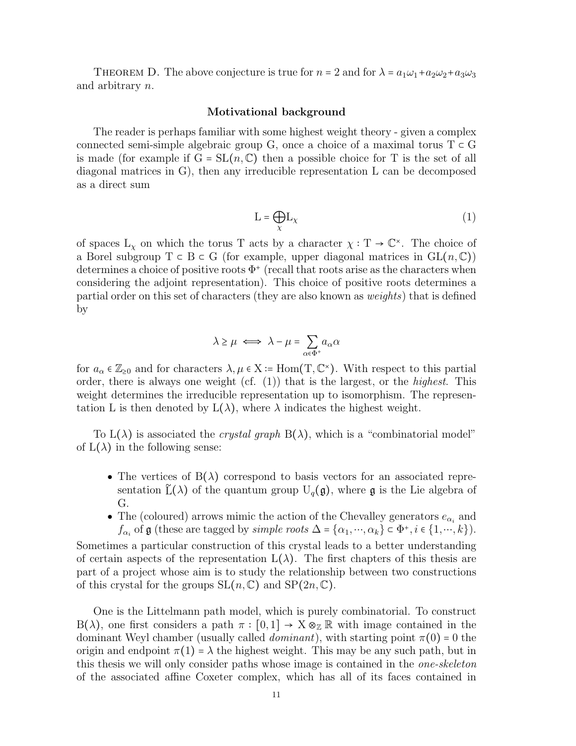Theorem D. The above conjecture is true for $n = 2$ and for $\lambda = a_1\omega_1 + a_2\omega_2 + a_3\omega_3$ and arbitrary $n$.

## Motivational background

The reader is perhaps familiar with some highest weight theory - given a complex connected semi-simple algebraic group G, once a choice of a maximal torus $\mathrm{T} \subset \mathrm{G}$ is made (for example if $\mathrm{G} = \mathrm{SL}(n, \mathbb{C})$ then a possible choice for T is the set of all diagonal matrices in G), then any irreducible representation L can be decomposed as a direct sum

$$\mathrm{L} = \bigoplus_{\chi} \mathrm{L}_{\chi} \tag{1}$$

of spaces $\mathrm{L}_{\chi}$ on which the torus T acts by a character $\chi : \mathrm{T} \to \mathbb{C}^{\times}$. The choice of a Borel subgroup $\mathrm{T} \subset \mathrm{B} \subset \mathrm{G}$ (for example, upper diagonal matrices in $\mathrm{GL}(n, \mathbb{C})$) determines a choice of positive roots $\Phi^{+}$ (recall that roots arise as the characters when considering the adjoint representation). This choice of positive roots determines a partial order on this set of characters (they are also known as *weights*) that is defined by

$$\lambda \geq \mu \iff \lambda - \mu = \sum_{\alpha \in \Phi^{+}} a_{\alpha} \alpha$$

for $a_{\alpha} \in \mathbb{Z}_{\geq 0}$ and for characters $\lambda, \mu \in \mathrm{X} := \mathrm{Hom}(\mathrm{T}, \mathbb{C}^{\times})$. With respect to this partial order, there is always one weight (cf. (1)) that is the largest, or the *highest*. This weight determines the irreducible representation up to isomorphism. The representation L is then denoted by $\mathrm{L}(\lambda)$, where $\lambda$ indicates the highest weight.

To $\mathrm{L}(\lambda)$ is associated the *crystal graph* $\mathrm{B}(\lambda)$, which is a "combinatorial model" of $\mathrm{L}(\lambda)$ in the following sense:

- The vertices of $\mathrm{B}(\lambda)$ correspond to basis vectors for an associated representation $\widetilde{\mathrm{L}}(\lambda)$ of the quantum group $\mathrm{U}_q(\mathfrak{g})$, where $\mathfrak{g}$ is the Lie algebra of G.
- The (coloured) arrows mimic the action of the Chevalley generators $e_{\alpha_i}$ and $f_{\alpha_i}$ of $\mathfrak{g}$ (these are tagged by *simple roots* $\Delta = \{\alpha_1, \cdots, \alpha_k\} \subset \Phi^{+}, i \in \{1, \cdots, k\}$).

Sometimes a particular construction of this crystal leads to a better understanding of certain aspects of the representation $\mathrm{L}(\lambda)$. The first chapters of this thesis are part of a project whose aim is to study the relationship between two constructions of this crystal for the groups $\mathrm{SL}(n, \mathbb{C})$ and $\mathrm{SP}(2n, \mathbb{C})$.

One is the Littelmann path model, which is purely combinatorial. To construct $\mathrm{B}(\lambda)$, one first considers a path $\pi : [0, 1] \to \mathrm{X} \otimes_{\mathbb{Z}} \mathbb{R}$ with image contained in the dominant Weyl chamber (usually called *dominant*), with starting point $\pi(0) = 0$ the origin and endpoint $\pi(1) = \lambda$ the highest weight. This may be any such path, but in this thesis we will only consider paths whose image is contained in the *one-skeleton* of the associated affine Coxeter complex, which has all of its faces contained in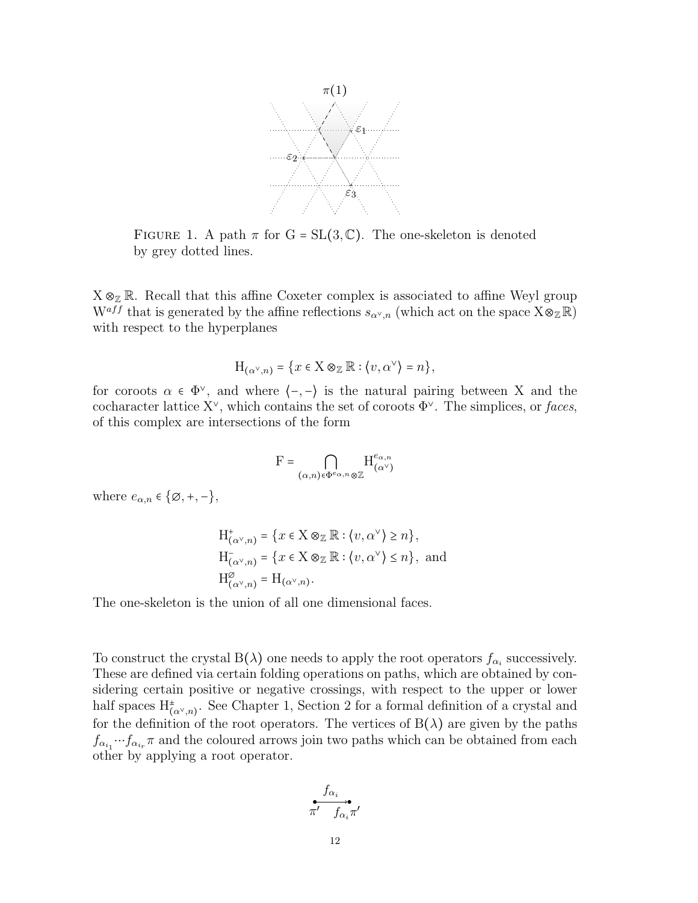FIGURE 1. A path $\pi$ for $\mathrm{G} = \mathrm{SL}(3, \mathbb{C})$. The one-skeleton is denoted by grey dotted lines.

$\mathrm{X} \otimes_{\mathbb{Z}} \mathbb{R}$. Recall that this affine Coxeter complex is associated to affine Weyl group $\mathrm{W}^{aff}$ that is generated by the affine reflections $s_{\alpha^\vee,n}$ (which act on the space $\mathrm{X} \otimes_{\mathbb{Z}} \mathbb{R}$) with respect to the hyperplanes

$$\mathrm{H}_{(\alpha^\vee,n)} = \{x \in \mathrm{X} \otimes_{\mathbb{Z}} \mathbb{R} : \langle v, \alpha^\vee \rangle = n\},$$

for coroots $\alpha \in \Phi^\vee$, and where $\langle -, - \rangle$ is the natural pairing between X and the cocharacter lattice $\mathrm{X}^\vee$, which contains the set of coroots $\Phi^\vee$. The simplices, or *faces*, of this complex are intersections of the form

$$\mathrm{F} = \bigcap_{(\alpha,n) \in \Phi^{e_{\alpha,n}} \otimes \mathbb{Z}} \mathrm{H}^{e_{\alpha,n}}_{(\alpha^\vee)}$$

where $e_{\alpha,n} \in \{\varnothing, +, -\}$,

$$\mathrm{H}^{+}_{(\alpha^\vee,n)} = \{x \in \mathrm{X} \otimes_{\mathbb{Z}} \mathbb{R} : \langle v, \alpha^\vee \rangle \geq n\},$$
$$\mathrm{H}^{-}_{(\alpha^\vee,n)} = \{x \in \mathrm{X} \otimes_{\mathbb{Z}} \mathbb{R} : \langle v, \alpha^\vee \rangle \leq n\}, \text{ and}$$
$$\mathrm{H}^{\varnothing}_{(\alpha^\vee,n)} = \mathrm{H}_{(\alpha^\vee,n)}.$$

The one-skeleton is the union of all one dimensional faces.

To construct the crystal $\mathrm{B}(\lambda)$ one needs to apply the root operators $f_{\alpha_i}$ successively. These are defined via certain folding operations on paths, which are obtained by considering certain positive or negative crossings, with respect to the upper or lower half spaces $\mathrm{H}^{\pm}_{(\alpha^\vee,n)}$. See Chapter 1, Section 2 for a formal definition of a crystal and for the definition of the root operators. The vertices of $\mathrm{B}(\lambda)$ are given by the paths $f_{\alpha_{i_1}} \cdots f_{\alpha_{i_r}} \pi$ and the coloured arrows join two paths which can be obtained from each other by applying a root operator.

$$\pi' \xrightarrow{f_{\alpha_i}} f_{\alpha_i}\pi'$$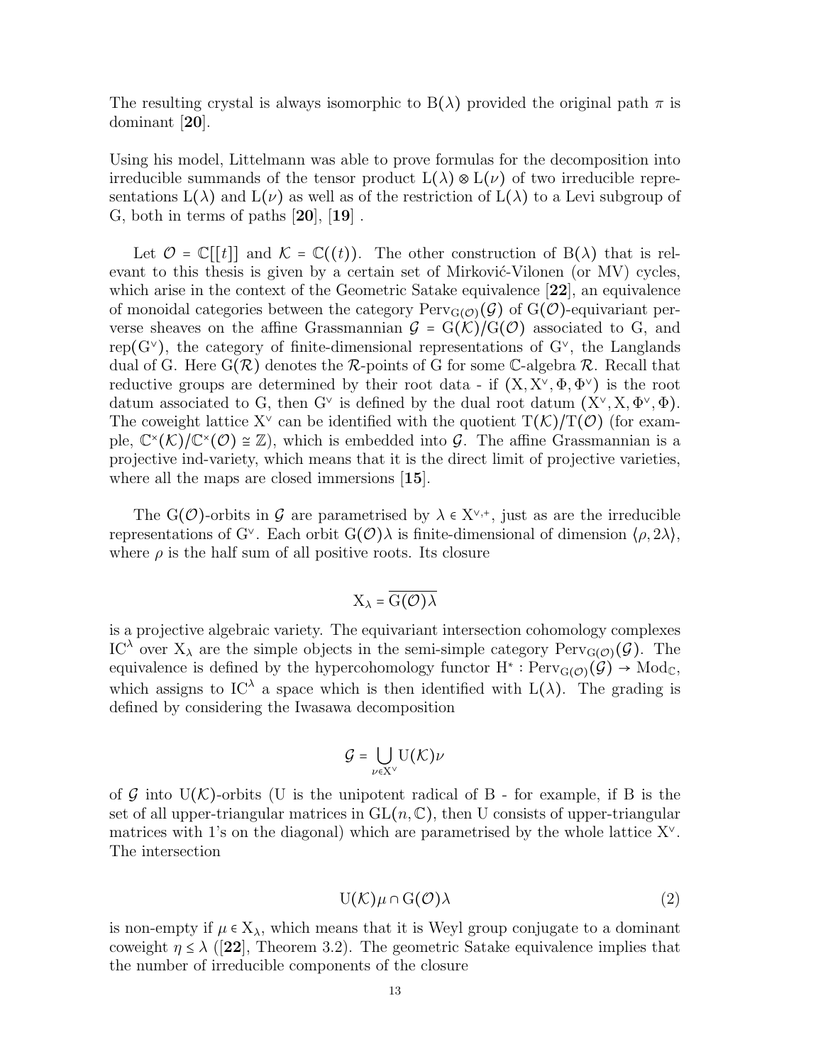The resulting crystal is always isomorphic to $B(\lambda)$ provided the original path $\pi$ is dominant [**20**].

Using his model, Littelmann was able to prove formulas for the decomposition into irreducible summands of the tensor product $L(\lambda) \otimes L(\nu)$ of two irreducible representations $L(\lambda)$ and $L(\nu)$ as well as of the restriction of $L(\lambda)$ to a Levi subgroup of G, both in terms of paths [**20**], [**19**] .

Let $\mathcal{O} = \mathbb{C}[[t]]$ and $\mathcal{K} = \mathbb{C}((t))$. The other construction of $B(\lambda)$ that is relevant to this thesis is given by a certain set of Mirković-Vilonen (or MV) cycles, which arise in the context of the Geometric Satake equivalence [**22**], an equivalence of monoidal categories between the category $\mathrm{Perv}_{G(\mathcal{O})}(\mathcal{G})$ of $G(\mathcal{O})$-equivariant perverse sheaves on the affine Grassmannian $\mathcal{G} = G(\mathcal{K})/G(\mathcal{O})$ associated to G, and $\mathrm{rep}(G^\vee)$, the category of finite-dimensional representations of $G^\vee$, the Langlands dual of G. Here $G(\mathcal{R})$ denotes the $\mathcal{R}$-points of G for some $\mathbb{C}$-algebra $\mathcal{R}$. Recall that reductive groups are determined by their root data - if $(X, X^\vee, \Phi, \Phi^\vee)$ is the root datum associated to G, then $G^\vee$ is defined by the dual root datum $(X^\vee, X, \Phi^\vee, \Phi)$. The coweight lattice $X^\vee$ can be identified with the quotient $T(\mathcal{K})/T(\mathcal{O})$ (for example, $\mathbb{C}^\times(\mathcal{K})/\mathbb{C}^\times(\mathcal{O}) \cong \mathbb{Z}$), which is embedded into $\mathcal{G}$. The affine Grassmannian is a projective ind-variety, which means that it is the direct limit of projective varieties, where all the maps are closed immersions [**15**].

The $G(\mathcal{O})$-orbits in $\mathcal{G}$ are parametrised by $\lambda \in X^{\vee,+}$, just as are the irreducible representations of $G^\vee$. Each orbit $G(\mathcal{O})\lambda$ is finite-dimensional of dimension $\langle \rho, 2\lambda \rangle$, where $\rho$ is the half sum of all positive roots. Its closure

$$X_\lambda = \overline{G(\mathcal{O})\lambda}$$

is a projective algebraic variety. The equivariant intersection cohomology complexes $IC^\lambda$ over $X_\lambda$ are the simple objects in the semi-simple category $\mathrm{Perv}_{G(\mathcal{O})}(\mathcal{G})$. The equivalence is defined by the hypercohomology functor $H^* : \mathrm{Perv}_{G(\mathcal{O})}(\mathcal{G}) \to \mathrm{Mod}_{\mathbb{C}}$, which assigns to $IC^\lambda$ a space which is then identified with $L(\lambda)$. The grading is defined by considering the Iwasawa decomposition

$$\mathcal{G} = \bigcup_{\nu \in X^\vee} U(\mathcal{K})\nu$$

of $\mathcal{G}$ into $U(\mathcal{K})$-orbits (U is the unipotent radical of B - for example, if B is the set of all upper-triangular matrices in $GL(n, \mathbb{C})$, then U consists of upper-triangular matrices with 1's on the diagonal) which are parametrised by the whole lattice $X^\vee$. The intersection

$$U(\mathcal{K})\mu \cap G(\mathcal{O})\lambda \tag{2}$$

is non-empty if $\mu \in X_\lambda$, which means that it is Weyl group conjugate to a dominant coweight $\eta \leq \lambda$ ([**22**], Theorem 3.2). The geometric Satake equivalence implies that the number of irreducible components of the closure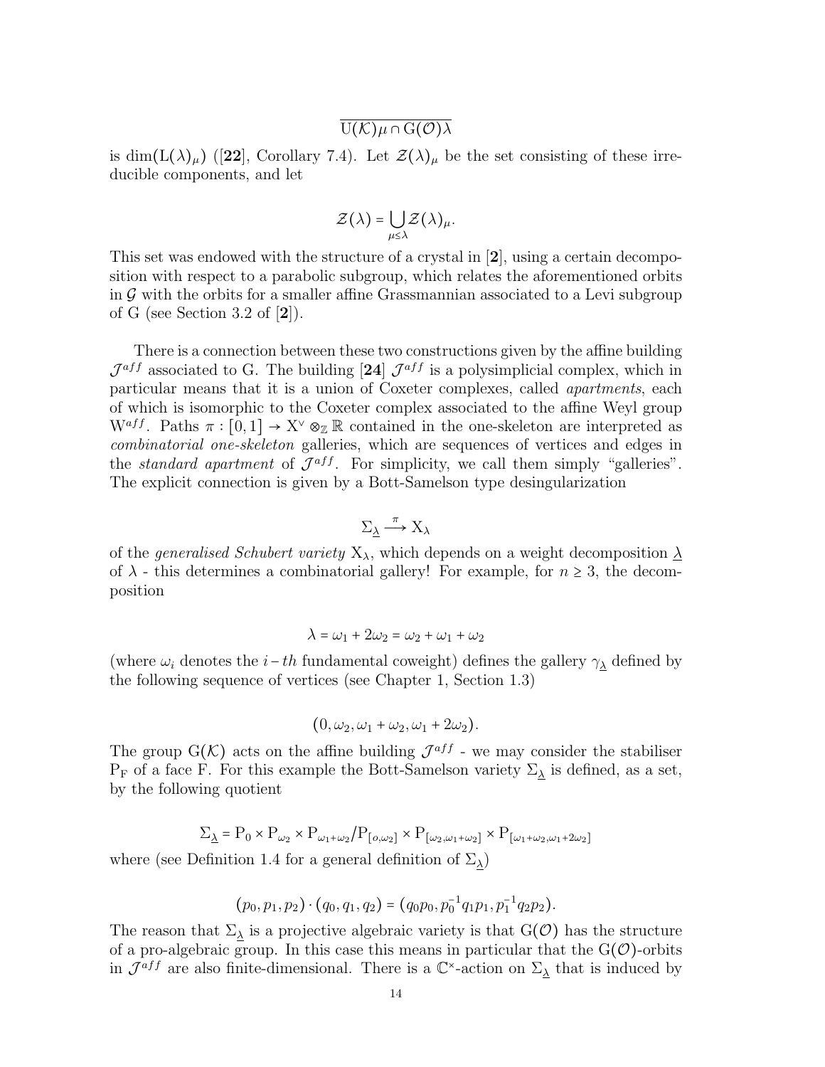$$\overline{\mathrm{U}(\mathcal{K})\mu \cap \mathrm{G}(\mathcal{O})\lambda}$$

is $\dim(\mathrm{L}(\lambda)_\mu)$ ([**22**], Corollary 7.4). Let $\mathcal{Z}(\lambda)_\mu$ be the set consisting of these irreducible components, and let

$$\mathcal{Z}(\lambda) = \bigcup_{\mu \leq \lambda} \mathcal{Z}(\lambda)_\mu.$$

This set was endowed with the structure of a crystal in [**2**], using a certain decomposition with respect to a parabolic subgroup, which relates the aforementioned orbits in $\mathcal{G}$ with the orbits for a smaller affine Grassmannian associated to a Levi subgroup of G (see Section 3.2 of [**2**]).

There is a connection between these two constructions given by the affine building $\mathcal{J}^{aff}$ associated to G. The building [**24**] $\mathcal{J}^{aff}$ is a polysimplicial complex, which in particular means that it is a union of Coxeter complexes, called *apartments*, each of which is isomorphic to the Coxeter complex associated to the affine Weyl group $\mathrm{W}^{aff}$. Paths $\pi : [0,1] \to \mathrm{X}^\vee \otimes_{\mathbb{Z}} \mathbb{R}$ contained in the one-skeleton are interpreted as *combinatorial one-skeleton* galleries, which are sequences of vertices and edges in the *standard apartment* of $\mathcal{J}^{aff}$. For simplicity, we call them simply "galleries". The explicit connection is given by a Bott-Samelson type desingularization

$$\Sigma_{\underline{\lambda}} \xrightarrow{\pi} \mathrm{X}_\lambda$$

of the *generalised Schubert variety* $\mathrm{X}_\lambda$, which depends on a weight decomposition $\underline{\lambda}$ of $\lambda$ - this determines a combinatorial gallery! For example, for $n \geq 3$, the decomposition

$$\lambda = \omega_1 + 2\omega_2 = \omega_2 + \omega_1 + \omega_2$$

(where $\omega_i$ denotes the $i-th$ fundamental coweight) defines the gallery $\gamma_{\underline{\lambda}}$ defined by the following sequence of vertices (see Chapter 1, Section 1.3)

$$(0, \omega_2, \omega_1 + \omega_2, \omega_1 + 2\omega_2).$$

The group $\mathrm{G}(\mathcal{K})$ acts on the affine building $\mathcal{J}^{aff}$ - we may consider the stabiliser $\mathrm{P}_\mathrm{F}$ of a face F. For this example the Bott-Samelson variety $\Sigma_{\underline{\lambda}}$ is defined, as a set, by the following quotient

$$\Sigma_{\underline{\lambda}} = \mathrm{P}_0 \times \mathrm{P}_{\omega_2} \times \mathrm{P}_{\omega_1+\omega_2} / \mathrm{P}_{[o,\omega_2]} \times \mathrm{P}_{[\omega_2, \omega_1+\omega_2]} \times \mathrm{P}_{[\omega_1+\omega_2, \omega_1+2\omega_2]}$$

where (see Definition 1.4 for a general definition of $\Sigma_{\underline{\lambda}}$)

$$(p_0, p_1, p_2) \cdot (q_0, q_1, q_2) = (q_0 p_0, p_0^{-1} q_1 p_1, p_1^{-1} q_2 p_2).$$

The reason that $\Sigma_{\underline{\lambda}}$ is a projective algebraic variety is that $\mathrm{G}(\mathcal{O})$ has the structure of a pro-algebraic group. In this case this means in particular that the $\mathrm{G}(\mathcal{O})$-orbits in $\mathcal{J}^{aff}$ are also finite-dimensional. There is a $\mathbb{C}^\times$-action on $\Sigma_{\underline{\lambda}}$ that is induced by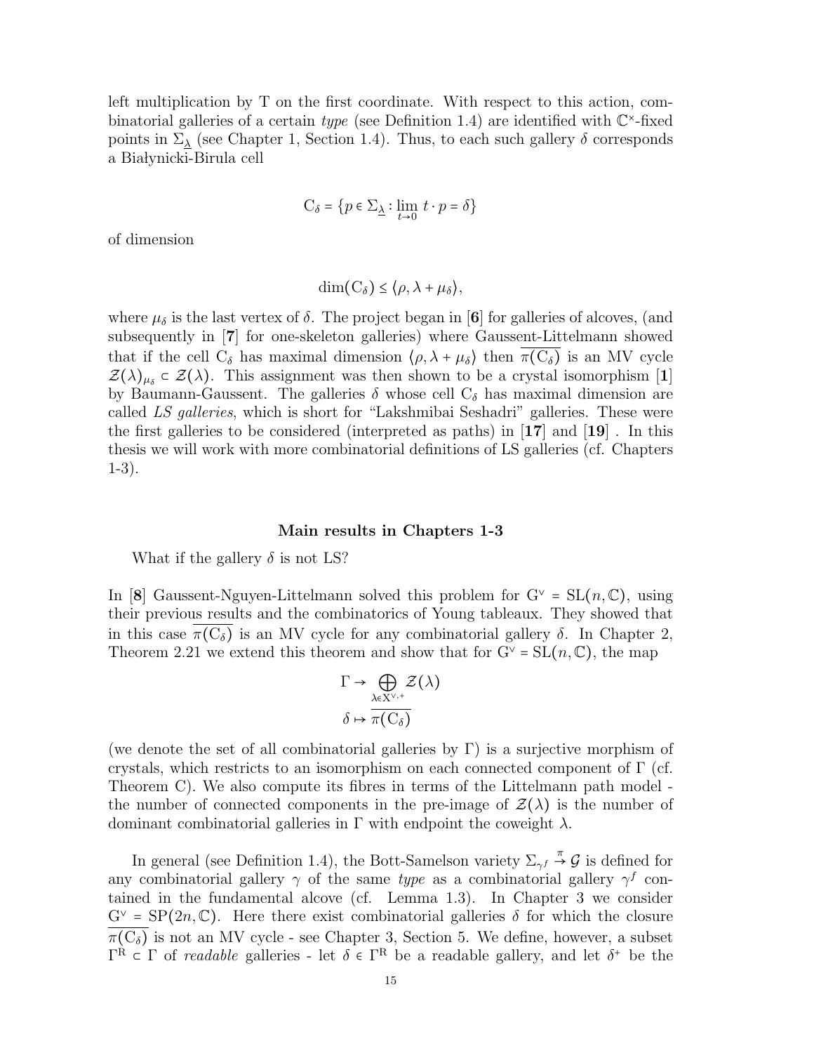left multiplication by T on the first coordinate. With respect to this action, combinatorial galleries of a certain *type* (see Definition 1.4) are identified with $\mathbb{C}^\times$-fixed points in $\Sigma_{\underline{\lambda}}$ (see Chapter 1, Section 1.4). Thus, to each such gallery $\delta$ corresponds a Białynicki-Birula cell

$$\mathrm{C}_\delta = \{p \in \Sigma_{\underline{\lambda}} : \lim_{t \to 0} t \cdot p = \delta\}$$

of dimension

$$\dim(\mathrm{C}_\delta) \leq \langle \rho, \lambda + \mu_\delta \rangle,$$

where $\mu_\delta$ is the last vertex of $\delta$. The project began in [**6**] for galleries of alcoves, (and subsequently in [**7**] for one-skeleton galleries) where Gaussent-Littelmann showed that if the cell $\mathrm{C}_\delta$ has maximal dimension $\langle \rho, \lambda + \mu_\delta \rangle$ then $\overline{\pi(\mathrm{C}_\delta)}$ is an MV cycle $\mathcal{Z}(\lambda)_{\mu_\delta} \subset \mathcal{Z}(\lambda)$. This assignment was then shown to be a crystal isomorphism [**1**] by Baumann-Gaussent. The galleries $\delta$ whose cell $\mathrm{C}_\delta$ has maximal dimension are called *LS galleries*, which is short for "Lakshmibai Seshadri" galleries. These were the first galleries to be considered (interpreted as paths) in [**17**] and [**19**] . In this thesis we will work with more combinatorial definitions of LS galleries (cf. Chapters 1-3).

### Main results in Chapters 1-3

What if the gallery $\delta$ is not LS?

In [**8**] Gaussent-Nguyen-Littelmann solved this problem for $\mathrm{G}^\vee = \mathrm{SL}(n, \mathbb{C})$, using their previous results and the combinatorics of Young tableaux. They showed that in this case $\overline{\pi(\mathrm{C}_\delta)}$ is an MV cycle for any combinatorial gallery $\delta$. In Chapter 2, Theorem 2.21 we extend this theorem and show that for $\mathrm{G}^\vee = \mathrm{SL}(n, \mathbb{C})$, the map

$$\Gamma \to \bigoplus_{\lambda \in \mathrm{X}^{\vee,+}} \mathcal{Z}(\lambda)$$
$$\delta \mapsto \overline{\pi(\mathrm{C}_\delta)}$$

(we denote the set of all combinatorial galleries by $\Gamma$) is a surjective morphism of crystals, which restricts to an isomorphism on each connected component of $\Gamma$ (cf. Theorem C). We also compute its fibres in terms of the Littelmann path model - the number of connected components in the pre-image of $\mathcal{Z}(\lambda)$ is the number of dominant combinatorial galleries in $\Gamma$ with endpoint the coweight $\lambda$.

In general (see Definition 1.4), the Bott-Samelson variety $\Sigma_{\gamma^f} \xrightarrow{\pi} \mathcal{G}$ is defined for any combinatorial gallery $\gamma$ of the same *type* as a combinatorial gallery $\gamma^f$ contained in the fundamental alcove (cf. Lemma 1.3). In Chapter 3 we consider $\mathrm{G}^\vee = \mathrm{SP}(2n, \mathbb{C})$. Here there exist combinatorial galleries $\delta$ for which the closure $\overline{\pi(\mathrm{C}_\delta)}$ is not an MV cycle - see Chapter 3, Section 5. We define, however, a subset $\Gamma^{\mathrm{R}} \subset \Gamma$ of *readable* galleries - let $\delta \in \Gamma^{\mathrm{R}}$ be a readable gallery, and let $\delta^+$ be the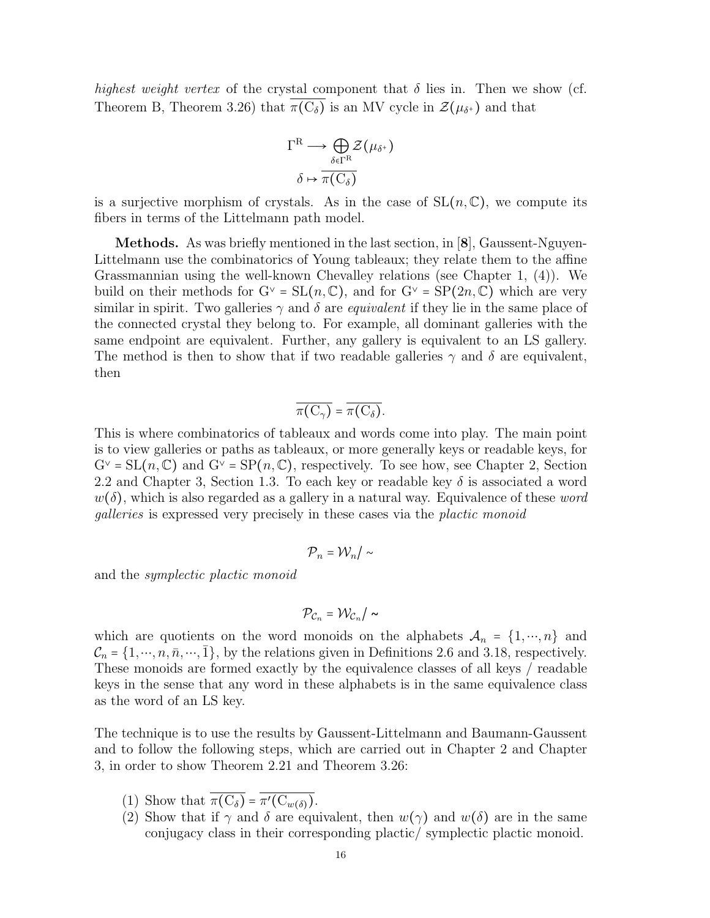*highest weight vertex* of the crystal component that $\delta$ lies in. Then we show (cf. Theorem B, Theorem 3.26) that $\overline{\pi(\mathrm{C}_\delta)}$ is an MV cycle in $\mathcal{Z}(\mu_{\delta^+})$ and that

$$\Gamma^{\mathrm{R}} \longrightarrow \bigoplus_{\delta \in \Gamma^{\mathrm{R}}} \mathcal{Z}(\mu_{\delta^+})$$
$$\delta \mapsto \overline{\pi(\mathrm{C}_\delta)}$$

is a surjective morphism of crystals. As in the case of $\mathrm{SL}(n, \mathbb{C})$, we compute its fibers in terms of the Littelmann path model.

**Methods.** As was briefly mentioned in the last section, in [**8**], Gaussent-Nguyen-Littelmann use the combinatorics of Young tableaux; they relate them to the affine Grassmannian using the well-known Chevalley relations (see Chapter 1, (4)). We build on their methods for $\mathrm{G}^\vee = \mathrm{SL}(n, \mathbb{C})$, and for $\mathrm{G}^\vee = \mathrm{SP}(2n, \mathbb{C})$ which are very similar in spirit. Two galleries $\gamma$ and $\delta$ are *equivalent* if they lie in the same place of the connected crystal they belong to. For example, all dominant galleries with the same endpoint are equivalent. Further, any gallery is equivalent to an LS gallery. The method is then to show that if two readable galleries $\gamma$ and $\delta$ are equivalent, then

$$\overline{\pi(\mathrm{C}_\gamma)} = \overline{\pi(\mathrm{C}_\delta)}.$$

This is where combinatorics of tableaux and words come into play. The main point is to view galleries or paths as tableaux, or more generally keys or readable keys, for $\mathrm{G}^\vee = \mathrm{SL}(n, \mathbb{C})$ and $\mathrm{G}^\vee = \mathrm{SP}(n, \mathbb{C})$, respectively. To see how, see Chapter 2, Section 2.2 and Chapter 3, Section 1.3. To each key or readable key $\delta$ is associated a word $w(\delta)$, which is also regarded as a gallery in a natural way. Equivalence of these *word galleries* is expressed very precisely in these cases via the *plactic monoid*

$$\mathcal{P}_n = \mathcal{W}_n / \sim$$

and the *symplectic plactic monoid*

$$\mathcal{P}_{\mathcal{C}_n} = \mathcal{W}_{\mathcal{C}_n} / \sim$$

which are quotients on the word monoids on the alphabets $\mathcal{A}_n = \{1, \cdots, n\}$ and $\mathcal{C}_n = \{1, \cdots, n, \bar{n}, \cdots, \bar{1}\}$, by the relations given in Definitions 2.6 and 3.18, respectively. These monoids are formed exactly by the equivalence classes of all keys / readable keys in the sense that any word in these alphabets is in the same equivalence class as the word of an LS key.

The technique is to use the results by Gaussent-Littelmann and Baumann-Gaussent and to follow the following steps, which are carried out in Chapter 2 and Chapter 3, in order to show Theorem 2.21 and Theorem 3.26:

(1) Show that $\overline{\pi(\mathrm{C}_\delta)} = \overline{\pi'(\mathrm{C}_{w(\delta)})}$.
(2) Show that if $\gamma$ and $\delta$ are equivalent, then $w(\gamma)$ and $w(\delta)$ are in the same conjugacy class in their corresponding plactic/ symplectic plactic monoid.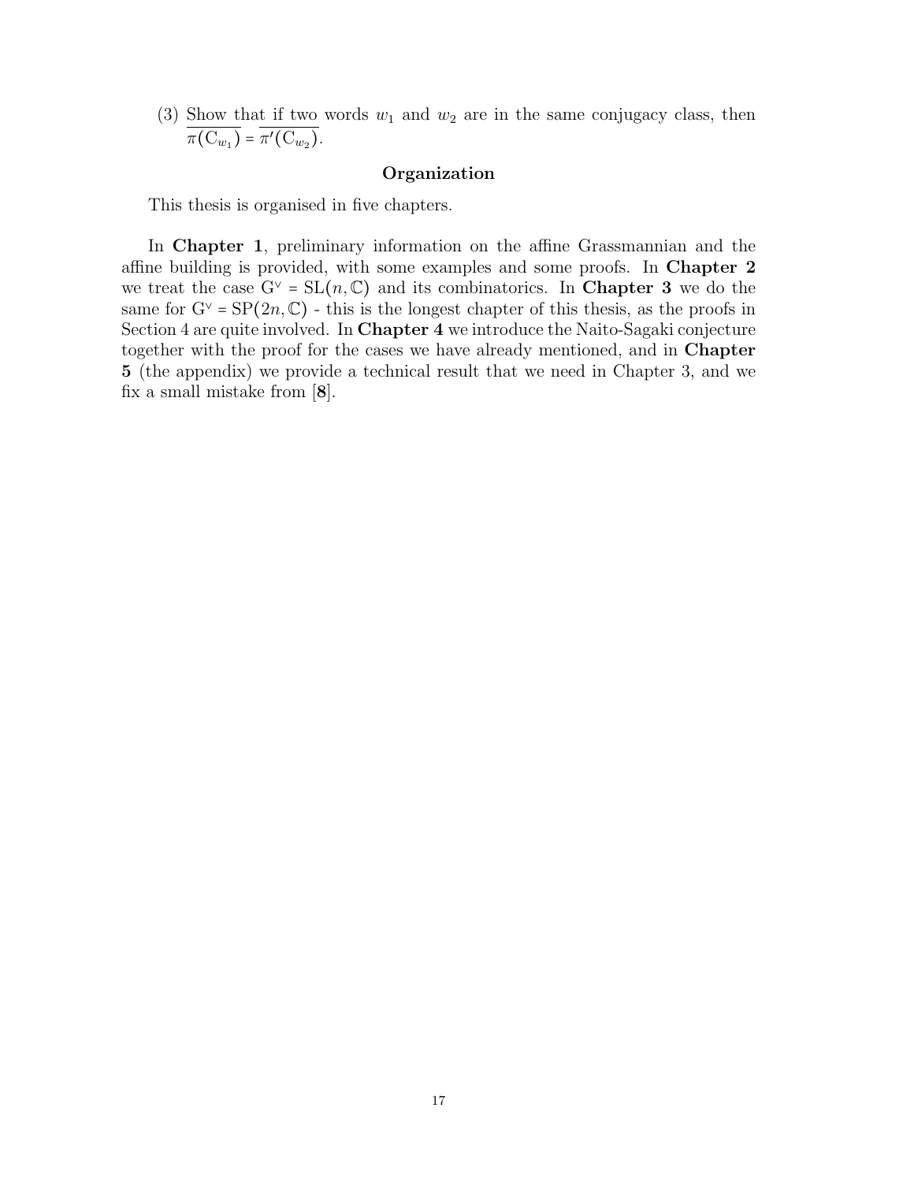(3) Show that if two words $w_1$ and $w_2$ are in the same conjugacy class, then $\overline{\pi(\mathrm{C}_{w_1})} = \overline{\pi'(\mathrm{C}_{w_2})}$.

### Organization

This thesis is organised in five chapters.

In **Chapter 1**, preliminary information on the affine Grassmannian and the affine building is provided, with some examples and some proofs. In **Chapter 2** we treat the case $\mathrm{G}^\vee = \mathrm{SL}(n, \mathbb{C})$ and its combinatorics. In **Chapter 3** we do the same for $\mathrm{G}^\vee = \mathrm{SP}(2n, \mathbb{C})$ - this is the longest chapter of this thesis, as the proofs in Section 4 are quite involved. In **Chapter 4** we introduce the Naito-Sagaki conjecture together with the proof for the cases we have already mentioned, and in **Chapter 5** (the appendix) we provide a technical result that we need in Chapter 3, and we fix a small mistake from [**8**].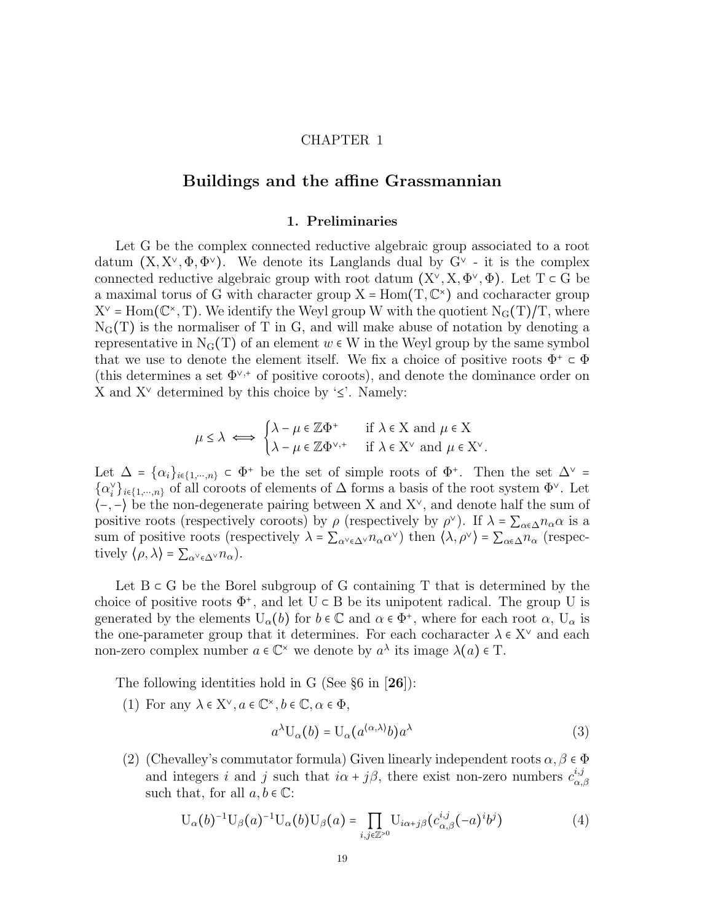CHAPTER 1

# Buildings and the affine Grassmannian

## 1. Preliminaries

Let $\mathrm{G}$ be the complex connected reductive algebraic group associated to a root datum $(\mathrm{X}, \mathrm{X}^\vee, \Phi, \Phi^\vee)$. We denote its Langlands dual by $\mathrm{G}^\vee$ - it is the complex connected reductive algebraic group with root datum $(\mathrm{X}^\vee, \mathrm{X}, \Phi^\vee, \Phi)$. Let $\mathrm{T} \subset \mathrm{G}$ be a maximal torus of $\mathrm{G}$ with character group $\mathrm{X} = \mathrm{Hom}(\mathrm{T}, \mathbb{C}^\times)$ and cocharacter group $\mathrm{X}^\vee = \mathrm{Hom}(\mathbb{C}^\times, \mathrm{T})$. We identify the Weyl group $\mathrm{W}$ with the quotient $\mathrm{N_G(T)}/\mathrm{T}$, where $\mathrm{N_G(T)}$ is the normaliser of $\mathrm{T}$ in $\mathrm{G}$, and will make abuse of notation by denoting a representative in $\mathrm{N_G(T)}$ of an element $w \in \mathrm{W}$ in the Weyl group by the same symbol that we use to denote the element itself. We fix a choice of positive roots $\Phi^+ \subset \Phi$ (this determines a set $\Phi^{\vee,+}$ of positive coroots), and denote the dominance order on $\mathrm{X}$ and $\mathrm{X}^\vee$ determined by this choice by '$\leq$'. Namely:

$$\mu \leq \lambda \iff \begin{cases} \lambda - \mu \in \mathbb{Z}\Phi^+ & \text{if } \lambda \in \mathrm{X} \text{ and } \mu \in \mathrm{X} \\ \lambda - \mu \in \mathbb{Z}\Phi^{\vee,+} & \text{if } \lambda \in \mathrm{X}^\vee \text{ and } \mu \in \mathrm{X}^\vee. \end{cases}$$

Let $\Delta = \{\alpha_i\}_{i \in \{1,\cdots,n\}} \subset \Phi^+$ be the set of simple roots of $\Phi^+$. Then the set $\Delta^\vee = \{\alpha_i^\vee\}_{i\in\{1,\cdots,n\}}$ of all coroots of elements of $\Delta$ forms a basis of the root system $\Phi^\vee$. Let $\langle -, - \rangle$ be the non-degenerate pairing between $\mathrm{X}$ and $\mathrm{X}^\vee$, and denote half the sum of positive roots (respectively coroots) by $\rho$ (respectively by $\rho^\vee$). If $\lambda = \sum_{\alpha\in\Delta} n_\alpha \alpha$ is a sum of positive roots (respectively $\lambda = \sum_{\alpha^\vee \in \Delta^\vee} n_\alpha \alpha^\vee$) then $\langle \lambda, \rho^\vee \rangle = \sum_{\alpha\in\Delta} n_\alpha$ (respectively $\langle \rho, \lambda \rangle = \sum_{\alpha^\vee\in\Delta^\vee} n_\alpha$).

Let $\mathrm{B} \subset \mathrm{G}$ be the Borel subgroup of $\mathrm{G}$ containing $\mathrm{T}$ that is determined by the choice of positive roots $\Phi^+$, and let $\mathrm{U} \subset \mathrm{B}$ be its unipotent radical. The group $\mathrm{U}$ is generated by the elements $\mathrm{U}_\alpha(b)$ for $b \in \mathbb{C}$ and $\alpha \in \Phi^+$, where for each root $\alpha$, $\mathrm{U}_\alpha$ is the one-parameter group that it determines. For each cocharacter $\lambda \in \mathrm{X}^\vee$ and each non-zero complex number $a \in \mathbb{C}^\times$ we denote by $a^\lambda$ its image $\lambda(a) \in \mathrm{T}$.

The following identities hold in $\mathrm{G}$ (See §6 in [**26**]):

(1) For any $\lambda \in \mathrm{X}^\vee, a \in \mathbb{C}^\times, b \in \mathbb{C}, \alpha \in \Phi$,
$$a^\lambda \mathrm{U}_\alpha(b) = \mathrm{U}_\alpha(a^{\langle \alpha, \lambda \rangle} b) a^\lambda \tag{3}$$

(2) (Chevalley's commutator formula) Given linearly independent roots $\alpha, \beta \in \Phi$ and integers $i$ and $j$ such that $i\alpha + j\beta$, there exist non-zero numbers $c^{i,j}_{\alpha,\beta}$ such that, for all $a, b \in \mathbb{C}$:
$$\mathrm{U}_\alpha(b)^{-1}\mathrm{U}_\beta(a)^{-1}\mathrm{U}_\alpha(b)\mathrm{U}_\beta(a) = \prod_{i,j\in\mathbb{Z}^{>0}} \mathrm{U}_{i\alpha+j\beta}(c^{i,j}_{\alpha,\beta}(-a)^i b^j) \tag{4}$$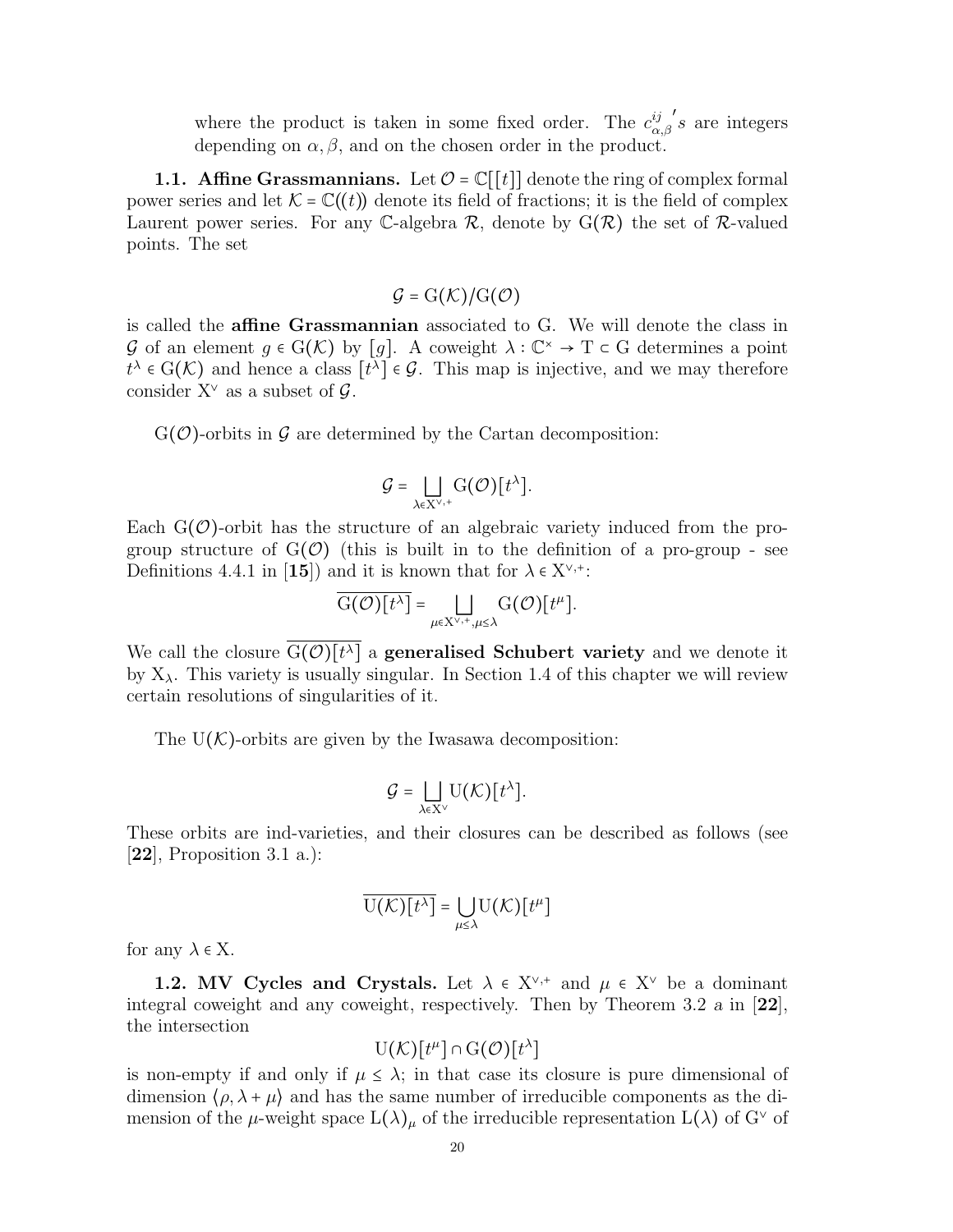where the product is taken in some fixed order. The $c_{\alpha,\beta}^{ij}{}'s$ are integers depending on $\alpha, \beta$, and on the chosen order in the product.

**1.1. Affine Grassmannians.** Let $\mathcal{O} = \mathbb{C}[[t]]$ denote the ring of complex formal power series and let $\mathcal{K} = \mathbb{C}((t))$ denote its field of fractions; it is the field of complex Laurent power series. For any $\mathbb{C}$-algebra $\mathcal{R}$, denote by $\mathrm{G}(\mathcal{R})$ the set of $\mathcal{R}$-valued points. The set

$$\mathcal{G} = \mathrm{G}(\mathcal{K})/\mathrm{G}(\mathcal{O})$$

is called the **affine Grassmannian** associated to G. We will denote the class in $\mathcal{G}$ of an element $g \in \mathrm{G}(\mathcal{K})$ by $[g]$. A coweight $\lambda : \mathbb{C}^\times \to \mathrm{T} \subset \mathrm{G}$ determines a point $t^\lambda \in \mathrm{G}(\mathcal{K})$ and hence a class $[t^\lambda] \in \mathcal{G}$. This map is injective, and we may therefore consider $\mathrm{X}^\vee$ as a subset of $\mathcal{G}$.

$\mathrm{G}(\mathcal{O})$-orbits in $\mathcal{G}$ are determined by the Cartan decomposition:

$$\mathcal{G} = \bigsqcup_{\lambda \in \mathrm{X}^{\vee,+}} \mathrm{G}(\mathcal{O})[t^\lambda].$$

Each $\mathrm{G}(\mathcal{O})$-orbit has the structure of an algebraic variety induced from the pro-group structure of $\mathrm{G}(\mathcal{O})$ (this is built in to the definition of a pro-group - see Definitions 4.4.1 in [**15**]) and it is known that for $\lambda \in \mathrm{X}^{\vee,+}$:

$$\overline{\mathrm{G}(\mathcal{O})[t^\lambda]} = \bigsqcup_{\mu \in \mathrm{X}^{\vee,+}, \mu \leq \lambda} \mathrm{G}(\mathcal{O})[t^\mu].$$

We call the closure $\overline{\mathrm{G}(\mathcal{O})[t^\lambda]}$ a **generalised Schubert variety** and we denote it by $\mathrm{X}_\lambda$. This variety is usually singular. In Section 1.4 of this chapter we will review certain resolutions of singularities of it.

The $\mathrm{U}(\mathcal{K})$-orbits are given by the Iwasawa decomposition:

$$\mathcal{G} = \bigsqcup_{\lambda \in \mathrm{X}^\vee} \mathrm{U}(\mathcal{K})[t^\lambda].$$

These orbits are ind-varieties, and their closures can be described as follows (see [**22**], Proposition 3.1 a.):

$$\overline{\mathrm{U}(\mathcal{K})[t^\lambda]} = \bigcup_{\mu \leq \lambda} \mathrm{U}(\mathcal{K})[t^\mu]$$

for any $\lambda \in \mathrm{X}$.

**1.2. MV Cycles and Crystals.** Let $\lambda \in \mathrm{X}^{\vee,+}$ and $\mu \in \mathrm{X}^\vee$ be a dominant integral coweight and any coweight, respectively. Then by Theorem 3.2 a in [**22**], the intersection

$$\mathrm{U}(\mathcal{K})[t^\mu] \cap \mathrm{G}(\mathcal{O})[t^\lambda]$$

is non-empty if and only if $\mu \leq \lambda$; in that case its closure is pure dimensional of dimension $\langle \rho, \lambda + \mu \rangle$ and has the same number of irreducible components as the dimension of the $\mu$-weight space $\mathrm{L}(\lambda)_\mu$ of the irreducible representation $\mathrm{L}(\lambda)$ of $\mathrm{G}^\vee$ of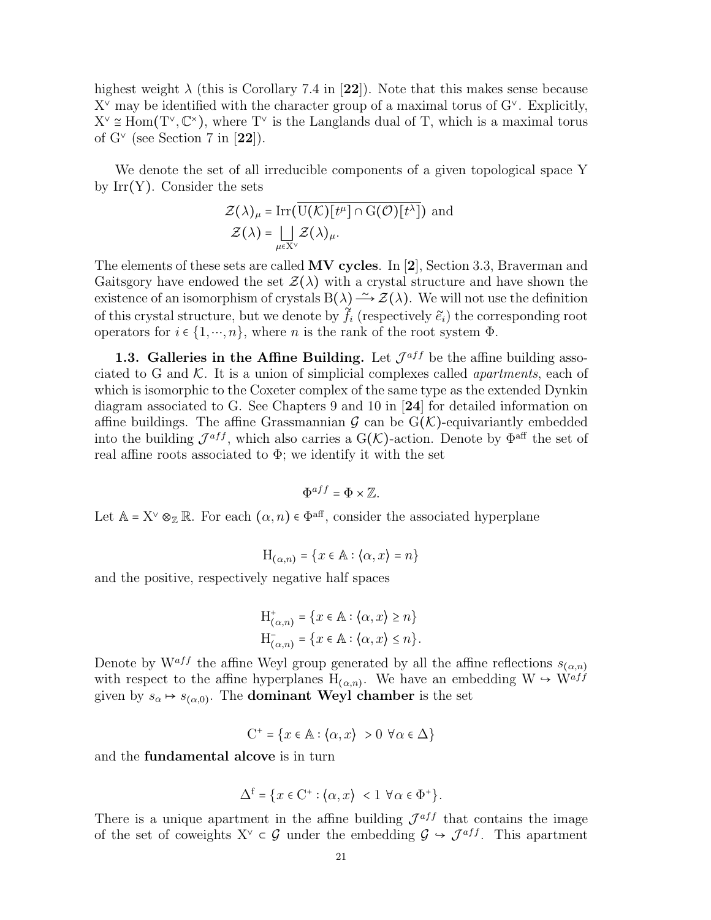highest weight $\lambda$ (this is Corollary 7.4 in [**22**]). Note that this makes sense because $\mathrm{X}^\vee$ may be identified with the character group of a maximal torus of $\mathrm{G}^\vee$. Explicitly, $\mathrm{X}^\vee \cong \mathrm{Hom}(\mathrm{T}^\vee, \mathbb{C}^\times)$, where $\mathrm{T}^\vee$ is the Langlands dual of T, which is a maximal torus of $\mathrm{G}^\vee$ (see Section 7 in [**22**]).

We denote the set of all irreducible components of a given topological space Y by Irr(Y). Consider the sets

$$\mathcal{Z}(\lambda)_\mu = \mathrm{Irr}(\overline{\mathrm{U}(\mathcal{K})[t^\mu] \cap \mathrm{G}(\mathcal{O})[t^\lambda]}) \text{ and}$$
$$\mathcal{Z}(\lambda) = \bigsqcup_{\mu \in \mathrm{X}^\vee} \mathcal{Z}(\lambda)_\mu.$$

The elements of these sets are called **MV cycles**. In [**2**], Section 3.3, Braverman and Gaitsgory have endowed the set $\mathcal{Z}(\lambda)$ with a crystal structure and have shown the existence of an isomorphism of crystals $\mathrm{B}(\lambda) \xrightarrow{\sim} \mathcal{Z}(\lambda)$. We will not use the definition of this crystal structure, but we denote by $\tilde{f}_i$ (respectively $\tilde{e}_i$) the corresponding root operators for $i \in \{1, \cdots, n\}$, where $n$ is the rank of the root system $\Phi$.

**1.3. Galleries in the Affine Building.** Let $\mathcal{J}^{aff}$ be the affine building associated to G and $\mathcal{K}$. It is a union of simplicial complexes called *apartments*, each of which is isomorphic to the Coxeter complex of the same type as the extended Dynkin diagram associated to G. See Chapters 9 and 10 in [**24**] for detailed information on affine buildings. The affine Grassmannian $\mathcal{G}$ can be $\mathrm{G}(\mathcal{K})$-equivariantly embedded into the building $\mathcal{J}^{aff}$, which also carries a $\mathrm{G}(\mathcal{K})$-action. Denote by $\Phi^{\mathrm{aff}}$ the set of real affine roots associated to $\Phi$; we identify it with the set

$$\Phi^{aff} = \Phi \times \mathbb{Z}.$$

Let $\mathbb{A} = \mathrm{X}^\vee \otimes_\mathbb{Z} \mathbb{R}$. For each $(\alpha, n) \in \Phi^{\mathrm{aff}}$, consider the associated hyperplane

$$\mathrm{H}_{(\alpha,n)} = \{x \in \mathbb{A} : \langle \alpha, x \rangle = n\}$$

and the positive, respectively negative half spaces

$$\mathrm{H}^+_{(\alpha,n)} = \{x \in \mathbb{A} : \langle \alpha, x \rangle \geq n\}$$
$$\mathrm{H}^-_{(\alpha,n)} = \{x \in \mathbb{A} : \langle \alpha, x \rangle \leq n\}.$$

Denote by $\mathrm{W}^{aff}$ the affine Weyl group generated by all the affine reflections $s_{(\alpha,n)}$ with respect to the affine hyperplanes $\mathrm{H}_{(\alpha,n)}$. We have an embedding $\mathrm{W} \hookrightarrow \mathrm{W}^{aff}$ given by $s_\alpha \mapsto s_{(\alpha,0)}$. The **dominant Weyl chamber** is the set

$$\mathrm{C}^+ = \{x \in \mathbb{A} : \langle \alpha, x \rangle > 0 \ \forall \alpha \in \Delta\}$$

and the **fundamental alcove** is in turn

$$\Delta^{\mathrm{f}} = \{x \in \mathrm{C}^+ : \langle \alpha, x \rangle < 1 \ \forall \alpha \in \Phi^+\}.$$

There is a unique apartment in the affine building $\mathcal{J}^{aff}$ that contains the image of the set of coweights $\mathrm{X}^\vee \subset \mathcal{G}$ under the embedding $\mathcal{G} \hookrightarrow \mathcal{J}^{aff}$. This apartment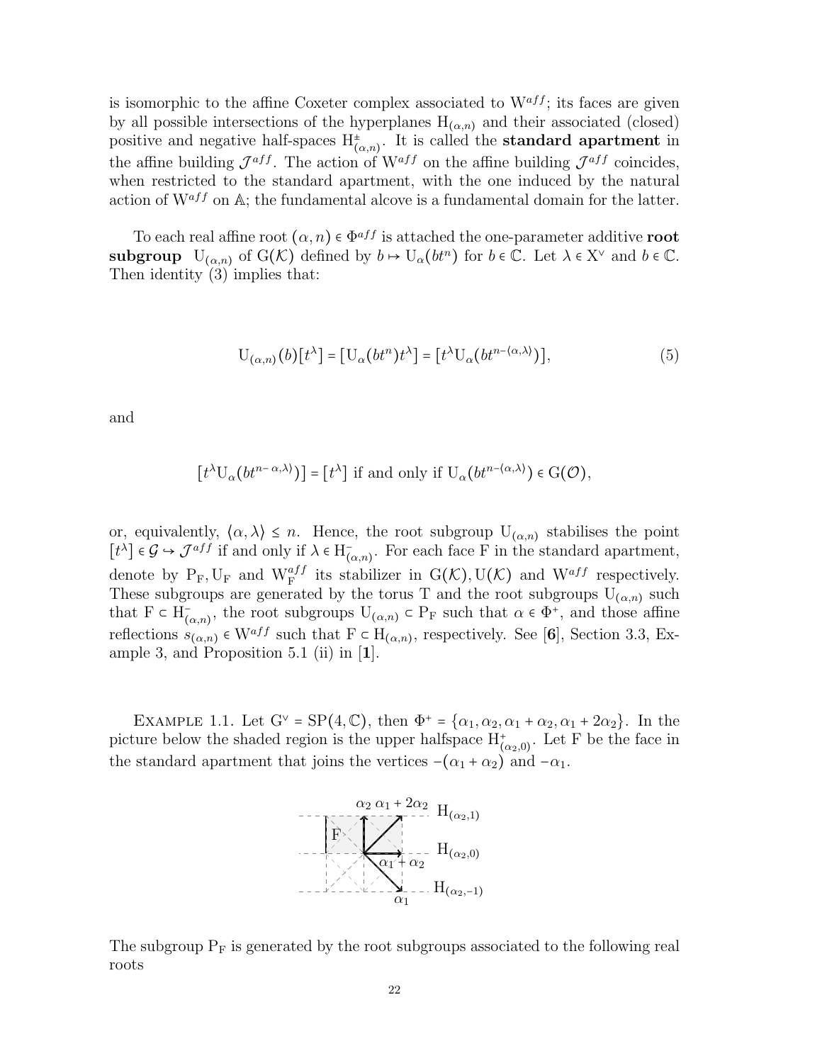is isomorphic to the affine Coxeter complex associated to $\mathrm{W}^{aff}$; its faces are given by all possible intersections of the hyperplanes $\mathrm{H}_{(\alpha,n)}$ and their associated (closed) positive and negative half-spaces $\mathrm{H}^{\pm}_{(\alpha,n)}$. It is called the **standard apartment** in the affine building $\mathcal{J}^{aff}$. The action of $\mathrm{W}^{aff}$ on the affine building $\mathcal{J}^{aff}$ coincides, when restricted to the standard apartment, with the one induced by the natural action of $\mathrm{W}^{aff}$ on $\mathbb{A}$; the fundamental alcove is a fundamental domain for the latter.

To each real affine root $(\alpha, n) \in \Phi^{aff}$ is attached the one-parameter additive **root subgroup** $\mathrm{U}_{(\alpha,n)}$ of $\mathrm{G}(\mathcal{K})$ defined by $b \mapsto \mathrm{U}_\alpha(bt^n)$ for $b \in \mathbb{C}$. Let $\lambda \in \mathrm{X}^\vee$ and $b \in \mathbb{C}$. Then identity (3) implies that:

$$\mathrm{U}_{(\alpha,n)}(b)[t^\lambda] = [\mathrm{U}_\alpha(bt^n)t^\lambda] = [t^\lambda \mathrm{U}_\alpha(bt^{n-\langle\alpha,\lambda\rangle})], \tag{5}$$

and

$$[t^\lambda \mathrm{U}_\alpha(bt^{n-\ \alpha,\lambda\rangle})] = [t^\lambda] \text{ if and only if } \mathrm{U}_\alpha(bt^{n-\langle\alpha,\lambda\rangle}) \in \mathrm{G}(\mathcal{O}),$$

or, equivalently, $\langle\alpha, \lambda\rangle \leq n$. Hence, the root subgroup $\mathrm{U}_{(\alpha,n)}$ stabilises the point $[t^\lambda] \in \mathcal{G} \hookrightarrow \mathcal{J}^{aff}$ if and only if $\lambda \in \mathrm{H}^-_{(\alpha,n)}$. For each face F in the standard apartment, denote by $\mathrm{P}_\mathrm{F}, \mathrm{U}_\mathrm{F}$ and $\mathrm{W}^{aff}_\mathrm{F}$ its stabilizer in $\mathrm{G}(\mathcal{K}), \mathrm{U}(\mathcal{K})$ and $\mathrm{W}^{aff}$ respectively. These subgroups are generated by the torus T and the root subgroups $\mathrm{U}_{(\alpha,n)}$ such that $\mathrm{F} \subset \mathrm{H}^-_{(\alpha,n)}$, the root subgroups $\mathrm{U}_{(\alpha,n)} \subset \mathrm{P}_\mathrm{F}$ such that $\alpha \in \Phi^+$, and those affine reflections $s_{(\alpha,n)} \in \mathrm{W}^{aff}$ such that $\mathrm{F} \subset \mathrm{H}_{(\alpha,n)}$, respectively. See [**6**], Section 3.3, Example 3, and Proposition 5.1 (ii) in [**1**].

Example 1.1. Let $\mathrm{G}^\vee = \mathrm{SP}(4, \mathbb{C})$, then $\Phi^+ = \{\alpha_1, \alpha_2, \alpha_1 + \alpha_2, \alpha_1 + 2\alpha_2\}$. In the picture below the shaded region is the upper halfspace $\mathrm{H}^+_{(\alpha_2,0)}$. Let F be the face in the standard apartment that joins the vertices $-(\alpha_1 + \alpha_2)$ and $-\alpha_1$.

The subgroup $\mathrm{P}_\mathrm{F}$ is generated by the root subgroups associated to the following real roots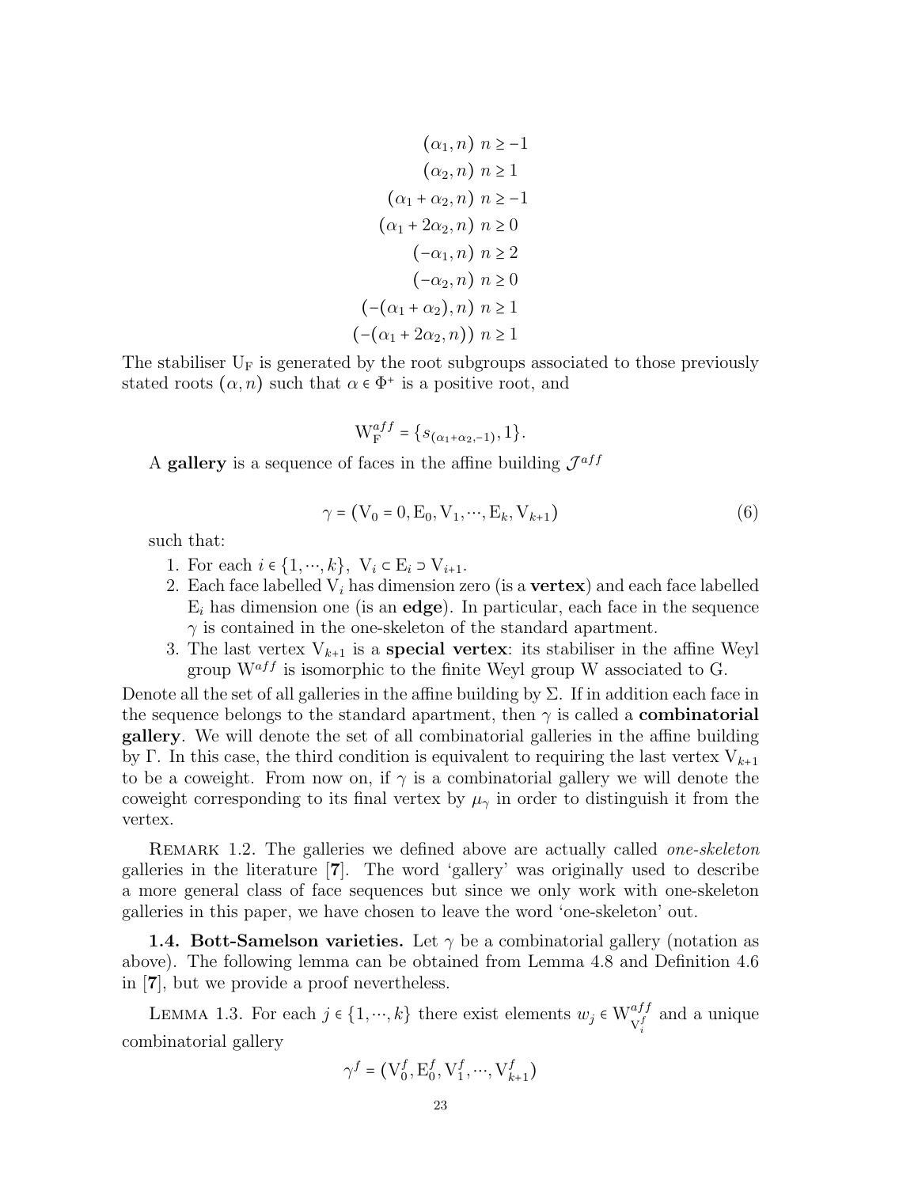$$
\begin{aligned}
(\alpha_1, n) &\ n \geq -1 \\
(\alpha_2, n) &\ n \geq 1 \\
(\alpha_1 + \alpha_2, n) &\ n \geq -1 \\
(\alpha_1 + 2\alpha_2, n) &\ n \geq 0 \\
(-\alpha_1, n) &\ n \geq 2 \\
(-\alpha_2, n) &\ n \geq 0 \\
(-(\alpha_1 + \alpha_2), n) &\ n \geq 1 \\
(-(\alpha_1 + 2\alpha_2, n)) &\ n \geq 1
\end{aligned}
$$

The stabiliser $\mathrm{U_F}$ is generated by the root subgroups associated to those previously stated roots $(\alpha, n)$ such that $\alpha \in \Phi^+$ is a positive root, and

$$
\mathrm{W}_{\mathrm{F}}^{aff} = \{s_{(\alpha_1+\alpha_2,-1)}, 1\}.
$$

A **gallery** is a sequence of faces in the affine building $\mathcal{J}^{aff}$

$$
\gamma = (\mathrm{V}_0 = 0, \mathrm{E}_0, \mathrm{V}_1, \cdots, \mathrm{E}_k, \mathrm{V}_{k+1}) \tag{6}
$$

such that:

1. For each $i \in \{1, \cdots, k\}$, $\mathrm{V}_i \subset \mathrm{E}_i \supset \mathrm{V}_{i+1}$.
2. Each face labelled $\mathrm{V}_i$ has dimension zero (is a **vertex**) and each face labelled $\mathrm{E}_i$ has dimension one (is an **edge**). In particular, each face in the sequence $\gamma$ is contained in the one-skeleton of the standard apartment.
3. The last vertex $\mathrm{V}_{k+1}$ is a **special vertex**: its stabiliser in the affine Weyl group $\mathrm{W}^{aff}$ is isomorphic to the finite Weyl group W associated to G.

Denote all the set of all galleries in the affine building by $\Sigma$. If in addition each face in the sequence belongs to the standard apartment, then $\gamma$ is called a **combinatorial gallery**. We will denote the set of all combinatorial galleries in the affine building by $\Gamma$. In this case, the third condition is equivalent to requiring the last vertex $\mathrm{V}_{k+1}$ to be a coweight. From now on, if $\gamma$ is a combinatorial gallery we will denote the coweight corresponding to its final vertex by $\mu_\gamma$ in order to distinguish it from the vertex.

Remark 1.2. The galleries we defined above are actually called *one-skeleton* galleries in the literature [**7**]. The word 'gallery' was originally used to describe a more general class of face sequences but since we only work with one-skeleton galleries in this paper, we have chosen to leave the word 'one-skeleton' out.

**1.4. Bott-Samelson varieties.** Let $\gamma$ be a combinatorial gallery (notation as above). The following lemma can be obtained from Lemma 4.8 and Definition 4.6 in [**7**], but we provide a proof nevertheless.

Lemma 1.3. For each $j \in \{1, \cdots, k\}$ there exist elements $w_j \in \mathrm{W}^{aff}_{\mathrm{V}_i^f}$ and a unique combinatorial gallery

$$
\gamma^f = (\mathrm{V}_0^f, \mathrm{E}_0^f, \mathrm{V}_1^f, \cdots, \mathrm{V}_{k+1}^f)
$$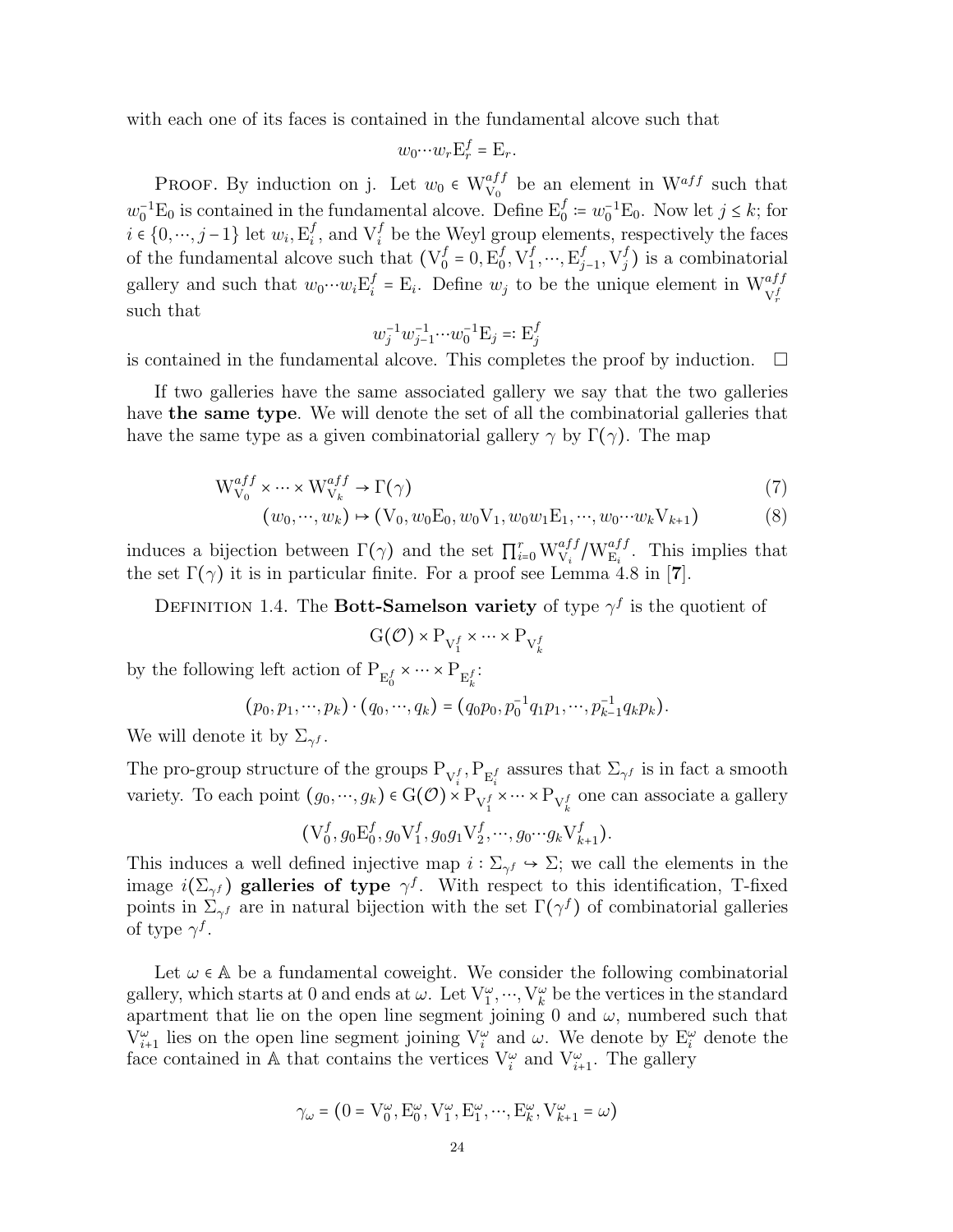with each one of its faces is contained in the fundamental alcove such that

$$w_0 \cdots w_r \mathrm{E}_r^f = \mathrm{E}_r.$$

Proof. By induction on j. Let $w_0 \in \mathrm{W}^{aff}_{\mathrm{V}_0}$ be an element in $\mathrm{W}^{aff}$ such that $w_0^{-1}\mathrm{E}_0$ is contained in the fundamental alcove. Define $\mathrm{E}_0^f := w_0^{-1}\mathrm{E}_0$. Now let $j \leq k$; for $i \in \{0, \cdots, j-1\}$ let $w_i, \mathrm{E}_i^f$, and $\mathrm{V}_i^f$ be the Weyl group elements, respectively the faces of the fundamental alcove such that $(\mathrm{V}_0^f = 0, \mathrm{E}_0^f, \mathrm{V}_1^f, \cdots, \mathrm{E}_{j-1}^f, \mathrm{V}_j^f)$ is a combinatorial gallery and such that $w_0 \cdots w_i \mathrm{E}_i^f = \mathrm{E}_i$. Define $w_j$ to be the unique element in $\mathrm{W}^{aff}_{\mathrm{V}_r^f}$ such that

$$w_j^{-1} w_{j-1}^{-1} \cdots w_0^{-1} \mathrm{E}_j =: \mathrm{E}_j^f$$

is contained in the fundamental alcove. This completes the proof by induction. □

If two galleries have the same associated gallery we say that the two galleries have **the same type**. We will denote the set of all the combinatorial galleries that have the same type as a given combinatorial gallery $\gamma$ by $\Gamma(\gamma)$. The map

$$\mathrm{W}^{aff}_{\mathrm{V}_0} \times \cdots \times \mathrm{W}^{aff}_{\mathrm{V}_k} \to \Gamma(\gamma) \tag{7}$$

$$(w_0, \cdots, w_k) \mapsto (\mathrm{V}_0, w_0\mathrm{E}_0, w_0\mathrm{V}_1, w_0w_1\mathrm{E}_1, \cdots, w_0 \cdots w_k \mathrm{V}_{k+1}) \tag{8}$$

induces a bijection between $\Gamma(\gamma)$ and the set $\prod_{i=0}^r \mathrm{W}^{aff}_{\mathrm{V}_i}/\mathrm{W}^{aff}_{\mathrm{E}_i}$. This implies that the set $\Gamma(\gamma)$ it is in particular finite. For a proof see Lemma 4.8 in [**7**].

Definition 1.4. The **Bott-Samelson variety** of type $\gamma^f$ is the quotient of

$$\mathrm{G}(\mathcal{O}) \times \mathrm{P}_{\mathrm{V}_1^f} \times \cdots \times \mathrm{P}_{\mathrm{V}_k^f}$$

by the following left action of $\mathrm{P}_{\mathrm{E}_0^f} \times \cdots \times \mathrm{P}_{\mathrm{E}_k^f}$:

$$(p_0, p_1, \cdots, p_k) \cdot (q_0, \cdots, q_k) = (q_0 p_0, p_0^{-1} q_1 p_1, \cdots, p_{k-1}^{-1} q_k p_k).$$

We will denote it by $\Sigma_{\gamma^f}$.

The pro-group structure of the groups $\mathrm{P}_{\mathrm{V}_i^f}, \mathrm{P}_{\mathrm{E}_i^f}$ assures that $\Sigma_{\gamma^f}$ is in fact a smooth variety. To each point $(g_0, \cdots, g_k) \in \mathrm{G}(\mathcal{O}) \times \mathrm{P}_{\mathrm{V}_1^f} \times \cdots \times \mathrm{P}_{\mathrm{V}_k^f}$ one can associate a gallery

$$(\mathrm{V}_0^f, g_0\mathrm{E}_0^f, g_0\mathrm{V}_1^f, g_0g_1\mathrm{V}_2^f, \cdots, g_0 \cdots g_k \mathrm{V}_{k+1}^f).$$

This induces a well defined injective map $i : \Sigma_{\gamma^f} \hookrightarrow \Sigma$; we call the elements in the image $i(\Sigma_{\gamma^f})$ **galleries of type** $\gamma^f$. With respect to this identification, T-fixed points in $\Sigma_{\gamma^f}$ are in natural bijection with the set $\Gamma(\gamma^f)$ of combinatorial galleries of type $\gamma^f$.

Let $\omega \in \mathbb{A}$ be a fundamental coweight. We consider the following combinatorial gallery, which starts at 0 and ends at $\omega$. Let $\mathrm{V}_1^\omega, \cdots, \mathrm{V}_k^\omega$ be the vertices in the standard apartment that lie on the open line segment joining 0 and $\omega$, numbered such that $\mathrm{V}_{i+1}^\omega$ lies on the open line segment joining $\mathrm{V}_i^\omega$ and $\omega$. We denote by $\mathrm{E}_i^\omega$ denote the face contained in $\mathbb{A}$ that contains the vertices $\mathrm{V}_i^\omega$ and $\mathrm{V}_{i+1}^\omega$. The gallery

$$\gamma_\omega = (0 = \mathrm{V}_0^\omega, \mathrm{E}_0^\omega, \mathrm{V}_1^\omega, \mathrm{E}_1^\omega, \cdots, \mathrm{E}_k^\omega, \mathrm{V}_{k+1}^\omega = \omega)$$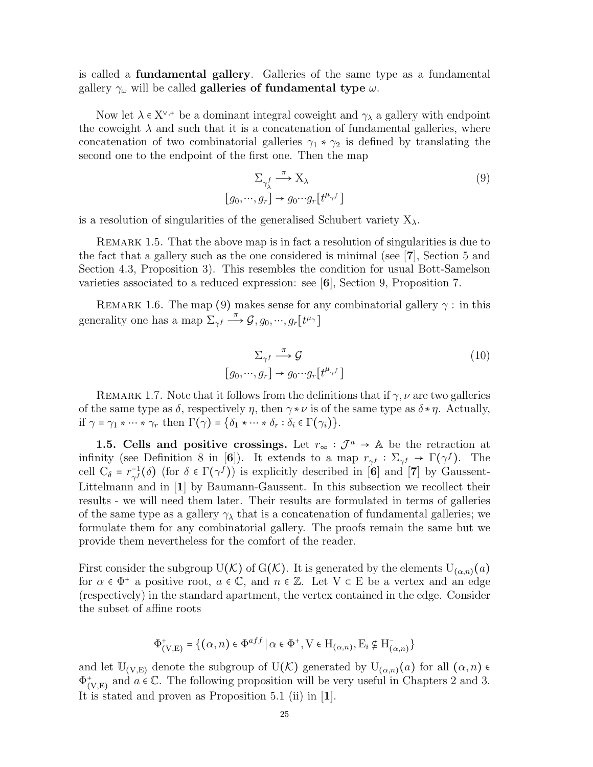is called a **fundamental gallery**. Galleries of the same type as a fundamental gallery $\gamma_\omega$ will be called **galleries of fundamental type** $\omega$.

Now let $\lambda \in \mathrm{X}^{\vee,+}$ be a dominant integral coweight and $\gamma_\lambda$ a gallery with endpoint the coweight $\lambda$ and such that it is a concatenation of fundamental galleries, where concatenation of two combinatorial galleries $\gamma_1 * \gamma_2$ is defined by translating the second one to the endpoint of the first one. Then the map

$$\begin{aligned} \Sigma_{\gamma_\lambda^f} &\xrightarrow{\pi} \mathrm{X}_\lambda \\ [g_0, \cdots, g_r] &\to g_0 \cdots g_r [t^{\mu_{\gamma^f}}] \end{aligned} \tag{9}$$

is a resolution of singularities of the generalised Schubert variety $\mathrm{X}_\lambda$.

Remark 1.5. That the above map is in fact a resolution of singularities is due to the fact that a gallery such as the one considered is minimal (see [**7**], Section 5 and Section 4.3, Proposition 3). This resembles the condition for usual Bott-Samelson varieties associated to a reduced expression: see [**6**], Section 9, Proposition 7.

Remark 1.6. The map (9) makes sense for any combinatorial gallery $\gamma$ : in this generality one has a map $\Sigma_{\gamma^f} \xrightarrow{\pi} \mathcal{G}, g_0, \cdots, g_r[t^{\mu_\gamma}]$

$$\begin{aligned} \Sigma_{\gamma^f} &\xrightarrow{\pi} \mathcal{G} \\ [g_0, \cdots, g_r] &\to g_0 \cdots g_r [t^{\mu_{\gamma^f}}] \end{aligned} \tag{10}$$

Remark 1.7. Note that it follows from the definitions that if $\gamma, \nu$ are two galleries of the same type as $\delta$, respectively $\eta$, then $\gamma * \nu$ is of the same type as $\delta * \eta$. Actually, if $\gamma = \gamma_1 * \cdots * \gamma_r$ then $\Gamma(\gamma) = \{\delta_1 * \cdots * \delta_r : \delta_i \in \Gamma(\gamma_i)\}$.

**1.5. Cells and positive crossings.** Let $r_\infty : \mathcal{J}^a \to \mathbb{A}$ be the retraction at infinity (see Definition 8 in [**6**]). It extends to a map $r_{\gamma^f} : \Sigma_{\gamma^f} \to \Gamma(\gamma^f)$. The cell $\mathrm{C}_\delta = r_{\gamma^f}^{-1}(\delta)$ (for $\delta \in \Gamma(\gamma^f)$) is explicitly described in [**6**] and [**7**] by Gaussent-Littelmann and in [**1**] by Baumann-Gaussent. In this subsection we recollect their results - we will need them later. Their results are formulated in terms of galleries of the same type as a gallery $\gamma_\lambda$ that is a concatenation of fundamental galleries; we formulate them for any combinatorial gallery. The proofs remain the same but we provide them nevertheless for the comfort of the reader.

First consider the subgroup $\mathrm{U}(\mathcal{K})$ of $\mathrm{G}(\mathcal{K})$. It is generated by the elements $\mathrm{U}_{(\alpha,n)}(a)$ for $\alpha \in \Phi^+$ a positive root, $a \in \mathbb{C}$, and $n \in \mathbb{Z}$. Let $\mathrm{V} \subset \mathrm{E}$ be a vertex and an edge (respectively) in the standard apartment, the vertex contained in the edge. Consider the subset of affine roots

$$\Phi^+_{(\mathrm{V},\mathrm{E})} = \{(\alpha, n) \in \Phi^{aff} \,|\, \alpha \in \Phi^+, \mathrm{V} \in \mathrm{H}_{(\alpha,n)}, \mathrm{E}_i \notin \mathrm{H}^-_{(\alpha,n)}\}$$

and let $\mathbb{U}_{(\mathrm{V},\mathrm{E})}$ denote the subgroup of $\mathrm{U}(\mathcal{K})$ generated by $\mathrm{U}_{(\alpha,n)}(a)$ for all $(\alpha, n) \in \Phi^+_{(\mathrm{V},\mathrm{E})}$ and $a \in \mathbb{C}$. The following proposition will be very useful in Chapters 2 and 3. It is stated and proven as Proposition 5.1 (ii) in [**1**].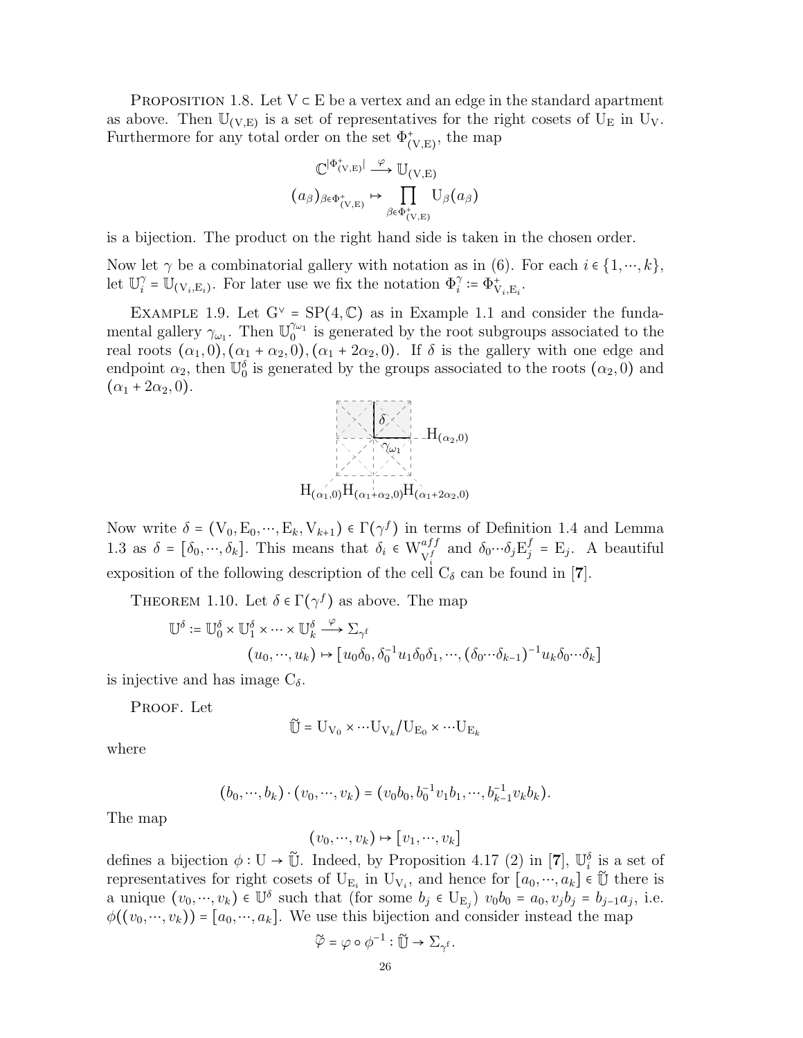Proposition 1.8. Let $\mathrm{V} \subset \mathrm{E}$ be a vertex and an edge in the standard apartment as above. Then $\mathbb{U}_{(\mathrm{V},\mathrm{E})}$ is a set of representatives for the right cosets of $\mathrm{U}_{\mathrm{E}}$ in $\mathrm{U}_{\mathrm{V}}$. Furthermore for any total order on the set $\Phi^+_{(\mathrm{V},\mathrm{E})}$, the map

$$\mathbb{C}^{|\Phi^+_{(\mathrm{V},\mathrm{E})}|} \xrightarrow{\varphi} \mathbb{U}_{(\mathrm{V},\mathrm{E})}$$
$$(a_\beta)_{\beta \in \Phi^+_{(\mathrm{V},\mathrm{E})}} \mapsto \prod_{\beta \in \Phi^+_{(\mathrm{V},\mathrm{E})}} \mathrm{U}_\beta(a_\beta)$$

is a bijection. The product on the right hand side is taken in the chosen order.

Now let $\gamma$ be a combinatorial gallery with notation as in (6). For each $i \in \{1, \cdots, k\}$, let $\mathbb{U}^\gamma_i = \mathbb{U}_{(\mathrm{V}_i,\mathrm{E}_i)}$. For later use we fix the notation $\Phi^\gamma_i := \Phi^+_{\mathrm{V}_i,\mathrm{E}_i}$.

Example 1.9. Let $\mathrm{G}^\vee = \mathrm{SP}(4, \mathbb{C})$ as in Example 1.1 and consider the fundamental gallery $\gamma_{\omega_1}$. Then $\mathbb{U}^{\gamma_{\omega_1}}_0$ is generated by the root subgroups associated to the real roots $(\alpha_1, 0), (\alpha_1 + \alpha_2, 0), (\alpha_1 + 2\alpha_2, 0)$. If $\delta$ is the gallery with one edge and endpoint $\alpha_2$, then $\mathbb{U}^\delta_0$ is generated by the groups associated to the roots $(\alpha_2, 0)$ and $(\alpha_1 + 2\alpha_2, 0)$.

$\mathrm{H}_{(\alpha_2,0)}$

$\mathrm{H}_{(\alpha_1,0)}\mathrm{H}_{(\alpha_1+\alpha_2,0)}\mathrm{H}_{(\alpha_1+2\alpha_2,0)}$

Now write $\delta = (\mathrm{V}_0, \mathrm{E}_0, \cdots, \mathrm{E}_k, \mathrm{V}_{k+1}) \in \Gamma(\gamma^f)$ in terms of Definition 1.4 and Lemma 1.3 as $\delta = [\delta_0, \cdots, \delta_k]$. This means that $\delta_i \in \mathrm{W}^{aff}_{\mathrm{V}^f_i}$ and $\delta_0 \cdots \delta_j \mathrm{E}^f_j = \mathrm{E}_j$. A beautiful exposition of the following description of the cell $\mathrm{C}_\delta$ can be found in [**7**].

Theorem 1.10. Let $\delta \in \Gamma(\gamma^f)$ as above. The map

$$\mathbb{U}^\delta := \mathbb{U}^\delta_0 \times \mathbb{U}^\delta_1 \times \cdots \times \mathbb{U}^\delta_k \xrightarrow{\varphi} \Sigma_{\gamma^f}$$
$$(u_0, \cdots, u_k) \mapsto [u_0\delta_0, \delta_0^{-1}u_1\delta_0\delta_1, \cdots, (\delta_0 \cdots \delta_{k-1})^{-1}u_k\delta_0 \cdots \delta_k]$$

is injective and has image $\mathrm{C}_\delta$.

Proof. Let

$$\tilde{\mathbb{U}} = \mathrm{U}_{\mathrm{V}_0} \times \cdots \mathrm{U}_{\mathrm{V}_k} / \mathrm{U}_{\mathrm{E}_0} \times \cdots \mathrm{U}_{\mathrm{E}_k}$$

where

$$(b_0, \cdots, b_k) \cdot (v_0, \cdots, v_k) = (v_0 b_0, b_0^{-1} v_1 b_1, \cdots, b_{k-1}^{-1} v_k b_k).$$

The map

$$(v_0, \cdots, v_k) \mapsto [v_1, \cdots, v_k]$$

defines a bijection $\phi : \mathrm{U} \to \tilde{\mathbb{U}}$. Indeed, by Proposition 4.17 (2) in [**7**], $\mathbb{U}^\delta_i$ is a set of representatives for right cosets of $\mathrm{U}_{\mathrm{E}_i}$ in $\mathrm{U}_{\mathrm{V}_i}$, and hence for $[a_0, \cdots, a_k] \in \tilde{\mathbb{U}}$ there is a unique $(v_0, \cdots, v_k) \in \mathbb{U}^\delta$ such that (for some $b_j \in \mathrm{U}_{\mathrm{E}_j}$) $v_0 b_0 = a_0, v_j b_j = b_{j-1} a_j$, i.e. $\phi((v_0, \cdots, v_k)) = [a_0, \cdots, a_k]$. We use this bijection and consider instead the map

$$\tilde{\varphi} = \varphi \circ \phi^{-1} : \tilde{\mathbb{U}} \to \Sigma_{\gamma^f}.$$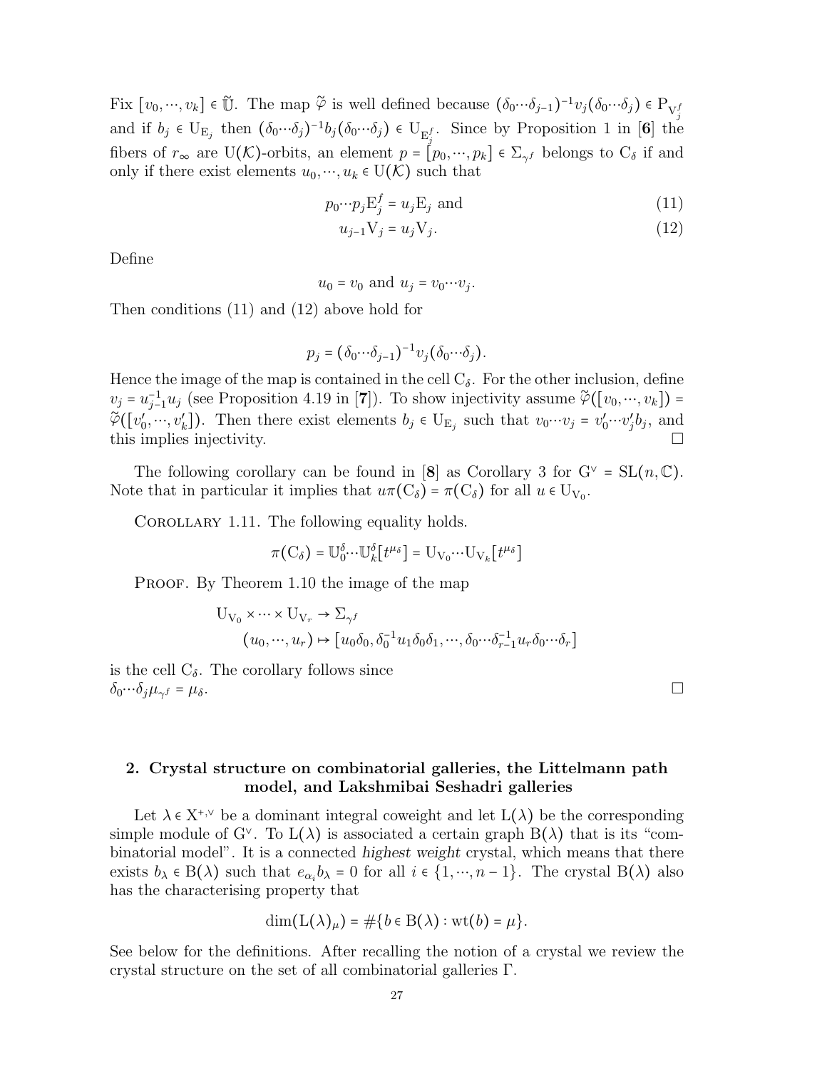Fix $[v_0, \cdots, v_k] \in \tilde{\mathbb{U}}$. The map $\tilde{\varphi}$ is well defined because $(\delta_0 \cdots \delta_{j-1})^{-1} v_j (\delta_0 \cdots \delta_j) \in \mathrm{P}_{\mathrm{V}_j^f}$ and if $b_j \in \mathrm{U}_{\mathrm{E}_j}$ then $(\delta_0 \cdots \delta_j)^{-1} b_j (\delta_0 \cdots \delta_j) \in \mathrm{U}_{\mathrm{E}_j^f}$. Since by Proposition 1 in [**6**] the fibers of $r_\infty$ are $\mathrm{U}(\mathcal{K})$-orbits, an element $p = [p_0, \cdots, p_k] \in \Sigma_{\gamma^f}$ belongs to $\mathrm{C}_\delta$ if and only if there exist elements $u_0, \cdots, u_k \in \mathrm{U}(\mathcal{K})$ such that

$$p_0 \cdots p_j \mathrm{E}_j^f = u_j \mathrm{E}_j \text{ and} \tag{11}$$

$$u_{j-1} \mathrm{V}_j = u_j \mathrm{V}_j. \tag{12}$$

Define

$$u_0 = v_0 \text{ and } u_j = v_0 \cdots v_j.$$

Then conditions (11) and (12) above hold for

$$p_j = (\delta_0 \cdots \delta_{j-1})^{-1} v_j (\delta_0 \cdots \delta_j).$$

Hence the image of the map is contained in the cell $\mathrm{C}_\delta$. For the other inclusion, define $v_j = u_{j-1}^{-1} u_j$ (see Proposition 4.19 in [**7**]). To show injectivity assume $\tilde{\varphi}([v_0, \cdots, v_k]) = \tilde{\varphi}([v_0', \cdots, v_k'])$. Then there exist elements $b_j \in \mathrm{U}_{\mathrm{E}_j}$ such that $v_0 \cdots v_j = v_0' \cdots v_j' b_j$, and this implies injectivity. □

The following corollary can be found in [**8**] as Corollary 3 for $\mathrm{G}^\vee = \mathrm{SL}(n, \mathbb{C})$. Note that in particular it implies that $u\pi(\mathrm{C}_\delta) = \pi(\mathrm{C}_\delta)$ for all $u \in \mathrm{U}_{\mathrm{V}_0}$.

Corollary 1.11. The following equality holds.

$$\pi(\mathrm{C}_\delta) = \mathbb{U}_0^\delta \cdots \mathbb{U}_k^\delta [t^{\mu_\delta}] = \mathrm{U}_{\mathrm{V}_0} \cdots \mathrm{U}_{\mathrm{V}_k} [t^{\mu_\delta}]$$

Proof. By Theorem 1.10 the image of the map

$$\begin{aligned}
\mathrm{U}_{\mathrm{V}_0} \times \cdots \times \mathrm{U}_{\mathrm{V}_r} &\to \Sigma_{\gamma^f} \\
(u_0, \cdots, u_r) &\mapsto [u_0 \delta_0, \delta_0^{-1} u_1 \delta_0 \delta_1, \cdots, \delta_0 \cdots \delta_{r-1}^{-1} u_r \delta_0 \cdots \delta_r]
\end{aligned}$$

is the cell $\mathrm{C}_\delta$. The corollary follows since $\delta_0 \cdots \delta_j \mu_{\gamma^f} = \mu_\delta$. □

## 2. Crystal structure on combinatorial galleries, the Littelmann path model, and Lakshmibai Seshadri galleries

Let $\lambda \in \mathrm{X}^{+,\vee}$ be a dominant integral coweight and let $\mathrm{L}(\lambda)$ be the corresponding simple module of $\mathrm{G}^\vee$. To $\mathrm{L}(\lambda)$ is associated a certain graph $\mathrm{B}(\lambda)$ that is its "combinatorial model". It is a connected *highest weight* crystal, which means that there exists $b_\lambda \in \mathrm{B}(\lambda)$ such that $e_{\alpha_i} b_\lambda = 0$ for all $i \in \{1, \cdots, n-1\}$. The crystal $\mathrm{B}(\lambda)$ also has the characterising property that

$$\dim(\mathrm{L}(\lambda)_\mu) = \#\{b \in \mathrm{B}(\lambda) : \mathrm{wt}(b) = \mu\}.$$

See below for the definitions. After recalling the notion of a crystal we review the crystal structure on the set of all combinatorial galleries $\Gamma$.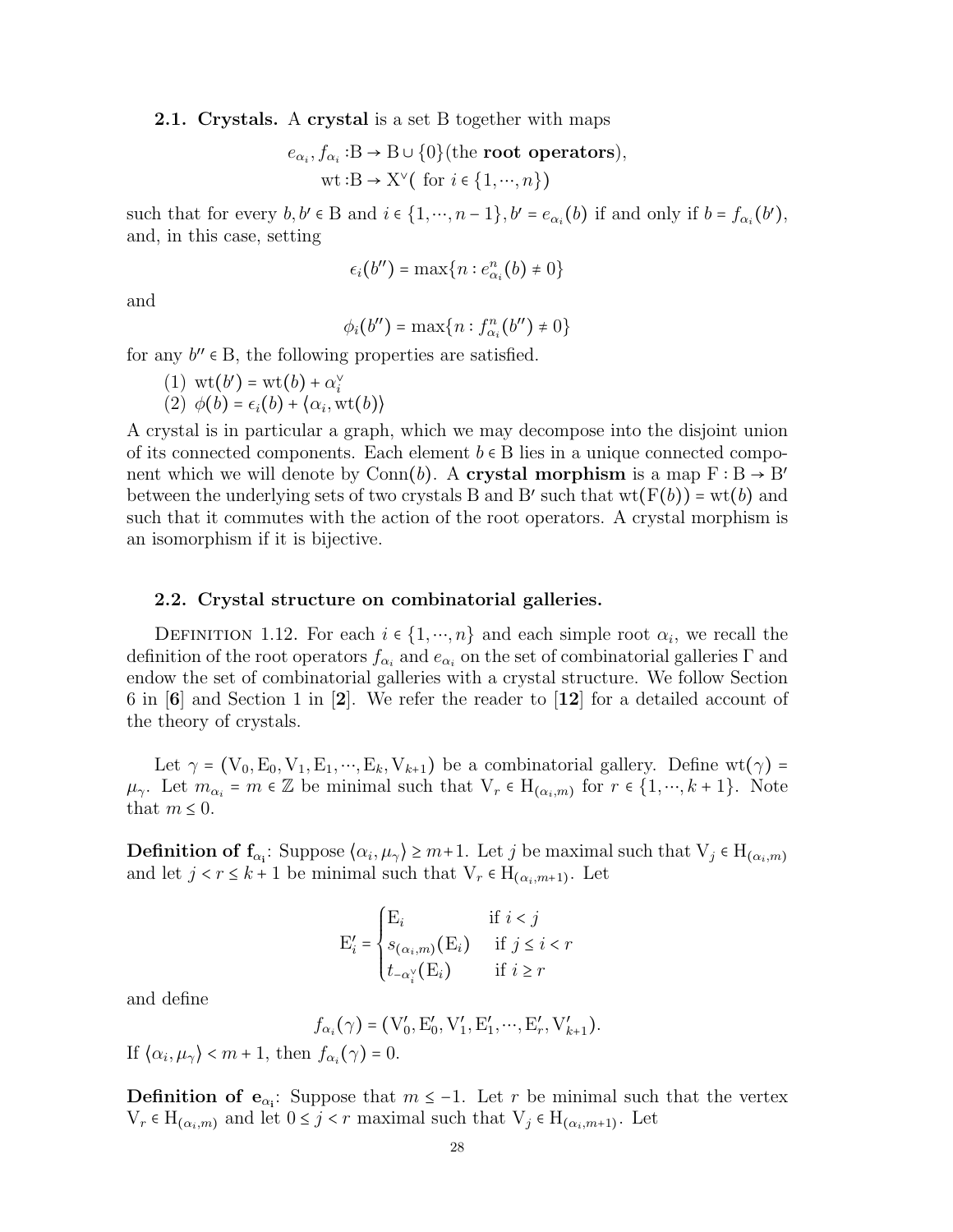**2.1. Crystals.** A **crystal** is a set B together with maps

$$e_{\alpha_i}, f_{\alpha_i} : \mathrm{B} \to \mathrm{B} \cup \{0\} (\text{the } \textbf{root operators}),$$
$$\mathrm{wt} : \mathrm{B} \to \mathrm{X}^\vee (\text{ for } i \in \{1, \cdots, n\})$$

such that for every $b, b' \in \mathrm{B}$ and $i \in \{1, \cdots, n-1\}$, $b' = e_{\alpha_i}(b)$ if and only if $b = f_{\alpha_i}(b')$, and, in this case, setting

$$\epsilon_i(b'') = \max\{n : e^n_{\alpha_i}(b) \neq 0\}$$

and

$$\phi_i(b'') = \max\{n : f^n_{\alpha_i}(b'') \neq 0\}$$

for any $b'' \in \mathrm{B}$, the following properties are satisfied.

(1) $\mathrm{wt}(b') = \mathrm{wt}(b) + \alpha_i^\vee$
(2) $\phi(b) = \epsilon_i(b) + \langle \alpha_i, \mathrm{wt}(b) \rangle$

A crystal is in particular a graph, which we may decompose into the disjoint union of its connected components. Each element $b \in \mathrm{B}$ lies in a unique connected component which we will denote by $\mathrm{Conn}(b)$. A **crystal morphism** is a map $\mathrm{F} : \mathrm{B} \to \mathrm{B}'$ between the underlying sets of two crystals B and B′ such that $\mathrm{wt}(\mathrm{F}(b)) = \mathrm{wt}(b)$ and such that it commutes with the action of the root operators. A crystal morphism is an isomorphism if it is bijective.

**2.2. Crystal structure on combinatorial galleries.**

Definition 1.12. For each $i \in \{1, \cdots, n\}$ and each simple root $\alpha_i$, we recall the definition of the root operators $f_{\alpha_i}$ and $e_{\alpha_i}$ on the set of combinatorial galleries $\Gamma$ and endow the set of combinatorial galleries with a crystal structure. We follow Section 6 in [**6**] and Section 1 in [**2**]. We refer the reader to [**12**] for a detailed account of the theory of crystals.

Let $\gamma = (\mathrm{V}_0, \mathrm{E}_0, \mathrm{V}_1, \mathrm{E}_1, \cdots, \mathrm{E}_k, \mathrm{V}_{k+1})$ be a combinatorial gallery. Define $\mathrm{wt}(\gamma) = \mu_\gamma$. Let $m_{\alpha_i} = m \in \mathbb{Z}$ be minimal such that $\mathrm{V}_r \in \mathrm{H}_{(\alpha_i, m)}$ for $r \in \{1, \cdots, k+1\}$. Note that $m \leq 0$.

**Definition of $\mathbf{f}_{\alpha_i}$:** Suppose $\langle \alpha_i, \mu_\gamma \rangle \geq m+1$. Let $j$ be maximal such that $\mathrm{V}_j \in \mathrm{H}_{(\alpha_i, m)}$ and let $j < r \leq k+1$ be minimal such that $\mathrm{V}_r \in \mathrm{H}_{(\alpha_i, m+1)}$. Let

$$\mathrm{E}'_i = \begin{cases} \mathrm{E}_i & \text{if } i < j \\ s_{(\alpha_i, m)}(\mathrm{E}_i) & \text{if } j \leq i < r \\ t_{-\alpha_i^\vee}(\mathrm{E}_i) & \text{if } i \geq r \end{cases}$$

and define

$$f_{\alpha_i}(\gamma) = (\mathrm{V}'_0, \mathrm{E}'_0, \mathrm{V}'_1, \mathrm{E}'_1, \cdots, \mathrm{E}'_r, \mathrm{V}'_{k+1}).$$

If $\langle \alpha_i, \mu_\gamma \rangle < m+1$, then $f_{\alpha_i}(\gamma) = 0$.

**Definition of $\mathbf{e}_{\alpha_i}$:** Suppose that $m \leq -1$. Let $r$ be minimal such that the vertex $\mathrm{V}_r \in \mathrm{H}_{(\alpha_i, m)}$ and let $0 \leq j < r$ maximal such that $\mathrm{V}_j \in \mathrm{H}_{(\alpha_i, m+1)}$. Let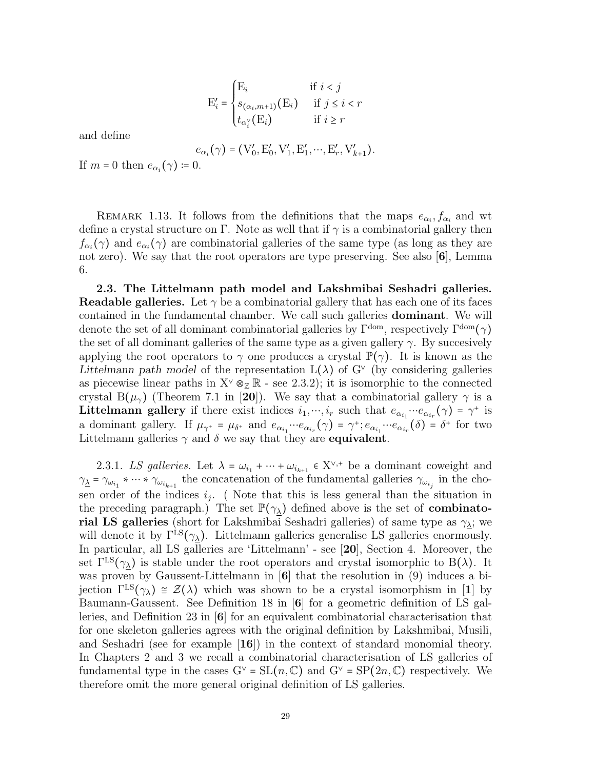$$
\mathrm{E}'_i = \begin{cases} \mathrm{E}_i & \text{if } i < j \\ s_{(\alpha_i, m+1)}(\mathrm{E}_i) & \text{if } j \leq i < r \\ t_{\alpha_i^\vee}(\mathrm{E}_i) & \text{if } i \geq r \end{cases}
$$

and define

$$
e_{\alpha_i}(\gamma) = (\mathrm{V}'_0, \mathrm{E}'_0, \mathrm{V}'_1, \mathrm{E}'_1, \cdots, \mathrm{E}'_r, \mathrm{V}'_{k+1}).
$$

If $m = 0$ then $e_{\alpha_i}(\gamma) \coloneqq 0$.

Remark 1.13. It follows from the definitions that the maps $e_{\alpha_i}, f_{\alpha_i}$ and wt define a crystal structure on $\Gamma$. Note as well that if $\gamma$ is a combinatorial gallery then $f_{\alpha_i}(\gamma)$ and $e_{\alpha_i}(\gamma)$ are combinatorial galleries of the same type (as long as they are not zero). We say that the root operators are type preserving. See also [**6**], Lemma 6.

**2.3. The Littelmann path model and Lakshmibai Seshadri galleries. Readable galleries.** Let $\gamma$ be a combinatorial gallery that has each one of its faces contained in the fundamental chamber. We call such galleries **dominant**. We will denote the set of all dominant combinatorial galleries by $\Gamma^{\mathrm{dom}}$, respectively $\Gamma^{\mathrm{dom}}(\gamma)$ the set of all dominant galleries of the same type as a given gallery $\gamma$. By succesively applying the root operators to $\gamma$ one produces a crystal $\mathbb{P}(\gamma)$. It is known as the *Littelmann path model* of the representation $\mathrm{L}(\lambda)$ of $\mathrm{G}^\vee$ (by considering galleries as piecewise linear paths in $\mathrm{X}^\vee \otimes_{\mathbb{Z}} \mathbb{R}$ - see 2.3.2); it is isomorphic to the connected crystal $\mathrm{B}(\mu_\gamma)$ (Theorem 7.1 in [**20**]). We say that a combinatorial gallery $\gamma$ is a **Littelmann gallery** if there exist indices $i_1, \cdots, i_r$ such that $e_{\alpha_{i_1}} \cdots e_{\alpha_{i_r}}(\gamma) = \gamma^+$ is a dominant gallery. If $\mu_{\gamma^+} = \mu_{\delta^+}$ and $e_{\alpha_{i_1}} \cdots e_{\alpha_{i_r}}(\gamma) = \gamma^+; e_{\alpha_{i_1}} \cdots e_{\alpha_{i_r}}(\delta) = \delta^+$ for two Littelmann galleries $\gamma$ and $\delta$ we say that they are **equivalent**.

2.3.1. *LS galleries.* Let $\lambda = \omega_{i_1} + \cdots + \omega_{i_{k+1}} \in \mathrm{X}^{\vee,+}$ be a dominant coweight and $\gamma_{\underline{\lambda}} = \gamma_{\omega_{i_1}} * \cdots * \gamma_{\omega_{i_{k+1}}}$ the concatenation of the fundamental galleries $\gamma_{\omega_{i_j}}$ in the chosen order of the indices $i_j$. ( Note that this is less general than the situation in the preceding paragraph.) The set $\mathbb{P}(\gamma_{\underline{\lambda}})$ defined above is the set of **combinatorial LS galleries** (short for Lakshmibai Seshadri galleries) of same type as $\gamma_{\underline{\lambda}}$; we will denote it by $\Gamma^{\mathrm{LS}}(\gamma_{\underline{\lambda}})$. Littelmann galleries generalise LS galleries enormously. In particular, all LS galleries are 'Littelmann' - see [**20**], Section 4. Moreover, the set $\Gamma^{\mathrm{LS}}(\gamma_{\underline{\lambda}})$ is stable under the root operators and crystal isomorphic to $\mathrm{B}(\lambda)$. It was proven by Gaussent-Littelmann in [**6**] that the resolution in (9) induces a bijection $\Gamma^{\mathrm{LS}}(\gamma_\lambda) \cong \mathcal{Z}(\lambda)$ which was shown to be a crystal isomorphism in [**1**] by Baumann-Gaussent. See Definition 18 in [**6**] for a geometric definition of LS galleries, and Definition 23 in [**6**] for an equivalent combinatorial characterisation that for one skeleton galleries agrees with the original definition by Lakshmibai, Musili, and Seshadri (see for example [**16**]) in the context of standard monomial theory. In Chapters 2 and 3 we recall a combinatorial characterisation of LS galleries of fundamental type in the cases $\mathrm{G}^\vee = \mathrm{SL}(n, \mathbb{C})$ and $\mathrm{G}^\vee = \mathrm{SP}(2n, \mathbb{C})$ respectively. We therefore omit the more general original definition of LS galleries.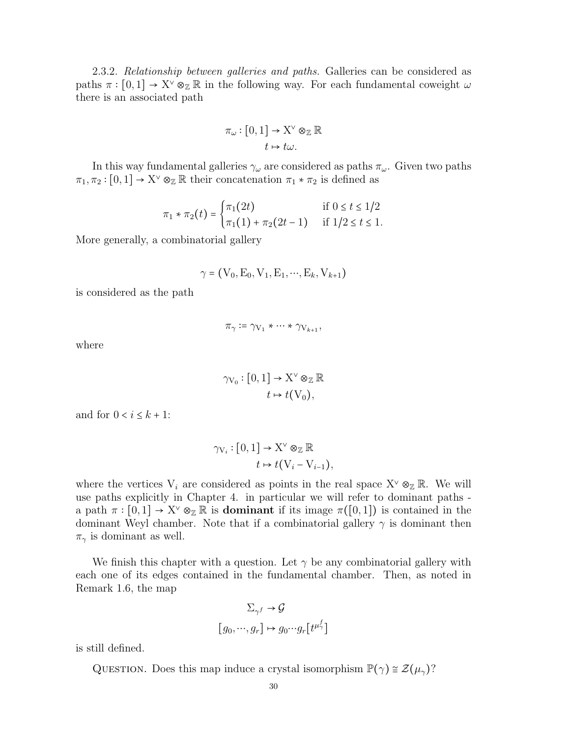2.3.2. *Relationship between galleries and paths.* Galleries can be considered as paths $\pi : [0,1] \to \mathrm{X}^\vee \otimes_{\mathbb{Z}} \mathbb{R}$ in the following way. For each fundamental coweight $\omega$ there is an associated path

$$\pi_\omega : [0,1] \to \mathrm{X}^\vee \otimes_{\mathbb{Z}} \mathbb{R}$$
$$t \mapsto t\omega.$$

In this way fundamental galleries $\gamma_\omega$ are considered as paths $\pi_\omega$. Given two paths $\pi_1, \pi_2 : [0,1] \to \mathrm{X}^\vee \otimes_{\mathbb{Z}} \mathbb{R}$ their concatenation $\pi_1 * \pi_2$ is defined as

$$\pi_1 * \pi_2(t) = \begin{cases} \pi_1(2t) & \text{if } 0 \le t \le 1/2 \\ \pi_1(1) + \pi_2(2t-1) & \text{if } 1/2 \le t \le 1. \end{cases}$$

More generally, a combinatorial gallery

$$\gamma = (\mathrm{V}_0, \mathrm{E}_0, \mathrm{V}_1, \mathrm{E}_1, \cdots, \mathrm{E}_k, \mathrm{V}_{k+1})$$

is considered as the path

$$\pi_\gamma := \gamma_{\mathrm{V}_1} * \cdots * \gamma_{\mathrm{V}_{k+1}},$$

where

$$\gamma_{\mathrm{V}_0} : [0,1] \to \mathrm{X}^\vee \otimes_{\mathbb{Z}} \mathbb{R}$$
$$t \mapsto t(\mathrm{V}_0),$$

and for $0 < i \le k+1$:

$$\gamma_{\mathrm{V}_i} : [0,1] \to \mathrm{X}^\vee \otimes_{\mathbb{Z}} \mathbb{R}$$
$$t \mapsto t(\mathrm{V}_i - \mathrm{V}_{i-1}),$$

where the vertices $\mathrm{V}_i$ are considered as points in the real space $\mathrm{X}^\vee \otimes_{\mathbb{Z}} \mathbb{R}$. We will use paths explicitly in Chapter 4. in particular we will refer to dominant paths - a path $\pi : [0,1] \to \mathrm{X}^\vee \otimes_{\mathbb{Z}} \mathbb{R}$ is **dominant** if its image $\pi([0,1])$ is contained in the dominant Weyl chamber. Note that if a combinatorial gallery $\gamma$ is dominant then $\pi_\gamma$ is dominant as well.

We finish this chapter with a question. Let $\gamma$ be any combinatorial gallery with each one of its edges contained in the fundamental chamber. Then, as noted in Remark 1.6, the map

$$\Sigma_{\gamma^f} \to \mathcal{G}$$
$$[g_0, \cdots, g_r] \mapsto g_0 \cdots g_r [t^{\mu_\gamma^f}]$$

is still defined.

Question. Does this map induce a crystal isomorphism $\mathbb{P}(\gamma) \cong \mathcal{Z}(\mu_\gamma)$?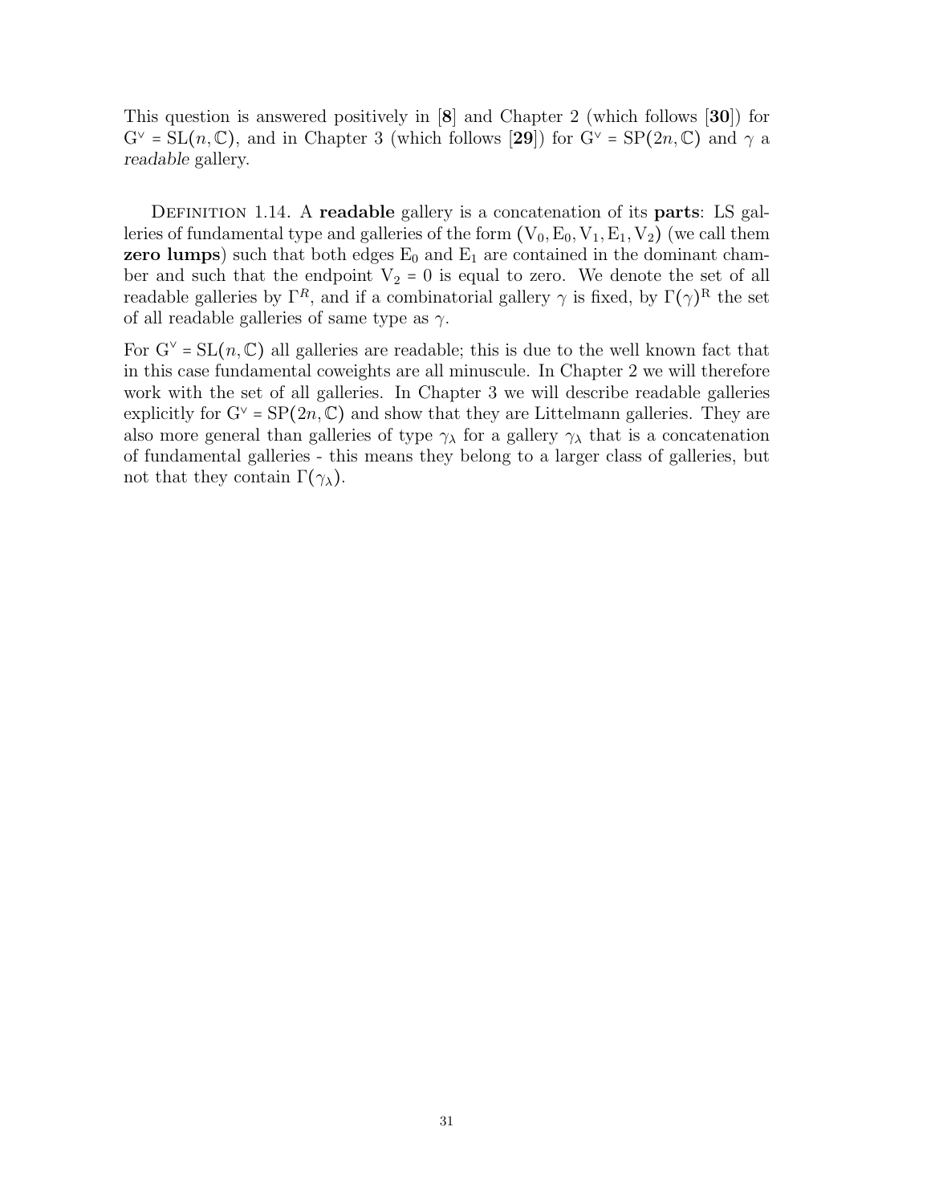This question is answered positively in [**8**] and Chapter 2 (which follows [**30**]) for $G^\vee = SL(n, \mathbb{C})$, and in Chapter 3 (which follows [**29**]) for $G^\vee = SP(2n, \mathbb{C})$ and $\gamma$ a *readable* gallery.

Definition 1.14. A **readable** gallery is a concatenation of its **parts**: LS galleries of fundamental type and galleries of the form $(V_0, E_0, V_1, E_1, V_2)$ (we call them **zero lumps**) such that both edges $E_0$ and $E_1$ are contained in the dominant chamber and such that the endpoint $V_2 = 0$ is equal to zero. We denote the set of all readable galleries by $\Gamma^R$, and if a combinatorial gallery $\gamma$ is fixed, by $\Gamma(\gamma)^R$ the set of all readable galleries of same type as $\gamma$.

For $G^\vee = SL(n, \mathbb{C})$ all galleries are readable; this is due to the well known fact that in this case fundamental coweights are all minuscule. In Chapter 2 we will therefore work with the set of all galleries. In Chapter 3 we will describe readable galleries explicitly for $G^\vee = SP(2n, \mathbb{C})$ and show that they are Littelmann galleries. They are also more general than galleries of type $\gamma_\lambda$ for a gallery $\gamma_\lambda$ that is a concatenation of fundamental galleries - this means they belong to a larger class of galleries, but not that they contain $\Gamma(\gamma_\lambda)$.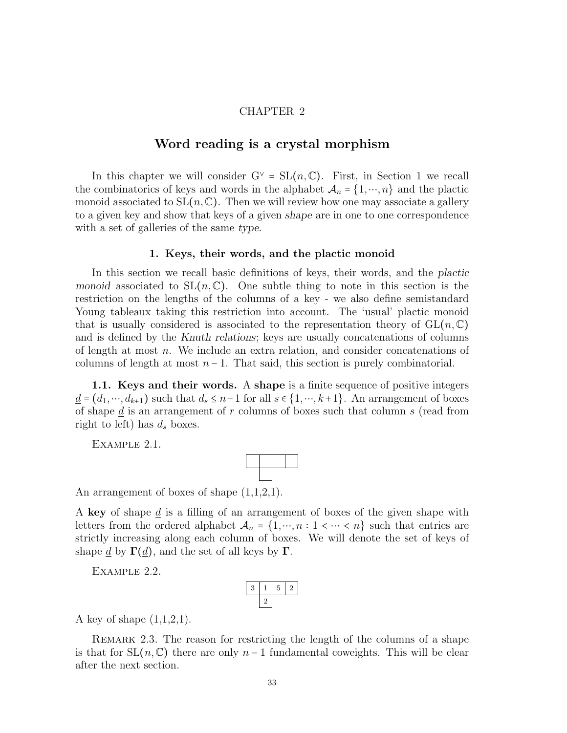# CHAPTER 2

# Word reading is a crystal morphism

In this chapter we will consider $G^\vee = SL(n,\mathbb{C})$. First, in Section 1 we recall the combinatorics of keys and words in the alphabet $\mathcal{A}_n = \{1,\cdots,n\}$ and the plactic monoid associated to $SL(n,\mathbb{C})$. Then we will review how one may associate a gallery to a given key and show that keys of a given *shape* are in one to one correspondence with a set of galleries of the same *type*.

## 1. Keys, their words, and the plactic monoid

In this section we recall basic definitions of keys, their words, and the *plactic monoid* associated to $SL(n,\mathbb{C})$. One subtle thing to note in this section is the restriction on the lengths of the columns of a key - we also define semistandard Young tableaux taking this restriction into account. The 'usual' plactic monoid that is usually considered is associated to the representation theory of $GL(n,\mathbb{C})$ and is defined by the *Knuth relations*; keys are usually concatenations of columns of length at most $n$. We include an extra relation, and consider concatenations of columns of length at most $n-1$. That said, this section is purely combinatorial.

### 1.1. Keys and their words.

A **shape** is a finite sequence of positive integers $\underline{d} = (d_1,\cdots,d_{k+1})$ such that $d_s \le n-1$ for all $s \in \{1,\cdots,k+1\}$. An arrangement of boxes of shape $\underline{d}$ is an arrangement of $r$ columns of boxes such that column $s$ (read from right to left) has $d_s$ boxes.

Example 2.1.

| | | | |
|---|---|---|---|
| | | | |

An arrangement of boxes of shape (1,1,2,1).

A **key** of shape $\underline{d}$ is a filling of an arrangement of boxes of the given shape with letters from the ordered alphabet $\mathcal{A}_n = \{1,\cdots,n : 1 < \cdots < n\}$ such that entries are strictly increasing along each column of boxes. We will denote the set of keys of shape $\underline{d}$ by $\mathbf{\Gamma}(\underline{d})$, and the set of all keys by $\mathbf{\Gamma}$.

Example 2.2.

| 3 | 1 | 5 | 2 |
|---|---|---|---|
| | 2 | | |

A key of shape (1,1,2,1).

Remark 2.3. The reason for restricting the length of the columns of a shape is that for $SL(n,\mathbb{C})$ there are only $n-1$ fundamental coweights. This will be clear after the next section.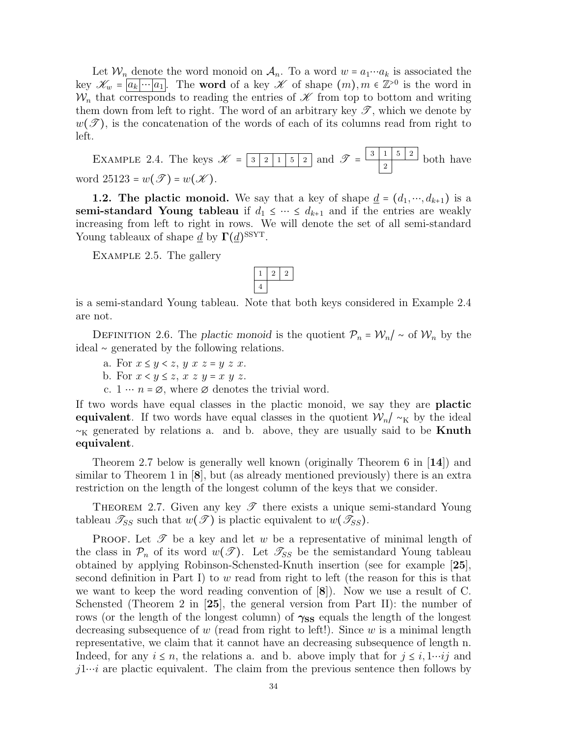Let $\mathcal{W}_n$ denote the word monoid on $\mathcal{A}_n$. To a word $w = a_1 \cdots a_k$ is associated the key $\mathscr{K}_w = \boxed{a_k | \cdots | a_1}$. The **word** of a key $\mathscr{K}$ of shape $(m), m \in \mathbb{Z}^{>0}$ is the word in $\mathcal{W}_n$ that corresponds to reading the entries of $\mathscr{K}$ from top to bottom and writing them down from left to right. The word of an arbitrary key $\mathscr{T}$, which we denote by $w(\mathscr{T})$, is the concatenation of the words of each of its columns read from right to left.

EXAMPLE 2.4. The keys $\mathscr{K} = \boxed{3 | 2 | 1 | 5 | 2}$ and $\mathscr{T} = $

| 3 | 1 | 5 | 2 |
|---|---|---|---|
|   | 2 |   |   |

both have word $25123 = w(\mathscr{T}) = w(\mathscr{K})$.

**1.2. The plactic monoid.** We say that a key of shape $\underline{d} = (d_1, \cdots, d_{k+1})$ is a **semi-standard Young tableau** if $d_1 \leq \cdots \leq d_{k+1}$ and if the entries are weakly increasing from left to right in rows. We will denote the set of all semi-standard Young tableaux of shape $\underline{d}$ by $\mathbf{\Gamma}(\underline{d})^{\mathrm{SSYT}}$.

EXAMPLE 2.5. The gallery

| 1 | 2 | 2 |
|---|---|---|
| 4 |   |   |

is a semi-standard Young tableau. Note that both keys considered in Example 2.4 are not.

DEFINITION 2.6. The *plactic monoid* is the quotient $\mathcal{P}_n = \mathcal{W}_n/\sim$ of $\mathcal{W}_n$ by the ideal $\sim$ generated by the following relations.

a. For $x \leq y < z$, $y\ x\ z = y\ z\ x$.
b. For $x < y \leq z$, $x\ z\ y = x\ y\ z$.
c. $1 \cdots n = \varnothing$, where $\varnothing$ denotes the trivial word.

If two words have equal classes in the plactic monoid, we say they are **plactic equivalent**. If two words have equal classes in the quotient $\mathcal{W}_n/\sim_{\mathrm{K}}$ by the ideal $\sim_{\mathrm{K}}$ generated by relations a. and b. above, they are usually said to be **Knuth equivalent**.

Theorem 2.7 below is generally well known (originally Theorem 6 in [**14**]) and similar to Theorem 1 in [**8**], but (as already mentioned previously) there is an extra restriction on the length of the longest column of the keys that we consider.

THEOREM 2.7. *Given any key $\mathscr{T}$ there exists a unique semi-standard Young tableau $\mathscr{T}_{SS}$ such that $w(\mathscr{T})$ is plactic equivalent to $w(\mathscr{T}_{SS})$.*

PROOF. Let $\mathscr{T}$ be a key and let $w$ be a representative of minimal length of the class in $\mathcal{P}_n$ of its word $w(\mathscr{T})$. Let $\mathscr{T}_{SS}$ be the semistandard Young tableau obtained by applying Robinson-Schensted-Knuth insertion (see for example [**25**], second definition in Part I) to $w$ read from right to left (the reason for this is that we want to keep the word reading convention of [**8**]). Now we use a result of C. Schensted (Theorem 2 in [**25**], the general version from Part II): the number of rows (or the length of the longest column) of $\boldsymbol{\gamma}_{\mathbf{SS}}$ equals the length of the longest decreasing subsequence of $w$ (read from right to left!). Since $w$ is a minimal length representative, we claim that it cannot have an decreasing subsequence of length n. Indeed, for any $i \leq n$, the relations a. and b. above imply that for $j \leq i$, $1 \cdots ij$ and $j1 \cdots i$ are plactic equivalent. The claim from the previous sentence then follows by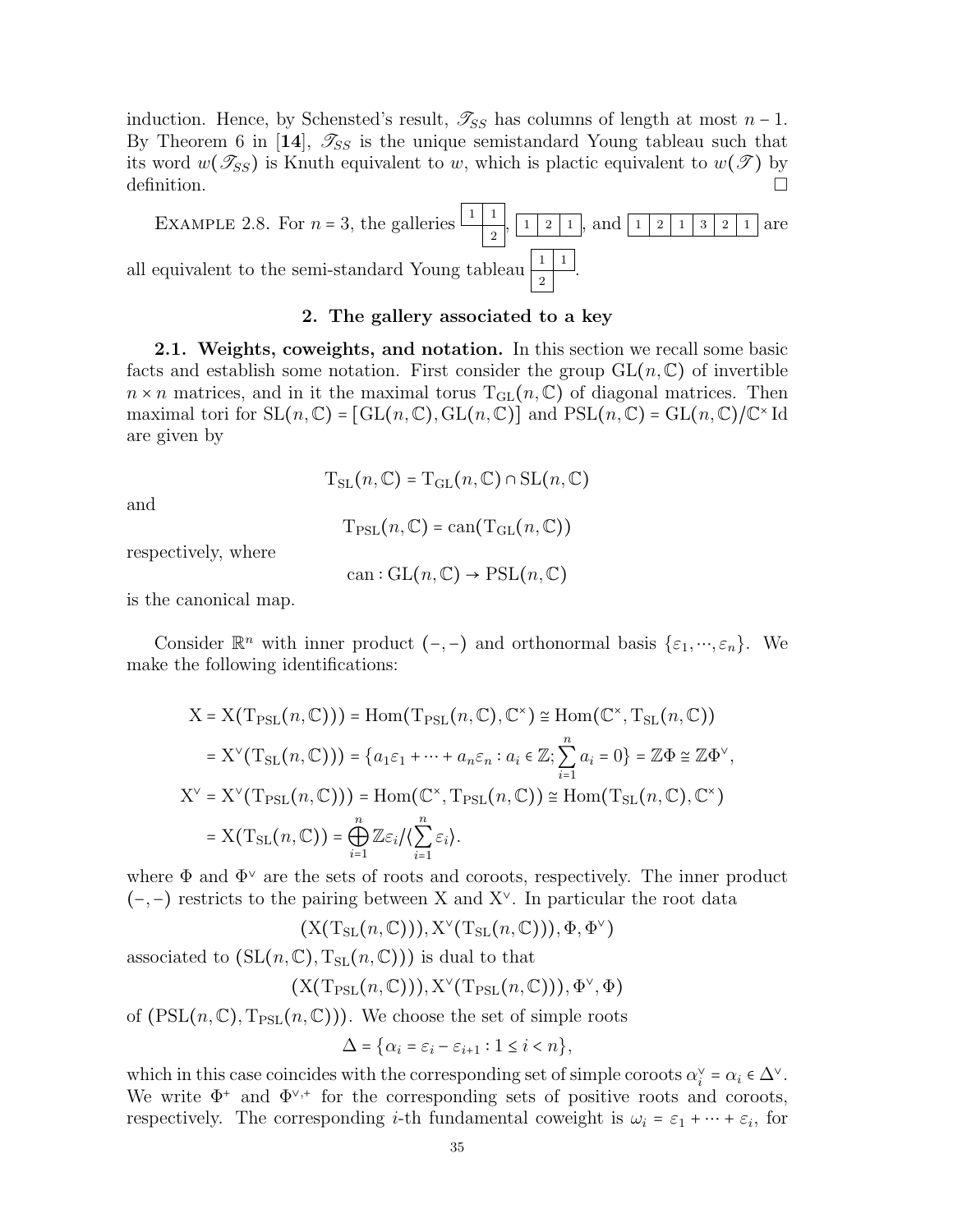induction. Hence, by Schensted's result, $\mathscr{T}_{SS}$ has columns of length at most $n-1$. By Theorem 6 in [**14**], $\mathscr{T}_{SS}$ is the unique semistandard Young tableau such that its word $w(\mathscr{T}_{SS})$ is Knuth equivalent to $w$, which is plactic equivalent to $w(\mathscr{T})$ by definition. □

Example 2.8. For $n=3$, the galleries $\begin{array}{|c|c|}\hline 1 & 1 \\ \hline \end{array}$ over $\begin{array}{|c|}\hline 2 \\ \hline\end{array}$ (second column), $\begin{array}{|c|c|c|}\hline 1 & 2 & 1 \\ \hline\end{array}$, and $\begin{array}{|c|c|c|c|c|c|}\hline 1 & 2 & 1 & 3 & 2 & 1 \\ \hline\end{array}$ are all equivalent to the semi-standard Young tableau $\begin{array}{|c|c|}\hline 1 & 1 \\ \hline 2 & \\ \cline{1-1}\end{array}$.

## 2. The gallery associated to a key

**2.1. Weights, coweights, and notation.** In this section we recall some basic facts and establish some notation. First consider the group $\mathrm{GL}(n,\mathbb{C})$ of invertible $n \times n$ matrices, and in it the maximal torus $\mathrm{T}_{\mathrm{GL}}(n,\mathbb{C})$ of diagonal matrices. Then maximal tori for $\mathrm{SL}(n,\mathbb{C}) = [\mathrm{GL}(n,\mathbb{C}),\mathrm{GL}(n,\mathbb{C})]$ and $\mathrm{PSL}(n,\mathbb{C}) = \mathrm{GL}(n,\mathbb{C})/\mathbb{C}^\times \mathrm{Id}$ are given by

$$\mathrm{T}_{\mathrm{SL}}(n,\mathbb{C}) = \mathrm{T}_{\mathrm{GL}}(n,\mathbb{C}) \cap \mathrm{SL}(n,\mathbb{C})$$

and

$$\mathrm{T}_{\mathrm{PSL}}(n,\mathbb{C}) = \mathrm{can}(\mathrm{T}_{\mathrm{GL}}(n,\mathbb{C}))$$

respectively, where

$$\mathrm{can} : \mathrm{GL}(n,\mathbb{C}) \to \mathrm{PSL}(n,\mathbb{C})$$

is the canonical map.

Consider $\mathbb{R}^n$ with inner product $(-,-)$ and orthonormal basis $\{\varepsilon_1, \cdots, \varepsilon_n\}$. We make the following identifications:

$$\begin{aligned}
\mathrm{X} = \mathrm{X}(\mathrm{T}_{\mathrm{PSL}}(n,\mathbb{C}))) &= \mathrm{Hom}(\mathrm{T}_{\mathrm{PSL}}(n,\mathbb{C}),\mathbb{C}^\times) \cong \mathrm{Hom}(\mathbb{C}^\times, \mathrm{T}_{\mathrm{SL}}(n,\mathbb{C})) \\
&= \mathrm{X}^\vee(\mathrm{T}_{\mathrm{SL}}(n,\mathbb{C}))) = \{a_1\varepsilon_1 + \cdots + a_n\varepsilon_n : a_i \in \mathbb{Z}; \sum_{i=1}^n a_i = 0\} = \mathbb{Z}\Phi \cong \mathbb{Z}\Phi^\vee, \\
\mathrm{X}^\vee = \mathrm{X}^\vee(\mathrm{T}_{\mathrm{PSL}}(n,\mathbb{C}))) &= \mathrm{Hom}(\mathbb{C}^\times, \mathrm{T}_{\mathrm{PSL}}(n,\mathbb{C})) \cong \mathrm{Hom}(\mathrm{T}_{\mathrm{SL}}(n,\mathbb{C}),\mathbb{C}^\times) \\
&= \mathrm{X}(\mathrm{T}_{\mathrm{SL}}(n,\mathbb{C})) = \bigoplus_{i=1}^n \mathbb{Z}\varepsilon_i / \langle \sum_{i=1}^n \varepsilon_i \rangle.
\end{aligned}$$

where $\Phi$ and $\Phi^\vee$ are the sets of roots and coroots, respectively. The inner product $(-,-)$ restricts to the pairing between X and $\mathrm{X}^\vee$. In particular the root data

$$(\mathrm{X}(\mathrm{T}_{\mathrm{SL}}(n,\mathbb{C}))), \mathrm{X}^\vee(\mathrm{T}_{\mathrm{SL}}(n,\mathbb{C}))), \Phi, \Phi^\vee)$$

associated to $(\mathrm{SL}(n,\mathbb{C}), \mathrm{T}_{\mathrm{SL}}(n,\mathbb{C})))$ is dual to that

$$(\mathrm{X}(\mathrm{T}_{\mathrm{PSL}}(n,\mathbb{C}))), \mathrm{X}^\vee(\mathrm{T}_{\mathrm{PSL}}(n,\mathbb{C}))), \Phi^\vee, \Phi)$$

of $(\mathrm{PSL}(n,\mathbb{C}), \mathrm{T}_{\mathrm{PSL}}(n,\mathbb{C})))$. We choose the set of simple roots

$$\Delta = \{\alpha_i = \varepsilon_i - \varepsilon_{i+1} : 1 \le i < n\},$$

which in this case coincides with the corresponding set of simple coroots $\alpha_i^\vee = \alpha_i \in \Delta^\vee$. We write $\Phi^+$ and $\Phi^{\vee,+}$ for the corresponding sets of positive roots and coroots, respectively. The corresponding $i$-th fundamental coweight is $\omega_i = \varepsilon_1 + \cdots + \varepsilon_i$, for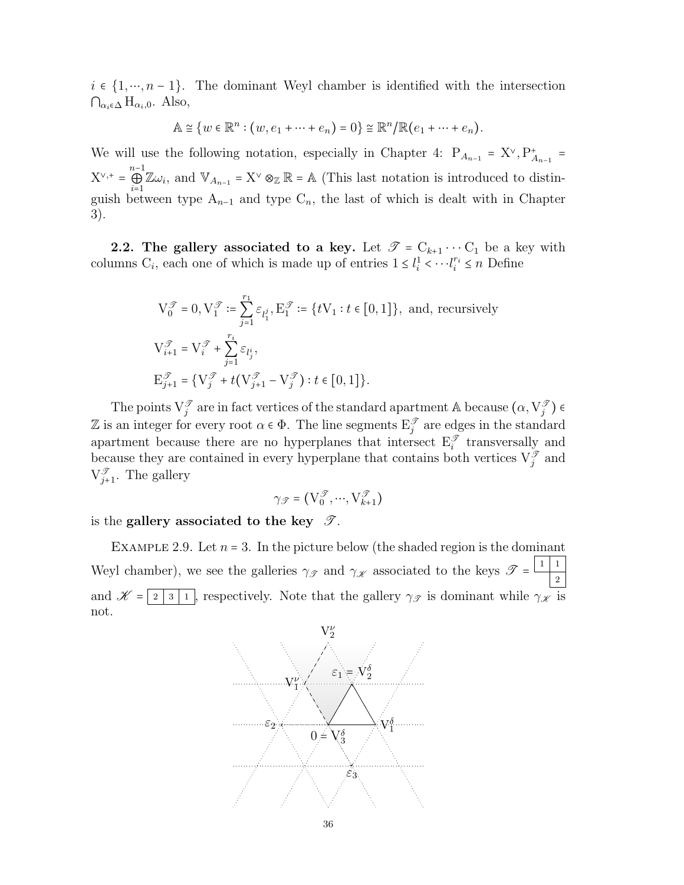$i \in \{1, \cdots, n-1\}$. The dominant Weyl chamber is identified with the intersection $\bigcap_{\alpha_i \in \Delta} \mathrm{H}_{\alpha_i,0}$. Also,

$$\mathbb{A} \cong \{w \in \mathbb{R}^n : (w, e_1 + \cdots + e_n) = 0\} \cong \mathbb{R}^n / \mathbb{R}(e_1 + \cdots + e_n).$$

We will use the following notation, especially in Chapter 4: $\mathrm{P}_{A_{n-1}} = \mathrm{X}^\vee, \mathrm{P}^+_{A_{n-1}} = \mathrm{X}^{\vee,+} = \bigoplus_{i=1}^{n-1} \mathbb{Z}\omega_i$, and $\mathbb{V}_{A_{n-1}} = \mathrm{X}^\vee \otimes_{\mathbb{Z}} \mathbb{R} = \mathbb{A}$ (This last notation is introduced to distinguish between type $\mathrm{A}_{n-1}$ and type $\mathrm{C}_n$, the last of which is dealt with in Chapter 3).

**2.2. The gallery associated to a key.** Let $\mathscr{T} = \mathrm{C}_{k+1} \cdots \mathrm{C}_1$ be a key with columns $\mathrm{C}_i$, each one of which is made up of entries $1 \leq l_i^1 < \cdots l_i^{r_i} \leq n$ Define

$$\mathrm{V}_0^{\mathscr{T}} = 0, \mathrm{V}_1^{\mathscr{T}} := \sum_{j=1}^{r_1} \varepsilon_{l_1^j}, \mathrm{E}_1^{\mathscr{T}} := \{t\mathrm{V}_1 : t \in [0,1]\}, \text{ and, recursively}$$

$$\mathrm{V}_{i+1}^{\mathscr{T}} = \mathrm{V}_i^{\mathscr{T}} + \sum_{j=1}^{r_i} \varepsilon_{l_j^i},$$

$$\mathrm{E}_{j+1}^{\mathscr{T}} = \{\mathrm{V}_j^{\mathscr{T}} + t(\mathrm{V}_{j+1}^{\mathscr{T}} - \mathrm{V}_j^{\mathscr{T}}) : t \in [0,1]\}.$$

The points $\mathrm{V}_j^{\mathscr{T}}$ are in fact vertices of the standard apartment $\mathbb{A}$ because $(\alpha, \mathrm{V}_j^{\mathscr{T}}) \in \mathbb{Z}$ is an integer for every root $\alpha \in \Phi$. The line segments $\mathrm{E}_j^{\mathscr{T}}$ are edges in the standard apartment because there are no hyperplanes that intersect $\mathrm{E}_i^{\mathscr{T}}$ transversally and because they are contained in every hyperplane that contains both vertices $\mathrm{V}_j^{\mathscr{T}}$ and $\mathrm{V}_{j+1}^{\mathscr{T}}$. The gallery

$$\gamma_{\mathscr{T}} = (\mathrm{V}_0^{\mathscr{T}}, \cdots, \mathrm{V}_{k+1}^{\mathscr{T}})$$

is the **gallery associated to the key** $\mathscr{T}$.

Example 2.9. Let $n = 3$. In the picture below (the shaded region is the dominant Weyl chamber), we see the galleries $\gamma_{\mathscr{T}}$ and $\gamma_{\mathscr{K}}$ associated to the keys $\mathscr{T} = $ 

| 1 | 1 |
|---|---|
|   | 2 |

and $\mathscr{K} = $ 

| 2 | 3 | 1 |
|---|---|---|

, respectively. Note that the gallery $\gamma_{\mathscr{T}}$ is dominant while $\gamma_{\mathscr{K}}$ is not.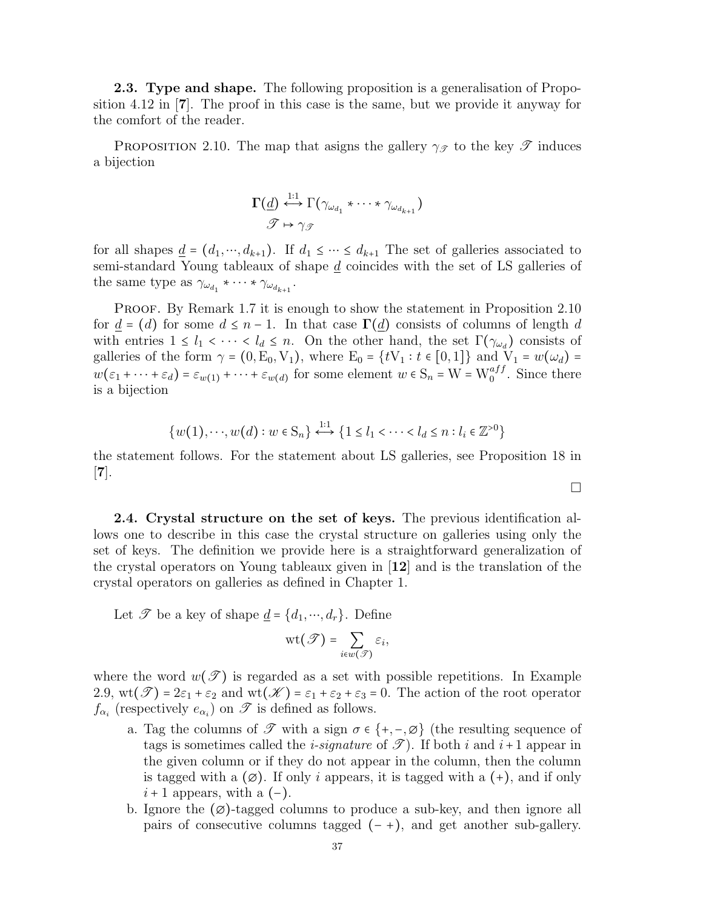**2.3. Type and shape.** The following proposition is a generalisation of Proposition 4.12 in [**7**]. The proof in this case is the same, but we provide it anyway for the comfort of the reader.

Proposition 2.10. The map that asigns the gallery $\gamma_{\mathscr{T}}$ to the key $\mathscr{T}$ induces a bijection

$$\mathbf{\Gamma}(\underline{d}) \overset{1:1}{\longleftrightarrow} \Gamma(\gamma_{\omega_{d_1}} * \cdots * \gamma_{\omega_{d_{k+1}}})$$
$$\mathscr{T} \mapsto \gamma_{\mathscr{T}}$$

for all shapes $\underline{d} = (d_1, \cdots, d_{k+1})$. If $d_1 \leq \cdots \leq d_{k+1}$ The set of galleries associated to semi-standard Young tableaux of shape $\underline{d}$ coincides with the set of LS galleries of the same type as $\gamma_{\omega_{d_1}} * \cdots * \gamma_{\omega_{d_{k+1}}}$.

Proof. By Remark 1.7 it is enough to show the statement in Proposition 2.10 for $\underline{d} = (d)$ for some $d \leq n-1$. In that case $\mathbf{\Gamma}(\underline{d})$ consists of columns of length $d$ with entries $1 \leq l_1 < \cdots < l_d \leq n$. On the other hand, the set $\Gamma(\gamma_{\omega_d})$ consists of galleries of the form $\gamma = (0, \mathrm{E}_0, \mathrm{V}_1)$, where $\mathrm{E}_0 = \{t\mathrm{V}_1 : t \in [0,1]\}$ and $\mathrm{V}_1 = w(\omega_d) = w(\varepsilon_1 + \cdots + \varepsilon_d) = \varepsilon_{w(1)} + \cdots + \varepsilon_{w(d)}$ for some element $w \in \mathrm{S}_n = \mathrm{W} = \mathrm{W}_0^{aff}$. Since there is a bijection

$$\{w(1), \cdots, w(d) : w \in \mathrm{S}_n\} \overset{1:1}{\longleftrightarrow} \{1 \leq l_1 < \cdots < l_d \leq n : l_i \in \mathbb{Z}^{>0}\}$$

the statement follows. For the statement about LS galleries, see Proposition 18 in [**7**].

□

**2.4. Crystal structure on the set of keys.** The previous identification allows one to describe in this case the crystal structure on galleries using only the set of keys. The definition we provide here is a straightforward generalization of the crystal operators on Young tableaux given in [**12**] and is the translation of the crystal operators on galleries as defined in Chapter 1.

Let $\mathscr{T}$ be a key of shape $\underline{d} = \{d_1, \cdots, d_r\}$. Define

$$\mathrm{wt}(\mathscr{T}) = \sum_{i \in w(\mathscr{T})} \varepsilon_i,$$

where the word $w(\mathscr{T})$ is regarded as a set with possible repetitions. In Example 2.9, $\mathrm{wt}(\mathscr{T}) = 2\varepsilon_1 + \varepsilon_2$ and $\mathrm{wt}(\mathscr{K}) = \varepsilon_1 + \varepsilon_2 + \varepsilon_3 = 0$. The action of the root operator $f_{\alpha_i}$ (respectively $e_{\alpha_i}$) on $\mathscr{T}$ is defined as follows.

a. Tag the columns of $\mathscr{T}$ with a sign $\sigma \in \{+, -, \varnothing\}$ (the resulting sequence of tags is sometimes called the *i-signature* of $\mathscr{T}$). If both $i$ and $i+1$ appear in the given column or if they do not appear in the column, then the column is tagged with a $(\varnothing)$. If only $i$ appears, it is tagged with a $(+)$, and if only $i+1$ appears, with a $(-)$.
b. Ignore the $(\varnothing)$-tagged columns to produce a sub-key, and then ignore all pairs of consecutive columns tagged $(-\,+)$, and get another sub-gallery.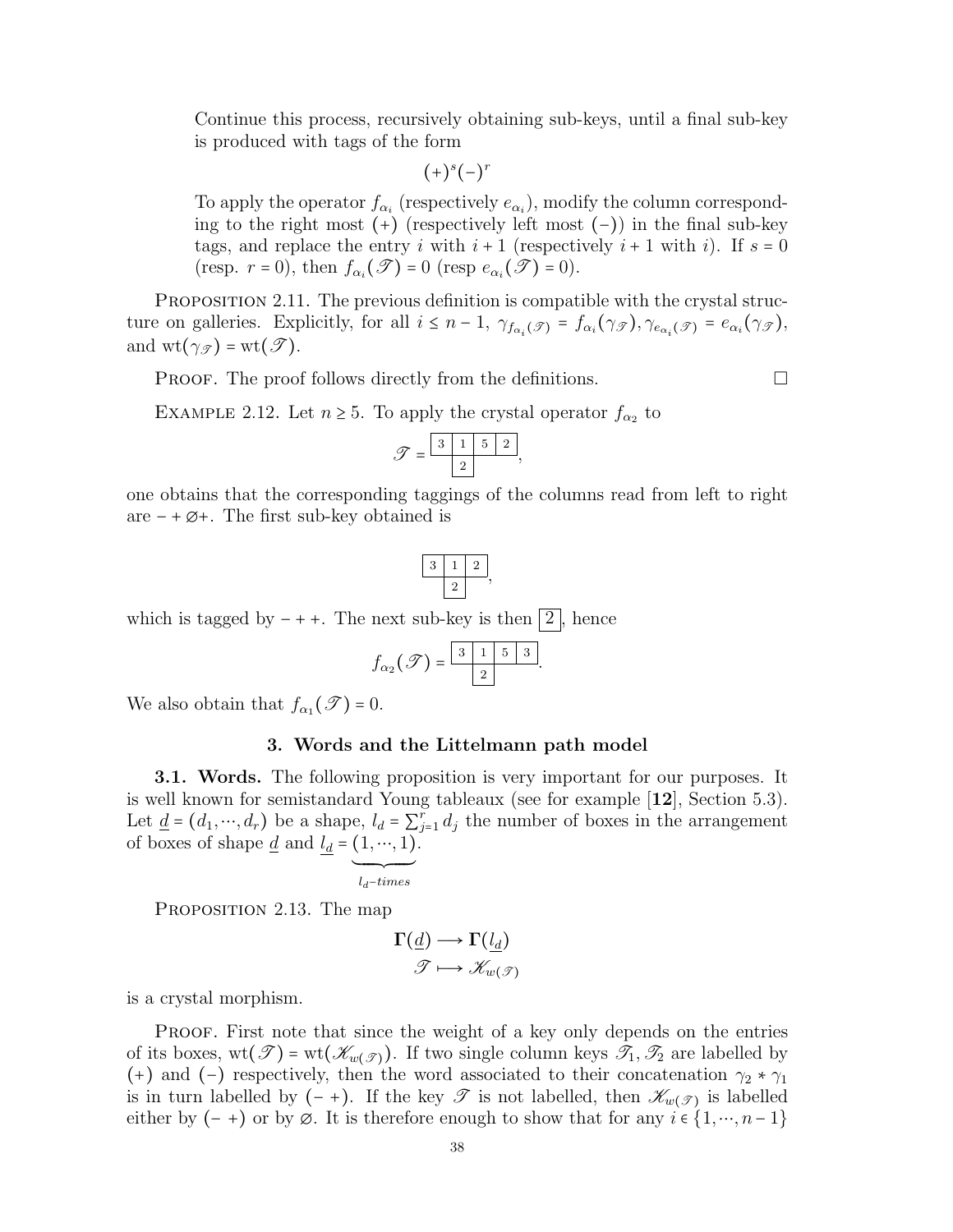Continue this process, recursively obtaining sub-keys, until a final sub-key is produced with tags of the form

$$(+)^s(-)^r$$

To apply the operator $f_{\alpha_i}$ (respectively $e_{\alpha_i}$), modify the column corresponding to the right most $(+)$ (respectively left most $(-)$) in the final sub-key tags, and replace the entry $i$ with $i+1$ (respectively $i+1$ with $i$). If $s=0$ (resp. $r=0$), then $f_{\alpha_i}(\mathscr{T})=0$ (resp $e_{\alpha_i}(\mathscr{T})=0$).

Proposition 2.11. The previous definition is compatible with the crystal structure on galleries. Explicitly, for all $i \leq n-1$, $\gamma_{f_{\alpha_i}(\mathscr{T})} = f_{\alpha_i}(\gamma_{\mathscr{T}}), \gamma_{e_{\alpha_i}(\mathscr{T})} = e_{\alpha_i}(\gamma_{\mathscr{T}})$, and $\mathrm{wt}(\gamma_{\mathscr{T}}) = \mathrm{wt}(\mathscr{T})$.

Proof. The proof follows directly from the definitions. □

Example 2.12. Let $n \geq 5$. To apply the crystal operator $f_{\alpha_2}$ to

$$\mathscr{T} = \begin{array}{|c|c|c|c|} \hline 3 & 1 & 5 & 2 \\ \hline & 2 & & \\ \cline{2-2} \end{array},$$

one obtains that the corresponding taggings of the columns read from left to right are $-+\varnothing+$. The first sub-key obtained is

$$\begin{array}{|c|c|c|} \hline 3 & 1 & 2 \\ \hline & 2 & \\ \cline{2-2} \end{array},$$

which is tagged by $-++$. The next sub-key is then $\boxed{2}$, hence

$$f_{\alpha_2}(\mathscr{T}) = \begin{array}{|c|c|c|c|} \hline 3 & 1 & 5 & 3 \\ \hline & 2 & & \\ \cline{2-2} \end{array}.$$

We also obtain that $f_{\alpha_1}(\mathscr{T}) = 0$.

## 3. Words and the Littelmann path model

**3.1. Words.** The following proposition is very important for our purposes. It is well known for semistandard Young tableaux (see for example [12], Section 5.3). Let $\underline{d} = (d_1, \cdots, d_r)$ be a shape, $l_d = \sum_{j=1}^{r} d_j$ the number of boxes in the arrangement of boxes of shape $\underline{d}$ and $\underline{l_d} = \underbrace{(1, \cdots, 1)}_{l_d\text{-}times}$.

Proposition 2.13. The map

$$\begin{aligned} \mathbf{\Gamma}(\underline{d}) &\longrightarrow \mathbf{\Gamma}(\underline{l_d}) \\ \mathscr{T} &\longmapsto \mathscr{K}_{w(\mathscr{T})} \end{aligned}$$

is a crystal morphism.

Proof. First note that since the weight of a key only depends on the entries of its boxes, $\mathrm{wt}(\mathscr{T}) = \mathrm{wt}(\mathscr{K}_{w(\mathscr{T})})$. If two single column keys $\mathscr{T}_1, \mathscr{T}_2$ are labelled by $(+)$ and $(-)$ respectively, then the word associated to their concatenation $\gamma_2 * \gamma_1$ is in turn labelled by $(-\,+)$. If the key $\mathscr{T}$ is not labelled, then $\mathscr{K}_{w(\mathscr{T})}$ is labelled either by $(-\,+)$ or by $\varnothing$. It is therefore enough to show that for any $i \in \{1, \cdots, n-1\}$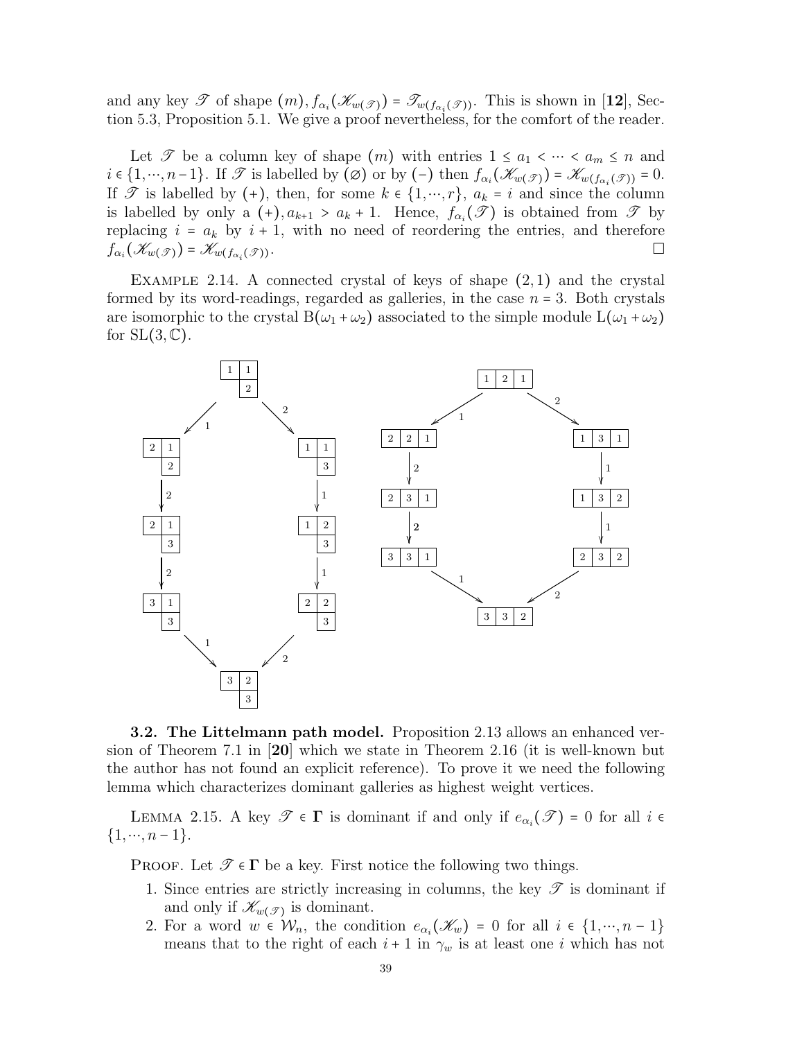and any key $\mathscr{T}$ of shape $(m), f_{\alpha_i}(\mathscr{K}_{w(\mathscr{T})}) = \mathscr{T}_{w(f_{\alpha_i}(\mathscr{T}))}$. This is shown in [**12**], Section 5.3, Proposition 5.1. We give a proof nevertheless, for the comfort of the reader.

Let $\mathscr{T}$ be a column key of shape $(m)$ with entries $1 \le a_1 < \cdots < a_m \le n$ and $i \in \{1, \cdots, n-1\}$. If $\mathscr{T}$ is labelled by $(\varnothing)$ or by $(-)$ then $f_{\alpha_i}(\mathscr{K}_{w(\mathscr{T})}) = \mathscr{K}_{w(f_{\alpha_i}(\mathscr{T}))} = 0$. If $\mathscr{T}$ is labelled by $(+)$, then, for some $k \in \{1, \cdots, r\}$, $a_k = i$ and since the column is labelled by only a $(+)$, $a_{k+1} > a_k + 1$. Hence, $f_{\alpha_i}(\mathscr{T})$ is obtained from $\mathscr{T}$ by replacing $i = a_k$ by $i+1$, with no need of reordering the entries, and therefore $f_{\alpha_i}(\mathscr{K}_{w(\mathscr{T})}) = \mathscr{K}_{w(f_{\alpha_i}(\mathscr{T}))}$. □

EXAMPLE 2.14. A connected crystal of keys of shape $(2,1)$ and the crystal formed by its word-readings, regarded as galleries, in the case $n = 3$. Both crystals are isomorphic to the crystal $\mathrm{B}(\omega_1 + \omega_2)$ associated to the simple module $\mathrm{L}(\omega_1 + \omega_2)$ for $\mathrm{SL}(3, \mathbb{C})$.

**3.2. The Littelmann path model.** Proposition 2.13 allows an enhanced version of Theorem 7.1 in [**20**] which we state in Theorem 2.16 (it is well-known but the author has not found an explicit reference). To prove it we need the following lemma which characterizes dominant galleries as highest weight vertices.

LEMMA 2.15. *A key $\mathscr{T} \in \mathbf{\Gamma}$ is dominant if and only if $e_{\alpha_i}(\mathscr{T}) = 0$ for all $i \in \{1, \cdots, n-1\}$.*

PROOF. Let $\mathscr{T} \in \mathbf{\Gamma}$ be a key. First notice the following two things.

1. Since entries are strictly increasing in columns, the key $\mathscr{T}$ is dominant if and only if $\mathscr{K}_{w(\mathscr{T})}$ is dominant.
2. For a word $w \in \mathcal{W}_n$, the condition $e_{\alpha_i}(\mathscr{K}_w) = 0$ for all $i \in \{1, \cdots, n-1\}$ means that to the right of each $i+1$ in $\gamma_w$ is at least one $i$ which has not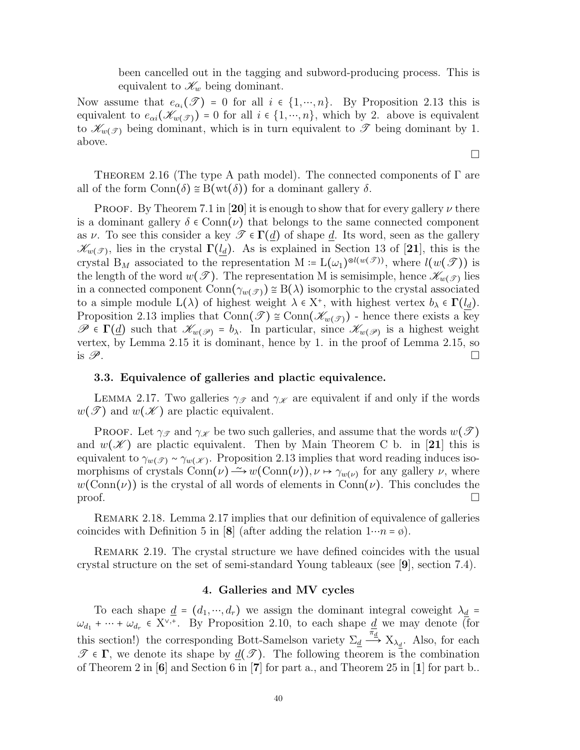been cancelled out in the tagging and subword-producing process. This is equivalent to $\mathscr{K}_w$ being dominant.

Now assume that $e_{\alpha_i}(\mathscr{T}) = 0$ for all $i \in \{1, \cdots, n\}$. By Proposition 2.13 this is equivalent to $e_{\alpha i}(\mathscr{K}_{w(\mathscr{T})}) = 0$ for all $i \in \{1, \cdots, n\}$, which by 2. above is equivalent to $\mathscr{K}_{w(\mathscr{T})}$ being dominant, which is in turn equivalent to $\mathscr{T}$ being dominant by 1. above.

□

THEOREM 2.16 (The type A path model). The connected components of $\Gamma$ are all of the form $\mathrm{Conn}(\delta) \cong \mathrm{B}(\mathrm{wt}(\delta))$ for a dominant gallery $\delta$.

PROOF. By Theorem 7.1 in [**20**] it is enough to show that for every gallery $\nu$ there is a dominant gallery $\delta \in \mathrm{Conn}(\nu)$ that belongs to the same connected component as $\nu$. To see this consider a key $\mathscr{T} \in \mathbf{\Gamma}(\underline{d})$ of shape $\underline{d}$. Its word, seen as the gallery $\mathscr{K}_{w(\mathscr{T})}$, lies in the crystal $\mathbf{\Gamma}(\underline{l_d})$. As is explained in Section 13 of [**21**], this is the crystal $\mathrm{B}_M$ associated to the representation $\mathrm{M} := \mathrm{L}(\omega_1)^{\otimes l(w(\mathscr{T}))}$, where $l(w(\mathscr{T}))$ is the length of the word $w(\mathscr{T})$. The representation M is semisimple, hence $\mathscr{K}_{w(\mathscr{T})}$ lies in a connected component $\mathrm{Conn}(\gamma_{w(\mathscr{T})}) \cong \mathrm{B}(\lambda)$ isomorphic to the crystal associated to a simple module $\mathrm{L}(\lambda)$ of highest weight $\lambda \in \mathrm{X}^+$, with highest vertex $b_\lambda \in \mathbf{\Gamma}(\underline{l_d})$. Proposition 2.13 implies that $\mathrm{Conn}(\mathscr{T}) \cong \mathrm{Conn}(\mathscr{K}_{w(\mathscr{T})})$ - hence there exists a key $\mathscr{P} \in \mathbf{\Gamma}(\underline{d})$ such that $\mathscr{K}_{w(\mathscr{P})} = b_\lambda$. In particular, since $\mathscr{K}_{w(\mathscr{P})}$ is a highest weight vertex, by Lemma 2.15 it is dominant, hence by 1. in the proof of Lemma 2.15, so is $\mathscr{P}$. □

### 3.3. Equivalence of galleries and plactic equivalence.

LEMMA 2.17. Two galleries $\gamma_{\mathscr{T}}$ and $\gamma_{\mathscr{K}}$ are equivalent if and only if the words $w(\mathscr{T})$ and $w(\mathscr{K})$ are plactic equivalent.

PROOF. Let $\gamma_{\mathscr{T}}$ and $\gamma_{\mathscr{K}}$ be two such galleries, and assume that the words $w(\mathscr{T})$ and $w(\mathscr{K})$ are plactic equivalent. Then by Main Theorem C b. in [**21**] this is equivalent to $\gamma_{w(\mathscr{T})} \sim \gamma_{w(\mathscr{K})}$. Proposition 2.13 implies that word reading induces isomorphisms of crystals $\mathrm{Conn}(\nu) \xrightarrow{\sim} w(\mathrm{Conn}(\nu)), \nu \mapsto \gamma_{w(\nu)}$ for any gallery $\nu$, where $w(\mathrm{Conn}(\nu))$ is the crystal of all words of elements in $\mathrm{Conn}(\nu)$. This concludes the proof. □

REMARK 2.18. Lemma 2.17 implies that our definition of equivalence of galleries coincides with Definition 5 in [**8**] (after adding the relation $1 \cdots n = \emptyset$).

REMARK 2.19. The crystal structure we have defined coincides with the usual crystal structure on the set of semi-standard Young tableaux (see [**9**], section 7.4).

## 4. Galleries and MV cycles

To each shape $\underline{d} = (d_1, \cdots, d_r)$ we assign the dominant integral coweight $\lambda_{\underline{d}} = \omega_{d_1} + \cdots + \omega_{d_r} \in \mathrm{X}^{\vee,+}$. By Proposition 2.10, to each shape $\underline{d}$ we may denote (for this section!) the corresponding Bott-Samelson variety $\Sigma_{\underline{d}} \xrightarrow{\pi_{\underline{d}}} \mathrm{X}_{\lambda_{\underline{d}}}$. Also, for each $\mathscr{T} \in \mathbf{\Gamma}$, we denote its shape by $\underline{d}(\mathscr{T})$. The following theorem is the combination of Theorem 2 in [**6**] and Section 6 in [**7**] for part a., and Theorem 25 in [**1**] for part b..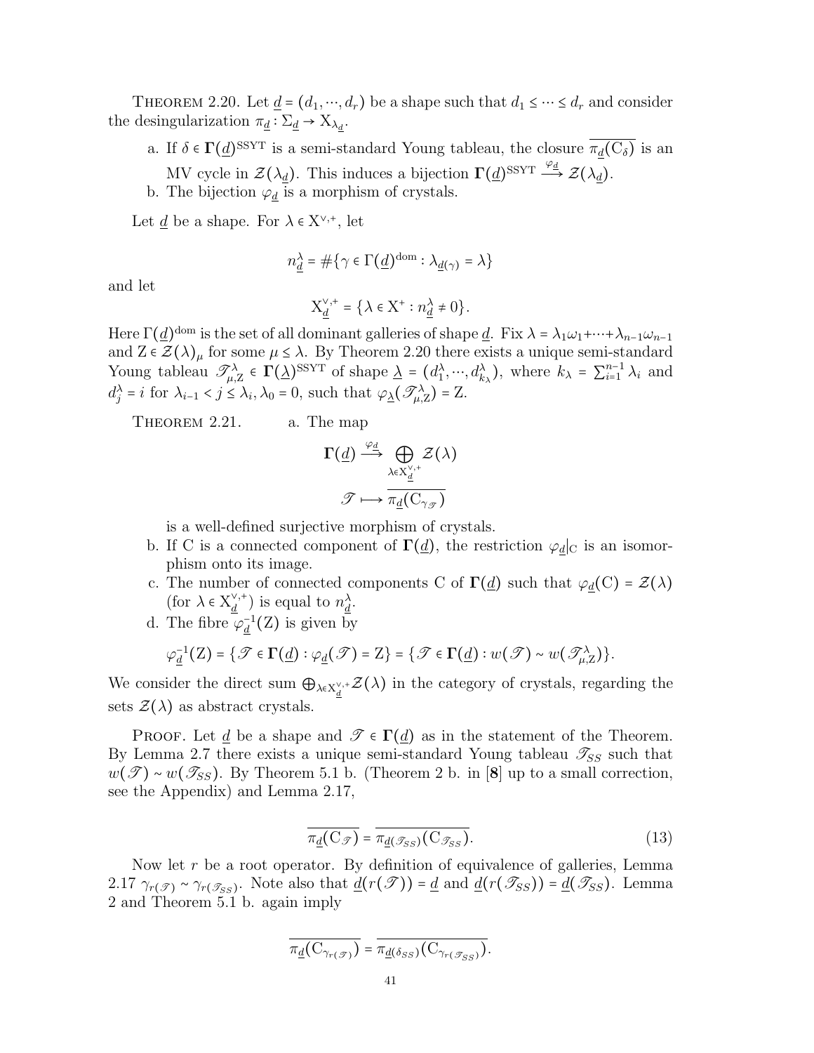THEOREM 2.20. Let $\underline{d} = (d_1, \cdots, d_r)$ be a shape such that $d_1 \leq \cdots \leq d_r$ and consider the desingularization $\pi_{\underline{d}} : \Sigma_{\underline{d}} \to \mathrm{X}_{\lambda_{\underline{d}}}$.

a. If $\delta \in \mathbf{\Gamma}(\underline{d})^{\mathrm{SSYT}}$ is a semi-standard Young tableau, the closure $\overline{\pi_{\underline{d}}(\mathrm{C}_\delta)}$ is an MV cycle in $\mathcal{Z}(\lambda_{\underline{d}})$. This induces a bijection $\mathbf{\Gamma}(\underline{d})^{\mathrm{SSYT}} \xrightarrow{\varphi_{\underline{d}}} \mathcal{Z}(\lambda_{\underline{d}})$.

b. The bijection $\varphi_{\underline{d}}$ is a morphism of crystals.

Let $\underline{d}$ be a shape. For $\lambda \in \mathrm{X}^{\vee,+}$, let

$$n_{\underline{d}}^\lambda = \#\{\gamma \in \Gamma(\underline{d})^{\mathrm{dom}} : \lambda_{\underline{d}(\gamma)} = \lambda\}$$

and let

$$\mathrm{X}_{\underline{d}}^{\vee,+} = \{\lambda \in \mathrm{X}^+ : n_{\underline{d}}^\lambda \neq 0\}.$$

Here $\Gamma(\underline{d})^{\mathrm{dom}}$ is the set of all dominant galleries of shape $\underline{d}$. Fix $\lambda = \lambda_1\omega_1 + \cdots + \lambda_{n-1}\omega_{n-1}$ and $\mathrm{Z} \in \mathcal{Z}(\lambda)_\mu$ for some $\mu \leq \lambda$. By Theorem 2.20 there exists a unique semi-standard Young tableau $\mathscr{T}_{\mu,\mathrm{Z}}^\lambda \in \mathbf{\Gamma}(\underline{\lambda})^{\mathrm{SSYT}}$ of shape $\underline{\lambda} = (d_1^\lambda, \cdots, d_{k_\lambda}^\lambda)$, where $k_\lambda = \sum_{i=1}^{n-1} \lambda_i$ and $d_j^\lambda = i$ for $\lambda_{i-1} < j \leq \lambda_i, \lambda_0 = 0$, such that $\varphi_{\underline{\lambda}}(\mathscr{T}_{\mu,\mathrm{Z}}^\lambda) = \mathrm{Z}$.

THEOREM 2.21.

a. The map

$$\begin{aligned} \mathbf{\Gamma}(\underline{d}) &\xrightarrow{\varphi_{\underline{d}}} \bigoplus_{\lambda \in \mathrm{X}_{\underline{d}}^{\vee,+}} \mathcal{Z}(\lambda) \\ \mathscr{T} &\longmapsto \overline{\pi_{\underline{d}}(\mathrm{C}_{\gamma_{\mathscr{T}}})} \end{aligned}$$

is a well-defined surjective morphism of crystals.

b. If C is a connected component of $\mathbf{\Gamma}(\underline{d})$, the restriction $\varphi_{\underline{d}}|_{\mathrm{C}}$ is an isomorphism onto its image.

c. The number of connected components C of $\mathbf{\Gamma}(\underline{d})$ such that $\varphi_{\underline{d}}(\mathrm{C}) = \mathcal{Z}(\lambda)$ (for $\lambda \in \mathrm{X}_{\underline{d}}^{\vee,+}$) is equal to $n_{\underline{d}}^\lambda$.

d. The fibre $\varphi_{\underline{d}}^{-1}(\mathrm{Z})$ is given by

$$\varphi_{\underline{d}}^{-1}(\mathrm{Z}) = \{\mathscr{T} \in \mathbf{\Gamma}(\underline{d}) : \varphi_{\underline{d}}(\mathscr{T}) = \mathrm{Z}\} = \{\mathscr{T} \in \mathbf{\Gamma}(\underline{d}) : w(\mathscr{T}) \sim w(\mathscr{T}_{\mu,\mathrm{Z}}^\lambda)\}.$$

We consider the direct sum $\bigoplus_{\lambda \in \mathrm{X}_{\underline{d}}^{\vee,+}} \mathcal{Z}(\lambda)$ in the category of crystals, regarding the sets $\mathcal{Z}(\lambda)$ as abstract crystals.

PROOF. Let $\underline{d}$ be a shape and $\mathscr{T} \in \mathbf{\Gamma}(\underline{d})$ as in the statement of the Theorem. By Lemma 2.7 there exists a unique semi-standard Young tableau $\mathscr{T}_{SS}$ such that $w(\mathscr{T}) \sim w(\mathscr{T}_{SS})$. By Theorem 5.1 b. (Theorem 2 b. in [**8**] up to a small correction, see the Appendix) and Lemma 2.17,

$$\overline{\pi_{\underline{d}}(\mathrm{C}_{\mathscr{T}})} = \overline{\pi_{\underline{d}(\mathscr{T}_{SS})}(\mathrm{C}_{\mathscr{T}_{SS}})}. \tag{13}$$

Now let $r$ be a root operator. By definition of equivalence of galleries, Lemma 2.17 $\gamma_{r(\mathscr{T})} \sim \gamma_{r(\mathscr{T}_{SS})}$. Note also that $\underline{d}(r(\mathscr{T})) = \underline{d}$ and $\underline{d}(r(\mathscr{T}_{SS})) = \underline{d}(\mathscr{T}_{SS})$. Lemma 2 and Theorem 5.1 b. again imply

$$\overline{\pi_{\underline{d}}(\mathrm{C}_{\gamma_{r(\mathscr{T})}})} = \overline{\pi_{\underline{d}(\delta_{SS})}(\mathrm{C}_{\gamma_{r(\mathscr{T}_{SS})}})}.$$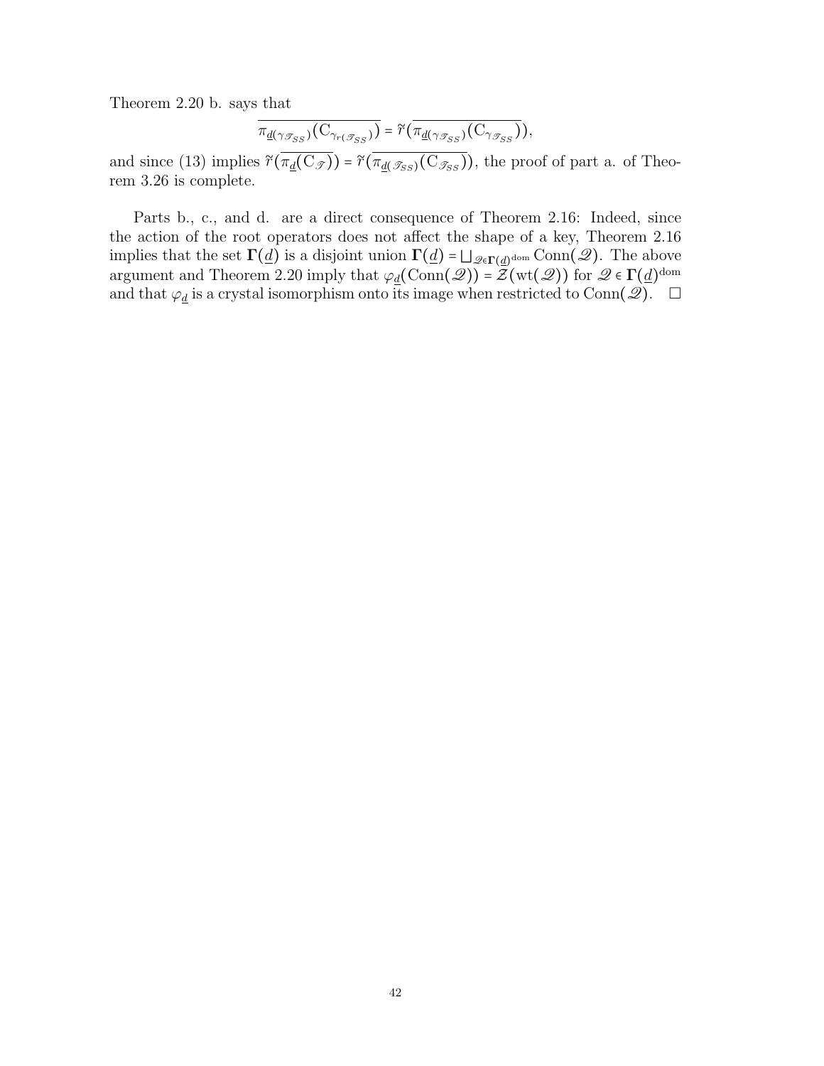Theorem 2.20 b. says that

$$\overline{\pi_{\underline{d}(\gamma_{\mathscr{T}_{SS}})}(\mathrm{C}_{\gamma_{r(\mathscr{T}_{SS})}})} = \tilde{r}(\overline{\pi_{\underline{d}(\gamma_{\mathscr{T}_{SS}})}(\mathrm{C}_{\gamma_{\mathscr{T}_{SS}}})}),$$

and since (13) implies $\tilde{r}(\overline{\pi_{\underline{d}}(\mathrm{C}_{\mathscr{T}})}) = \tilde{r}(\overline{\pi_{\underline{d}(\mathscr{T}_{SS})}(\mathrm{C}_{\mathscr{T}_{SS}})})$, the proof of part a. of Theorem 3.26 is complete.

Parts b., c., and d. are a direct consequence of Theorem 2.16: Indeed, since the action of the root operators does not affect the shape of a key, Theorem 2.16 implies that the set $\mathbf{\Gamma}(\underline{d})$ is a disjoint union $\mathbf{\Gamma}(\underline{d}) = \bigsqcup_{\mathscr{Q} \in \mathbf{\Gamma}(\underline{d})^{\mathrm{dom}}} \mathrm{Conn}(\mathscr{Q})$. The above argument and Theorem 2.20 imply that $\varphi_{\underline{d}}(\mathrm{Conn}(\mathscr{Q})) = \mathcal{Z}(\mathrm{wt}(\mathscr{Q}))$ for $\mathscr{Q} \in \mathbf{\Gamma}(\underline{d})^{\mathrm{dom}}$ and that $\varphi_{\underline{d}}$ is a crystal isomorphism onto its image when restricted to $\mathrm{Conn}(\mathscr{Q})$. $\square$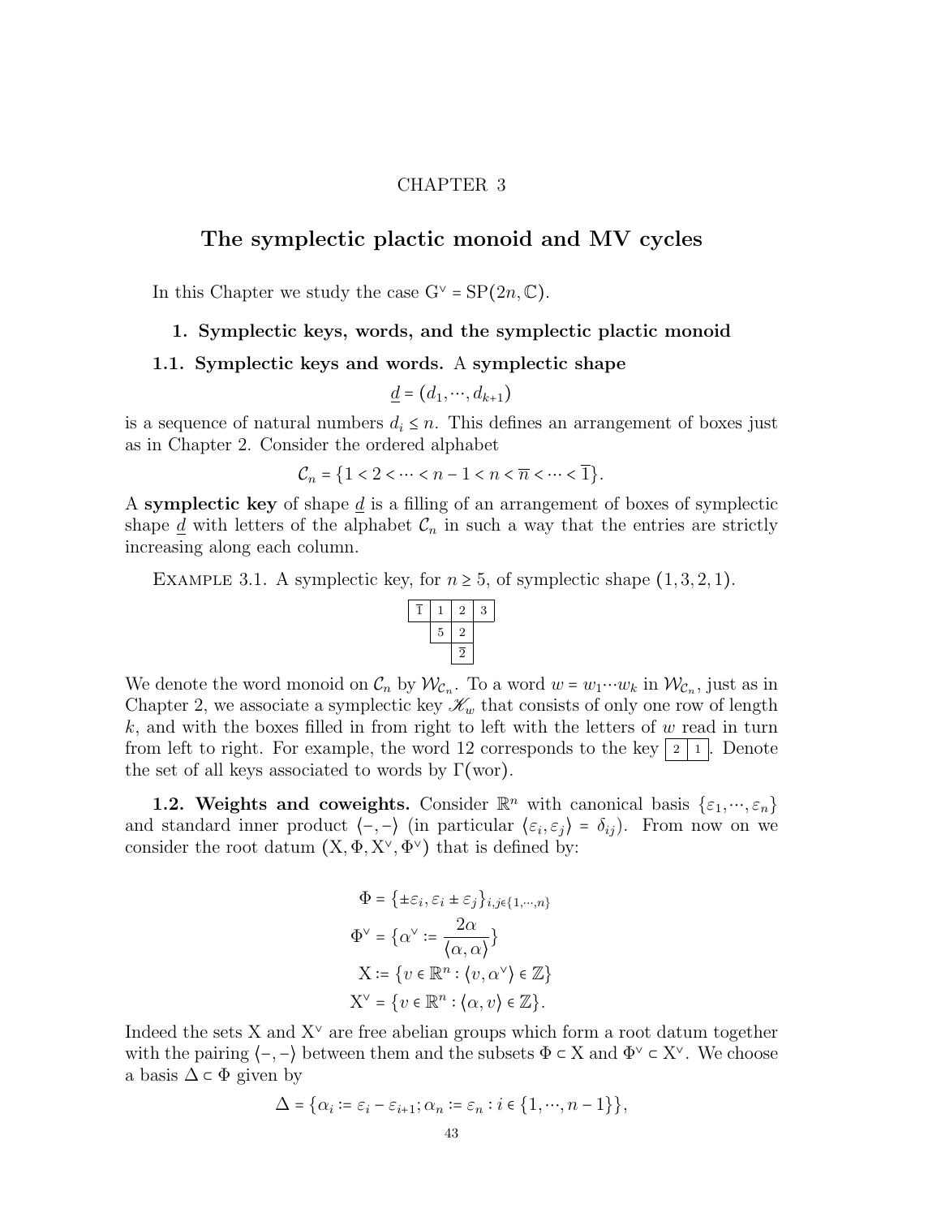# CHAPTER 3

# The symplectic plactic monoid and MV cycles

In this Chapter we study the case $G^\vee = SP(2n, \mathbb{C})$.

## 1. Symplectic keys, words, and the symplectic plactic monoid

### 1.1. Symplectic keys and words.

A **symplectic shape**

$$\underline{d} = (d_1, \cdots, d_{k+1})$$

is a sequence of natural numbers $d_i \leq n$. This defines an arrangement of boxes just as in Chapter 2. Consider the ordered alphabet

$$\mathcal{C}_n = \{1 < 2 < \cdots < n-1 < n < \overline{n} < \cdots < \overline{1}\}.$$

A **symplectic key** of shape $\underline{d}$ is a filling of an arrangement of boxes of symplectic shape $\underline{d}$ with letters of the alphabet $\mathcal{C}_n$ in such a way that the entries are strictly increasing along each column.

Example 3.1. A symplectic key, for $n \geq 5$, of symplectic shape $(1, 3, 2, 1)$.

| $\overline{1}$ | 1 | 2 | 3 |
|---|---|---|---|
| | 5 | 2 | |
| | | $\overline{2}$ | |

We denote the word monoid on $\mathcal{C}_n$ by $\mathcal{W}_{\mathcal{C}_n}$. To a word $w = w_1 \cdots w_k$ in $\mathcal{W}_{\mathcal{C}_n}$, just as in Chapter 2, we associate a symplectic key $\mathscr{K}_w$ that consists of only one row of length $k$, and with the boxes filled in from right to left with the letters of $w$ read in turn from left to right. For example, the word 12 corresponds to the key $\boxed{2}\boxed{1}$. Denote the set of all keys associated to words by $\Gamma(\text{wor})$.

### 1.2. Weights and coweights.

Consider $\mathbb{R}^n$ with canonical basis $\{\varepsilon_1, \cdots, \varepsilon_n\}$ and standard inner product $\langle -, - \rangle$ (in particular $\langle \varepsilon_i, \varepsilon_j \rangle = \delta_{ij}$). From now on we consider the root datum $(X, \Phi, X^\vee, \Phi^\vee)$ that is defined by:

$$\begin{aligned}
\Phi &= \{\pm\varepsilon_i, \varepsilon_i \pm \varepsilon_j\}_{i,j \in \{1,\cdots,n\}} \\
\Phi^\vee &= \{\alpha^\vee := \frac{2\alpha}{\langle \alpha, \alpha \rangle}\} \\
X &:= \{v \in \mathbb{R}^n : \langle v, \alpha^\vee \rangle \in \mathbb{Z}\} \\
X^\vee &= \{v \in \mathbb{R}^n : \langle \alpha, v \rangle \in \mathbb{Z}\}.
\end{aligned}$$

Indeed the sets $X$ and $X^\vee$ are free abelian groups which form a root datum together with the pairing $\langle -, - \rangle$ between them and the subsets $\Phi \subset X$ and $\Phi^\vee \subset X^\vee$. We choose a basis $\Delta \subset \Phi$ given by

$$\Delta = \{\alpha_i := \varepsilon_i - \varepsilon_{i+1}; \alpha_n := \varepsilon_n : i \in \{1, \cdots, n-1\}\},$$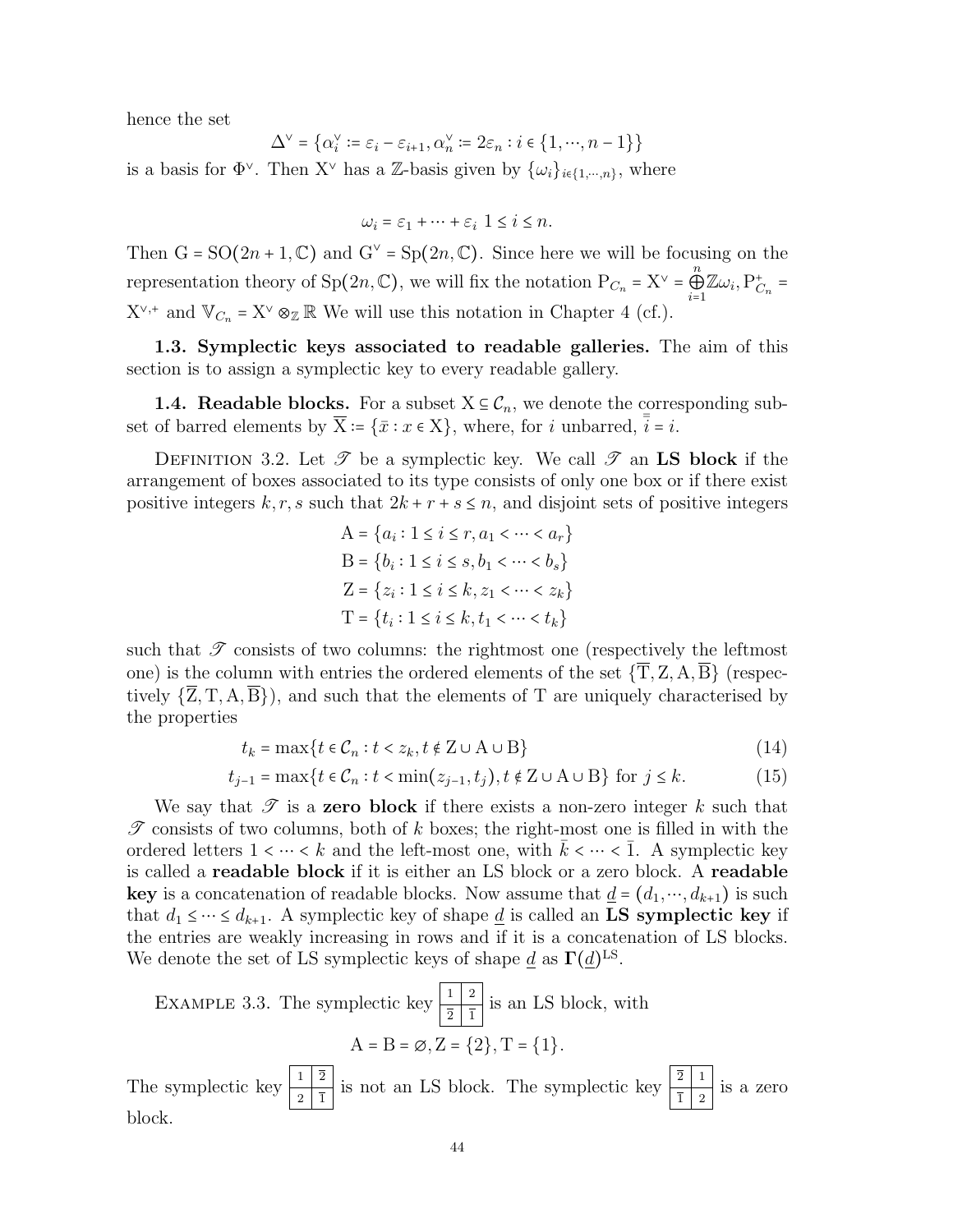hence the set

$$\Delta^\vee = \{\alpha_i^\vee := \varepsilon_i - \varepsilon_{i+1}, \alpha_n^\vee := 2\varepsilon_n : i \in \{1,\cdots,n-1\}\}$$

is a basis for $\Phi^\vee$. Then $\mathrm{X}^\vee$ has a $\mathbb{Z}$-basis given by $\{\omega_i\}_{i\in\{1,\cdots,n\}}$, where

$$\omega_i = \varepsilon_1 + \cdots + \varepsilon_i \ \ 1 \le i \le n.$$

Then $\mathrm{G} = \mathrm{SO}(2n+1,\mathbb{C})$ and $\mathrm{G}^\vee = \mathrm{Sp}(2n,\mathbb{C})$. Since here we will be focusing on the representation theory of $\mathrm{Sp}(2n,\mathbb{C})$, we will fix the notation $\mathrm{P}_{C_n} = \mathrm{X}^\vee = \bigoplus_{i=1}^{n} \mathbb{Z}\omega_i$, $\mathrm{P}^+_{C_n} = \mathrm{X}^{\vee,+}$ and $\mathbb{V}_{C_n} = \mathrm{X}^\vee \otimes_{\mathbb{Z}} \mathbb{R}$ We will use this notation in Chapter 4 (cf.).

**1.3. Symplectic keys associated to readable galleries.** The aim of this section is to assign a symplectic key to every readable gallery.

**1.4. Readable blocks.** For a subset $\mathrm{X} \subseteq \mathcal{C}_n$, we denote the corresponding subset of barred elements by $\overline{\mathrm{X}} := \{\bar{x} : x \in \mathrm{X}\}$, where, for $i$ unbarred, $\bar{\bar{i}} = i$.

Definition 3.2. Let $\mathscr{T}$ be a symplectic key. We call $\mathscr{T}$ an **LS block** if the arrangement of boxes associated to its type consists of only one box or if there exist positive integers $k, r, s$ such that $2k + r + s \le n$, and disjoint sets of positive integers

$$\mathrm{A} = \{a_i : 1 \le i \le r, a_1 < \cdots < a_r\}$$
$$\mathrm{B} = \{b_i : 1 \le i \le s, b_1 < \cdots < b_s\}$$
$$\mathrm{Z} = \{z_i : 1 \le i \le k, z_1 < \cdots < z_k\}$$
$$\mathrm{T} = \{t_i : 1 \le i \le k, t_1 < \cdots < t_k\}$$

such that $\mathscr{T}$ consists of two columns: the rightmost one (respectively the leftmost one) is the column with entries the ordered elements of the set $\{\overline{\mathrm{T}}, \mathrm{Z}, \mathrm{A}, \overline{\mathrm{B}}\}$ (respectively $\{\overline{\mathrm{Z}}, \mathrm{T}, \mathrm{A}, \overline{\mathrm{B}}\}$), and such that the elements of T are uniquely characterised by the properties

$$t_k = \max\{t \in \mathcal{C}_n : t < z_k, t \notin \mathrm{Z} \cup \mathrm{A} \cup \mathrm{B}\} \tag{14}$$

$$t_{j-1} = \max\{t \in \mathcal{C}_n : t < \min(z_{j-1}, t_j), t \notin \mathrm{Z} \cup \mathrm{A} \cup \mathrm{B}\} \text{ for } j \le k. \tag{15}$$

We say that $\mathscr{T}$ is a **zero block** if there exists a non-zero integer $k$ such that $\mathscr{T}$ consists of two columns, both of $k$ boxes; the right-most one is filled in with the ordered letters $1 < \cdots < k$ and the left-most one, with $\bar{k} < \cdots < \bar{1}$. A symplectic key is called a **readable block** if it is either an LS block or a zero block. A **readable key** is a concatenation of readable blocks. Now assume that $\underline{d} = (d_1, \cdots, d_{k+1})$ is such that $d_1 \le \cdots \le d_{k+1}$. A symplectic key of shape $\underline{d}$ is called an **LS symplectic key** if the entries are weakly increasing in rows and if it is a concatenation of LS blocks. We denote the set of LS symplectic keys of shape $\underline{d}$ as $\mathbf{\Gamma}(\underline{d})^{\mathrm{LS}}$.

Example 3.3. The symplectic key

| | |
|---|---|
| 1 | 2 |
| $\bar{2}$ | $\bar{1}$ |

is an LS block, with

$$\mathrm{A} = \mathrm{B} = \varnothing, \mathrm{Z} = \{2\}, \mathrm{T} = \{1\}.$$

The symplectic key

| | |
|---|---|
| 1 | $\bar{2}$ |
| 2 | $\bar{1}$ |

is not an LS block. The symplectic key

| | |
|---|---|
| $\bar{2}$ | 1 |
| $\bar{1}$ | 2 |

is a zero block.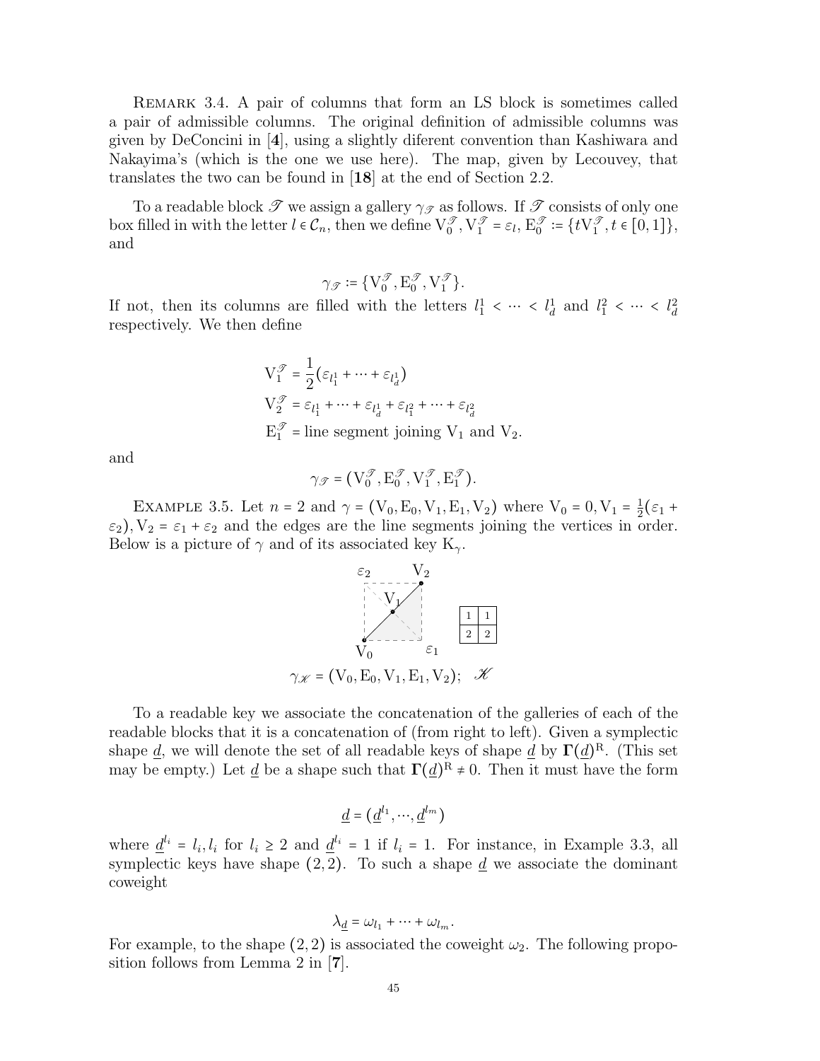Remark 3.4. A pair of columns that form an LS block is sometimes called a pair of admissible columns. The original definition of admissible columns was given by DeConcini in [**4**], using a slightly diferent convention than Kashiwara and Nakayima's (which is the one we use here). The map, given by Lecouvey, that translates the two can be found in [**18**] at the end of Section 2.2.

To a readable block $\mathscr{T}$ we assign a gallery $\gamma_{\mathscr{T}}$ as follows. If $\mathscr{T}$ consists of only one box filled in with the letter $l \in \mathcal{C}_n$, then we define $\mathrm{V}_0^{\mathscr{T}}, \mathrm{V}_1^{\mathscr{T}} = \varepsilon_l$, $\mathrm{E}_0^{\mathscr{T}} := \{t\mathrm{V}_1^{\mathscr{T}}, t \in [0,1]\}$, and

$$\gamma_{\mathscr{T}} := \{\mathrm{V}_0^{\mathscr{T}}, \mathrm{E}_0^{\mathscr{T}}, \mathrm{V}_1^{\mathscr{T}}\}.$$

If not, then its columns are filled with the letters $l_1^1 < \cdots < l_d^1$ and $l_1^2 < \cdots < l_d^2$ respectively. We then define

$$\begin{aligned}
\mathrm{V}_1^{\mathscr{T}} &= \frac{1}{2}(\varepsilon_{l_1^1} + \cdots + \varepsilon_{l_d^1}) \\
\mathrm{V}_2^{\mathscr{T}} &= \varepsilon_{l_1^1} + \cdots + \varepsilon_{l_d^1} + \varepsilon_{l_1^2} + \cdots + \varepsilon_{l_d^2} \\
\mathrm{E}_1^{\mathscr{T}} &= \text{line segment joining } \mathrm{V}_1 \text{ and } \mathrm{V}_2.
\end{aligned}$$

and

$$\gamma_{\mathscr{T}} = (\mathrm{V}_0^{\mathscr{T}}, \mathrm{E}_0^{\mathscr{T}}, \mathrm{V}_1^{\mathscr{T}}, \mathrm{E}_1^{\mathscr{T}}).$$

Example 3.5. Let $n = 2$ and $\gamma = (\mathrm{V}_0, \mathrm{E}_0, \mathrm{V}_1, \mathrm{E}_1, \mathrm{V}_2)$ where $\mathrm{V}_0 = 0, \mathrm{V}_1 = \frac{1}{2}(\varepsilon_1 + \varepsilon_2), \mathrm{V}_2 = \varepsilon_1 + \varepsilon_2$ and the edges are the line segments joining the vertices in order. Below is a picture of $\gamma$ and of its associated key $\mathrm{K}_\gamma$.

| 1 | 1 |
|---|---|
| 2 | 2 |

$\gamma_{\mathscr{K}} = (\mathrm{V}_0, \mathrm{E}_0, \mathrm{V}_1, \mathrm{E}_1, \mathrm{V}_2)$; $\mathscr{K}$

To a readable key we associate the concatenation of the galleries of each of the readable blocks that it is a concatenation of (from right to left). Given a symplectic shape $\underline{d}$, we will denote the set of all readable keys of shape $\underline{d}$ by $\mathbf{\Gamma}(\underline{d})^{\mathrm{R}}$. (This set may be empty.) Let $\underline{d}$ be a shape such that $\mathbf{\Gamma}(\underline{d})^{\mathrm{R}} \neq 0$. Then it must have the form

$$\underline{d} = (\underline{d}^{l_1}, \cdots, \underline{d}^{l_m})$$

where $\underline{d}^{l_i} = l_i, l_i$ for $l_i \geq 2$ and $\underline{d}^{l_i} = 1$ if $l_i = 1$. For instance, in Example 3.3, all symplectic keys have shape $(2,2)$. To such a shape $\underline{d}$ we associate the dominant coweight

$$\lambda_{\underline{d}} = \omega_{l_1} + \cdots + \omega_{l_m}.$$

For example, to the shape $(2,2)$ is associated the coweight $\omega_2$. The following proposition follows from Lemma 2 in [**7**].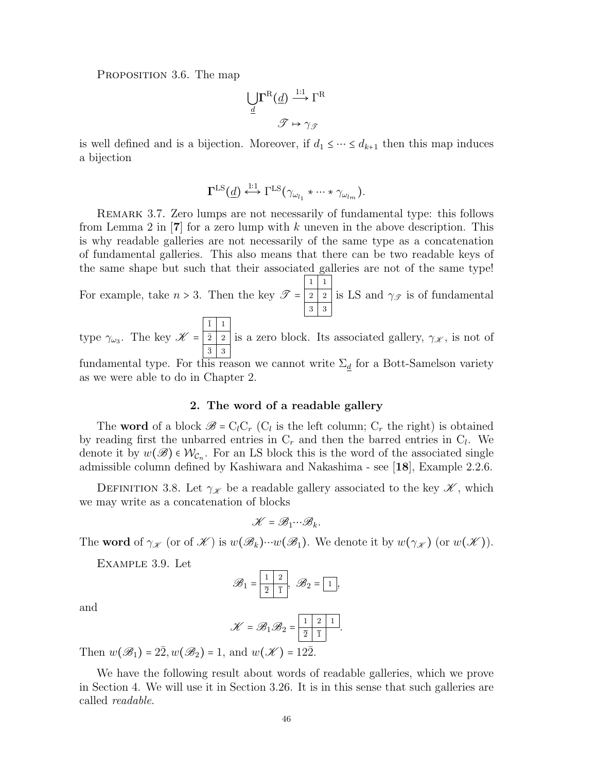Proposition 3.6. The map

$$\bigcup_{\underline{d}} \mathbf{\Gamma}^{\mathrm{R}}(\underline{d}) \xrightarrow{1:1} \Gamma^{\mathrm{R}}$$

$$\mathscr{T} \mapsto \gamma_{\mathscr{T}}$$

is well defined and is a bijection. Moreover, if $d_1 \leq \cdots \leq d_{k+1}$ then this map induces a bijection

$$\mathbf{\Gamma}^{\mathrm{LS}}(\underline{d}) \xleftrightarrow{1:1} \Gamma^{\mathrm{LS}}(\gamma_{\omega_{l_1}} * \cdots * \gamma_{\omega_{l_m}}).$$

Remark 3.7. Zero lumps are not necessarily of fundamental type: this follows from Lemma 2 in [**7**] for a zero lump with $k$ uneven in the above description. This is why readable galleries are not necessarily of the same type as a concatenation of fundamental galleries. This also means that there can be two readable keys of the same shape but such that their associated galleries are not of the same type! For example, take $n > 3$. Then the key $\mathscr{T} = \begin{array}{|c|c|}\hline 1 & 1 \\ \hline 2 & 2 \\ \hline 3 & 3 \\ \hline\end{array}$ is LS and $\gamma_{\mathscr{T}}$ is of fundamental type $\gamma_{\omega_3}$. The key $\mathscr{K} = \begin{array}{|c|c|}\hline \bar{1} & 1 \\ \hline \bar{2} & 2 \\ \hline \bar{3} & 3 \\ \hline\end{array}$ is a zero block. Its associated gallery, $\gamma_{\mathscr{K}}$, is not of fundamental type. For this reason we cannot write $\Sigma_{\underline{d}}$ for a Bott-Samelson variety as we were able to do in Chapter 2.

## 2. The word of a readable gallery

The **word** of a block $\mathscr{B} = \mathrm{C}_l\mathrm{C}_r$ ($\mathrm{C}_l$ is the left column; $\mathrm{C}_r$ the right) is obtained by reading first the unbarred entries in $\mathrm{C}_r$ and then the barred entries in $\mathrm{C}_l$. We denote it by $w(\mathscr{B}) \in \mathcal{W}_{\mathcal{C}_n}$. For an LS block this is the word of the associated single admissible column defined by Kashiwara and Nakashima - see [**18**], Example 2.2.6.

Definition 3.8. Let $\gamma_{\mathscr{K}}$ be a readable gallery associated to the key $\mathscr{K}$, which we may write as a concatenation of blocks

$$\mathscr{K} = \mathscr{B}_1 \cdots \mathscr{B}_k.$$

The **word** of $\gamma_{\mathscr{K}}$ (or of $\mathscr{K}$) is $w(\mathscr{B}_k) \cdots w(\mathscr{B}_1)$. We denote it by $w(\gamma_{\mathscr{K}})$ (or $w(\mathscr{K})$).

Example 3.9. Let

$$\mathscr{B}_1 = \begin{array}{|c|c|}\hline 1 & 2 \\ \hline \bar{2} & \bar{1} \\ \hline\end{array}, \quad \mathscr{B}_2 = \begin{array}{|c|}\hline 1 \\ \hline\end{array},$$

and

$$\mathscr{K} = \mathscr{B}_1\mathscr{B}_2 = \begin{array}{|c|c|c|}\hline 1 & 2 & 1 \\ \hline \bar{2} & \bar{1} & \\ \hline\end{array}.$$

Then $w(\mathscr{B}_1) = 2\bar{2}, w(\mathscr{B}_2) = 1$, and $w(\mathscr{K}) = 12\bar{2}$.

We have the following result about words of readable galleries, which we prove in Section 4. We will use it in Section 3.26. It is in this sense that such galleries are called *readable*.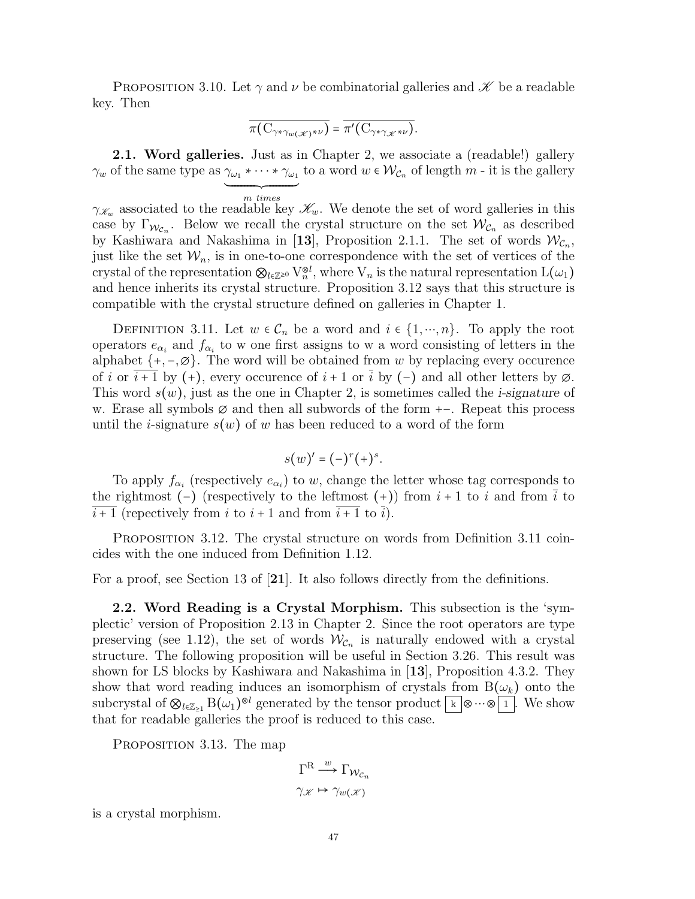Proposition 3.10. Let $\gamma$ and $\nu$ be combinatorial galleries and $\mathscr{K}$ be a readable key. Then

$$\overline{\pi(\mathrm{C}_{\gamma * \gamma_{w(\mathscr{K})} * \nu})} = \overline{\pi'(\mathrm{C}_{\gamma * \gamma_{\mathscr{K}} * \nu})}.$$

**2.1. Word galleries.** Just as in Chapter 2, we associate a (readable!) gallery $\gamma_w$ of the same type as $\underbrace{\gamma_{\omega_1} * \cdots * \gamma_{\omega_1}}_{m \text{ times}}$ to a word $w \in \mathcal{W}_{\mathcal{C}_n}$ of length $m$ - it is the gallery $\gamma_{\mathscr{K}_w}$ associated to the readable key $\mathscr{K}_w$. We denote the set of word galleries in this case by $\Gamma_{\mathcal{W}_{\mathcal{C}_n}}$. Below we recall the crystal structure on the set $\mathcal{W}_{\mathcal{C}_n}$ as described by Kashiwara and Nakashima in [**13**], Proposition 2.1.1. The set of words $\mathcal{W}_{\mathcal{C}_n}$, just like the set $\mathcal{W}_n$, is in one-to-one correspondence with the set of vertices of the crystal of the representation $\bigotimes_{l \in \mathbb{Z}^{\geq 0}} \mathrm{V}_n^{\otimes l}$, where $\mathrm{V}_n$ is the natural representation $\mathrm{L}(\omega_1)$ and hence inherits its crystal structure. Proposition 3.12 says that this structure is compatible with the crystal structure defined on galleries in Chapter 1.

Definition 3.11. Let $w \in \mathcal{C}_n$ be a word and $i \in \{1, \cdots, n\}$. To apply the root operators $e_{\alpha_i}$ and $f_{\alpha_i}$ to w one first assigns to w a word consisting of letters in the alphabet $\{+, -, \varnothing\}$. The word will be obtained from $w$ by replacing every occurence of $i$ or $\overline{i+1}$ by $(+)$, every occurence of $i+1$ or $\overline{i}$ by $(-)$ and all other letters by $\varnothing$. This word $s(w)$, just as the one in Chapter 2, is sometimes called the *i-signature* of w. Erase all symbols $\varnothing$ and then all subwords of the form $+-$. Repeat this process until the $i$-signature $s(w)$ of $w$ has been reduced to a word of the form

$$s(w)' = (-)^r (+)^s.$$

To apply $f_{\alpha_i}$ (respectively $e_{\alpha_i}$) to $w$, change the letter whose tag corresponds to the rightmost $(-)$ (respectively to the leftmost $(+)$) from $i+1$ to $i$ and from $\overline{i}$ to $\overline{i+1}$ (repectively from $i$ to $i+1$ and from $\overline{i+1}$ to $\overline{i}$).

Proposition 3.12. The crystal structure on words from Definition 3.11 coincides with the one induced from Definition 1.12.

For a proof, see Section 13 of [**21**]. It also follows directly from the definitions.

**2.2. Word Reading is a Crystal Morphism.** This subsection is the 'symplectic' version of Proposition 2.13 in Chapter 2. Since the root operators are type preserving (see 1.12), the set of words $\mathcal{W}_{\mathcal{C}_n}$ is naturally endowed with a crystal structure. The following proposition will be useful in Section 3.26. This result was shown for LS blocks by Kashiwara and Nakashima in [**13**], Proposition 4.3.2. They show that word reading induces an isomorphism of crystals from $\mathrm{B}(\omega_k)$ onto the subcrystal of $\bigotimes_{l \in \mathbb{Z}_{\geq 1}} \mathrm{B}(\omega_1)^{\otimes l}$ generated by the tensor product $\boxed{k} \otimes \cdots \otimes \boxed{1}$. We show that for readable galleries the proof is reduced to this case.

Proposition 3.13. The map

$$\Gamma^{\mathrm{R}} \xrightarrow{w} \Gamma_{\mathcal{W}_{\mathcal{C}_n}}$$
$$\gamma_{\mathscr{K}} \mapsto \gamma_{w(\mathscr{K})}$$

is a crystal morphism.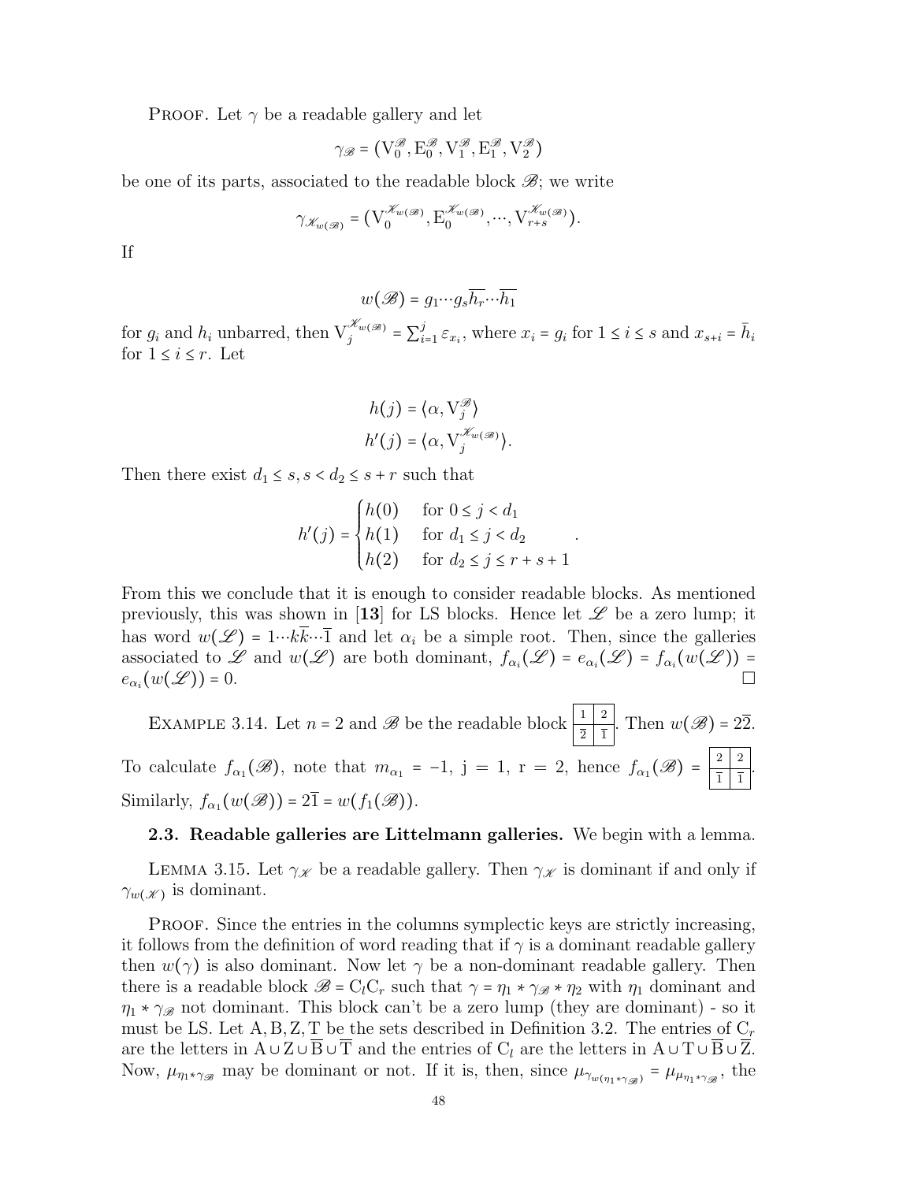Proof. Let $\gamma$ be a readable gallery and let

$$\gamma_{\mathscr{B}} = (\mathrm{V}_0^{\mathscr{B}}, \mathrm{E}_0^{\mathscr{B}}, \mathrm{V}_1^{\mathscr{B}}, \mathrm{E}_1^{\mathscr{B}}, \mathrm{V}_2^{\mathscr{B}})$$

be one of its parts, associated to the readable block $\mathscr{B}$; we write

$$\gamma_{\mathscr{K}_{w(\mathscr{B})}} = (\mathrm{V}_0^{\mathscr{K}_{w(\mathscr{B})}}, \mathrm{E}_0^{\mathscr{K}_{w(\mathscr{B})}}, \cdots, \mathrm{V}_{r+s}^{\mathscr{K}_{w(\mathscr{B})}}).$$

If

$$w(\mathscr{B}) = g_1 \cdots g_s \overline{h_r} \cdots \overline{h_1}$$

for $g_i$ and $h_i$ unbarred, then $\mathrm{V}_j^{\mathscr{K}_{w(\mathscr{B})}} = \sum_{i=1}^{j} \varepsilon_{x_i}$, where $x_i = g_i$ for $1 \le i \le s$ and $x_{s+i} = \bar{h}_i$ for $1 \le i \le r$. Let

$$h(j) = \langle \alpha, \mathrm{V}_j^{\mathscr{B}} \rangle$$
$$h'(j) = \langle \alpha, \mathrm{V}_j^{\mathscr{K}_{w(\mathscr{B})}} \rangle.$$

Then there exist $d_1 \le s, s < d_2 \le s + r$ such that

$$h'(j) = \begin{cases} h(0) & \text{for } 0 \le j < d_1 \\ h(1) & \text{for } d_1 \le j < d_2 \\ h(2) & \text{for } d_2 \le j \le r + s + 1 \end{cases}.$$

From this we conclude that it is enough to consider readable blocks. As mentioned previously, this was shown in [**13**] for LS blocks. Hence let $\mathscr{L}$ be a zero lump; it has word $w(\mathscr{L}) = 1 \cdots k \bar{k} \cdots \bar{1}$ and let $\alpha_i$ be a simple root. Then, since the galleries associated to $\mathscr{L}$ and $w(\mathscr{L})$ are both dominant, $f_{\alpha_i}(\mathscr{L}) = e_{\alpha_i}(\mathscr{L}) = f_{\alpha_i}(w(\mathscr{L})) = e_{\alpha_i}(w(\mathscr{L})) = 0$. $\square$

Example 3.14. Let $n = 2$ and $\mathscr{B}$ be the readable block

| 1 | 2 |
|---|---|
| $\bar{2}$ | $\bar{1}$ |

. Then $w(\mathscr{B}) = 2\bar{2}$. To calculate $f_{\alpha_1}(\mathscr{B})$, note that $m_{\alpha_1} = -1$, j = 1, r = 2, hence $f_{\alpha_1}(\mathscr{B}) =$

| 2 | 2 |
|---|---|
| $\bar{1}$ | $\bar{1}$ |

. Similarly, $f_{\alpha_1}(w(\mathscr{B})) = 2\bar{1} = w(f_1(\mathscr{B}))$.

### 2.3. Readable galleries are Littelmann galleries.

We begin with a lemma.

Lemma 3.15. Let $\gamma_{\mathscr{K}}$ be a readable gallery. Then $\gamma_{\mathscr{K}}$ is dominant if and only if $\gamma_{w(\mathscr{K})}$ is dominant.

Proof. Since the entries in the columns symplectic keys are strictly increasing, it follows from the definition of word reading that if $\gamma$ is a dominant readable gallery then $w(\gamma)$ is also dominant. Now let $\gamma$ be a non-dominant readable gallery. Then there is a readable block $\mathscr{B} = \mathrm{C}_l \mathrm{C}_r$ such that $\gamma = \eta_1 * \gamma_{\mathscr{B}} * \eta_2$ with $\eta_1$ dominant and $\eta_1 * \gamma_{\mathscr{B}}$ not dominant. This block can't be a zero lump (they are dominant) - so it must be LS. Let $\mathrm{A}, \mathrm{B}, \mathrm{Z}, \mathrm{T}$ be the sets described in Definition 3.2. The entries of $\mathrm{C}_r$ are the letters in $\mathrm{A} \cup \mathrm{Z} \cup \overline{\mathrm{B}} \cup \overline{\mathrm{T}}$ and the entries of $\mathrm{C}_l$ are the letters in $\mathrm{A} \cup \mathrm{T} \cup \overline{\mathrm{B}} \cup \overline{\mathrm{Z}}$. Now, $\mu_{\eta_1 * \gamma_{\mathscr{B}}}$ may be dominant or not. If it is, then, since $\mu_{\gamma_{w(\eta_1 * \gamma_{\mathscr{B}})}} = \mu_{\mu_{\eta_1 * \gamma_{\mathscr{B}}}}$, the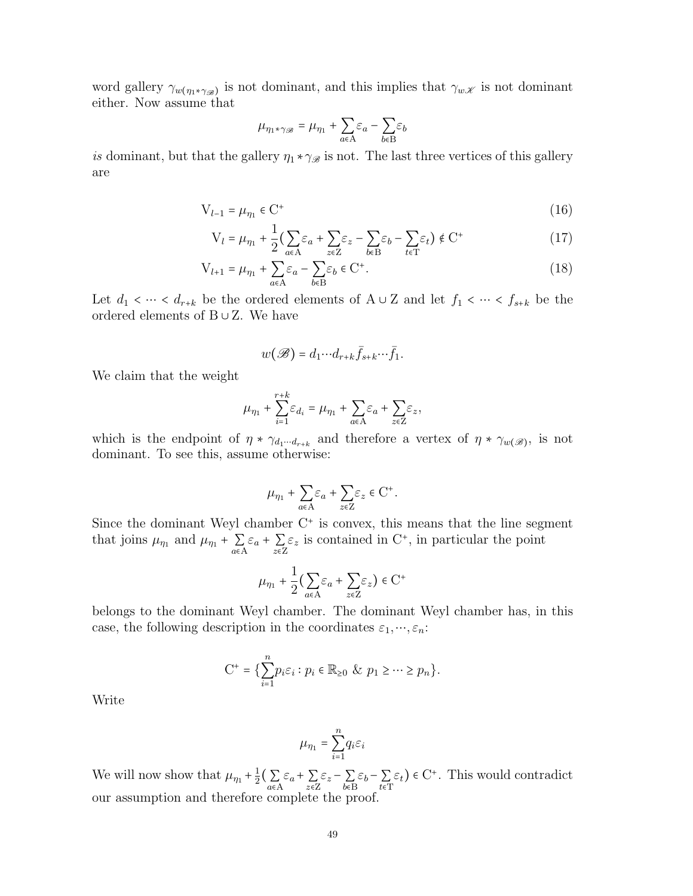word gallery $\gamma_{w(\eta_1 * \gamma_{\mathscr{B}})}$ is not dominant, and this implies that $\gamma_{w\mathscr{K}}$ is not dominant either. Now assume that

$$\mu_{\eta_1 * \gamma_{\mathscr{B}}} = \mu_{\eta_1} + \sum_{a \in \mathrm{A}} \varepsilon_a - \sum_{b \in \mathrm{B}} \varepsilon_b$$

*is* dominant, but that the gallery $\eta_1 * \gamma_{\mathscr{B}}$ is not. The last three vertices of this gallery are

$$\mathrm{V}_{l-1} = \mu_{\eta_1} \in \mathrm{C}^+ \tag{16}$$

$$\mathrm{V}_l = \mu_{\eta_1} + \frac{1}{2}\Big(\sum_{a \in \mathrm{A}} \varepsilon_a + \sum_{z \in \mathrm{Z}} \varepsilon_z - \sum_{b \in \mathrm{B}} \varepsilon_b - \sum_{t \in \mathrm{T}} \varepsilon_t\Big) \notin \mathrm{C}^+ \tag{17}$$

$$\mathrm{V}_{l+1} = \mu_{\eta_1} + \sum_{a \in \mathrm{A}} \varepsilon_a - \sum_{b \in \mathrm{B}} \varepsilon_b \in \mathrm{C}^+. \tag{18}$$

Let $d_1 < \cdots < d_{r+k}$ be the ordered elements of $\mathrm{A} \cup \mathrm{Z}$ and let $f_1 < \cdots < f_{s+k}$ be the ordered elements of $\mathrm{B} \cup \mathrm{Z}$. We have

$$w(\mathscr{B}) = d_1 \cdots d_{r+k} \bar{f}_{s+k} \cdots \bar{f}_1.$$

We claim that the weight

$$\mu_{\eta_1} + \sum_{i=1}^{r+k} \varepsilon_{d_i} = \mu_{\eta_1} + \sum_{a \in \mathrm{A}} \varepsilon_a + \sum_{z \in \mathrm{Z}} \varepsilon_z,$$

which is the endpoint of $\eta * \gamma_{d_1 \cdots d_{r+k}}$ and therefore a vertex of $\eta * \gamma_{w(\mathscr{B})}$, is not dominant. To see this, assume otherwise:

$$\mu_{\eta_1} + \sum_{a \in \mathrm{A}} \varepsilon_a + \sum_{z \in \mathrm{Z}} \varepsilon_z \in \mathrm{C}^+.$$

Since the dominant Weyl chamber $\mathrm{C}^+$ is convex, this means that the line segment that joins $\mu_{\eta_1}$ and $\mu_{\eta_1} + \sum_{a \in \mathrm{A}} \varepsilon_a + \sum_{z \in \mathrm{Z}} \varepsilon_z$ is contained in $\mathrm{C}^+$, in particular the point

$$\mu_{\eta_1} + \frac{1}{2}\Big(\sum_{a \in \mathrm{A}} \varepsilon_a + \sum_{z \in \mathrm{Z}} \varepsilon_z\Big) \in \mathrm{C}^+$$

belongs to the dominant Weyl chamber. The dominant Weyl chamber has, in this case, the following description in the coordinates $\varepsilon_1, \cdots, \varepsilon_n$:

$$\mathrm{C}^+ = \Big\{\sum_{i=1}^{n} p_i \varepsilon_i : p_i \in \mathbb{R}_{\geq 0} \ \& \ p_1 \geq \cdots \geq p_n\Big\}.$$

Write

$$\mu_{\eta_1} = \sum_{i=1}^{n} q_i \varepsilon_i$$

We will now show that $\mu_{\eta_1} + \frac{1}{2}\big(\sum_{a \in \mathrm{A}} \varepsilon_a + \sum_{z \in \mathrm{Z}} \varepsilon_z - \sum_{b \in \mathrm{B}} \varepsilon_b - \sum_{t \in \mathrm{T}} \varepsilon_t\big) \in \mathrm{C}^+$. This would contradict our assumption and therefore complete the proof.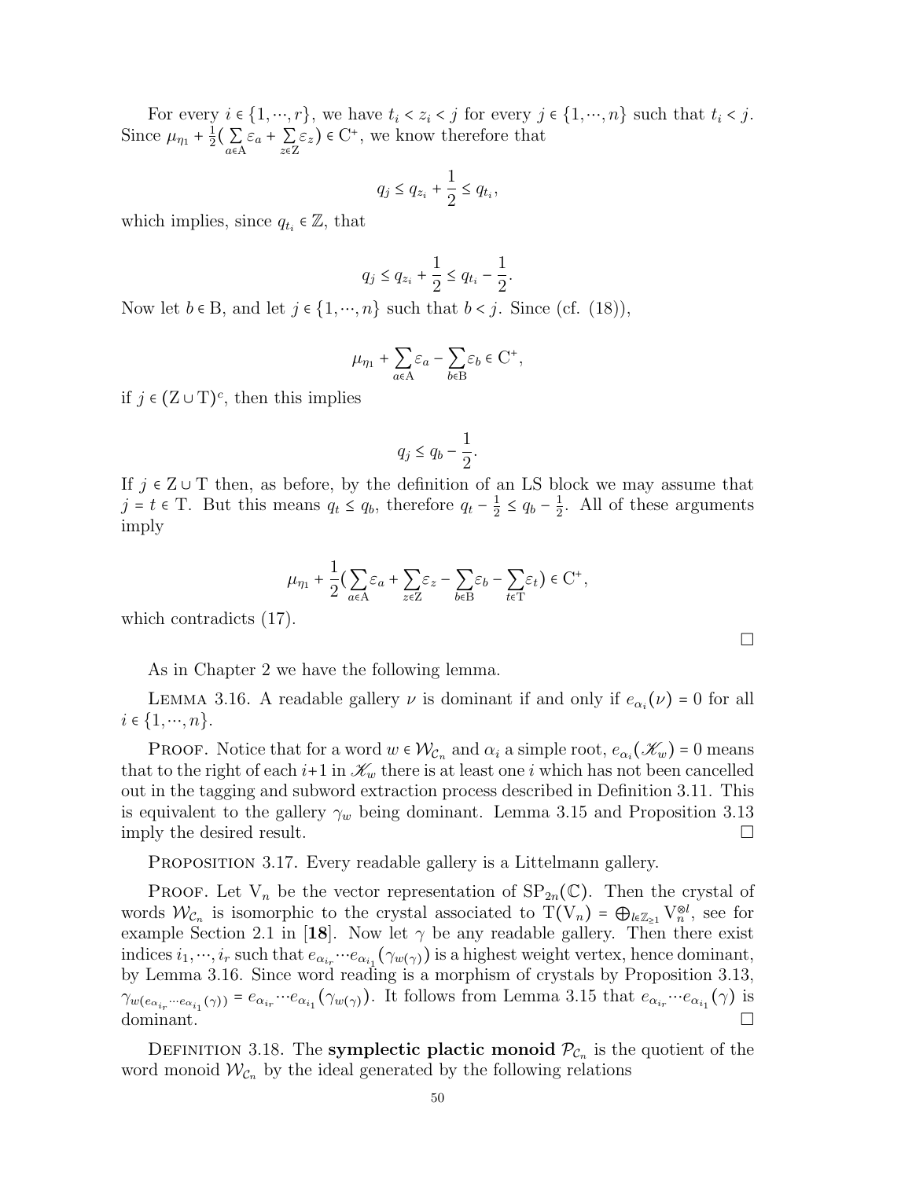For every $i \in \{1, \cdots, r\}$, we have $t_i < z_i < j$ for every $j \in \{1, \cdots, n\}$ such that $t_i < j$. Since $\mu_{\eta_1} + \frac{1}{2}(\sum_{a \in \mathrm{A}} \varepsilon_a + \sum_{z \in \mathrm{Z}} \varepsilon_z) \in \mathrm{C}^+$, we know therefore that

$$q_j \leq q_{z_i} + \frac{1}{2} \leq q_{t_i},$$

which implies, since $q_{t_i} \in \mathbb{Z}$, that

$$q_j \leq q_{z_i} + \frac{1}{2} \leq q_{t_i} - \frac{1}{2}.$$

Now let $b \in \mathrm{B}$, and let $j \in \{1, \cdots, n\}$ such that $b < j$. Since (cf. (18)),

$$\mu_{\eta_1} + \sum_{a \in \mathrm{A}} \varepsilon_a - \sum_{b \in \mathrm{B}} \varepsilon_b \in \mathrm{C}^+,$$

if $j \in (\mathrm{Z} \cup \mathrm{T})^c$, then this implies

$$q_j \leq q_b - \frac{1}{2}.$$

If $j \in \mathrm{Z} \cup \mathrm{T}$ then, as before, by the definition of an LS block we may assume that $j = t \in \mathrm{T}$. But this means $q_t \leq q_b$, therefore $q_t - \frac{1}{2} \leq q_b - \frac{1}{2}$. All of these arguments imply

$$\mu_{\eta_1} + \frac{1}{2}(\sum_{a \in \mathrm{A}} \varepsilon_a + \sum_{z \in \mathrm{Z}} \varepsilon_z - \sum_{b \in \mathrm{B}} \varepsilon_b - \sum_{t \in \mathrm{T}} \varepsilon_t) \in \mathrm{C}^+,$$

which contradicts (17). □

As in Chapter 2 we have the following lemma.

Lemma 3.16. *A readable gallery $\nu$ is dominant if and only if $e_{\alpha_i}(\nu) = 0$ for all $i \in \{1, \cdots, n\}$.*

Proof. Notice that for a word $w \in \mathcal{W}_{\mathcal{C}_n}$ and $\alpha_i$ a simple root, $e_{\alpha_i}(\mathscr{K}_w) = 0$ means that to the right of each $i+1$ in $\mathscr{K}_w$ there is at least one $i$ which has not been cancelled out in the tagging and subword extraction process described in Definition 3.11. This is equivalent to the gallery $\gamma_w$ being dominant. Lemma 3.15 and Proposition 3.13 imply the desired result. □

Proposition 3.17. *Every readable gallery is a Littelmann gallery.*

Proof. Let $\mathrm{V}_n$ be the vector representation of $\mathrm{SP}_{2n}(\mathbb{C})$. Then the crystal of words $\mathcal{W}_{\mathcal{C}_n}$ is isomorphic to the crystal associated to $\mathrm{T}(\mathrm{V}_n) = \bigoplus_{l \in \mathbb{Z}_{\geq 1}} \mathrm{V}_n^{\otimes l}$, see for example Section 2.1 in [**18**]. Now let $\gamma$ be any readable gallery. Then there exist indices $i_1, \cdots, i_r$ such that $e_{\alpha_{i_r}} \cdots e_{\alpha_{i_1}}(\gamma_{w(\gamma)})$ is a highest weight vertex, hence dominant, by Lemma 3.16. Since word reading is a morphism of crystals by Proposition 3.13, $\gamma_{w(e_{\alpha_{i_r}} \cdots e_{\alpha_{i_1}}(\gamma))} = e_{\alpha_{i_r}} \cdots e_{\alpha_{i_1}}(\gamma_{w(\gamma)})$. It follows from Lemma 3.15 that $e_{\alpha_{i_r}} \cdots e_{\alpha_{i_1}}(\gamma)$ is dominant. □

Definition 3.18. The **symplectic plactic monoid** $\mathcal{P}_{\mathcal{C}_n}$ is the quotient of the word monoid $\mathcal{W}_{\mathcal{C}_n}$ by the ideal generated by the following relations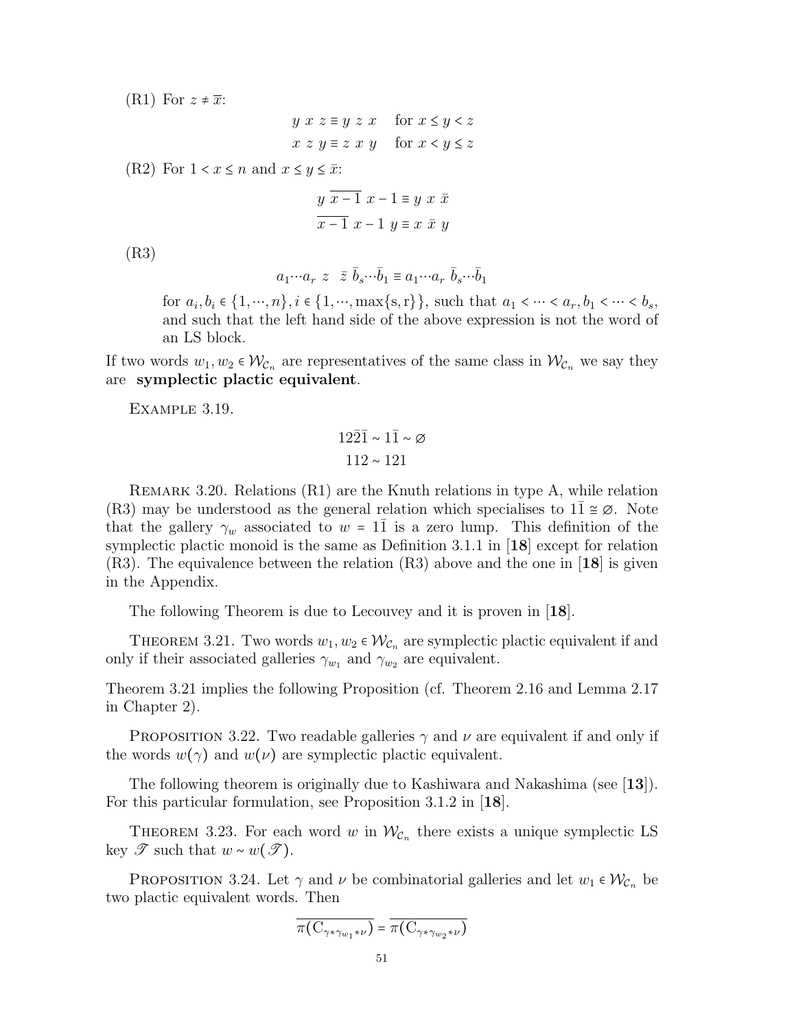(R1) For $z \neq \overline{x}$:

$$y\ x\ z \equiv y\ z\ x \quad \text{for } x \leq y < z$$
$$x\ z\ y \equiv z\ x\ y \quad \text{for } x < y \leq z$$

(R2) For $1 < x \leq n$ and $x \leq y \leq \bar{x}$:

$$y\ \overline{x-1}\ x-1 \equiv y\ x\ \bar{x}$$
$$\overline{x-1}\ x-1\ y \equiv x\ \bar{x}\ y$$

(R3)

$$a_1 \cdots a_r\ z\ \ \bar{z}\ \bar{b}_s \cdots \bar{b}_1 \equiv a_1 \cdots a_r\ \bar{b}_s \cdots \bar{b}_1$$

for $a_i, b_i \in \{1, \cdots, n\}, i \in \{1, \cdots, \max\{\mathrm{s}, \mathrm{r}\}\}$, such that $a_1 < \cdots < a_r, b_1 < \cdots < b_s$, and such that the left hand side of the above expression is not the word of an LS block.

If two words $w_1, w_2 \in \mathcal{W}_{\mathcal{C}_n}$ are representatives of the same class in $\mathcal{W}_{\mathcal{C}_n}$ we say they are **symplectic plactic equivalent**.

Example 3.19.

$$12\bar{2}\bar{1} \sim 1\bar{1} \sim \varnothing$$
$$112 \sim 121$$

Remark 3.20. Relations (R1) are the Knuth relations in type A, while relation (R3) may be understood as the general relation which specialises to $1\bar{1} \cong \varnothing$. Note that the gallery $\gamma_w$ associated to $w = 1\bar{1}$ is a zero lump. This definition of the symplectic plactic monoid is the same as Definition 3.1.1 in [**18**] except for relation (R3). The equivalence between the relation (R3) above and the one in [**18**] is given in the Appendix.

The following Theorem is due to Lecouvey and it is proven in [**18**].

Theorem 3.21. Two words $w_1, w_2 \in \mathcal{W}_{\mathcal{C}_n}$ are symplectic plactic equivalent if and only if their associated galleries $\gamma_{w_1}$ and $\gamma_{w_2}$ are equivalent.

Theorem 3.21 implies the following Proposition (cf. Theorem 2.16 and Lemma 2.17 in Chapter 2).

Proposition 3.22. Two readable galleries $\gamma$ and $\nu$ are equivalent if and only if the words $w(\gamma)$ and $w(\nu)$ are symplectic plactic equivalent.

The following theorem is originally due to Kashiwara and Nakashima (see [**13**]). For this particular formulation, see Proposition 3.1.2 in [**18**].

Theorem 3.23. For each word $w$ in $\mathcal{W}_{\mathcal{C}_n}$ there exists a unique symplectic LS key $\mathscr{T}$ such that $w \sim w(\mathscr{T})$.

Proposition 3.24. Let $\gamma$ and $\nu$ be combinatorial galleries and let $w_1 \in \mathcal{W}_{\mathcal{C}_n}$ be two plactic equivalent words. Then

$$\overline{\pi(\mathrm{C}_{\gamma * \gamma_{w_1} * \nu})} = \overline{\pi(\mathrm{C}_{\gamma * \gamma_{w_2} * \nu})}$$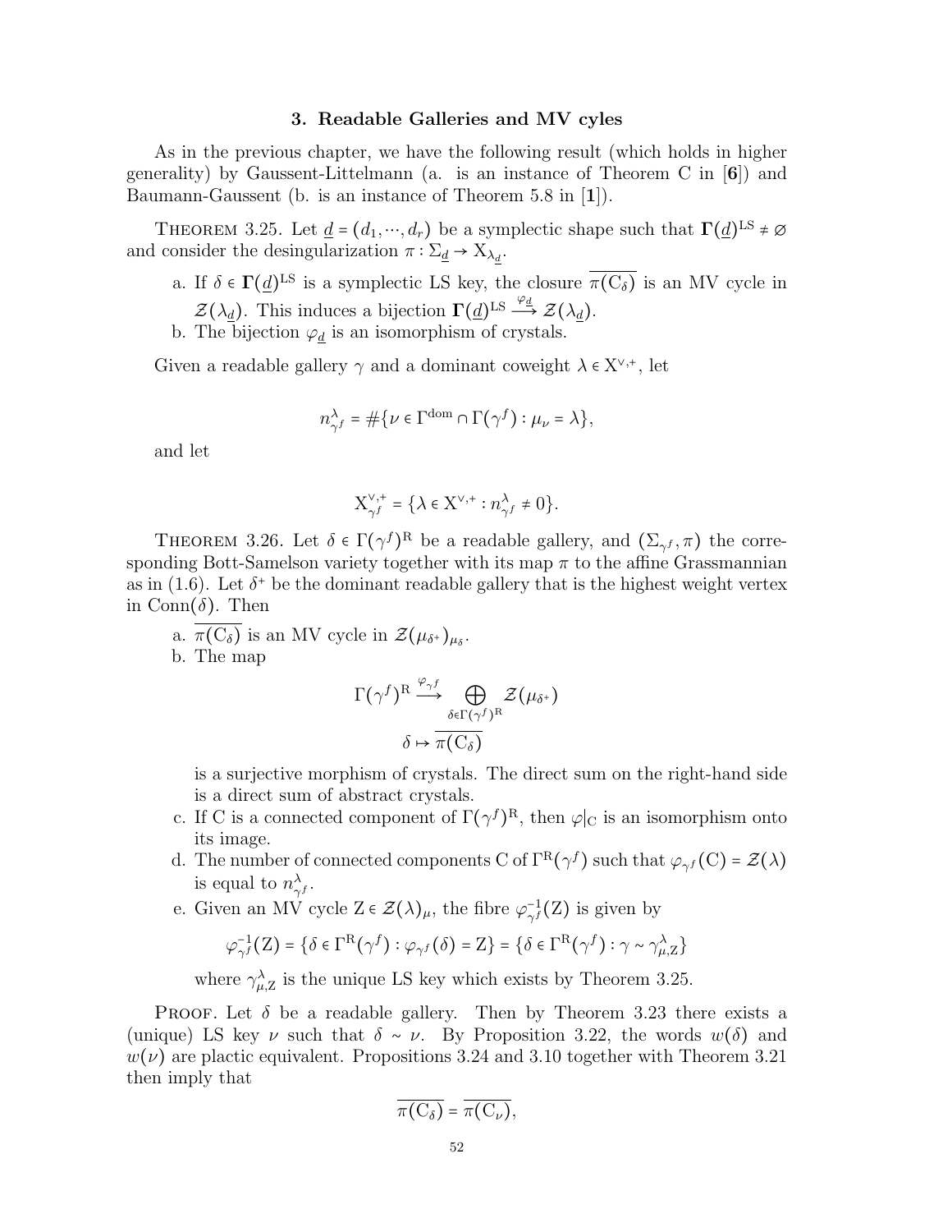### 3. Readable Galleries and MV cyles

As in the previous chapter, we have the following result (which holds in higher generality) by Gaussent-Littelmann (a. is an instance of Theorem C in [**6**]) and Baumann-Gaussent (b. is an instance of Theorem 5.8 in [**1**]).

Theorem 3.25. Let $\underline{d} = (d_1, \cdots, d_r)$ be a symplectic shape such that $\mathbf{\Gamma}(\underline{d})^{\mathrm{LS}} \neq \varnothing$ and consider the desingularization $\pi : \Sigma_{\underline{d}} \to \mathrm{X}_{\lambda_{\underline{d}}}$.

a. If $\delta \in \mathbf{\Gamma}(\underline{d})^{\mathrm{LS}}$ is a symplectic LS key, the closure $\overline{\pi(\mathrm{C}_\delta)}$ is an MV cycle in $\mathcal{Z}(\lambda_{\underline{d}})$. This induces a bijection $\mathbf{\Gamma}(\underline{d})^{\mathrm{LS}} \xrightarrow{\varphi_{\underline{d}}} \mathcal{Z}(\lambda_{\underline{d}})$.
b. The bijection $\varphi_{\underline{d}}$ is an isomorphism of crystals.

Given a readable gallery $\gamma$ and a dominant coweight $\lambda \in \mathrm{X}^{\vee,+}$, let

$$n^\lambda_{\gamma^f} = \#\{\nu \in \Gamma^{\mathrm{dom}} \cap \Gamma(\gamma^f) : \mu_\nu = \lambda\},$$

and let

$$\mathrm{X}^{\vee,+}_{\gamma^f} = \{\lambda \in \mathrm{X}^{\vee,+} : n^\lambda_{\gamma^f} \neq 0\}.$$

Theorem 3.26. Let $\delta \in \Gamma(\gamma^f)^{\mathrm{R}}$ be a readable gallery, and $(\Sigma_{\gamma^f}, \pi)$ the corresponding Bott-Samelson variety together with its map $\pi$ to the affine Grassmannian as in (1.6). Let $\delta^+$ be the dominant readable gallery that is the highest weight vertex in $\mathrm{Conn}(\delta)$. Then

a. $\overline{\pi(\mathrm{C}_\delta)}$ is an MV cycle in $\mathcal{Z}(\mu_{\delta^+})_{\mu_\delta}$.
b. The map

$$\Gamma(\gamma^f)^{\mathrm{R}} \xrightarrow{\varphi_{\gamma^f}} \bigoplus_{\delta \in \Gamma(\gamma^f)^{\mathrm{R}}} \mathcal{Z}(\mu_{\delta^+})$$
$$\delta \mapsto \overline{\pi(\mathrm{C}_\delta)}$$

is a surjective morphism of crystals. The direct sum on the right-hand side is a direct sum of abstract crystals.
c. If C is a connected component of $\Gamma(\gamma^f)^{\mathrm{R}}$, then $\varphi|_{\mathrm{C}}$ is an isomorphism onto its image.
d. The number of connected components C of $\Gamma^{\mathrm{R}}(\gamma^f)$ such that $\varphi_{\gamma^f}(\mathrm{C}) = \mathcal{Z}(\lambda)$ is equal to $n^\lambda_{\gamma^f}$.
e. Given an MV cycle $\mathrm{Z} \in \mathcal{Z}(\lambda)_\mu$, the fibre $\varphi^{-1}_{\gamma^f}(\mathrm{Z})$ is given by

$$\varphi^{-1}_{\gamma^f}(\mathrm{Z}) = \{\delta \in \Gamma^{\mathrm{R}}(\gamma^f) : \varphi_{\gamma^f}(\delta) = \mathrm{Z}\} = \{\delta \in \Gamma^{\mathrm{R}}(\gamma^f) : \gamma \sim \gamma^\lambda_{\mu,\mathrm{Z}}\}$$

where $\gamma^\lambda_{\mu,\mathrm{Z}}$ is the unique LS key which exists by Theorem 3.25.

Proof. Let $\delta$ be a readable gallery. Then by Theorem 3.23 there exists a (unique) LS key $\nu$ such that $\delta \sim \nu$. By Proposition 3.22, the words $w(\delta)$ and $w(\nu)$ are plactic equivalent. Propositions 3.24 and 3.10 together with Theorem 3.21 then imply that

$$\overline{\pi(\mathrm{C}_\delta)} = \overline{\pi(\mathrm{C}_\nu)},$$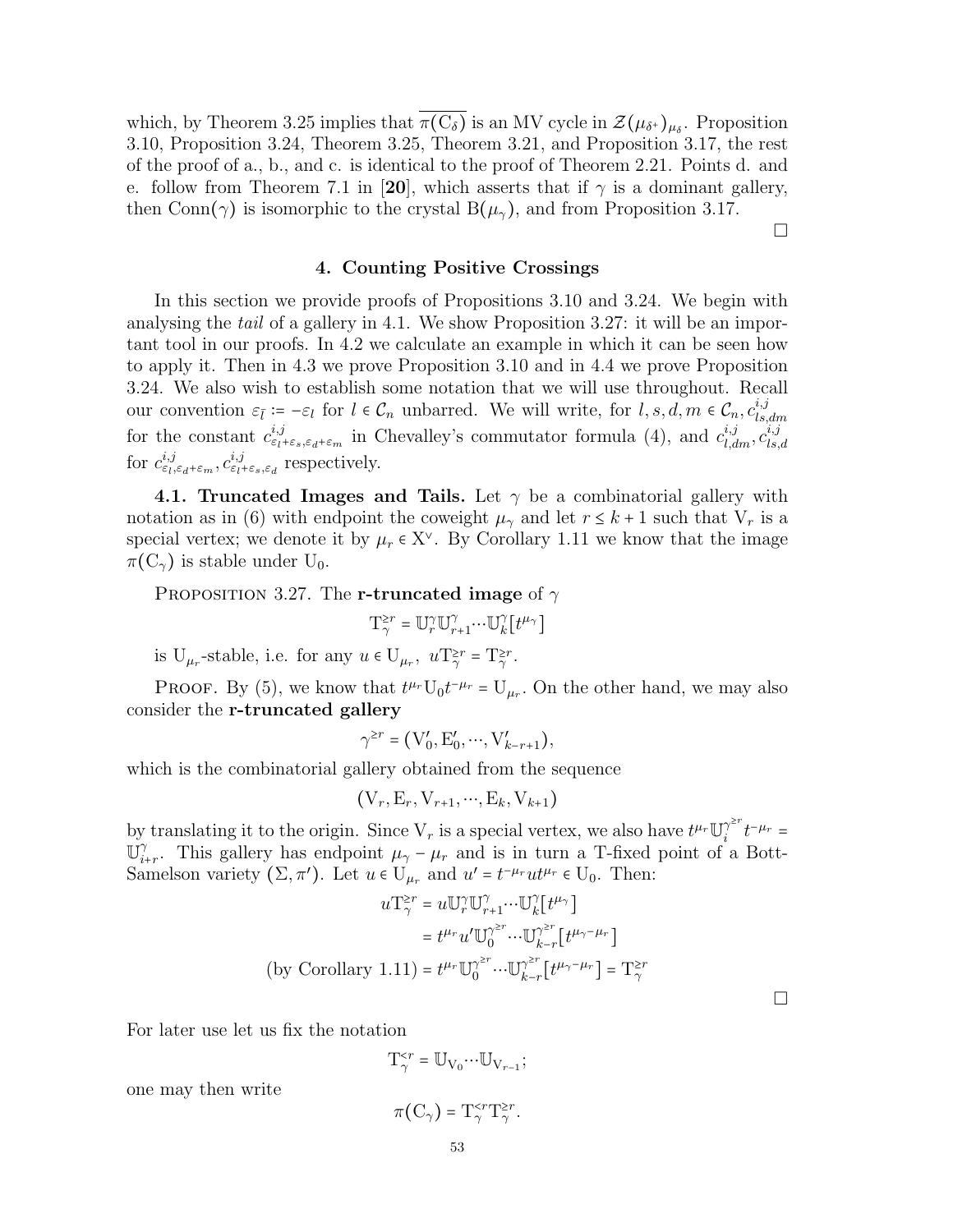which, by Theorem 3.25 implies that $\overline{\pi(\mathrm{C}_\delta)}$ is an MV cycle in $\mathcal{Z}(\mu_{\delta^+})_{\mu_\delta}$. Proposition 3.10, Proposition 3.24, Theorem 3.25, Theorem 3.21, and Proposition 3.17, the rest of the proof of a., b., and c. is identical to the proof of Theorem 2.21. Points d. and e. follow from Theorem 7.1 in [**20**], which asserts that if $\gamma$ is a dominant gallery, then $\mathrm{Conn}(\gamma)$ is isomorphic to the crystal $\mathrm{B}(\mu_\gamma)$, and from Proposition 3.17.

□

## 4. Counting Positive Crossings

In this section we provide proofs of Propositions 3.10 and 3.24. We begin with analysing the *tail* of a gallery in 4.1. We show Proposition 3.27: it will be an important tool in our proofs. In 4.2 we calculate an example in which it can be seen how to apply it. Then in 4.3 we prove Proposition 3.10 and in 4.4 we prove Proposition 3.24. We also wish to establish some notation that we will use throughout. Recall our convention $\varepsilon_{\bar{l}} \coloneqq -\varepsilon_l$ for $l \in \mathcal{C}_n$ unbarred. We will write, for $l, s, d, m \in \mathcal{C}_n, c^{i,j}_{ls,dm}$ for the constant $c^{i,j}_{\varepsilon_l+\varepsilon_s,\varepsilon_d+\varepsilon_m}$ in Chevalley's commutator formula (4), and $c^{i,j}_{l,dm}, c^{i,j}_{ls,d}$ for $c^{i,j}_{\varepsilon_l,\varepsilon_d+\varepsilon_m}, c^{i,j}_{\varepsilon_l+\varepsilon_s,\varepsilon_d}$ respectively.

**4.1. Truncated Images and Tails.** Let $\gamma$ be a combinatorial gallery with notation as in (6) with endpoint the coweight $\mu_\gamma$ and let $r \leq k+1$ such that $\mathrm{V}_r$ is a special vertex; we denote it by $\mu_r \in \mathrm{X}^\vee$. By Corollary 1.11 we know that the image $\pi(\mathrm{C}_\gamma)$ is stable under $\mathrm{U}_0$.

Proposition 3.27. The **r-truncated image** of $\gamma$

$$\mathrm{T}^{\geq r}_\gamma = \mathbb{U}^\gamma_r \mathbb{U}^\gamma_{r+1} \cdots \mathbb{U}^\gamma_k [t^{\mu_\gamma}]$$

is $\mathrm{U}_{\mu_r}$-stable, i.e. for any $u \in \mathrm{U}_{\mu_r}$, $u\mathrm{T}^{\geq r}_\gamma = \mathrm{T}^{\geq r}_\gamma$.

Proof. By (5), we know that $t^{\mu_r}\mathrm{U}_0 t^{-\mu_r} = \mathrm{U}_{\mu_r}$. On the other hand, we may also consider the **r-truncated gallery**

$$\gamma^{\geq r} = (\mathrm{V}'_0, \mathrm{E}'_0, \cdots, \mathrm{V}'_{k-r+1}),$$

which is the combinatorial gallery obtained from the sequence

$$(\mathrm{V}_r, \mathrm{E}_r, \mathrm{V}_{r+1}, \cdots, \mathrm{E}_k, \mathrm{V}_{k+1})$$

by translating it to the origin. Since $\mathrm{V}_r$ is a special vertex, we also have $t^{\mu_r}\mathbb{U}^{\gamma^{\geq r}}_i t^{-\mu_r} = \mathbb{U}^\gamma_{i+r}$. This gallery has endpoint $\mu_\gamma - \mu_r$ and is in turn a T-fixed point of a Bott-Samelson variety $(\Sigma, \pi')$. Let $u \in \mathrm{U}_{\mu_r}$ and $u' = t^{-\mu_r} u t^{\mu_r} \in \mathrm{U}_0$. Then:

$$\begin{aligned} u\mathrm{T}^{\geq r}_\gamma &= u\mathbb{U}^\gamma_r \mathbb{U}^\gamma_{r+1} \cdots \mathbb{U}^\gamma_k [t^{\mu_\gamma}] \\ &= t^{\mu_r} u' \mathbb{U}^{\gamma^{\geq r}}_0 \cdots \mathbb{U}^{\gamma^{\geq r}}_{k-r} [t^{\mu_\gamma - \mu_r}] \\ \text{(by Corollary 1.11)} &= t^{\mu_r} \mathbb{U}^{\gamma^{\geq r}}_0 \cdots \mathbb{U}^{\gamma^{\geq r}}_{k-r} [t^{\mu_\gamma - \mu_r}] = \mathrm{T}^{\geq r}_\gamma \end{aligned}$$

□

For later use let us fix the notation

$$\mathrm{T}^{<r}_\gamma = \mathbb{U}_{\mathrm{V}_0} \cdots \mathbb{U}_{\mathrm{V}_{r-1}};$$

one may then write

$$\pi(\mathrm{C}_\gamma) = \mathrm{T}^{<r}_\gamma \mathrm{T}^{\geq r}_\gamma.$$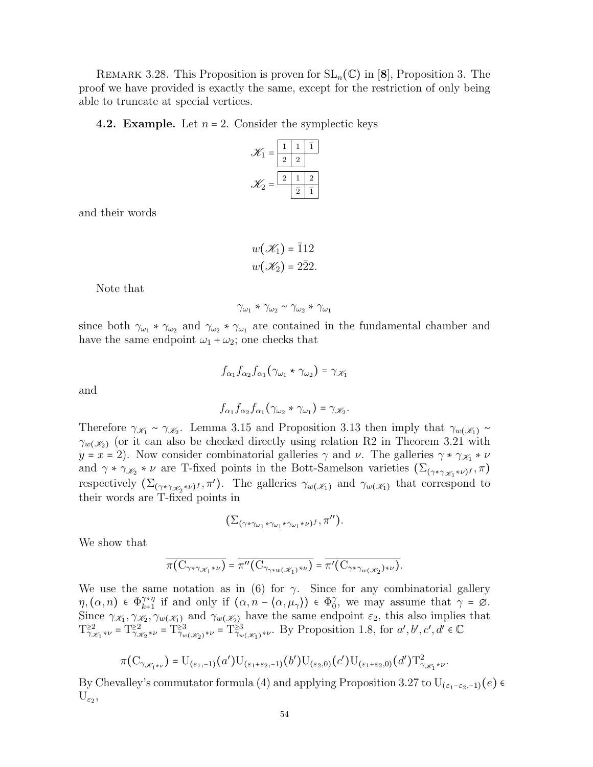Remark 3.28. This Proposition is proven for $\mathrm{SL}_n(\mathbb{C})$ in [**8**], Proposition 3. The proof we have provided is exactly the same, except for the restriction of only being able to truncate at special vertices.

**4.2. Example.** Let $n = 2$. Consider the symplectic keys

$$\mathscr{K}_1 = \begin{array}{|c|c|c|}\hline 1 & 1 & \bar{1} \\ \hline 2 & 2 & \\ \cline{1-2}\end{array}$$

$$\mathscr{K}_2 = \begin{array}{|c|c|c|}\hline 2 & 1 & 2 \\ \hline & \bar{2} & \bar{1} \\ \cline{2-3}\end{array}$$

and their words

$$w(\mathscr{K}_1) = \bar{1}12$$
$$w(\mathscr{K}_2) = 2\bar{2}2.$$

Note that

$$\gamma_{\omega_1} * \gamma_{\omega_2} \sim \gamma_{\omega_2} * \gamma_{\omega_1}$$

since both $\gamma_{\omega_1} * \gamma_{\omega_2}$ and $\gamma_{\omega_2} * \gamma_{\omega_1}$ are contained in the fundamental chamber and have the same endpoint $\omega_1 + \omega_2$; one checks that

$$f_{\alpha_1} f_{\alpha_2} f_{\alpha_1}(\gamma_{\omega_1} * \gamma_{\omega_2}) = \gamma_{\mathscr{K}_1}$$

and

$$f_{\alpha_1} f_{\alpha_2} f_{\alpha_1}(\gamma_{\omega_2} * \gamma_{\omega_1}) = \gamma_{\mathscr{K}_2}.$$

Therefore $\gamma_{\mathscr{K}_1} \sim \gamma_{\mathscr{K}_2}$. Lemma 3.15 and Proposition 3.13 then imply that $\gamma_{w(\mathscr{K}_1)} \sim \gamma_{w(\mathscr{K}_2)}$ (or it can also be checked directly using relation R2 in Theorem 3.21 with $y = x = 2$). Now consider combinatorial galleries $\gamma$ and $\nu$. The galleries $\gamma * \gamma_{\mathscr{K}_1} * \nu$ and $\gamma * \gamma_{\mathscr{K}_2} * \nu$ are T-fixed points in the Bott-Samelson varieties $(\Sigma_{(\gamma * \gamma_{\mathscr{K}_1} * \nu)^f}, \pi)$ respectively $(\Sigma_{(\gamma * \gamma_{\mathscr{K}_2} * \nu)^f}, \pi')$. The galleries $\gamma_{w(\mathscr{K}_1)}$ and $\gamma_{w(\mathscr{K}_1)}$ that correspond to their words are T-fixed points in

$$(\Sigma_{(\gamma * \gamma_{\omega_1} * \gamma_{\omega_1} * \gamma_{\omega_1} * \nu)^f}, \pi'').$$

We show that

$$\overline{\pi(\mathrm{C}_{\gamma * \gamma_{\mathscr{K}_1} * \nu})} = \overline{\pi''(\mathrm{C}_{\gamma_{\gamma * w(\mathscr{K}_1)} * \nu})} = \overline{\pi'(\mathrm{C}_{\gamma * \gamma_{w(\mathscr{K}_2)} * \nu})}.$$

We use the same notation as in (6) for $\gamma$. Since for any combinatorial gallery $\eta, (\alpha, n) \in \Phi^{\gamma * \eta}_{k+1}$ if and only if $(\alpha, n - \langle \alpha, \mu_\gamma \rangle) \in \Phi^{\gamma}_0$, we may assume that $\gamma = \varnothing$. Since $\gamma_{\mathscr{K}_1}, \gamma_{\mathscr{K}_2}, \gamma_{w(\mathscr{K}_1)}$ and $\gamma_{w(\mathscr{K}_2)}$ have the same endpoint $\varepsilon_2$, this also implies that $\mathrm{T}^{\geq 2}_{\gamma_{\mathscr{K}_1} * \nu} = \mathrm{T}^{\geq 2}_{\gamma_{\mathscr{K}_2} * \nu} = \mathrm{T}^{\geq 3}_{\gamma_{w(\mathscr{K}_2)} * \nu} = \mathrm{T}^{\geq 3}_{\gamma_{w(\mathscr{K}_1)} * \nu}$. By Proposition 1.8, for $a', b', c', d' \in \mathbb{C}$

$$\pi(\mathrm{C}_{\gamma_{\mathscr{K}_1 * \nu}}) = \mathrm{U}_{(\varepsilon_1, -1)}(a') \mathrm{U}_{(\varepsilon_1 + \varepsilon_2, -1)}(b') \mathrm{U}_{(\varepsilon_2, 0)}(c') \mathrm{U}_{(\varepsilon_1 + \varepsilon_2, 0)}(d') \mathrm{T}^2_{\gamma_{\mathscr{K}_1} * \nu}.$$

By Chevalley's commutator formula (4) and applying Proposition 3.27 to $\mathrm{U}_{(\varepsilon_1 - \varepsilon_2, -1)}(e) \in \mathrm{U}_{\varepsilon_2}$,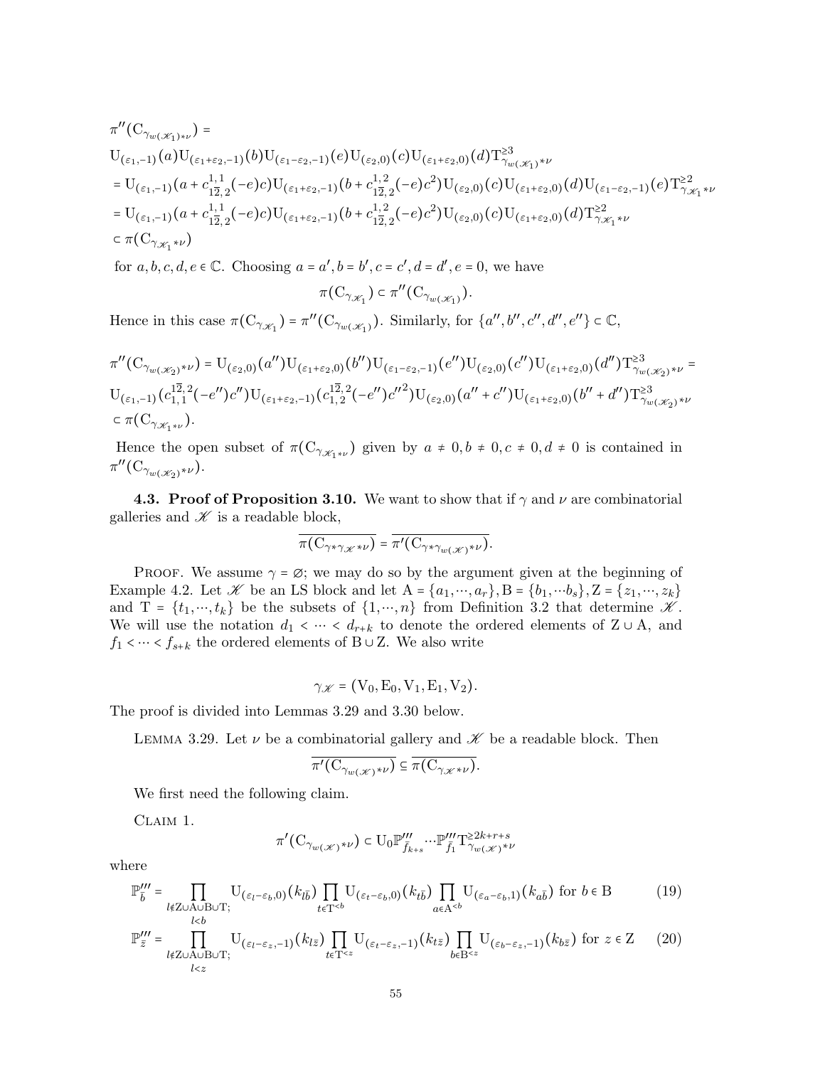$$\pi''(\mathrm{C}_{\gamma_{w(\mathscr{K}_1)}*\nu}) =$$
$$\mathrm{U}_{(\varepsilon_1,-1)}(a)\mathrm{U}_{(\varepsilon_1+\varepsilon_2,-1)}(b)\mathrm{U}_{(\varepsilon_1-\varepsilon_2,-1)}(e)\mathrm{U}_{(\varepsilon_2,0)}(c)\mathrm{U}_{(\varepsilon_1+\varepsilon_2,0)}(d)\mathrm{T}^{\geq 3}_{\gamma_{w(\mathscr{K}_1)}*\nu}$$
$$= \mathrm{U}_{(\varepsilon_1,-1)}(a + c^{1,1}_{1\overline{2},2}(-e)c)\mathrm{U}_{(\varepsilon_1+\varepsilon_2,-1)}(b + c^{1,2}_{1\overline{2},2}(-e)c^2)\mathrm{U}_{(\varepsilon_2,0)}(c)\mathrm{U}_{(\varepsilon_1+\varepsilon_2,0)}(d)\mathrm{U}_{(\varepsilon_1-\varepsilon_2,-1)}(e)\mathrm{T}^{\geq 2}_{\gamma_{\mathscr{K}_1}*\nu}$$
$$= \mathrm{U}_{(\varepsilon_1,-1)}(a + c^{1,1}_{1\overline{2},2}(-e)c)\mathrm{U}_{(\varepsilon_1+\varepsilon_2,-1)}(b + c^{1,2}_{1\overline{2},2}(-e)c^2)\mathrm{U}_{(\varepsilon_2,0)}(c)\mathrm{U}_{(\varepsilon_1+\varepsilon_2,0)}(d)\mathrm{T}^{\geq 2}_{\gamma_{\mathscr{K}_1}*\nu}$$
$$\subset \pi(\mathrm{C}_{\gamma_{\mathscr{K}_1}*\nu})$$

for $a,b,c,d,e \in \mathbb{C}$. Choosing $a = a', b = b', c = c', d = d', e = 0$, we have

$$\pi(\mathrm{C}_{\gamma_{\mathscr{K}_1}}) \subset \pi''(\mathrm{C}_{\gamma_{w(\mathscr{K}_1)}}).$$

Hence in this case $\pi(\mathrm{C}_{\gamma_{\mathscr{K}_1}}) = \pi''(\mathrm{C}_{\gamma_{w(\mathscr{K}_1)}})$. Similarly, for $\{a'',b'',c'',d'',e''\} \subset \mathbb{C}$,

$$\pi''(\mathrm{C}_{\gamma_{w(\mathscr{K}_2)}*\nu}) = \mathrm{U}_{(\varepsilon_2,0)}(a'')\mathrm{U}_{(\varepsilon_1+\varepsilon_2,0)}(b'')\mathrm{U}_{(\varepsilon_1-\varepsilon_2,-1)}(e'')\mathrm{U}_{(\varepsilon_2,0)}(c'')\mathrm{U}_{(\varepsilon_1+\varepsilon_2,0)}(d'')\mathrm{T}^{\geq 3}_{\gamma_{w(\mathscr{K}_2)}*\nu} =$$
$$\mathrm{U}_{(\varepsilon_1,-1)}(c^{1\overline{2},2}_{1,1}(-e'')c'')\mathrm{U}_{(\varepsilon_1+\varepsilon_2,-1)}(c^{1\overline{2},2}_{1,2}(-e''){c''}^2)\mathrm{U}_{(\varepsilon_2,0)}(a''+c'')\mathrm{U}_{(\varepsilon_1+\varepsilon_2,0)}(b''+d'')\mathrm{T}^{\geq 3}_{\gamma_{w(\mathscr{K}_2)}*\nu}$$
$$\subset \pi(\mathrm{C}_{\gamma_{\mathscr{K}_1*\nu}}).$$

Hence the open subset of $\pi(\mathrm{C}_{\gamma_{\mathscr{K}_1*\nu}})$ given by $a \neq 0, b \neq 0, c \neq 0, d \neq 0$ is contained in $\pi''(\mathrm{C}_{\gamma_{w(\mathscr{K}_2)}*\nu})$.

**4.3. Proof of Proposition 3.10.** We want to show that if $\gamma$ and $\nu$ are combinatorial galleries and $\mathscr{K}$ is a readable block,

$$\overline{\pi(\mathrm{C}_{\gamma*\gamma_{\mathscr{K}}*\nu})} = \overline{\pi'(\mathrm{C}_{\gamma*\gamma_{w(\mathscr{K})}*\nu})}.$$

Proof. We assume $\gamma = \varnothing$; we may do so by the argument given at the beginning of Example 4.2. Let $\mathscr{K}$ be an LS block and let $\mathrm{A} = \{a_1,\cdots,a_r\}, \mathrm{B} = \{b_1,\cdots b_s\}, \mathrm{Z} = \{z_1,\cdots,z_k\}$ and $\mathrm{T} = \{t_1,\cdots,t_k\}$ be the subsets of $\{1,\cdots,n\}$ from Definition 3.2 that determine $\mathscr{K}$. We will use the notation $d_1 < \cdots < d_{r+k}$ to denote the ordered elements of $\mathrm{Z}\cup\mathrm{A}$, and $f_1 < \cdots < f_{s+k}$ the ordered elements of $\mathrm{B}\cup\mathrm{Z}$. We also write

$$\gamma_{\mathscr{K}} = (\mathrm{V}_0,\mathrm{E}_0,\mathrm{V}_1,\mathrm{E}_1,\mathrm{V}_2).$$

The proof is divided into Lemmas 3.29 and 3.30 below.

Lemma 3.29. *Let $\nu$ be a combinatorial gallery and $\mathscr{K}$ be a readable block. Then*

$$\overline{\pi'(\mathrm{C}_{\gamma_{w(\mathscr{K})}*\nu})} \subseteq \overline{\pi(\mathrm{C}_{\gamma_{\mathscr{K}}*\nu})}.$$

We first need the following claim.

Claim 1.

$$\pi'(\mathrm{C}_{\gamma_{w(\mathscr{K})}*\nu}) \subset \mathrm{U}_0\mathbb{P}'''_{\bar{f}_{k+s}}\cdots\mathbb{P}'''_{\bar{f}_1}\mathrm{T}^{\geq 2k+r+s}_{\gamma_{w(\mathscr{K})}*\nu}$$

where

$$\mathbb{P}'''_{\bar{b}} = \prod_{\substack{l\notin \mathrm{Z}\cup\mathrm{A}\cup\mathrm{B}\cup\mathrm{T};\\ l<b}} \mathrm{U}_{(\varepsilon_l-\varepsilon_b,0)}(k_{l\bar{b}}) \prod_{t\in\mathrm{T}^{<b}} \mathrm{U}_{(\varepsilon_t-\varepsilon_b,0)}(k_{t\bar{b}}) \prod_{a\in\mathrm{A}^{<b}} \mathrm{U}_{(\varepsilon_a-\varepsilon_b,1)}(k_{a\bar{b}}) \text{ for } b\in\mathrm{B} \tag{19}$$

$$\mathbb{P}'''_{\bar{z}} = \prod_{\substack{l\notin \mathrm{Z}\cup\mathrm{A}\cup\mathrm{B}\cup\mathrm{T};\\ l<z}} \mathrm{U}_{(\varepsilon_l-\varepsilon_z,-1)}(k_{l\bar{z}}) \prod_{t\in\mathrm{T}^{<z}} \mathrm{U}_{(\varepsilon_t-\varepsilon_z,-1)}(k_{t\bar{z}}) \prod_{b\in\mathrm{B}^{<z}} \mathrm{U}_{(\varepsilon_b-\varepsilon_z,-1)}(k_{b\bar{z}}) \text{ for } z\in\mathrm{Z} \tag{20}$$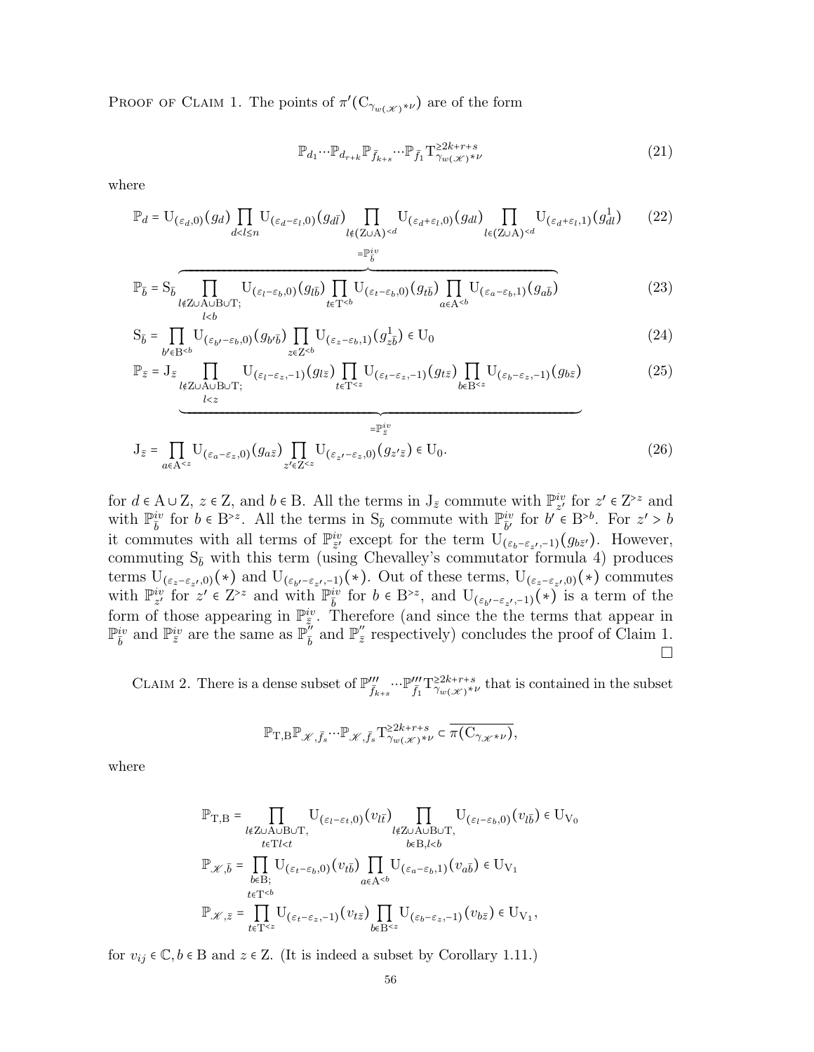Proof of Claim 1. The points of $\pi'(\mathrm{C}_{\gamma_{w(\mathscr{K})^*\nu}})$ are of the form

$$\mathbb{P}_{d_1}\cdots\mathbb{P}_{d_{r+k}}\mathbb{P}_{\bar{f}_{k+s}}\cdots\mathbb{P}_{\bar{f}_1}\mathrm{T}^{\geq 2k+r+s}_{\gamma_{w(\mathscr{K})^*\nu}} \tag{21}$$

where

$$\mathbb{P}_d = \mathrm{U}_{(\varepsilon_d,0)}(g_d)\prod_{d<l\leq n}\mathrm{U}_{(\varepsilon_d-\varepsilon_l,0)}(g_{d\bar{l}})\prod_{l\notin(\mathrm{Z}\cup\mathrm{A})^{<d}}\mathrm{U}_{(\varepsilon_d+\varepsilon_l,0)}(g_{dl})\prod_{l\in(\mathrm{Z}\cup\mathrm{A})^{<d}}\mathrm{U}_{(\varepsilon_d+\varepsilon_l,1)}(g^1_{dl}) \tag{22}$$

$$\mathbb{P}_{\bar{b}} = \mathrm{S}_{\bar{b}}\overbrace{\prod_{\substack{l\notin \mathrm{Z}\cup\mathrm{A}\cup\mathrm{B}\cup\mathrm{T};\\ l<b}}\mathrm{U}_{(\varepsilon_l-\varepsilon_b,0)}(g_{l\bar{b}})\prod_{t\in\mathrm{T}^{<b}}\mathrm{U}_{(\varepsilon_t-\varepsilon_b,0)}(g_{t\bar{b}})\prod_{a\in\mathrm{A}^{<b}}\mathrm{U}_{(\varepsilon_a-\varepsilon_b,1)}(g_{a\bar{b}})}^{=\mathbb{P}^{iv}_{\bar{b}}} \tag{23}$$

$$\mathrm{S}_{\bar{b}} = \prod_{b'\in\mathrm{B}^{<b}}\mathrm{U}_{(\varepsilon_{b'}-\varepsilon_b,0)}(g_{b'\bar{b}})\prod_{z\in\mathrm{Z}^{<b}}\mathrm{U}_{(\varepsilon_z-\varepsilon_b,1)}(g^1_{z\bar{b}})\in\mathrm{U}_0 \tag{24}$$

$$\mathbb{P}_{\bar{z}} = \mathrm{J}_{\bar{z}}\underbrace{\prod_{\substack{l\notin \mathrm{Z}\cup\mathrm{A}\cup\mathrm{B}\cup\mathrm{T};\\ l<z}}\mathrm{U}_{(\varepsilon_l-\varepsilon_z,-1)}(g_{l\bar{z}})\prod_{t\in\mathrm{T}^{<z}}\mathrm{U}_{(\varepsilon_t-\varepsilon_z,-1)}(g_{t\bar{z}})\prod_{b\in\mathrm{B}^{<z}}\mathrm{U}_{(\varepsilon_b-\varepsilon_z,-1)}(g_{b\bar{z}})}_{=\mathbb{P}^{iv}_{\bar{z}}} \tag{25}$$

$$\mathrm{J}_{\bar{z}} = \prod_{a\in\mathrm{A}^{<z}}\mathrm{U}_{(\varepsilon_a-\varepsilon_z,0)}(g_{a\bar{z}})\prod_{z'\in\mathrm{Z}^{<z}}\mathrm{U}_{(\varepsilon_{z'}-\varepsilon_z,0)}(g_{z'\bar{z}})\in\mathrm{U}_0. \tag{26}$$

for $d\in\mathrm{A}\cup\mathrm{Z}$, $z\in\mathrm{Z}$, and $b\in\mathrm{B}$. All the terms in $\mathrm{J}_{\bar{z}}$ commute with $\mathbb{P}^{iv}_{z'}$ for $z'\in\mathrm{Z}^{>z}$ and with $\mathbb{P}^{iv}_{\bar{b}}$ for $b\in\mathrm{B}^{>z}$. All the terms in $\mathrm{S}_{\bar{b}}$ commute with $\mathbb{P}^{iv}_{\bar{b}'}$ for $b'\in\mathrm{B}^{>b}$. For $z'>b$ it commutes with all terms of $\mathbb{P}^{iv}_{\bar{z}'}$ except for the term $\mathrm{U}_{(\varepsilon_b-\varepsilon_{z'},-1)}(g_{b\bar{z}'})$. However, commuting $\mathrm{S}_{\bar{b}}$ with this term (using Chevalley's commutator formula 4) produces terms $\mathrm{U}_{(\varepsilon_z-\varepsilon_{z'},0)}(*)$ and $\mathrm{U}_{(\varepsilon_{b'}-\varepsilon_{z'},-1)}(*)$. Out of these terms, $\mathrm{U}_{(\varepsilon_z-\varepsilon_{z'},0)}(*)$ commutes with $\mathbb{P}^{iv}_{z'}$ for $z'\in\mathrm{Z}^{>z}$ and with $\mathbb{P}^{iv}_{\bar{b}}$ for $b\in\mathrm{B}^{>z}$, and $\mathrm{U}_{(\varepsilon_{b'}-\varepsilon_{z'},-1)}(*)$ is a term of the form of those appearing in $\mathbb{P}^{iv}_{\bar{z}}$. Therefore (and since the the terms that appear in $\mathbb{P}^{iv}_{\bar{b}}$ and $\mathbb{P}^{iv}_{\bar{z}}$ are the same as $\mathbb{P}''_{\bar{b}}$ and $\mathbb{P}''_{\bar{z}}$ respectively) concludes the proof of Claim 1. □

Claim 2. There is a dense subset of $\mathbb{P}'''_{\bar{f}_{k+s}}\cdots\mathbb{P}'''_{\bar{f}_1}\mathrm{T}^{\geq 2k+r+s}_{\gamma_{w(\mathscr{K})^*\nu}}$ that is contained in the subset

$$\mathbb{P}_{\mathrm{T},\mathrm{B}}\mathbb{P}_{\mathscr{K},\bar{f}_s}\cdots\mathbb{P}_{\mathscr{K},\bar{f}_s}\mathrm{T}^{\geq 2k+r+s}_{\gamma_{w(\mathscr{K})^*\nu}}\subset\overline{\pi(\mathrm{C}_{\gamma_{\mathscr{K}}*\nu})},$$

where

$$\mathbb{P}_{\mathrm{T},\mathrm{B}} = \prod_{\substack{l\notin\mathrm{Z}\cup\mathrm{A}\cup\mathrm{B}\cup\mathrm{T},\\ t\in\mathrm{T}\, l<t}}\mathrm{U}_{(\varepsilon_l-\varepsilon_t,0)}(v_{l\bar{t}})\prod_{\substack{l\notin\mathrm{Z}\cup\mathrm{A}\cup\mathrm{B}\cup\mathrm{T},\\ b\in\mathrm{B},l<b}}\mathrm{U}_{(\varepsilon_l-\varepsilon_b,0)}(v_{l\bar{b}})\in\mathrm{U}_{\mathrm{V}_0}$$

$$\mathbb{P}_{\mathscr{K},\bar{b}} = \prod_{\substack{b\in\mathrm{B};\\ t\in\mathrm{T}^{<b}}}\mathrm{U}_{(\varepsilon_t-\varepsilon_b,0)}(v_{t\bar{b}})\prod_{a\in\mathrm{A}^{<b}}\mathrm{U}_{(\varepsilon_a-\varepsilon_b,1)}(v_{a\bar{b}})\in\mathrm{U}_{\mathrm{V}_1}$$

$$\mathbb{P}_{\mathscr{K},\bar{z}} = \prod_{t\in\mathrm{T}^{<z}}\mathrm{U}_{(\varepsilon_t-\varepsilon_z,-1)}(v_{t\bar{z}})\prod_{b\in\mathrm{B}^{<z}}\mathrm{U}_{(\varepsilon_b-\varepsilon_z,-1)}(v_{b\bar{z}})\in\mathrm{U}_{\mathrm{V}_1},$$

for $v_{ij}\in\mathbb{C}, b\in\mathrm{B}$ and $z\in\mathrm{Z}$. (It is indeed a subset by Corollary 1.11.)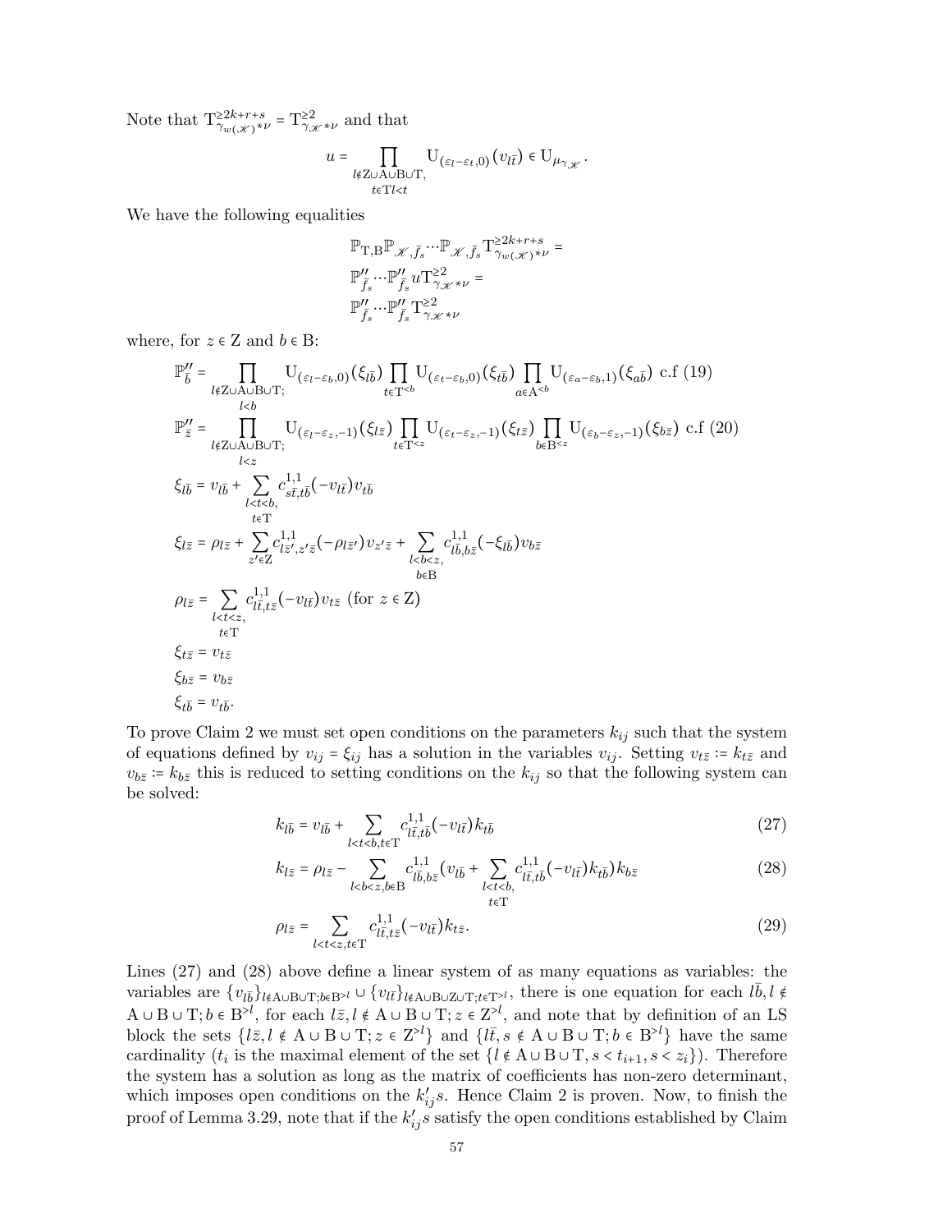Note that $\mathrm{T}^{\geq 2k+r+s}_{\gamma_{w(\mathscr{K})}*\nu} = \mathrm{T}^{\geq 2}_{\gamma_{\mathscr{K}}*\nu}$ and that

$$u = \prod_{\substack{l\notin \mathrm{Z}\cup\mathrm{A}\cup\mathrm{B}\cup\mathrm{T},\\ t\in\mathrm{T} l<t}} \mathrm{U}_{(\varepsilon_l-\varepsilon_t,0)}(v_{l\bar{t}}) \in \mathrm{U}_{\mu_{\gamma_{\mathscr{K}}}}.$$

We have the following equalities

$$\begin{aligned}
&\mathbb{P}_{\mathrm{T},\mathrm{B}}\mathbb{P}_{\mathscr{K},\bar{f}_s}\cdots\mathbb{P}_{\mathscr{K},\bar{f}_s}\mathrm{T}^{\geq 2k+r+s}_{\gamma_{w(\mathscr{K})}*\nu} = \\
&\mathbb{P}''_{\bar{f}_s}\cdots\mathbb{P}''_{\bar{f}_s} u \mathrm{T}^{\geq 2}_{\gamma_{\mathscr{K}}*\nu} = \\
&\mathbb{P}''_{\bar{f}_s}\cdots\mathbb{P}''_{\bar{f}_s}\mathrm{T}^{\geq 2}_{\gamma_{\mathscr{K}}*\nu}
\end{aligned}$$

where, for $z \in \mathrm{Z}$ and $b \in \mathrm{B}$:

$$\begin{aligned}
\mathbb{P}''_{\bar{b}} &= \prod_{\substack{l\notin \mathrm{Z}\cup\mathrm{A}\cup\mathrm{B}\cup\mathrm{T};\\ l<b}} \mathrm{U}_{(\varepsilon_l-\varepsilon_b,0)}(\xi_{l\bar{b}}) \prod_{t\in\mathrm{T}^{<b}} \mathrm{U}_{(\varepsilon_t-\varepsilon_b,0)}(\xi_{t\bar{b}}) \prod_{a\in\mathrm{A}^{<b}} \mathrm{U}_{(\varepsilon_a-\varepsilon_b,1)}(\xi_{a\bar{b}}) \text{ c.f (19)}\\
\mathbb{P}''_{\bar{z}} &= \prod_{\substack{l\notin \mathrm{Z}\cup\mathrm{A}\cup\mathrm{B}\cup\mathrm{T};\\ l<z}} \mathrm{U}_{(\varepsilon_l-\varepsilon_z,-1)}(\xi_{l\bar{z}}) \prod_{t\in\mathrm{T}^{<z}} \mathrm{U}_{(\varepsilon_t-\varepsilon_z,-1)}(\xi_{t\bar{z}}) \prod_{b\in\mathrm{B}^{<z}} \mathrm{U}_{(\varepsilon_b-\varepsilon_z,-1)}(\xi_{b\bar{z}}) \text{ c.f (20)}\\
\xi_{l\bar{b}} &= v_{l\bar{b}} + \sum_{\substack{l<t<b,\\ t\in\mathrm{T}}} c^{1,1}_{s\bar{t},t\bar{b}}(-v_{l\bar{t}})v_{t\bar{b}}\\
\xi_{l\bar{z}} &= \rho_{l\bar{z}} + \sum_{z'\in\mathrm{Z}} c^{1,1}_{l\bar{z}',z'\bar{z}}(-\rho_{l\bar{z}'})v_{z'\bar{z}} + \sum_{\substack{l<b<z,\\ b\in\mathrm{B}}} c^{1,1}_{l\bar{b},b\bar{z}}(-\xi_{l\bar{b}})v_{b\bar{z}}\\
\rho_{l\bar{z}} &= \sum_{\substack{l<t<z,\\ t\in\mathrm{T}}} c^{1,1}_{l\bar{t},t\bar{z}}(-v_{l\bar{t}})v_{t\bar{z}} \text{ (for } z\in\mathrm{Z})\\
\xi_{t\bar{z}} &= v_{t\bar{z}}\\
\xi_{b\bar{z}} &= v_{b\bar{z}}\\
\xi_{t\bar{b}} &= v_{t\bar{b}}.
\end{aligned}$$

To prove Claim 2 we must set open conditions on the parameters $k_{ij}$ such that the system of equations defined by $v_{ij} = \xi_{ij}$ has a solution in the variables $v_{ij}$. Setting $v_{t\bar{z}} := k_{t\bar{z}}$ and $v_{b\bar{z}} := k_{b\bar{z}}$ this is reduced to setting conditions on the $k_{ij}$ so that the following system can be solved:

$$k_{l\bar{b}} = v_{l\bar{b}} + \sum_{l<t<b, t\in\mathrm{T}} c^{1,1}_{l\bar{t},t\bar{b}}(-v_{l\bar{t}})k_{t\bar{b}} \tag{27}$$

$$k_{l\bar{z}} = \rho_{l\bar{z}} - \sum_{l<b<z, b\in\mathrm{B}} c^{1,1}_{l\bar{b},b\bar{z}}(v_{l\bar{b}} + \sum_{\substack{l<t<b,\\ t\in\mathrm{T}}} c^{1,1}_{l\bar{t},t\bar{b}}(-v_{l\bar{t}})k_{t\bar{b}})k_{b\bar{z}} \tag{28}$$

$$\rho_{l\bar{z}} = \sum_{l<t<z, t\in\mathrm{T}} c^{1,1}_{l\bar{t},t\bar{z}}(-v_{l\bar{t}})k_{t\bar{z}}. \tag{29}$$

Lines (27) and (28) above define a linear system of as many equations as variables: the variables are $\{v_{l\bar{b}}\}_{l\notin \mathrm{A}\cup\mathrm{B}\cup\mathrm{T}; b\in\mathrm{B}^{>l}} \cup \{v_{l\bar{t}}\}_{l\notin\mathrm{A}\cup\mathrm{B}\cup\mathrm{Z}\cup\mathrm{T}; t\in\mathrm{T}^{>l}}$, there is one equation for each $l\bar{b}, l\notin \mathrm{A}\cup\mathrm{B}\cup\mathrm{T}; b\in\mathrm{B}^{>l}$, for each $l\bar{z}, l\notin\mathrm{A}\cup\mathrm{B}\cup\mathrm{T}; z\in\mathrm{Z}^{>l}$, and note that by definition of an LS block the sets $\{l\bar{z}, l\notin\mathrm{A}\cup\mathrm{B}\cup\mathrm{T}; z\in\mathrm{Z}^{>l}\}$ and $\{l\bar{t}, s\notin\mathrm{A}\cup\mathrm{B}\cup\mathrm{T}; b\in\mathrm{B}^{>l}\}$ have the same cardinality ($t_i$ is the maximal element of the set $\{l\notin\mathrm{A}\cup\mathrm{B}\cup\mathrm{T}, s<t_{i+1}, s<z_i\}$). Therefore the system has a solution as long as the matrix of coefficients has non-zero determinant, which imposes open conditions on the $k'_{ij}s$. Hence Claim 2 is proven. Now, to finish the proof of Lemma 3.29, note that if the $k'_{ij}s$ satisfy the open conditions established by Claim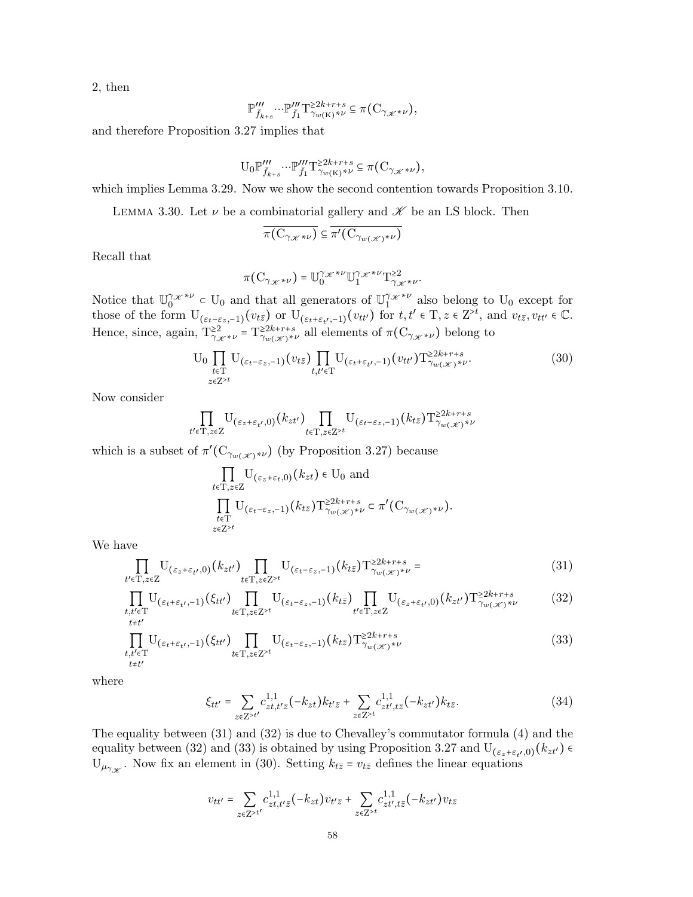2, then

$$\mathbb{P}'''_{\bar{f}_{k+s}} \cdots \mathbb{P}'''_{\bar{f}_1} \mathrm{T}^{\geq 2k+r+s}_{\gamma_{w(\mathrm{K})} * \nu} \subseteq \pi(\mathrm{C}_{\gamma_{\mathscr{K}} * \nu}),$$

and therefore Proposition 3.27 implies that

$$\mathrm{U}_0 \mathbb{P}'''_{\bar{f}_{k+s}} \cdots \mathbb{P}'''_{\bar{f}_1} \mathrm{T}^{\geq 2k+r+s}_{\gamma_{w(\mathrm{K})} * \nu} \subseteq \pi(\mathrm{C}_{\gamma_{\mathscr{K}} * \nu}),$$

which implies Lemma 3.29. Now we show the second contention towards Proposition 3.10.

Lemma 3.30. *Let $\nu$ be a combinatorial gallery and $\mathscr{K}$ be an LS block. Then*

$$\overline{\pi(\mathrm{C}_{\gamma_{\mathscr{K}} * \nu})} \subseteq \overline{\pi'(\mathrm{C}_{\gamma_{w(\mathscr{K})} * \nu})}$$

Recall that

$$\pi(\mathrm{C}_{\gamma_{\mathscr{K}} * \nu}) = \mathbb{U}_0^{\gamma_{\mathscr{K}} * \nu} \mathbb{U}_1^{\gamma_{\mathscr{K}} * \nu} \mathrm{T}^{\geq 2}_{\gamma_{\mathscr{K}} * \nu}.$$

Notice that $\mathbb{U}_0^{\gamma_{\mathscr{K}} * \nu} \subset \mathrm{U}_0$ and that all generators of $\mathbb{U}_1^{\gamma_{\mathscr{K}} * \nu}$ also belong to $\mathrm{U}_0$ except for those of the form $\mathrm{U}_{(\varepsilon_t - \varepsilon_z, -1)}(v_{t\bar{z}})$ or $\mathrm{U}_{(\varepsilon_t + \varepsilon_{t'}, -1)}(v_{tt'})$ for $t, t' \in \mathrm{T}, z \in \mathrm{Z}^{>t}$, and $v_{t\bar{z}}, v_{tt'} \in \mathbb{C}$. Hence, since, again, $\mathrm{T}^{\geq 2}_{\gamma_{\mathscr{K}} * \nu} = \mathrm{T}^{\geq 2k+r+s}_{\gamma_{w(\mathscr{K})} * \nu}$ all elements of $\pi(\mathrm{C}_{\gamma_{\mathscr{K}} * \nu})$ belong to

$$\mathrm{U}_0 \prod_{\substack{t \in \mathrm{T} \\ z \in \mathrm{Z}^{>t}}} \mathrm{U}_{(\varepsilon_t - \varepsilon_z, -1)}(v_{t\bar{z}}) \prod_{t, t' \in \mathrm{T}} \mathrm{U}_{(\varepsilon_t + \varepsilon_{t'}, -1)}(v_{tt'}) \mathrm{T}^{\geq 2k+r+s}_{\gamma_{w(\mathscr{K})} * \nu}. \tag{30}$$

Now consider

$$\prod_{t' \in \mathrm{T}, z \in \mathrm{Z}} \mathrm{U}_{(\varepsilon_z + \varepsilon_{t'}, 0)}(k_{zt'}) \prod_{t \in \mathrm{T}, z \in \mathrm{Z}^{>t}} \mathrm{U}_{(\varepsilon_t - \varepsilon_z, -1)}(k_{t\bar{z}}) \mathrm{T}^{\geq 2k+r+s}_{\gamma_{w(\mathscr{K})} * \nu}$$

which is a subset of $\pi'(\mathrm{C}_{\gamma_{w(\mathscr{K})} * \nu})$ (by Proposition 3.27) because

$$\prod_{t \in \mathrm{T}, z \in \mathrm{Z}} \mathrm{U}_{(\varepsilon_z + \varepsilon_t, 0)}(k_{zt}) \in \mathrm{U}_0 \text{ and}$$

$$\prod_{\substack{t \in \mathrm{T} \\ z \in \mathrm{Z}^{>t}}} \mathrm{U}_{(\varepsilon_t - \varepsilon_z, -1)}(k_{t\bar{z}}) \mathrm{T}^{\geq 2k+r+s}_{\gamma_{w(\mathscr{K})} * \nu} \subset \pi'(\mathrm{C}_{\gamma_{w(\mathscr{K})} * \nu}).$$

We have

$$\prod_{t' \in \mathrm{T}, z \in \mathrm{Z}} \mathrm{U}_{(\varepsilon_z + \varepsilon_{t'}, 0)}(k_{zt'}) \prod_{t \in \mathrm{T}, z \in \mathrm{Z}^{>t}} \mathrm{U}_{(\varepsilon_t - \varepsilon_z, -1)}(k_{t\bar{z}}) \mathrm{T}^{\geq 2k+r+s}_{\gamma_{w(\mathscr{K})} * \nu} = \tag{31}$$

$$\prod_{\substack{t, t' \in \mathrm{T} \\ t \neq t'}} \mathrm{U}_{(\varepsilon_t + \varepsilon_{t'}, -1)}(\xi_{tt'}) \prod_{t \in \mathrm{T}, z \in \mathrm{Z}^{>t}} \mathrm{U}_{(\varepsilon_t - \varepsilon_z, -1)}(k_{t\bar{z}}) \prod_{t' \in \mathrm{T}, z \in \mathrm{Z}} \mathrm{U}_{(\varepsilon_z + \varepsilon_{t'}, 0)}(k_{zt'}) \mathrm{T}^{\geq 2k+r+s}_{\gamma_{w(\mathscr{K})} * \nu} \tag{32}$$

$$\prod_{\substack{t, t' \in \mathrm{T} \\ t \neq t'}} \mathrm{U}_{(\varepsilon_t + \varepsilon_{t'}, -1)}(\xi_{tt'}) \prod_{t \in \mathrm{T}, z \in \mathrm{Z}^{>t}} \mathrm{U}_{(\varepsilon_t - \varepsilon_z, -1)}(k_{t\bar{z}}) \mathrm{T}^{\geq 2k+r+s}_{\gamma_{w(\mathscr{K})} * \nu} \tag{33}$$

where

$$\xi_{tt'} = \sum_{z \in \mathrm{Z}^{>t'}} c^{1,1}_{zt, t'\bar{z}}(-k_{zt}) k_{t'\bar{z}} + \sum_{z \in \mathrm{Z}^{>t}} c^{1,1}_{zt', t\bar{z}}(-k_{zt'}) k_{t\bar{z}}. \tag{34}$$

The equality between (31) and (32) is due to Chevalley's commutator formula (4) and the equality between (32) and (33) is obtained by using Proposition 3.27 and $\mathrm{U}_{(\varepsilon_z + \varepsilon_{t'}, 0)}(k_{zt'}) \in \mathrm{U}_{\mu_{\gamma_{\mathscr{K}}}}$. Now fix an element in (30). Setting $k_{t\bar{z}} = v_{t\bar{z}}$ defines the linear equations

$$v_{tt'} = \sum_{z \in \mathrm{Z}^{>t'}} c^{1,1}_{zt, t'\bar{z}}(-k_{zt}) v_{t'\bar{z}} + \sum_{z \in \mathrm{Z}^{>t}} c^{1,1}_{zt', t\bar{z}}(-k_{zt'}) v_{t\bar{z}}$$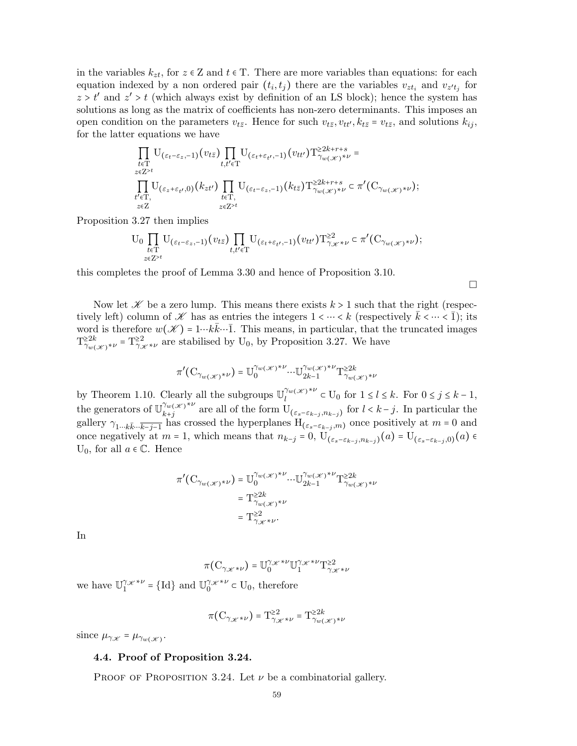in the variables $k_{zt}$, for $z \in \mathrm{Z}$ and $t \in \mathrm{T}$. There are more variables than equations: for each equation indexed by a non ordered pair $(t_i, t_j)$ there are the variables $v_{zt_i}$ and $v_{z't_j}$ for $z > t'$ and $z' > t$ (which always exist by definition of an LS block); hence the system has solutions as long as the matrix of coefficients has non-zero determinants. This imposes an open condition on the parameters $v_{t\bar{z}}$. Hence for such $v_{t\bar{z}}, v_{tt'}, k_{t\bar{z}} = v_{t\bar{z}}$, and solutions $k_{ij}$, for the latter equations we have

$$\prod_{\substack{t \in \mathrm{T} \\ z \in \mathrm{Z}^{>t}}} \mathrm{U}_{(\varepsilon_t - \varepsilon_z, -1)}(v_{t\bar{z}}) \prod_{t,t' \in \mathrm{T}} \mathrm{U}_{(\varepsilon_t + \varepsilon_{t'}, -1)}(v_{tt'}) \mathrm{T}^{\geq 2k+r+s}_{\gamma_{w(\mathscr{K})}*\nu} =$$

$$\prod_{\substack{t' \in \mathrm{T}, \\ z \in \mathrm{Z}}} \mathrm{U}_{(\varepsilon_z + \varepsilon_{t'}, 0)}(k_{zt'}) \prod_{\substack{t \in \mathrm{T}, \\ z \in \mathrm{Z}^{>t}}} \mathrm{U}_{(\varepsilon_t - \varepsilon_z, -1)}(k_{t\bar{z}}) \mathrm{T}^{\geq 2k+r+s}_{\gamma_{w(\mathscr{K})}*\nu} \subset \pi'(\mathrm{C}_{\gamma_{w(\mathscr{K})}*\nu});$$

Proposition 3.27 then implies

$$\mathrm{U}_0 \prod_{\substack{t \in \mathrm{T} \\ z \in \mathrm{Z}^{>t}}} \mathrm{U}_{(\varepsilon_t - \varepsilon_z, -1)}(v_{t\bar{z}}) \prod_{t,t' \in \mathrm{T}} \mathrm{U}_{(\varepsilon_t + \varepsilon_{t'}, -1)}(v_{tt'}) \mathrm{T}^{\geq 2}_{\gamma_{\mathscr{K}}*\nu} \subset \pi'(\mathrm{C}_{\gamma_{w(\mathscr{K})}*\nu});$$

this completes the proof of Lemma 3.30 and hence of Proposition 3.10.

□

Now let $\mathscr{K}$ be a zero lump. This means there exists $k > 1$ such that the right (respectively left) column of $\mathscr{K}$ has as entries the integers $1 < \cdots < k$ (respectively $\bar{k} < \cdots < \bar{1}$); its word is therefore $w(\mathscr{K}) = 1 \cdots k\bar{k} \cdots \bar{1}$. This means, in particular, that the truncated images $\mathrm{T}^{\geq 2k}_{\gamma_{w(\mathscr{K})}*\nu} = \mathrm{T}^{\geq 2}_{\gamma_{\mathscr{K}}*\nu}$ are stabilised by $\mathrm{U}_0$, by Proposition 3.27. We have

$$\pi'(\mathrm{C}_{\gamma_{w(\mathscr{K})}*\nu}) = \mathbb{U}_0^{\gamma_{w(\mathscr{K})}*\nu} \cdots \mathbb{U}_{2k-1}^{\gamma_{w(\mathscr{K})}*\nu} \mathrm{T}^{\geq 2k}_{\gamma_{w(\mathscr{K})}*\nu}$$

by Theorem 1.10. Clearly all the subgroups $\mathbb{U}_l^{\gamma_{w(\mathscr{K})}*\nu} \subset \mathrm{U}_0$ for $1 \leq l \leq k$. For $0 \leq j \leq k-1$, the generators of $\mathbb{U}_{k+j}^{\gamma_{w(\mathscr{K})}*\nu}$ are all of the form $\mathrm{U}_{(\varepsilon_s - \varepsilon_{k-j}, n_{k-j})}$ for $l < k-j$. In particular the gallery $\gamma_{1 \cdots k\bar{k} \cdots \overline{k-j-1}}$ has crossed the hyperplanes $\mathrm{H}_{(\varepsilon_s - \varepsilon_{k-j}, m)}$ once positively at $m = 0$ and once negatively at $m = 1$, which means that $n_{k-j} = 0$, $\mathrm{U}_{(\varepsilon_s - \varepsilon_{k-j}, n_{k-j})}(a) = \mathrm{U}_{(\varepsilon_s - \varepsilon_{k-j}, 0)}(a) \in \mathrm{U}_0$, for all $a \in \mathbb{C}$. Hence

$$\begin{aligned}
\pi'(\mathrm{C}_{\gamma_{w(\mathscr{K})}*\nu}) &= \mathbb{U}_0^{\gamma_{w(\mathscr{K})}*\nu} \cdots \mathbb{U}_{2k-1}^{\gamma_{w(\mathscr{K})}*\nu} \mathrm{T}^{\geq 2k}_{\gamma_{w(\mathscr{K})}*\nu} \\
&= \mathrm{T}^{\geq 2k}_{\gamma_{w(\mathscr{K})}*\nu} \\
&= \mathrm{T}^{\geq 2}_{\gamma_{\mathscr{K}}*\nu}.
\end{aligned}$$

In

$$\pi(\mathrm{C}_{\gamma_{\mathscr{K}}*\nu}) = \mathbb{U}_0^{\gamma_{\mathscr{K}}*\nu} \mathbb{U}_1^{\gamma_{\mathscr{K}}*\nu} \mathrm{T}^{\geq 2}_{\gamma_{\mathscr{K}}*\nu}$$

we have $\mathbb{U}_1^{\gamma_{\mathscr{K}}*\nu} = \{\mathrm{Id}\}$ and $\mathbb{U}_0^{\gamma_{\mathscr{K}}*\nu} \subset \mathrm{U}_0$, therefore

$$\pi(\mathrm{C}_{\gamma_{\mathscr{K}}*\nu}) = \mathrm{T}^{\geq 2}_{\gamma_{\mathscr{K}}*\nu} = \mathrm{T}^{\geq 2k}_{\gamma_{w(\mathscr{K})}*\nu}$$

since $\mu_{\gamma_{\mathscr{K}}} = \mu_{\gamma_{w(\mathscr{K})}}$.

### 4.4. Proof of Proposition 3.24.

Proof of Proposition 3.24. Let $\nu$ be a combinatorial gallery.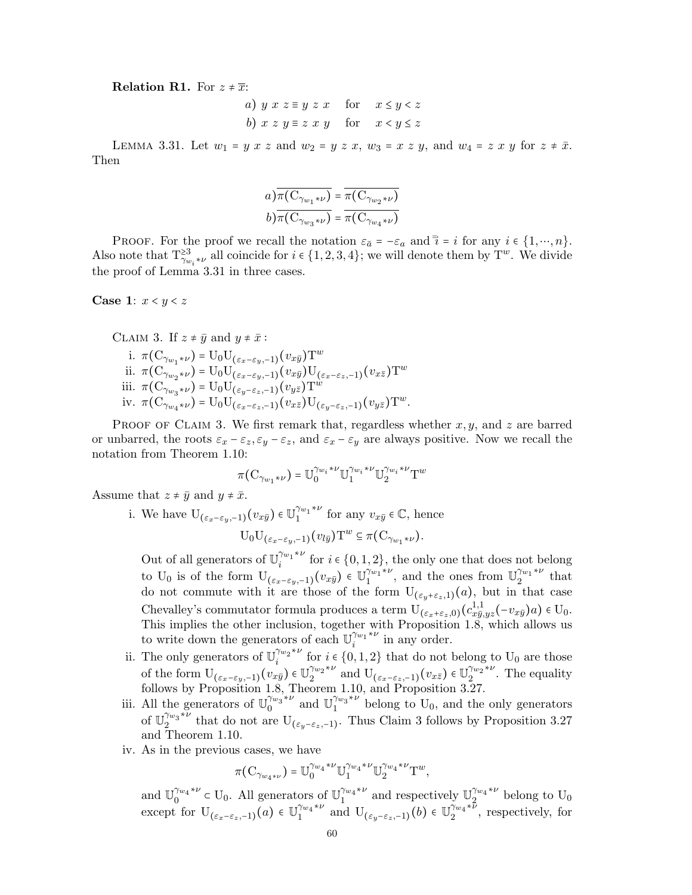**Relation R1.** For $z \neq \overline{x}$:

$$a)\ y\ x\ z \equiv y\ z\ x \quad \text{for} \quad x \le y < z$$
$$b)\ x\ z\ y \equiv z\ x\ y \quad \text{for} \quad x < y \le z$$

LEMMA 3.31. Let $w_1 = y\ x\ z$ and $w_2 = y\ z\ x$, $w_3 = x\ z\ y$, and $w_4 = z\ x\ y$ for $z \neq \bar{x}$. Then

$$a)\overline{\pi(\mathrm{C}_{\gamma_{w_1} * \nu})} = \overline{\pi(\mathrm{C}_{\gamma_{w_2} * \nu})}$$
$$b)\overline{\pi(\mathrm{C}_{\gamma_{w_3} * \nu})} = \overline{\pi(\mathrm{C}_{\gamma_{w_4} * \nu})}$$

PROOF. For the proof we recall the notation $\varepsilon_{\bar{a}} = -\varepsilon_a$ and $\bar{\bar{i}} = i$ for any $i \in \{1, \cdots, n\}$. Also note that $\mathrm{T}^{\ge 3}_{\gamma_{w_i} * \nu}$ all coincide for $i \in \{1,2,3,4\}$; we will denote them by $\mathrm{T}^w$. We divide the proof of Lemma 3.31 in three cases.

**Case 1**: $x < y < z$

CLAIM 3. If $z \neq \bar{y}$ and $y \neq \bar{x}$ :

i. $\pi(\mathrm{C}_{\gamma_{w_1} * \nu}) = \mathrm{U}_0 \mathrm{U}_{(\varepsilon_x - \varepsilon_y, -1)}(v_{x\bar{y}}) \mathrm{T}^w$
ii. $\pi(\mathrm{C}_{\gamma_{w_2} * \nu}) = \mathrm{U}_0 \mathrm{U}_{(\varepsilon_x - \varepsilon_y, -1)}(v_{x\bar{y}}) \mathrm{U}_{(\varepsilon_x - \varepsilon_z, -1)}(v_{x\bar{z}}) \mathrm{T}^w$
iii. $\pi(\mathrm{C}_{\gamma_{w_3} * \nu}) = \mathrm{U}_0 \mathrm{U}_{(\varepsilon_y - \varepsilon_z, -1)}(v_{y\bar{z}}) \mathrm{T}^w$
iv. $\pi(\mathrm{C}_{\gamma_{w_4} * \nu}) = \mathrm{U}_0 \mathrm{U}_{(\varepsilon_x - \varepsilon_z, -1)}(v_{x\bar{z}}) \mathrm{U}_{(\varepsilon_y - \varepsilon_z, -1)}(v_{y\bar{z}}) \mathrm{T}^w$.

PROOF OF CLAIM 3. We first remark that, regardless whether $x, y$, and $z$ are barred or unbarred, the roots $\varepsilon_x - \varepsilon_z, \varepsilon_y - \varepsilon_z$, and $\varepsilon_x - \varepsilon_y$ are always positive. Now we recall the notation from Theorem 1.10:

$$\pi(\mathrm{C}_{\gamma_{w_1} * \nu}) = \mathbb{U}_0^{\gamma_{w_i} * \nu} \mathbb{U}_1^{\gamma_{w_i} * \nu} \mathbb{U}_2^{\gamma_{w_i} * \nu} \mathrm{T}^w$$

Assume that $z \neq \bar{y}$ and $y \neq \bar{x}$.

i. We have $\mathrm{U}_{(\varepsilon_x - \varepsilon_y, -1)}(v_{x\bar{y}}) \in \mathbb{U}_1^{\gamma_{w_1} * \nu}$ for any $v_{x\bar{y}} \in \mathbb{C}$, hence
$$\mathrm{U}_0 \mathrm{U}_{(\varepsilon_x - \varepsilon_y, -1)}(v_{l\bar{y}}) \mathrm{T}^w \subseteq \pi(\mathrm{C}_{\gamma_{w_1} * \nu}).$$
Out of all generators of $\mathbb{U}_i^{\gamma_{w_1} * \nu}$ for $i \in \{0,1,2\}$, the only one that does not belong to $\mathrm{U}_0$ is of the form $\mathrm{U}_{(\varepsilon_x - \varepsilon_y, -1)}(v_{x\bar{y}}) \in \mathbb{U}_1^{\gamma_{w_1} * \nu}$, and the ones from $\mathbb{U}_2^{\gamma_{w_1} * \nu}$ that do not commute with it are those of the form $\mathrm{U}_{(\varepsilon_y + \varepsilon_z, 1)}(a)$, but in that case Chevalley's commutator formula produces a term $\mathrm{U}_{(\varepsilon_x + \varepsilon_z, 0)}(c^{1,1}_{x\bar{y}, yz}(-v_{x\bar{y}})a) \in \mathrm{U}_0$. This implies the other inclusion, together with Proposition 1.8, which allows us to write down the generators of each $\mathbb{U}_i^{\gamma_{w_1} * \nu}$ in any order.
ii. The only generators of $\mathbb{U}_i^{\gamma_{w_2} * \nu}$ for $i \in \{0,1,2\}$ that do not belong to $\mathrm{U}_0$ are those of the form $\mathrm{U}_{(\varepsilon_x - \varepsilon_y, -1)}(v_{x\bar{y}}) \in \mathbb{U}_2^{\gamma_{w_2} * \nu}$ and $\mathrm{U}_{(\varepsilon_x - \varepsilon_z, -1)}(v_{x\bar{z}}) \in \mathbb{U}_2^{\gamma_{w_2} * \nu}$. The equality follows by Proposition 1.8, Theorem 1.10, and Proposition 3.27.
iii. All the generators of $\mathbb{U}_0^{\gamma_{w_3} * \nu}$ and $\mathbb{U}_1^{\gamma_{w_3} * \nu}$ belong to $\mathrm{U}_0$, and the only generators of $\mathbb{U}_2^{\gamma_{w_3} * \nu}$ that do not are $\mathrm{U}_{(\varepsilon_y - \varepsilon_z, -1)}$. Thus Claim 3 follows by Proposition 3.27 and Theorem 1.10.
iv. As in the previous cases, we have
$$\pi(\mathrm{C}_{\gamma_{w_4} * \nu}) = \mathbb{U}_0^{\gamma_{w_4} * \nu} \mathbb{U}_1^{\gamma_{w_4} * \nu} \mathbb{U}_2^{\gamma_{w_4} * \nu} \mathrm{T}^w,$$
and $\mathbb{U}_0^{\gamma_{w_4} * \nu} \subset \mathrm{U}_0$. All generators of $\mathbb{U}_1^{\gamma_{w_4} * \nu}$ and respectively $\mathbb{U}_2^{\gamma_{w_4} * \nu}$ belong to $\mathrm{U}_0$ except for $\mathrm{U}_{(\varepsilon_x - \varepsilon_z, -1)}(a) \in \mathbb{U}_1^{\gamma_{w_4} * \nu}$ and $\mathrm{U}_{(\varepsilon_y - \varepsilon_z, -1)}(b) \in \mathbb{U}_2^{\gamma_{w_4} * \nu}$, respectively, for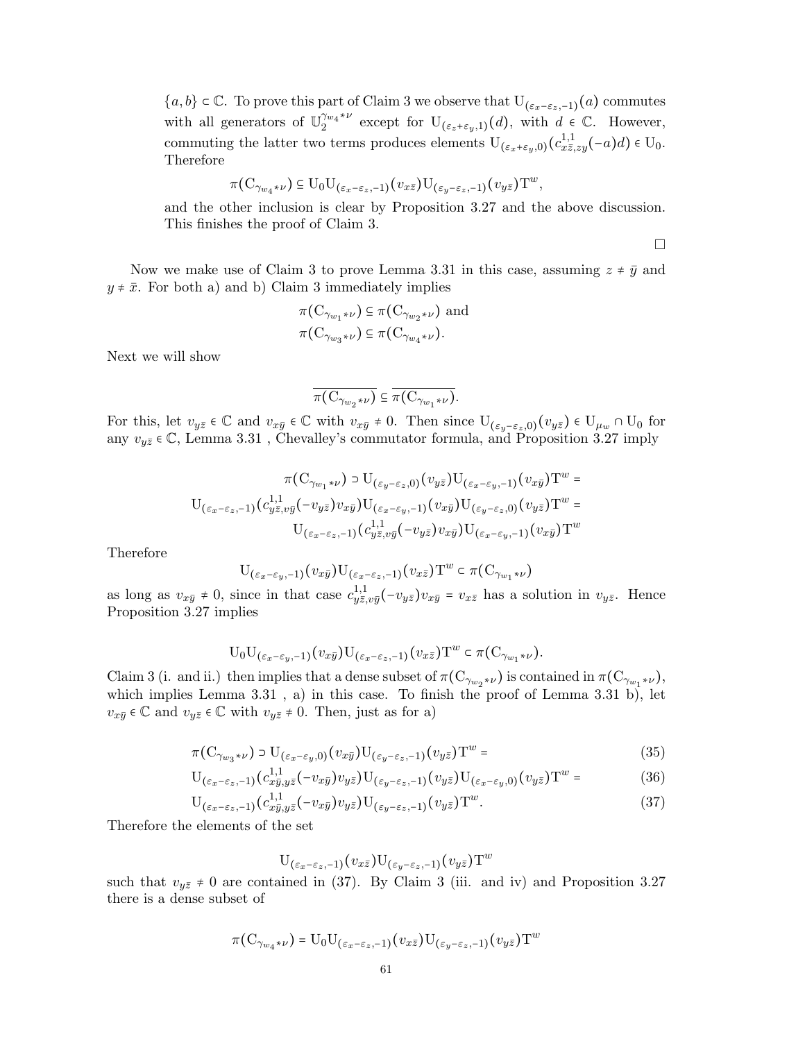$\{a, b\} \subset \mathbb{C}$. To prove this part of Claim 3 we observe that $\mathrm{U}_{(\varepsilon_x - \varepsilon_z, -1)}(a)$ commutes with all generators of $\mathbb{U}_2^{\gamma_{w_4} * \nu}$ except for $\mathrm{U}_{(\varepsilon_z + \varepsilon_y, 1)}(d)$, with $d \in \mathbb{C}$. However, commuting the latter two terms produces elements $\mathrm{U}_{(\varepsilon_x + \varepsilon_y, 0)}(c^{1,1}_{x\bar{z}, zy}(-a)d) \in \mathrm{U}_0$. Therefore

$$\pi(\mathrm{C}_{\gamma_{w_4} * \nu}) \subseteq \mathrm{U}_0 \mathrm{U}_{(\varepsilon_x - \varepsilon_z, -1)}(v_{x\bar{z}}) \mathrm{U}_{(\varepsilon_y - \varepsilon_z, -1)}(v_{y\bar{z}}) \mathrm{T}^w,$$

and the other inclusion is clear by Proposition 3.27 and the above discussion. This finishes the proof of Claim 3.

□

Now we make use of Claim 3 to prove Lemma 3.31 in this case, assuming $z \neq \bar{y}$ and $y \neq \bar{x}$. For both a) and b) Claim 3 immediately implies

$$\pi(\mathrm{C}_{\gamma_{w_1} * \nu}) \subseteq \pi(\mathrm{C}_{\gamma_{w_2} * \nu}) \text{ and}$$
$$\pi(\mathrm{C}_{\gamma_{w_3} * \nu}) \subseteq \pi(\mathrm{C}_{\gamma_{w_4} * \nu}).$$

Next we will show

$$\overline{\pi(\mathrm{C}_{\gamma_{w_2} * \nu})} \subseteq \overline{\pi(\mathrm{C}_{\gamma_{w_1} * \nu})}.$$

For this, let $v_{y\bar{z}} \in \mathbb{C}$ and $v_{x\bar{y}} \in \mathbb{C}$ with $v_{x\bar{y}} \neq 0$. Then since $\mathrm{U}_{(\varepsilon_y - \varepsilon_z, 0)}(v_{y\bar{z}}) \in \mathrm{U}_{\mu_w} \cap \mathrm{U}_0$ for any $v_{y\bar{z}} \in \mathbb{C}$, Lemma 3.31 , Chevalley's commutator formula, and Proposition 3.27 imply

$$\begin{aligned}
\pi(\mathrm{C}_{\gamma_{w_1} * \nu}) \supset \mathrm{U}_{(\varepsilon_y - \varepsilon_z, 0)}(v_{y\bar{z}}) \mathrm{U}_{(\varepsilon_x - \varepsilon_y, -1)}(v_{x\bar{y}}) \mathrm{T}^w = \\
\mathrm{U}_{(\varepsilon_x - \varepsilon_z, -1)}(c^{1,1}_{y\bar{z}, v\bar{y}}(-v_{y\bar{z}}) v_{x\bar{y}}) \mathrm{U}_{(\varepsilon_x - \varepsilon_y, -1)}(v_{x\bar{y}}) \mathrm{U}_{(\varepsilon_y - \varepsilon_z, 0)}(v_{y\bar{z}}) \mathrm{T}^w = \\
\mathrm{U}_{(\varepsilon_x - \varepsilon_z, -1)}(c^{1,1}_{y\bar{z}, v\bar{y}}(-v_{y\bar{z}}) v_{x\bar{y}}) \mathrm{U}_{(\varepsilon_x - \varepsilon_y, -1)}(v_{x\bar{y}}) \mathrm{T}^w
\end{aligned}$$

Therefore

$$\mathrm{U}_{(\varepsilon_x - \varepsilon_y, -1)}(v_{x\bar{y}}) \mathrm{U}_{(\varepsilon_x - \varepsilon_z, -1)}(v_{x\bar{z}}) \mathrm{T}^w \subset \pi(\mathrm{C}_{\gamma_{w_1} * \nu})$$

as long as $v_{x\bar{y}} \neq 0$, since in that case $c^{1,1}_{y\bar{z}, v\bar{y}}(-v_{y\bar{z}}) v_{x\bar{y}} = v_{x\bar{z}}$ has a solution in $v_{y\bar{z}}$. Hence Proposition 3.27 implies

$$\mathrm{U}_0 \mathrm{U}_{(\varepsilon_x - \varepsilon_y, -1)}(v_{x\bar{y}}) \mathrm{U}_{(\varepsilon_x - \varepsilon_z, -1)}(v_{x\bar{z}}) \mathrm{T}^w \subset \pi(\mathrm{C}_{\gamma_{w_1} * \nu}).$$

Claim 3 (i. and ii.) then implies that a dense subset of $\pi(\mathrm{C}_{\gamma_{w_2} * \nu})$ is contained in $\pi(\mathrm{C}_{\gamma_{w_1} * \nu})$, which implies Lemma 3.31 , a) in this case. To finish the proof of Lemma 3.31 b), let $v_{x\bar{y}} \in \mathbb{C}$ and $v_{y\bar{z}} \in \mathbb{C}$ with $v_{y\bar{z}} \neq 0$. Then, just as for a)

$$\pi(\mathrm{C}_{\gamma_{w_3} * \nu}) \supset \mathrm{U}_{(\varepsilon_x - \varepsilon_y, 0)}(v_{x\bar{y}}) \mathrm{U}_{(\varepsilon_y - \varepsilon_z, -1)}(v_{y\bar{z}}) \mathrm{T}^w = \tag{35}$$

$$\mathrm{U}_{(\varepsilon_x - \varepsilon_z, -1)}(c^{1,1}_{x\bar{y}, y\bar{z}}(-v_{x\bar{y}}) v_{y\bar{z}}) \mathrm{U}_{(\varepsilon_y - \varepsilon_z, -1)}(v_{y\bar{z}}) \mathrm{U}_{(\varepsilon_x - \varepsilon_y, 0)}(v_{y\bar{z}}) \mathrm{T}^w = \tag{36}$$

$$\mathrm{U}_{(\varepsilon_x - \varepsilon_z, -1)}(c^{1,1}_{x\bar{y}, y\bar{z}}(-v_{x\bar{y}}) v_{y\bar{z}}) \mathrm{U}_{(\varepsilon_y - \varepsilon_z, -1)}(v_{y\bar{z}}) \mathrm{T}^w. \tag{37}$$

Therefore the elements of the set

$$\mathrm{U}_{(\varepsilon_x - \varepsilon_z, -1)}(v_{x\bar{z}}) \mathrm{U}_{(\varepsilon_y - \varepsilon_z, -1)}(v_{y\bar{z}}) \mathrm{T}^w$$

such that $v_{y\bar{z}} \neq 0$ are contained in (37). By Claim 3 (iii. and iv) and Proposition 3.27 there is a dense subset of

$$\pi(\mathrm{C}_{\gamma_{w_4} * \nu}) = \mathrm{U}_0 \mathrm{U}_{(\varepsilon_x - \varepsilon_z, -1)}(v_{x\bar{z}}) \mathrm{U}_{(\varepsilon_y - \varepsilon_z, -1)}(v_{y\bar{z}}) \mathrm{T}^w$$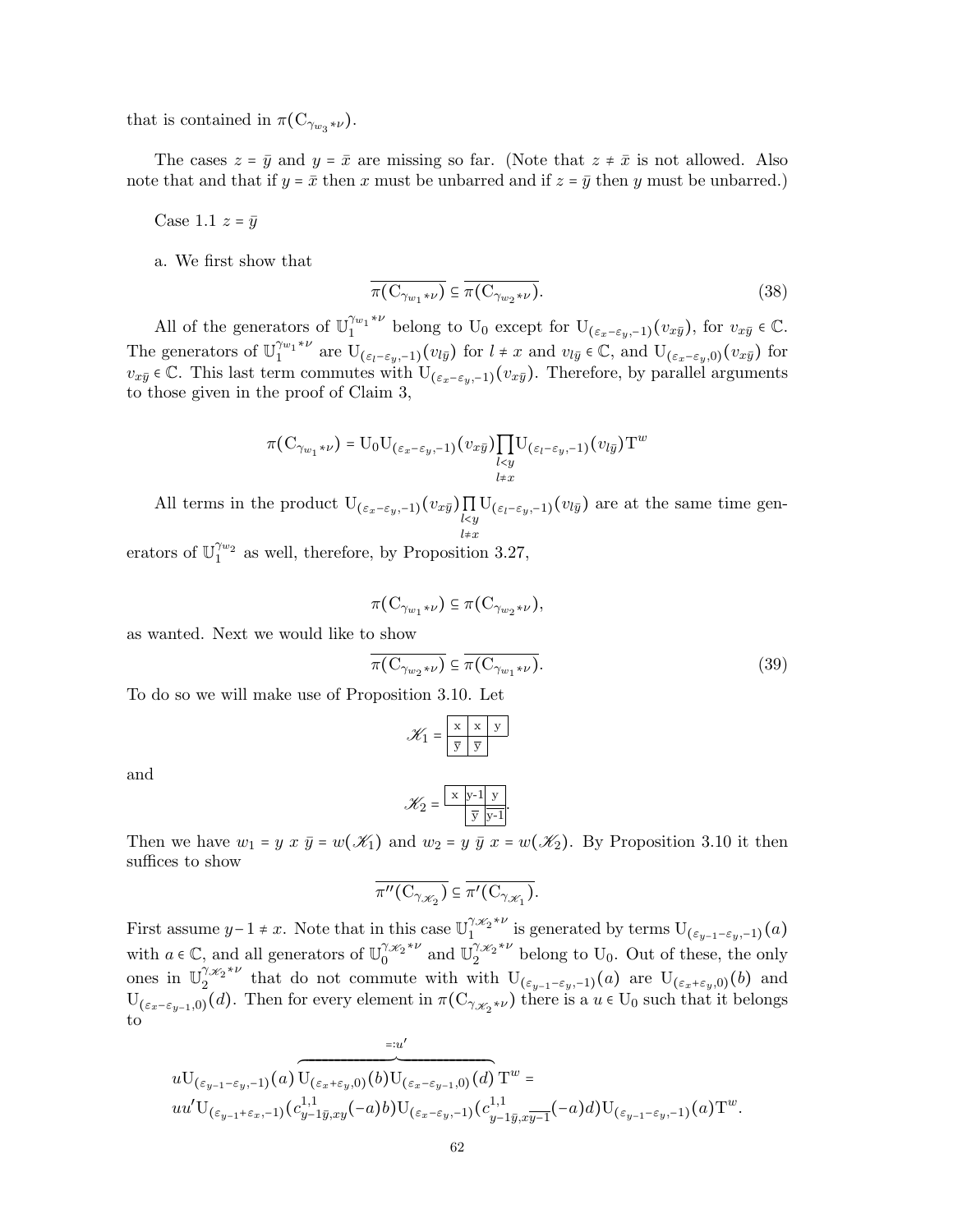that is contained in $\pi(\mathrm{C}_{\gamma_{w_3}*\nu})$.

The cases $z = \bar{y}$ and $y = \bar{x}$ are missing so far. (Note that $z \neq \bar{x}$ is not allowed. Also note that and that if $y = \bar{x}$ then $x$ must be unbarred and if $z = \bar{y}$ then $y$ must be unbarred.)

Case 1.1 $z = \bar{y}$

a. We first show that

$$\overline{\pi(\mathrm{C}_{\gamma_{w_1}*\nu})} \subseteq \overline{\pi(\mathrm{C}_{\gamma_{w_2}*\nu})}. \tag{38}$$

All of the generators of $\mathbb{U}_1^{\gamma_{w_1}*\nu}$ belong to $\mathrm{U}_0$ except for $\mathrm{U}_{(\varepsilon_x-\varepsilon_y,-1)}(v_{x\bar{y}})$, for $v_{x\bar{y}} \in \mathbb{C}$. The generators of $\mathbb{U}_1^{\gamma_{w_1}*\nu}$ are $\mathrm{U}_{(\varepsilon_l-\varepsilon_y,-1)}(v_{l\bar{y}})$ for $l \neq x$ and $v_{l\bar{y}} \in \mathbb{C}$, and $\mathrm{U}_{(\varepsilon_x-\varepsilon_y,0)}(v_{x\bar{y}})$ for $v_{x\bar{y}} \in \mathbb{C}$. This last term commutes with $\mathrm{U}_{(\varepsilon_x-\varepsilon_y,-1)}(v_{x\bar{y}})$. Therefore, by parallel arguments to those given in the proof of Claim 3,

$$\pi(\mathrm{C}_{\gamma_{w_1}*\nu}) = \mathrm{U}_0 \mathrm{U}_{(\varepsilon_x-\varepsilon_y,-1)}(v_{x\bar{y}}) \prod_{\substack{l<y \\ l\neq x}} \mathrm{U}_{(\varepsilon_l-\varepsilon_y,-1)}(v_{l\bar{y}}) \mathrm{T}^w$$

All terms in the product $\mathrm{U}_{(\varepsilon_x-\varepsilon_y,-1)}(v_{x\bar{y}}) \prod_{\substack{l<y \\ l\neq x}} \mathrm{U}_{(\varepsilon_l-\varepsilon_y,-1)}(v_{l\bar{y}})$ are at the same time generators of $\mathbb{U}_1^{\gamma_{w_2}}$ as well, therefore, by Proposition 3.27,

$$\pi(\mathrm{C}_{\gamma_{w_1}*\nu}) \subseteq \pi(\mathrm{C}_{\gamma_{w_2}*\nu}),$$

as wanted. Next we would like to show

$$\overline{\pi(\mathrm{C}_{\gamma_{w_2}*\nu})} \subseteq \overline{\pi(\mathrm{C}_{\gamma_{w_1}*\nu})}. \tag{39}$$

To do so we will make use of Proposition 3.10. Let

$$\mathscr{K}_1 = \begin{array}{|c|c|c|} \hline x & x & y \\ \hline \bar{y} & \bar{y} & \\ \cline{1-2} \end{array}$$

and

$$\mathscr{K}_2 = \begin{array}{|c|c|c|} \hline x & y\text{-}1 & y \\ \hline & \bar{y} & \overline{y\text{-}1} \\ \cline{2-3} \end{array}.$$

Then we have $w_1 = y\ x\ \bar{y} = w(\mathscr{K}_1)$ and $w_2 = y\ \bar{y}\ x = w(\mathscr{K}_2)$. By Proposition 3.10 it then suffices to show

$$\overline{\pi''(\mathrm{C}_{\gamma_{\mathscr{K}_2}})} \subseteq \overline{\pi'(\mathrm{C}_{\gamma_{\mathscr{K}_1}})}.$$

First assume $y-1 \neq x$. Note that in this case $\mathbb{U}_1^{\gamma_{\mathscr{K}_2}*\nu}$ is generated by terms $\mathrm{U}_{(\varepsilon_{y-1}-\varepsilon_y,-1)}(a)$ with $a \in \mathbb{C}$, and all generators of $\mathbb{U}_0^{\gamma_{\mathscr{K}_2}*\nu}$ and $\mathbb{U}_2^{\gamma_{\mathscr{K}_2}*\nu}$ belong to $\mathrm{U}_0$. Out of these, the only ones in $\mathbb{U}_2^{\gamma_{\mathscr{K}_2}*\nu}$ that do not commute with with $\mathrm{U}_{(\varepsilon_{y-1}-\varepsilon_y,-1)}(a)$ are $\mathrm{U}_{(\varepsilon_x+\varepsilon_y,0)}(b)$ and $\mathrm{U}_{(\varepsilon_x-\varepsilon_{y-1},0)}(d)$. Then for every element in $\pi(\mathrm{C}_{\gamma_{\mathscr{K}_2}*\nu})$ there is a $u \in \mathrm{U}_0$ such that it belongs to

$$u\mathrm{U}_{(\varepsilon_{y-1}-\varepsilon_y,-1)}(a)\overbrace{\mathrm{U}_{(\varepsilon_x+\varepsilon_y,0)}(b)\mathrm{U}_{(\varepsilon_x-\varepsilon_{y-1},0)}(d)}^{=:u'}\mathrm{T}^w =$$
$$uu'\mathrm{U}_{(\varepsilon_{y-1}+\varepsilon_x,-1)}(c^{1,1}_{y-1\bar{y},xy}(-a)b)\mathrm{U}_{(\varepsilon_x-\varepsilon_y,-1)}(c^{1,1}_{y-1\bar{y},x\overline{y-1}}(-a)d)\mathrm{U}_{(\varepsilon_{y-1}-\varepsilon_y,-1)}(a)\mathrm{T}^w.$$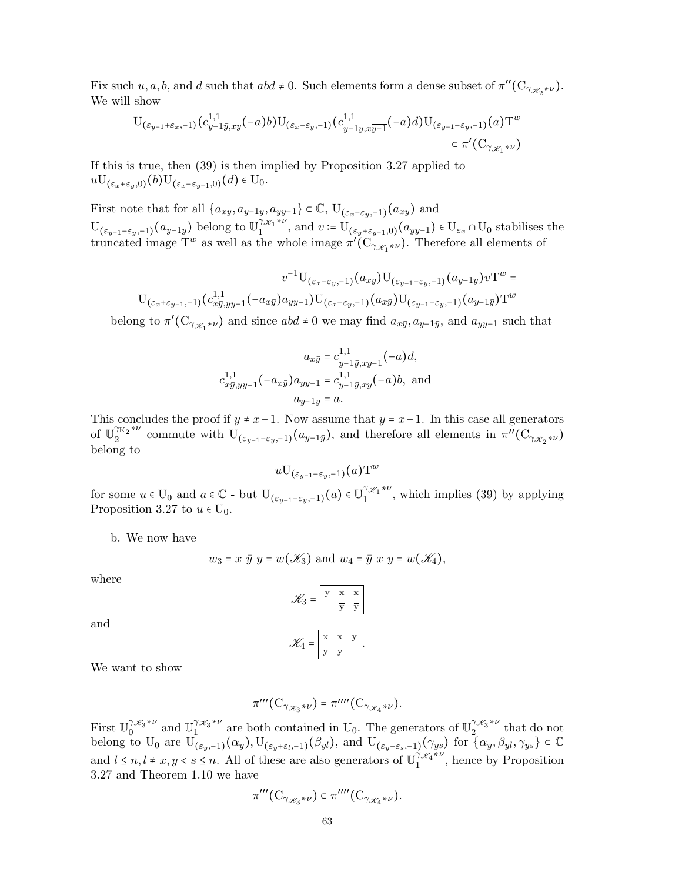Fix such $u, a, b$, and $d$ such that $abd \neq 0$. Such elements form a dense subset of $\pi''(\mathrm{C}_{\gamma_{\mathscr{K}_2}*\nu})$. We will show

$$\mathrm{U}_{(\varepsilon_{y-1}+\varepsilon_x,-1)}(c^{1,1}_{y-1\bar{y},xy}(-a)b)\mathrm{U}_{(\varepsilon_x-\varepsilon_y,-1)}(c^{1,1}_{y-1\bar{y},x\overline{y-1}}(-a)d)\mathrm{U}_{(\varepsilon_{y-1}-\varepsilon_y,-1)}(a)\mathrm{T}^w \subset \pi'(\mathrm{C}_{\gamma_{\mathscr{K}_1}*\nu})$$

If this is true, then (39) is then implied by Proposition 3.27 applied to $u\mathrm{U}_{(\varepsilon_x+\varepsilon_y,0)}(b)\mathrm{U}_{(\varepsilon_x-\varepsilon_{y-1},0)}(d) \in \mathrm{U}_0$.

First note that for all $\{a_{x\bar{y}}, a_{y-1\bar{y}}, a_{yy-1}\} \subset \mathbb{C}$, $\mathrm{U}_{(\varepsilon_x-\varepsilon_y,-1)}(a_{x\bar{y}})$ and $\mathrm{U}_{(\varepsilon_{y-1}-\varepsilon_y,-1)}(a_{y-1y})$ belong to $\mathbb{U}_1^{\gamma_{\mathscr{K}_1}*\nu}$, and $v := \mathrm{U}_{(\varepsilon_y+\varepsilon_{y-1},0)}(a_{yy-1}) \in \mathrm{U}_{\varepsilon_x} \cap \mathrm{U}_0$ stabilises the truncated image $\mathrm{T}^w$ as well as the whole image $\pi'(\mathrm{C}_{\gamma_{\mathscr{K}_1}*\nu})$. Therefore all elements of

$$v^{-1}\mathrm{U}_{(\varepsilon_x-\varepsilon_y,-1)}(a_{x\bar{y}})\mathrm{U}_{(\varepsilon_{y-1}-\varepsilon_y,-1)}(a_{y-1\bar{y}})v\mathrm{T}^w =$$
$$\mathrm{U}_{(\varepsilon_x+\varepsilon_{y-1},-1)}(c^{1,1}_{x\bar{y},yy-1}(-a_{x\bar{y}})a_{yy-1})\mathrm{U}_{(\varepsilon_x-\varepsilon_y,-1)}(a_{x\bar{y}})\mathrm{U}_{(\varepsilon_{y-1}-\varepsilon_y,-1)}(a_{y-1\bar{y}})\mathrm{T}^w$$

belong to $\pi'(\mathrm{C}_{\gamma_{\mathscr{K}_1}*\nu})$ and since $abd \neq 0$ we may find $a_{x\bar{y}}, a_{y-1\bar{y}}$, and $a_{yy-1}$ such that

$$a_{x\bar{y}} = c^{1,1}_{y-1\bar{y},x\overline{y-1}}(-a)d,$$
$$c^{1,1}_{x\bar{y},yy-1}(-a_{x\bar{y}})a_{yy-1} = c^{1,1}_{y-1\bar{y},xy}(-a)b, \text{ and}$$
$$a_{y-1\bar{y}} = a.$$

This concludes the proof if $y \neq x-1$. Now assume that $y = x-1$. In this case all generators of $\mathbb{U}_2^{\gamma_{\mathrm{K}_2}*\nu}$ commute with $\mathrm{U}_{(\varepsilon_{y-1}-\varepsilon_y,-1)}(a_{y-1\bar{y}})$, and therefore all elements in $\pi''(\mathrm{C}_{\gamma_{\mathscr{K}_2}*\nu})$ belong to

$$u\mathrm{U}_{(\varepsilon_{y-1}-\varepsilon_y,-1)}(a)\mathrm{T}^w$$

for some $u \in \mathrm{U}_0$ and $a \in \mathbb{C}$ - but $\mathrm{U}_{(\varepsilon_{y-1}-\varepsilon_y,-1)}(a) \in \mathbb{U}_1^{\gamma_{\mathscr{K}_1}*\nu}$, which implies (39) by applying Proposition 3.27 to $u \in \mathrm{U}_0$.

b. We now have

$$w_3 = x\ \bar{y}\ y = w(\mathscr{K}_3) \text{ and } w_4 = \bar{y}\ x\ y = w(\mathscr{K}_4),$$

where

$$\mathscr{K}_3 = \begin{array}{|c|c|c|}\hline \mathrm{y} & \mathrm{x} & \mathrm{x} \\ \hline \multicolumn{1}{c|}{} & \bar{\mathrm{y}} & \bar{\mathrm{y}} \\ \cline{2-3}\end{array}$$

and

$$\mathscr{K}_4 = \begin{array}{|c|c|c|}\hline \mathrm{x} & \mathrm{x} & \bar{\mathrm{y}} \\ \hline \mathrm{y} & \mathrm{y} & \multicolumn{1}{c}{} \\ \cline{1-2}\end{array}.$$

We want to show

$$\overline{\pi'''(\mathrm{C}_{\gamma_{\mathscr{K}_3}*\nu})} = \overline{\pi''''(\mathrm{C}_{\gamma_{\mathscr{K}_4}*\nu})}.$$

First $\mathbb{U}_0^{\gamma_{\mathscr{K}_3}*\nu}$ and $\mathbb{U}_1^{\gamma_{\mathscr{K}_3}*\nu}$ are both contained in $\mathrm{U}_0$. The generators of $\mathbb{U}_2^{\gamma_{\mathscr{K}_3}*\nu}$ that do not belong to $\mathrm{U}_0$ are $\mathrm{U}_{(\varepsilon_y,-1)}(\alpha_y), \mathrm{U}_{(\varepsilon_y+\varepsilon_l,-1)}(\beta_{yl})$, and $\mathrm{U}_{(\varepsilon_y-\varepsilon_s,-1)}(\gamma_{y\bar{s}})$ for $\{\alpha_y, \beta_{yl}, \gamma_{y\bar{s}}\} \subset \mathbb{C}$ and $l \leq n, l \neq x, y < s \leq n$. All of these are also generators of $\mathbb{U}_1^{\gamma_{\mathscr{K}_4}*\nu}$, hence by Proposition 3.27 and Theorem 1.10 we have

$$\pi'''(\mathrm{C}_{\gamma_{\mathscr{K}_3}*\nu}) \subset \pi''''(\mathrm{C}_{\gamma_{\mathscr{K}_4}*\nu}).$$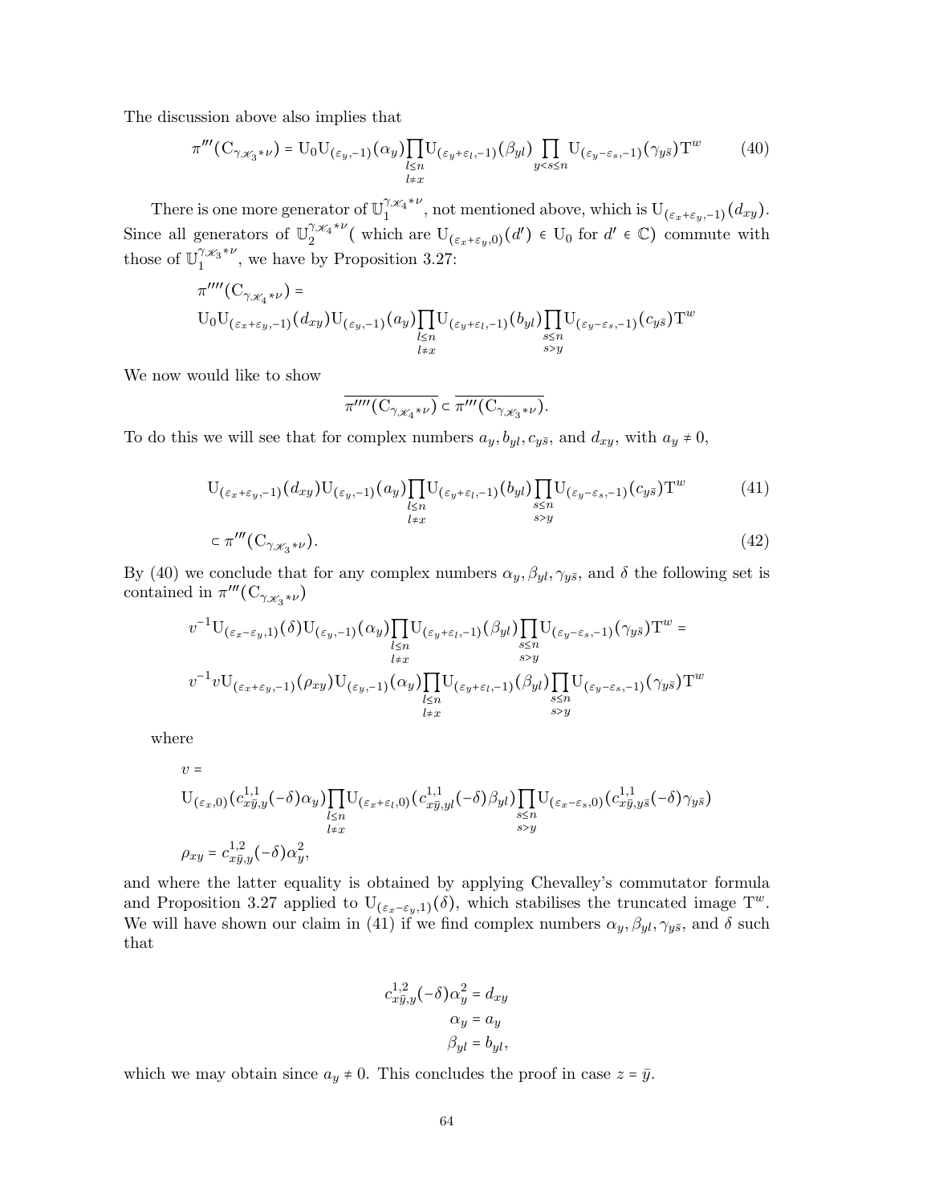The discussion above also implies that

$$\pi'''(\mathrm{C}_{\gamma_{\mathscr{K}_3}*\nu}) = \mathrm{U}_0\mathrm{U}_{(\varepsilon_y,-1)}(\alpha_y)\prod_{\substack{l\leq n\\ l\neq x}}\mathrm{U}_{(\varepsilon_y+\varepsilon_l,-1)}(\beta_{yl})\prod_{y<s\leq n}\mathrm{U}_{(\varepsilon_y-\varepsilon_s,-1)}(\gamma_{y\bar{s}})\mathrm{T}^w \tag{40}$$

There is one more generator of $\mathbb{U}_1^{\gamma_{\mathscr{K}_4}*\nu}$, not mentioned above, which is $\mathrm{U}_{(\varepsilon_x+\varepsilon_y,-1)}(d_{xy})$. Since all generators of $\mathbb{U}_2^{\gamma_{\mathscr{K}_4}*\nu}$( which are $\mathrm{U}_{(\varepsilon_x+\varepsilon_y,0)}(d') \in \mathrm{U}_0$ for $d' \in \mathbb{C}$) commute with those of $\mathbb{U}_1^{\gamma_{\mathscr{K}_3}*\nu}$, we have by Proposition 3.27:

$$\pi''''(\mathrm{C}_{\gamma_{\mathscr{K}_4}*\nu}) = \mathrm{U}_0\mathrm{U}_{(\varepsilon_x+\varepsilon_y,-1)}(d_{xy})\mathrm{U}_{(\varepsilon_y,-1)}(a_y)\prod_{\substack{l\leq n\\ l\neq x}}\mathrm{U}_{(\varepsilon_y+\varepsilon_l,-1)}(b_{yl})\prod_{\substack{s\leq n\\ s>y}}\mathrm{U}_{(\varepsilon_y-\varepsilon_s,-1)}(c_{y\bar{s}})\mathrm{T}^w$$

We now would like to show

$$\overline{\pi''''(\mathrm{C}_{\gamma_{\mathscr{K}_4}*\nu})} \subset \overline{\pi'''(\mathrm{C}_{\gamma_{\mathscr{K}_3}*\nu})}.$$

To do this we will see that for complex numbers $a_y, b_{yl}, c_{y\bar{s}}$, and $d_{xy}$, with $a_y \neq 0$,

$$\mathrm{U}_{(\varepsilon_x+\varepsilon_y,-1)}(d_{xy})\mathrm{U}_{(\varepsilon_y,-1)}(a_y)\prod_{\substack{l\leq n\\ l\neq x}}\mathrm{U}_{(\varepsilon_y+\varepsilon_l,-1)}(b_{yl})\prod_{\substack{s\leq n\\ s>y}}\mathrm{U}_{(\varepsilon_y-\varepsilon_s,-1)}(c_{y\bar{s}})\mathrm{T}^w \tag{41}$$

$$\subset \pi'''(\mathrm{C}_{\gamma_{\mathscr{K}_3}*\nu}). \tag{42}$$

By (40) we conclude that for any complex numbers $\alpha_y, \beta_{yl}, \gamma_{y\bar{s}}$, and $\delta$ the following set is contained in $\pi'''(\mathrm{C}_{\gamma_{\mathscr{K}_3}*\nu})$

$$v^{-1}\mathrm{U}_{(\varepsilon_x-\varepsilon_y,1)}(\delta)\mathrm{U}_{(\varepsilon_y,-1)}(\alpha_y)\prod_{\substack{l\leq n\\ l\neq x}}\mathrm{U}_{(\varepsilon_y+\varepsilon_l,-1)}(\beta_{yl})\prod_{\substack{s\leq n\\ s>y}}\mathrm{U}_{(\varepsilon_y-\varepsilon_s,-1)}(\gamma_{y\bar{s}})\mathrm{T}^w =$$

$$v^{-1}v\mathrm{U}_{(\varepsilon_x+\varepsilon_y,-1)}(\rho_{xy})\mathrm{U}_{(\varepsilon_y,-1)}(\alpha_y)\prod_{\substack{l\leq n\\ l\neq x}}\mathrm{U}_{(\varepsilon_y+\varepsilon_l,-1)}(\beta_{yl})\prod_{\substack{s\leq n\\ s>y}}\mathrm{U}_{(\varepsilon_y-\varepsilon_s,-1)}(\gamma_{y\bar{s}})\mathrm{T}^w$$

where

$$v = \mathrm{U}_{(\varepsilon_x,0)}(c^{1,1}_{x\bar{y},y}(-\delta)\alpha_y)\prod_{\substack{l\leq n\\ l\neq x}}\mathrm{U}_{(\varepsilon_x+\varepsilon_l,0)}(c^{1,1}_{x\bar{y},yl}(-\delta)\beta_{yl})\prod_{\substack{s\leq n\\ s>y}}\mathrm{U}_{(\varepsilon_x-\varepsilon_s,0)}(c^{1,1}_{x\bar{y},y\bar{s}}(-\delta)\gamma_{y\bar{s}})$$

$$\rho_{xy} = c^{1,2}_{x\bar{y},y}(-\delta)\alpha_y^2,$$

and where the latter equality is obtained by applying Chevalley's commutator formula and Proposition 3.27 applied to $\mathrm{U}_{(\varepsilon_x-\varepsilon_y,1)}(\delta)$, which stabilises the truncated image $\mathrm{T}^w$. We will have shown our claim in (41) if we find complex numbers $\alpha_y, \beta_{yl}, \gamma_{y\bar{s}}$, and $\delta$ such that

$$c^{1,2}_{x\bar{y},y}(-\delta)\alpha_y^2 = d_{xy}$$
$$\alpha_y = a_y$$
$$\beta_{yl} = b_{yl},$$

which we may obtain since $a_y \neq 0$. This concludes the proof in case $z = \bar{y}$.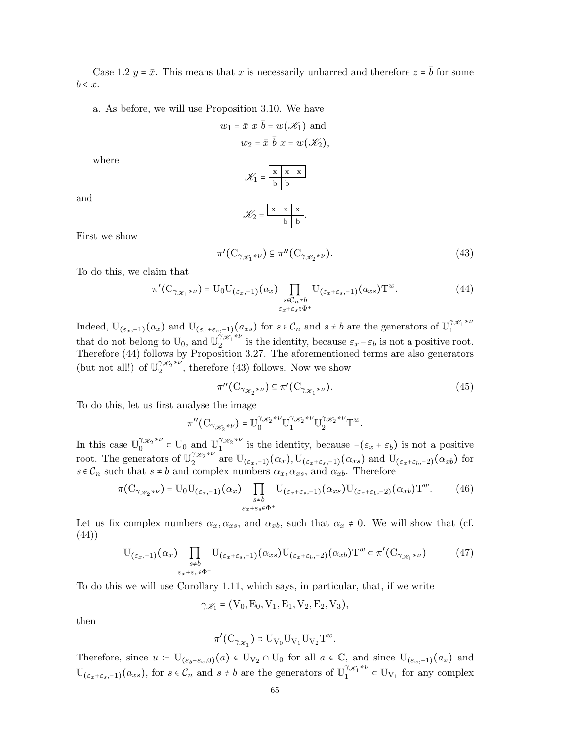Case 1.2 $y = \bar{x}$. This means that $x$ is necessarily unbarred and therefore $z = \bar{b}$ for some $b < x$.

a. As before, we will use Proposition 3.10. We have

$$w_1 = \bar{x}\ x\ \bar{b} = w(\mathscr{K}_1) \text{ and}$$
$$w_2 = \bar{x}\ \bar{b}\ x = w(\mathscr{K}_2),$$

where

$$\mathscr{K}_1 = \begin{array}{|c|c|c|} \hline \mathrm{x} & \mathrm{x} & \bar{\mathrm{x}} \\ \hline \bar{\mathrm{b}} & \bar{\mathrm{b}} & \multicolumn{1}{c}{} \\ \cline{1-2} \end{array}$$

and

$$\mathscr{K}_2 = \begin{array}{|c|c|c|} \hline \mathrm{x} & \bar{\mathrm{x}} & \bar{\mathrm{x}} \\ \hline \multicolumn{1}{c|}{} & \bar{\mathrm{b}} & \bar{\mathrm{b}} \\ \cline{2-3} \end{array}.$$

First we show

$$\overline{\pi'(\mathrm{C}_{\gamma_{\mathscr{K}_1} * \nu})} \subseteq \overline{\pi''(\mathrm{C}_{\gamma_{\mathscr{K}_2} * \nu})}. \tag{43}$$

To do this, we claim that

$$\pi'(\mathrm{C}_{\gamma_{\mathscr{K}_1} * \nu}) = \mathrm{U}_0 \mathrm{U}_{(\varepsilon_x,-1)}(a_x) \prod_{\substack{s \in \mathcal{C}_n \neq b \\ \varepsilon_x + \varepsilon_s \in \Phi^+}} \mathrm{U}_{(\varepsilon_x+\varepsilon_s,-1)}(a_{xs}) \mathrm{T}^w. \tag{44}$$

Indeed, $\mathrm{U}_{(\varepsilon_x,-1)}(a_x)$ and $\mathrm{U}_{(\varepsilon_x+\varepsilon_s,-1)}(a_{xs})$ for $s \in \mathcal{C}_n$ and $s \neq b$ are the generators of $\mathbb{U}_1^{\gamma_{\mathscr{K}_1} * \nu}$ that do not belong to $\mathrm{U}_0$, and $\mathbb{U}_2^{\gamma_{\mathscr{K}_1} * \nu}$ is the identity, because $\varepsilon_x - \varepsilon_b$ is not a positive root. Therefore (44) follows by Proposition 3.27. The aforementioned terms are also generators (but not all!) of $\mathbb{U}_2^{\gamma_{\mathscr{K}_2} * \nu}$, therefore (43) follows. Now we show

$$\overline{\pi''(\mathrm{C}_{\gamma_{\mathscr{K}_2} * \nu})} \subseteq \overline{\pi'(\mathrm{C}_{\gamma_{\mathscr{K}_1} * \nu})}. \tag{45}$$

To do this, let us first analyse the image

$$\pi''(\mathrm{C}_{\gamma_{\mathscr{K}_2} * \nu}) = \mathbb{U}_0^{\gamma_{\mathscr{K}_2} * \nu} \mathbb{U}_1^{\gamma_{\mathscr{K}_2} * \nu} \mathbb{U}_2^{\gamma_{\mathscr{K}_2} * \nu} \mathrm{T}^w.$$

In this case $\mathbb{U}_0^{\gamma_{\mathscr{K}_2} * \nu} \subset \mathrm{U}_0$ and $\mathbb{U}_1^{\gamma_{\mathscr{K}_2} * \nu}$ is the identity, because $-(\varepsilon_x + \varepsilon_b)$ is not a positive root. The generators of $\mathbb{U}_2^{\gamma_{\mathscr{K}_2} * \nu}$ are $\mathrm{U}_{(\varepsilon_x,-1)}(\alpha_x), \mathrm{U}_{(\varepsilon_x+\varepsilon_s,-1)}(\alpha_{xs})$ and $\mathrm{U}_{(\varepsilon_x+\varepsilon_b,-2)}(\alpha_{xb})$ for $s \in \mathcal{C}_n$ such that $s \neq b$ and complex numbers $\alpha_x, \alpha_{xs}$, and $\alpha_{xb}$. Therefore

$$\pi(\mathrm{C}_{\gamma_{\mathscr{K}_2} * \nu}) = \mathrm{U}_0 \mathrm{U}_{(\varepsilon_x,-1)}(\alpha_x) \prod_{\substack{s \neq b \\ \varepsilon_x + \varepsilon_s \in \Phi^+}} \mathrm{U}_{(\varepsilon_x+\varepsilon_s,-1)}(\alpha_{xs}) \mathrm{U}_{(\varepsilon_x+\varepsilon_b,-2)}(\alpha_{xb}) \mathrm{T}^w. \tag{46}$$

Let us fix complex numbers $\alpha_x, \alpha_{xs}$, and $\alpha_{xb}$, such that $\alpha_x \neq 0$. We will show that (cf. (44))

$$\mathrm{U}_{(\varepsilon_x,-1)}(\alpha_x) \prod_{\substack{s \neq b \\ \varepsilon_x + \varepsilon_s \in \Phi^+}} \mathrm{U}_{(\varepsilon_x+\varepsilon_s,-1)}(\alpha_{xs}) \mathrm{U}_{(\varepsilon_x+\varepsilon_b,-2)}(\alpha_{xb}) \mathrm{T}^w \subset \pi'(\mathrm{C}_{\gamma_{\mathscr{K}_1} * \nu}) \tag{47}$$

To do this we will use Corollary 1.11, which says, in particular, that, if we write

$$\gamma_{\mathscr{K}_1} = (\mathrm{V}_0, \mathrm{E}_0, \mathrm{V}_1, \mathrm{E}_1, \mathrm{V}_2, \mathrm{E}_2, \mathrm{V}_3),$$

then

$$\pi'(\mathrm{C}_{\gamma_{\mathscr{K}_1}}) \supset \mathrm{U}_{\mathrm{V}_0} \mathrm{U}_{\mathrm{V}_1} \mathrm{U}_{\mathrm{V}_2} \mathrm{T}^w.$$

Therefore, since $u := \mathrm{U}_{(\varepsilon_b - \varepsilon_x,0)}(a) \in \mathrm{U}_{\mathrm{V}_2} \cap \mathrm{U}_0$ for all $a \in \mathbb{C}$, and since $\mathrm{U}_{(\varepsilon_x,-1)}(a_x)$ and $\mathrm{U}_{(\varepsilon_x+\varepsilon_s,-1)}(a_{xs})$, for $s \in \mathcal{C}_n$ and $s \neq b$ are the generators of $\mathbb{U}_1^{\gamma_{\mathscr{K}_1} * \nu} \subset \mathrm{U}_{\mathrm{V}_1}$ for any complex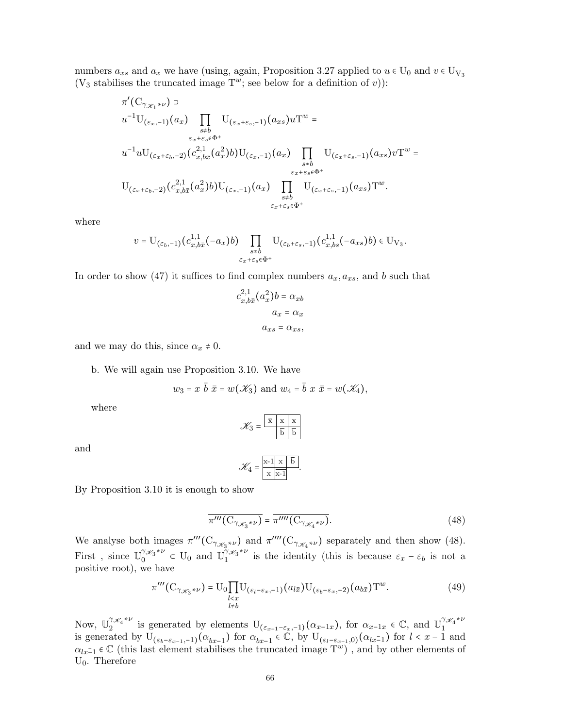numbers $a_{xs}$ and $a_x$ we have (using, again, Proposition 3.27 applied to $u \in \mathrm{U}_0$ and $v \in \mathrm{U}_{\mathrm{V}_3}$ ($\mathrm{V}_3$ stabilises the truncated image $\mathrm{T}^w$; see below for a definition of $v$)):

$$
\begin{aligned}
&\pi'(\mathrm{C}_{\gamma_{\mathscr{K}_1} * \nu}) \supset \\
&u^{-1}\mathrm{U}_{(\varepsilon_x,-1)}(a_x) \prod_{\substack{s \neq b \\ \varepsilon_x+\varepsilon_s \in \Phi^+}} \mathrm{U}_{(\varepsilon_x+\varepsilon_s,-1)}(a_{xs}) u \mathrm{T}^w = \\
&u^{-1}u\mathrm{U}_{(\varepsilon_x+\varepsilon_b,-2)}(c^{2,1}_{x,b\bar{x}}(a_x^2)b)\mathrm{U}_{(\varepsilon_x,-1)}(a_x) \prod_{\substack{s \neq b \\ \varepsilon_x+\varepsilon_s \in \Phi^+}} \mathrm{U}_{(\varepsilon_x+\varepsilon_s,-1)}(a_{xs}) v \mathrm{T}^w = \\
&\mathrm{U}_{(\varepsilon_x+\varepsilon_b,-2)}(c^{2,1}_{x,b\bar{x}}(a_x^2)b)\mathrm{U}_{(\varepsilon_x,-1)}(a_x) \prod_{\substack{s \neq b \\ \varepsilon_x+\varepsilon_s \in \Phi^+}} \mathrm{U}_{(\varepsilon_x+\varepsilon_s,-1)}(a_{xs}) \mathrm{T}^w.
\end{aligned}
$$

where

$$
v = \mathrm{U}_{(\varepsilon_b,-1)}(c^{1,1}_{x,b\bar{x}}(-a_x)b) \prod_{\substack{s \neq b \\ \varepsilon_x+\varepsilon_s \in \Phi^+}} \mathrm{U}_{(\varepsilon_b+\varepsilon_s,-1)}(c^{1,1}_{x,bs}(-a_{xs})b) \in \mathrm{U}_{\mathrm{V}_3}.
$$

In order to show (47) it suffices to find complex numbers $a_x, a_{xs}$, and $b$ such that

$$
\begin{aligned}
c^{2,1}_{x,b\bar{x}}(a_x^2)b &= \alpha_{xb} \\
a_x &= \alpha_x \\
a_{xs} &= \alpha_{xs},
\end{aligned}
$$

and we may do this, since $\alpha_x \neq 0$.

b. We will again use Proposition 3.10. We have

$$
w_3 = x\ \bar{b}\ \bar{x} = w(\mathscr{K}_3) \text{ and } w_4 = \bar{b}\ x\ \bar{x} = w(\mathscr{K}_4),
$$

where

| $\bar{x}$ | x | x |
|---|---|---|
| | $\bar{b}$ | $\bar{b}$ |

$\mathscr{K}_3$ (above)

and

| x-1 | x | $\bar{b}$ |
|---|---|---|
| $\bar{x}$ | x-1 | |

$\mathscr{K}_4$ (above).

By Proposition 3.10 it is enough to show

$$
\overline{\pi'''(\mathrm{C}_{\gamma_{\mathscr{K}_3} * \nu})} = \overline{\pi''''(\mathrm{C}_{\gamma_{\mathscr{K}_4} * \nu})}. \tag{48}
$$

We analyse both images $\pi'''(\mathrm{C}_{\gamma_{\mathscr{K}_3} * \nu})$ and $\pi''''(\mathrm{C}_{\gamma_{\mathscr{K}_4} * \nu})$ separately and then show (48). First , since $\mathbb{U}_0^{\gamma_{\mathscr{K}_3} * \nu} \subset \mathrm{U}_0$ and $\mathbb{U}_1^{\gamma_{\mathscr{K}_3} * \nu}$ is the identity (this is because $\varepsilon_x - \varepsilon_b$ is not a positive root), we have

$$
\pi'''(\mathrm{C}_{\gamma_{\mathscr{K}_3} * \nu}) = \mathrm{U}_0 \prod_{\substack{l<x \\ l \neq b}} \mathrm{U}_{(\varepsilon_l - \varepsilon_x,-1)}(a_{l\bar{x}}) \mathrm{U}_{(\varepsilon_b - \varepsilon_x,-2)}(a_{b\bar{x}}) \mathrm{T}^w. \tag{49}
$$

Now, $\mathbb{U}_2^{\gamma_{\mathscr{K}_4} * \nu}$ is generated by elements $\mathrm{U}_{(\varepsilon_{x-1} - \varepsilon_x,-1)}(\alpha_{x-1x})$, for $\alpha_{x-1x} \in \mathbb{C}$, and $\mathbb{U}_1^{\gamma_{\mathscr{K}_4} * \nu}$ is generated by $\mathrm{U}_{(\varepsilon_b - \varepsilon_{x-1},-1)}(\alpha_{b\overline{x-1}})$ for $\alpha_{b\overline{x-1}} \in \mathbb{C}$, by $\mathrm{U}_{(\varepsilon_l - \varepsilon_{x-1},0)}(\alpha_{l\bar{x-1}})$ for $l < x-1$ and $\alpha_{l\bar{x-1}} \in \mathbb{C}$ (this last element stabilises the truncated image $\mathrm{T}^w$) , and by other elements of $\mathrm{U}_0$. Therefore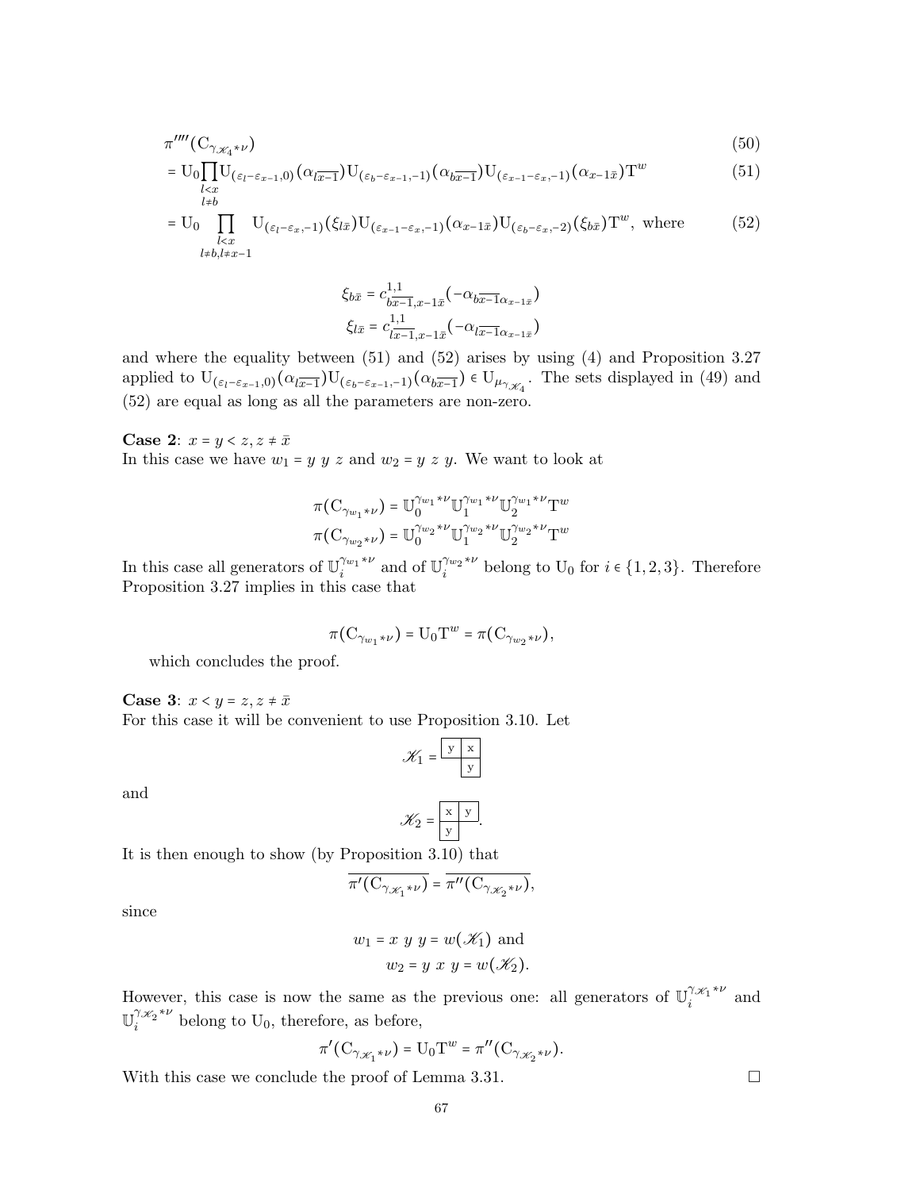$$\pi''''(\mathrm{C}_{\gamma_{\mathscr{K}_4}*\nu}) \tag{50}$$

$$= \mathrm{U}_0 \prod_{\substack{l<x \\ l\neq b}} \mathrm{U}_{(\varepsilon_l-\varepsilon_{x-1},0)}(\alpha_{l\overline{x-1}})\mathrm{U}_{(\varepsilon_b-\varepsilon_{x-1},-1)}(\alpha_{b\overline{x-1}})\mathrm{U}_{(\varepsilon_{x-1}-\varepsilon_x,-1)}(\alpha_{x-1\bar{x}})\mathrm{T}^w \tag{51}$$

$$= \mathrm{U}_0 \prod_{\substack{l<x \\ l\neq b, l\neq x-1}} \mathrm{U}_{(\varepsilon_l-\varepsilon_x,-1)}(\xi_{l\bar{x}})\mathrm{U}_{(\varepsilon_{x-1}-\varepsilon_x,-1)}(\alpha_{x-1\bar{x}})\mathrm{U}_{(\varepsilon_b-\varepsilon_x,-2)}(\xi_{b\bar{x}})\mathrm{T}^w, \text{ where} \tag{52}$$

$$\xi_{b\bar{x}} = c^{1,1}_{b\overline{x-1},x-1\bar{x}}(-\alpha_{b\overline{x-1}}\alpha_{x-1\bar{x}})$$
$$\xi_{l\bar{x}} = c^{1,1}_{l\overline{x-1},x-1\bar{x}}(-\alpha_{l\overline{x-1}}\alpha_{x-1\bar{x}})$$

and where the equality between (51) and (52) arises by using (4) and Proposition 3.27 applied to $\mathrm{U}_{(\varepsilon_l-\varepsilon_{x-1},0)}(\alpha_{l\overline{x-1}})\mathrm{U}_{(\varepsilon_b-\varepsilon_{x-1},-1)}(\alpha_{b\overline{x-1}}) \in \mathrm{U}_{\mu_{\gamma_{\mathscr{K}_4}}}$. The sets displayed in (49) and (52) are equal as long as all the parameters are non-zero.

**Case 2**: $x = y < z, z \neq \bar{x}$
In this case we have $w_1 = y\ y\ z$ and $w_2 = y\ z\ y$. We want to look at

$$\pi(\mathrm{C}_{\gamma_{w_1}*\nu}) = \mathbb{U}_0^{\gamma_{w_1}*\nu}\mathbb{U}_1^{\gamma_{w_1}*\nu}\mathbb{U}_2^{\gamma_{w_1}*\nu}\mathrm{T}^w$$
$$\pi(\mathrm{C}_{\gamma_{w_2}*\nu}) = \mathbb{U}_0^{\gamma_{w_2}*\nu}\mathbb{U}_1^{\gamma_{w_2}*\nu}\mathbb{U}_2^{\gamma_{w_2}*\nu}\mathrm{T}^w$$

In this case all generators of $\mathbb{U}_i^{\gamma_{w_1}*\nu}$ and of $\mathbb{U}_i^{\gamma_{w_2}*\nu}$ belong to $\mathrm{U}_0$ for $i \in \{1,2,3\}$. Therefore Proposition 3.27 implies in this case that

$$\pi(\mathrm{C}_{\gamma_{w_1}*\nu}) = \mathrm{U}_0\mathrm{T}^w = \pi(\mathrm{C}_{\gamma_{w_2}*\nu}),$$

which concludes the proof.

**Case 3**: $x < y = z, z \neq \bar{x}$
For this case it will be convenient to use Proposition 3.10. Let

$$\mathscr{K}_1 = \begin{array}{|c|c|}\hline y & x \\ \hline \end{array}\ \text{with } y \text{ below } x, \quad \text{i.e. } \begin{array}{cc} \boxed{y} & \boxed{x} \\ & \boxed{y} \end{array}$$

and

$$\mathscr{K}_2 = \begin{array}{cc} \boxed{x} & \boxed{y} \\ \boxed{y} & \end{array}.$$

It is then enough to show (by Proposition 3.10) that

$$\overline{\pi'(\mathrm{C}_{\gamma_{\mathscr{K}_1}*\nu})} = \overline{\pi''(\mathrm{C}_{\gamma_{\mathscr{K}_2}*\nu})},$$

since

$$w_1 = x\ y\ y = w(\mathscr{K}_1) \text{ and}$$
$$w_2 = y\ x\ y = w(\mathscr{K}_2).$$

However, this case is now the same as the previous one: all generators of $\mathbb{U}_i^{\gamma_{\mathscr{K}_1}*\nu}$ and $\mathbb{U}_i^{\gamma_{\mathscr{K}_2}*\nu}$ belong to $\mathrm{U}_0$, therefore, as before,

$$\pi'(\mathrm{C}_{\gamma_{\mathscr{K}_1}*\nu}) = \mathrm{U}_0\mathrm{T}^w = \pi''(\mathrm{C}_{\gamma_{\mathscr{K}_2}*\nu}).$$

With this case we conclude the proof of Lemma 3.31. ☐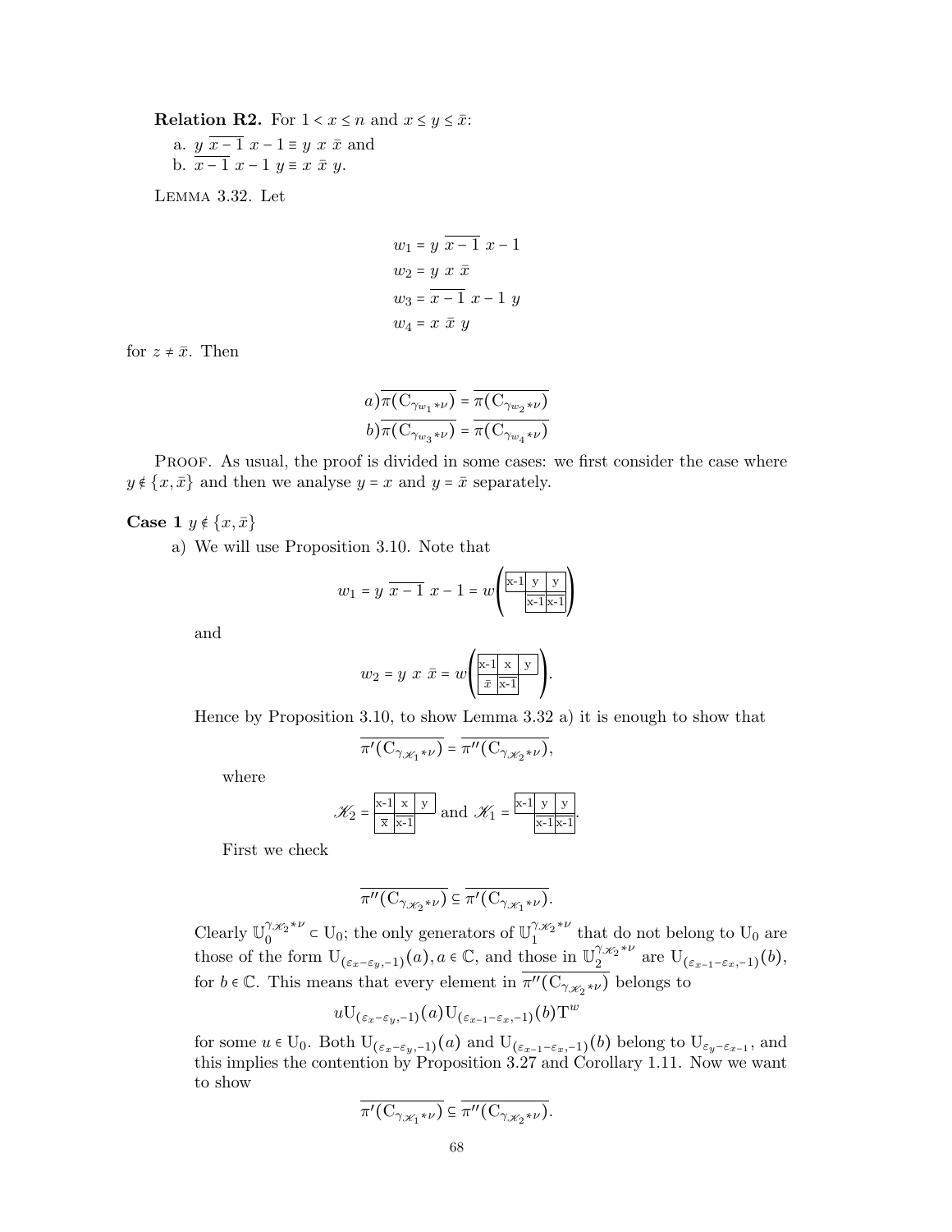**Relation R2.** For $1 < x \leq n$ and $x \leq y \leq \bar{x}$:

a. $y\ \overline{x-1}\ x-1 \equiv y\ x\ \bar{x}$ and

b. $\overline{x-1}\ x-1\ y \equiv x\ \bar{x}\ y$.

LEMMA 3.32. Let

$$
\begin{aligned}
w_1 &= y\ \overline{x-1}\ x-1 \\
w_2 &= y\ x\ \bar{x} \\
w_3 &= \overline{x-1}\ x-1\ y \\
w_4 &= x\ \bar{x}\ y
\end{aligned}
$$

for $z \neq \bar{x}$. Then

$$
\begin{aligned}
a)\overline{\pi(\mathrm{C}_{\gamma_{w_1}*\nu})} &= \overline{\pi(\mathrm{C}_{\gamma_{w_2}*\nu})} \\
b)\overline{\pi(\mathrm{C}_{\gamma_{w_3}*\nu})} &= \overline{\pi(\mathrm{C}_{\gamma_{w_4}*\nu})}
\end{aligned}
$$

PROOF. As usual, the proof is divided in some cases: we first consider the case where $y \notin \{x, \bar{x}\}$ and then we analyse $y = x$ and $y = \bar{x}$ separately.

**Case 1** $y \notin \{x, \bar{x}\}$

a) We will use Proposition 3.10. Note that

$$w_1 = y\ \overline{x-1}\ x-1 = w\left(\begin{array}{|c|c|c|}\hline x\text{-}1 & y & y \\ \hline & \overline{x\text{-}1} & \overline{x\text{-}1} \\ \hline\end{array}\right)$$

and

$$w_2 = y\ x\ \bar{x} = w\left(\begin{array}{|c|c|c|}\hline x\text{-}1 & x & y \\ \hline \bar{x} & \overline{x\text{-}1} & \\ \hline\end{array}\right).$$

Hence by Proposition 3.10, to show Lemma 3.32 a) it is enough to show that

$$\overline{\pi'(\mathrm{C}_{\gamma_{\mathscr{K}_1}*\nu})} = \overline{\pi''(\mathrm{C}_{\gamma_{\mathscr{K}_2}*\nu})},$$

where

$$\mathscr{K}_2 = \begin{array}{|c|c|c|}\hline x\text{-}1 & x & y \\ \hline \overline{x} & \overline{x\text{-}1} & \\ \hline\end{array} \text{ and } \mathscr{K}_1 = \begin{array}{|c|c|c|}\hline x\text{-}1 & y & y \\ \hline & \overline{x\text{-}1} & \overline{x\text{-}1} \\ \hline\end{array}.$$

First we check

$$\overline{\pi''(\mathrm{C}_{\gamma_{\mathscr{K}_2}*\nu})} \subseteq \overline{\pi'(\mathrm{C}_{\gamma_{\mathscr{K}_1}*\nu})}.$$

Clearly $\mathbb{U}_0^{\gamma_{\mathscr{K}_2}*\nu} \subset \mathrm{U}_0$; the only generators of $\mathbb{U}_1^{\gamma_{\mathscr{K}_2}*\nu}$ that do not belong to $\mathrm{U}_0$ are those of the form $\mathrm{U}_{(\varepsilon_x-\varepsilon_y,-1)}(a), a \in \mathbb{C}$, and those in $\mathbb{U}_2^{\gamma_{\mathscr{K}_2}*\nu}$ are $\mathrm{U}_{(\varepsilon_{x-1}-\varepsilon_x,-1)}(b)$, for $b \in \mathbb{C}$. This means that every element in $\overline{\pi''(\mathrm{C}_{\gamma_{\mathscr{K}_2}*\nu})}$ belongs to

$$u\mathrm{U}_{(\varepsilon_x-\varepsilon_y,-1)}(a)\mathrm{U}_{(\varepsilon_{x-1}-\varepsilon_x,-1)}(b)\mathrm{T}^w$$

for some $u \in \mathrm{U}_0$. Both $\mathrm{U}_{(\varepsilon_x-\varepsilon_y,-1)}(a)$ and $\mathrm{U}_{(\varepsilon_{x-1}-\varepsilon_x,-1)}(b)$ belong to $\mathrm{U}_{\varepsilon_y-\varepsilon_{x-1}}$, and this implies the contention by Proposition 3.27 and Corollary 1.11. Now we want to show

$$\overline{\pi'(\mathrm{C}_{\gamma_{\mathscr{K}_1}*\nu})} \subseteq \overline{\pi''(\mathrm{C}_{\gamma_{\mathscr{K}_2}*\nu})}.$$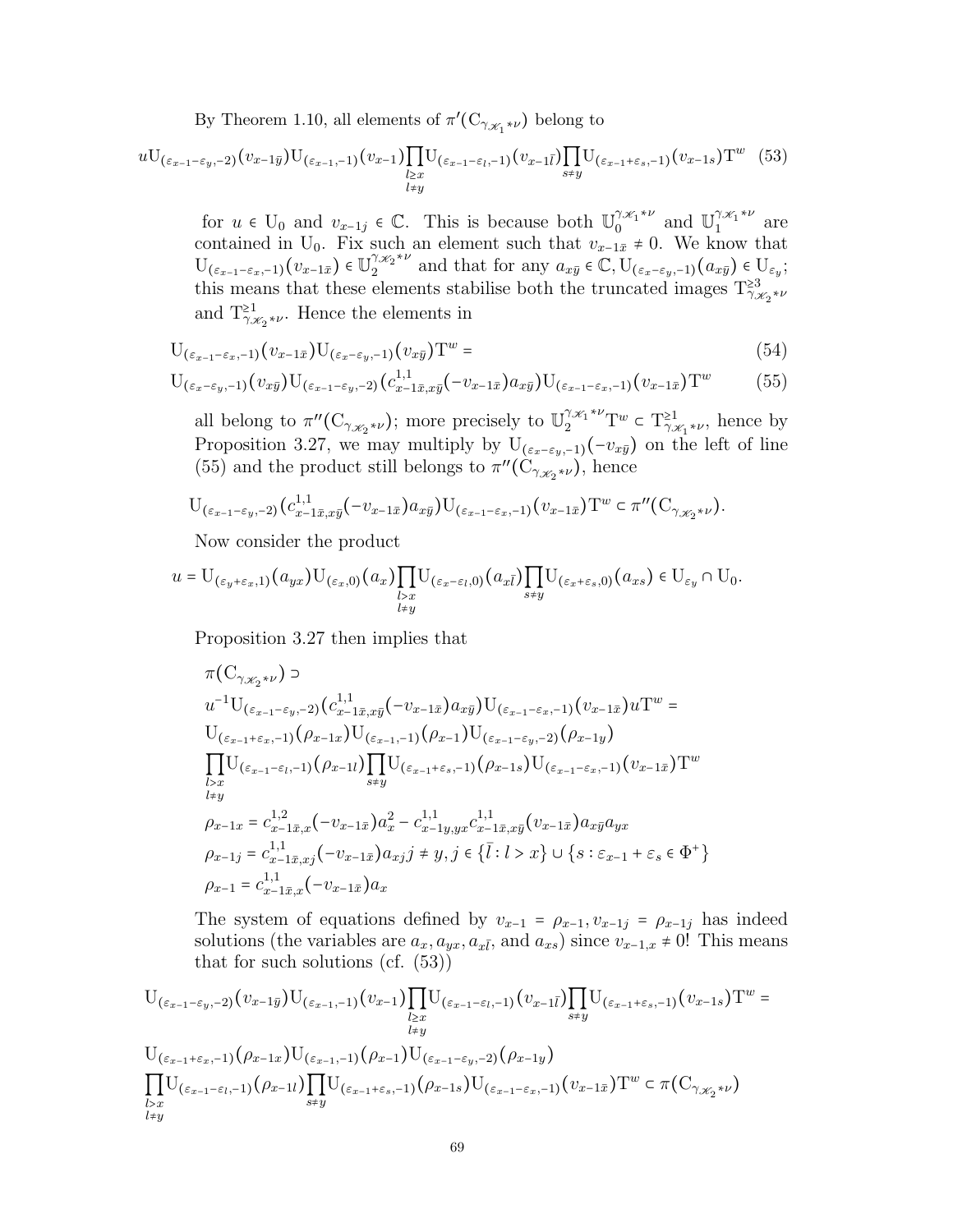By Theorem 1.10, all elements of $\pi'(\mathrm{C}_{\gamma_{\mathscr{K}_1}*\nu})$ belong to

$$u\mathrm{U}_{(\varepsilon_{x-1}-\varepsilon_y,-2)}(v_{x-1\bar{y}})\mathrm{U}_{(\varepsilon_{x-1},-1)}(v_{x-1})\prod_{\substack{l\geq x\\ l\neq y}}\mathrm{U}_{(\varepsilon_{x-1}-\varepsilon_l,-1)}(v_{x-1\bar{l}})\prod_{s\neq y}\mathrm{U}_{(\varepsilon_{x-1}+\varepsilon_s,-1)}(v_{x-1s})\mathrm{T}^w \quad (53)$$

for $u \in \mathrm{U}_0$ and $v_{x-1j} \in \mathbb{C}$. This is because both $\mathbb{U}_0^{\gamma_{\mathscr{K}_1}*\nu}$ and $\mathbb{U}_1^{\gamma_{\mathscr{K}_1}*\nu}$ are contained in $\mathrm{U}_0$. Fix such an element such that $v_{x-1\bar{x}} \neq 0$. We know that $\mathrm{U}_{(\varepsilon_{x-1}-\varepsilon_x,-1)}(v_{x-1\bar{x}}) \in \mathbb{U}_2^{\gamma_{\mathscr{K}_2}*\nu}$ and that for any $a_{x\bar{y}} \in \mathbb{C}, \mathrm{U}_{(\varepsilon_x-\varepsilon_y,-1)}(a_{x\bar{y}}) \in \mathrm{U}_{\varepsilon_y}$; this means that these elements stabilise both the truncated images $\mathrm{T}^{\geq 3}_{\gamma_{\mathscr{K}_2}*\nu}$ and $\mathrm{T}^{\geq 1}_{\gamma_{\mathscr{K}_2}*\nu}$. Hence the elements in

$$\mathrm{U}_{(\varepsilon_{x-1}-\varepsilon_x,-1)}(v_{x-1\bar{x}})\mathrm{U}_{(\varepsilon_x-\varepsilon_y,-1)}(v_{x\bar{y}})\mathrm{T}^w = \quad (54)$$

$$\mathrm{U}_{(\varepsilon_x-\varepsilon_y,-1)}(v_{x\bar{y}})\mathrm{U}_{(\varepsilon_{x-1}-\varepsilon_y,-2)}(c^{1,1}_{x-1\bar{x},x\bar{y}}(-v_{x-1\bar{x}})a_{x\bar{y}})\mathrm{U}_{(\varepsilon_{x-1}-\varepsilon_x,-1)}(v_{x-1\bar{x}})\mathrm{T}^w \quad (55)$$

all belong to $\pi''(\mathrm{C}_{\gamma_{\mathscr{K}_2}*\nu})$; more precisely to $\mathbb{U}_2^{\gamma_{\mathscr{K}_1}*\nu}\mathrm{T}^w \subset \mathrm{T}^{\geq 1}_{\gamma_{\mathscr{K}_1}*\nu}$, hence by Proposition 3.27, we may multiply by $\mathrm{U}_{(\varepsilon_x-\varepsilon_y,-1)}(-v_{x\bar{y}})$ on the left of line (55) and the product still belongs to $\pi''(\mathrm{C}_{\gamma_{\mathscr{K}_2}*\nu})$, hence

$$\mathrm{U}_{(\varepsilon_{x-1}-\varepsilon_y,-2)}(c^{1,1}_{x-1\bar{x},x\bar{y}}(-v_{x-1\bar{x}})a_{x\bar{y}})\mathrm{U}_{(\varepsilon_{x-1}-\varepsilon_x,-1)}(v_{x-1\bar{x}})\mathrm{T}^w \subset \pi''(\mathrm{C}_{\gamma_{\mathscr{K}_2}*\nu}).$$

Now consider the product

$$u = \mathrm{U}_{(\varepsilon_y+\varepsilon_x,1)}(a_{yx})\mathrm{U}_{(\varepsilon_x,0)}(a_x)\prod_{\substack{l>x\\ l\neq y}}\mathrm{U}_{(\varepsilon_x-\varepsilon_l,0)}(a_{x\bar{l}})\prod_{s\neq y}\mathrm{U}_{(\varepsilon_x+\varepsilon_s,0)}(a_{xs}) \in \mathrm{U}_{\varepsilon_y}\cap \mathrm{U}_0.$$

Proposition 3.27 then implies that

$$\begin{aligned}
&\pi(\mathrm{C}_{\gamma_{\mathscr{K}_2}*\nu}) \supset \\
&u^{-1}\mathrm{U}_{(\varepsilon_{x-1}-\varepsilon_y,-2)}(c^{1,1}_{x-1\bar{x},x\bar{y}}(-v_{x-1\bar{x}})a_{x\bar{y}})\mathrm{U}_{(\varepsilon_{x-1}-\varepsilon_x,-1)}(v_{x-1\bar{x}})u\mathrm{T}^w = \\
&\mathrm{U}_{(\varepsilon_{x-1}+\varepsilon_x,-1)}(\rho_{x-1x})\mathrm{U}_{(\varepsilon_{x-1},-1)}(\rho_{x-1})\mathrm{U}_{(\varepsilon_{x-1}-\varepsilon_y,-2)}(\rho_{x-1y}) \\
&\prod_{\substack{l>x\\ l\neq y}}\mathrm{U}_{(\varepsilon_{x-1}-\varepsilon_l,-1)}(\rho_{x-1l})\prod_{s\neq y}\mathrm{U}_{(\varepsilon_{x-1}+\varepsilon_s,-1)}(\rho_{x-1s})\mathrm{U}_{(\varepsilon_{x-1}-\varepsilon_x,-1)}(v_{x-1\bar{x}})\mathrm{T}^w \\
&\rho_{x-1x} = c^{1,2}_{x-1\bar{x},x}(-v_{x-1\bar{x}})a_x^2 - c^{1,1}_{x-1y,yx}c^{1,1}_{x-1\bar{x},x\bar{y}}(v_{x-1\bar{x}})a_{x\bar{y}}a_{yx} \\
&\rho_{x-1j} = c^{1,1}_{x-1\bar{x},xj}(-v_{x-1\bar{x}})a_{xj} j \neq y, j \in \{\bar{l} : l > x\} \cup \{s : \varepsilon_{x-1}+\varepsilon_s \in \Phi^+\} \\
&\rho_{x-1} = c^{1,1}_{x-1\bar{x},x}(-v_{x-1\bar{x}})a_x
\end{aligned}$$

The system of equations defined by $v_{x-1} = \rho_{x-1}, v_{x-1j} = \rho_{x-1j}$ has indeed solutions (the variables are $a_x, a_{yx}, a_{x\bar{l}}$, and $a_{xs}$) since $v_{x-1,x} \neq 0$! This means that for such solutions (cf. (53))

$$\begin{aligned}
&\mathrm{U}_{(\varepsilon_{x-1}-\varepsilon_y,-2)}(v_{x-1\bar{y}})\mathrm{U}_{(\varepsilon_{x-1},-1)}(v_{x-1})\prod_{\substack{l\geq x\\ l\neq y}}\mathrm{U}_{(\varepsilon_{x-1}-\varepsilon_l,-1)}(v_{x-1\bar{l}})\prod_{s\neq y}\mathrm{U}_{(\varepsilon_{x-1}+\varepsilon_s,-1)}(v_{x-1s})\mathrm{T}^w = \\
&\mathrm{U}_{(\varepsilon_{x-1}+\varepsilon_x,-1)}(\rho_{x-1x})\mathrm{U}_{(\varepsilon_{x-1},-1)}(\rho_{x-1})\mathrm{U}_{(\varepsilon_{x-1}-\varepsilon_y,-2)}(\rho_{x-1y}) \\
&\prod_{\substack{l>x\\ l\neq y}}\mathrm{U}_{(\varepsilon_{x-1}-\varepsilon_l,-1)}(\rho_{x-1l})\prod_{s\neq y}\mathrm{U}_{(\varepsilon_{x-1}+\varepsilon_s,-1)}(\rho_{x-1s})\mathrm{U}_{(\varepsilon_{x-1}-\varepsilon_x,-1)}(v_{x-1\bar{x}})\mathrm{T}^w \subset \pi(\mathrm{C}_{\gamma_{\mathscr{K}_2}*\nu})
\end{aligned}$$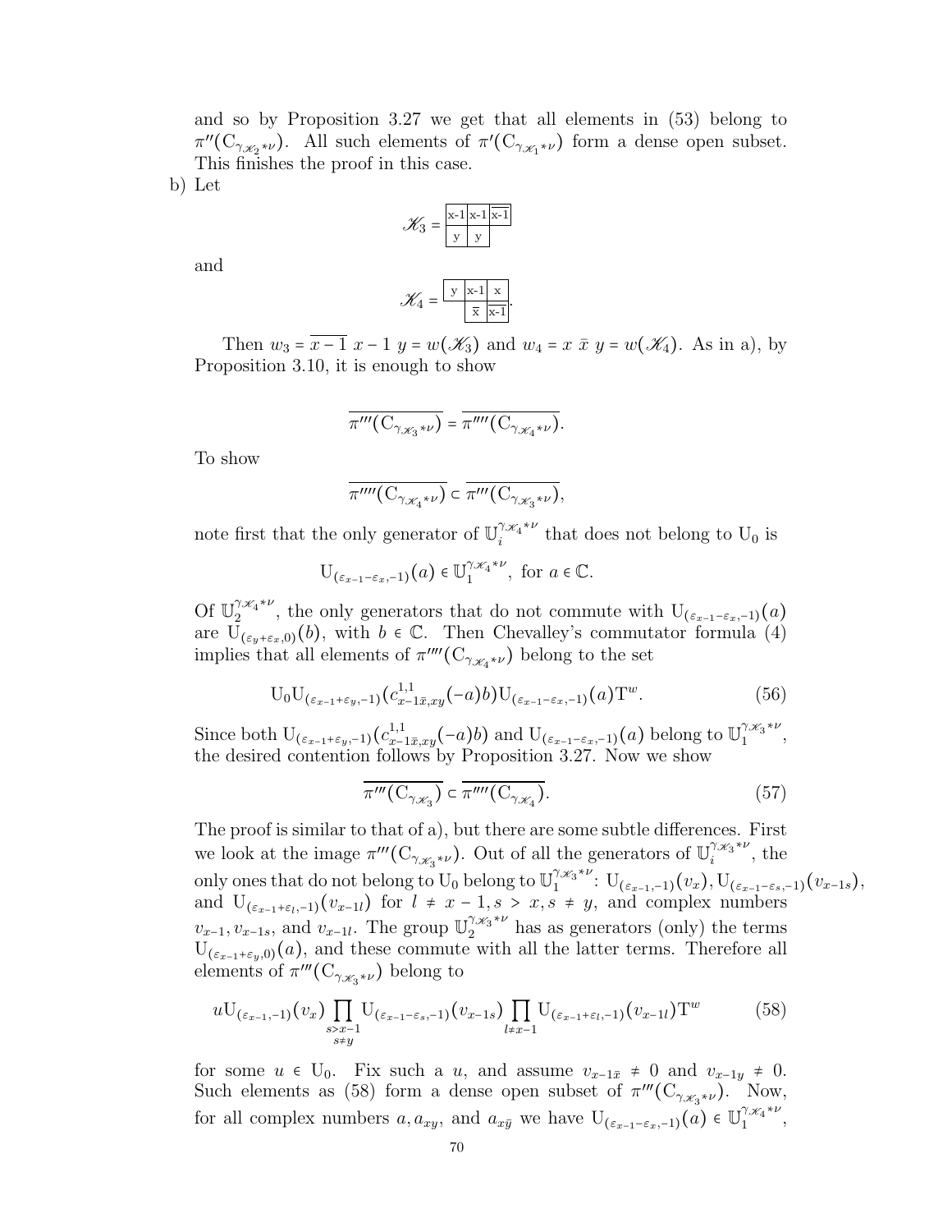and so by Proposition 3.27 we get that all elements in (53) belong to $\pi''(\mathrm{C}_{\gamma_{\mathscr{K}_2}*\nu})$. All such elements of $\pi'(\mathrm{C}_{\gamma_{\mathscr{K}_1}*\nu})$ form a dense open subset. This finishes the proof in this case.

b) Let

$$\mathscr{K}_3 = \begin{array}{|c|c|c|}\hline \text{x-1} & \text{x-1} & \overline{\text{x-1}} \\ \hline \text{y} & \text{y} & \\ \cline{1-2}\end{array}$$

and

$$\mathscr{K}_4 = \begin{array}{|c|c|c|}\hline \text{y} & \text{x-1} & \text{x} \\ \hline & \bar{\text{x}} & \overline{\text{x-1}} \\ \cline{2-3}\end{array}.$$

Then $w_3 = \overline{x-1}\ x-1\ y = w(\mathscr{K}_3)$ and $w_4 = x\ \bar{x}\ y = w(\mathscr{K}_4)$. As in a), by Proposition 3.10, it is enough to show

$$\overline{\pi'''(\mathrm{C}_{\gamma_{\mathscr{K}_3}*\nu})} = \overline{\pi''''(\mathrm{C}_{\gamma_{\mathscr{K}_4}*\nu})}.$$

To show

$$\overline{\pi''''(\mathrm{C}_{\gamma_{\mathscr{K}_4}*\nu})} \subset \overline{\pi'''(\mathrm{C}_{\gamma_{\mathscr{K}_3}*\nu})},$$

note first that the only generator of $\mathbb{U}_i^{\gamma_{\mathscr{K}_4}*\nu}$ that does not belong to $\mathrm{U}_0$ is

$$\mathrm{U}_{(\varepsilon_{x-1}-\varepsilon_x,-1)}(a) \in \mathbb{U}_1^{\gamma_{\mathscr{K}_4}*\nu}, \text{ for } a \in \mathbb{C}.$$

Of $\mathbb{U}_2^{\gamma_{\mathscr{K}_4}*\nu}$, the only generators that do not commute with $\mathrm{U}_{(\varepsilon_{x-1}-\varepsilon_x,-1)}(a)$ are $\mathrm{U}_{(\varepsilon_y+\varepsilon_x,0)}(b)$, with $b \in \mathbb{C}$. Then Chevalley's commutator formula (4) implies that all elements of $\pi''''(\mathrm{C}_{\gamma_{\mathscr{K}_4}*\nu})$ belong to the set

$$\mathrm{U}_0\mathrm{U}_{(\varepsilon_{x-1}+\varepsilon_y,-1)}(c^{1,1}_{x-1\bar{x},xy}(-a)b)\mathrm{U}_{(\varepsilon_{x-1}-\varepsilon_x,-1)}(a)\mathrm{T}^w. \tag{56}$$

Since both $\mathrm{U}_{(\varepsilon_{x-1}+\varepsilon_y,-1)}(c^{1,1}_{x-1\bar{x},xy}(-a)b)$ and $\mathrm{U}_{(\varepsilon_{x-1}-\varepsilon_x,-1)}(a)$ belong to $\mathbb{U}_1^{\gamma_{\mathscr{K}_3}*\nu}$, the desired contention follows by Proposition 3.27. Now we show

$$\overline{\pi'''(\mathrm{C}_{\gamma_{\mathscr{K}_3}})} \subset \overline{\pi''''(\mathrm{C}_{\gamma_{\mathscr{K}_4}})}. \tag{57}$$

The proof is similar to that of a), but there are some subtle differences. First we look at the image $\pi'''(\mathrm{C}_{\gamma_{\mathscr{K}_3}*\nu})$. Out of all the generators of $\mathbb{U}_i^{\gamma_{\mathscr{K}_3}*\nu}$, the only ones that do not belong to $\mathrm{U}_0$ belong to $\mathbb{U}_1^{\gamma_{\mathscr{K}_3}*\nu}$: $\mathrm{U}_{(\varepsilon_{x-1},-1)}(v_x), \mathrm{U}_{(\varepsilon_{x-1}-\varepsilon_s,-1)}(v_{x-1s})$, and $\mathrm{U}_{(\varepsilon_{x-1}+\varepsilon_l,-1)}(v_{x-1l})$ for $l \neq x-1, s > x, s \neq y$, and complex numbers $v_{x-1}, v_{x-1s}$, and $v_{x-1l}$. The group $\mathbb{U}_2^{\gamma_{\mathscr{K}_3}*\nu}$ has as generators (only) the terms $\mathrm{U}_{(\varepsilon_{x-1}+\varepsilon_y,0)}(a)$, and these commute with all the latter terms. Therefore all elements of $\pi'''(\mathrm{C}_{\gamma_{\mathscr{K}_3}*\nu})$ belong to

$$u\mathrm{U}_{(\varepsilon_{x-1},-1)}(v_x)\prod_{\substack{s>x-1\\ s\neq y}}\mathrm{U}_{(\varepsilon_{x-1}-\varepsilon_s,-1)}(v_{x-1s})\prod_{l\neq x-1}\mathrm{U}_{(\varepsilon_{x-1}+\varepsilon_l,-1)}(v_{x-1l})\mathrm{T}^w \tag{58}$$

for some $u \in \mathrm{U}_0$. Fix such a $u$, and assume $v_{x-1\bar{x}} \neq 0$ and $v_{x-1y} \neq 0$. Such elements as (58) form a dense open subset of $\pi'''(\mathrm{C}_{\gamma_{\mathscr{K}_3}*\nu})$. Now, for all complex numbers $a, a_{xy}$, and $a_{x\bar{y}}$ we have $\mathrm{U}_{(\varepsilon_{x-1}-\varepsilon_x,-1)}(a) \in \mathbb{U}_1^{\gamma_{\mathscr{K}_4}*\nu}$,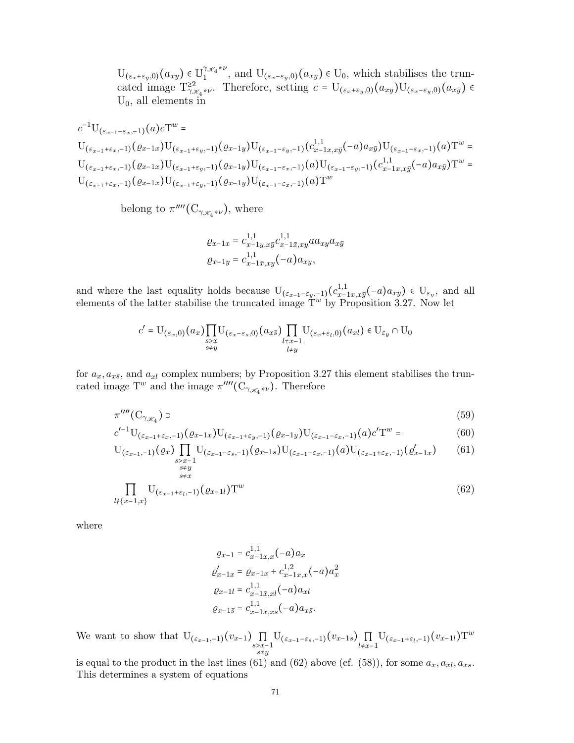$\mathrm{U}_{(\varepsilon_x+\varepsilon_y,0)}(a_{xy}) \in \mathbb{U}_1^{\gamma_{\mathscr{K}_4}*\nu}$, and $\mathrm{U}_{(\varepsilon_x-\varepsilon_y,0)}(a_{x\bar{y}}) \in \mathrm{U}_0$, which stabilises the truncated image $\mathrm{T}^{\geq 2}_{\gamma_{\mathscr{K}_4}*\nu}$. Therefore, setting $c = \mathrm{U}_{(\varepsilon_x+\varepsilon_y,0)}(a_{xy})\mathrm{U}_{(\varepsilon_x-\varepsilon_y,0)}(a_{x\bar{y}}) \in \mathrm{U}_0$, all elements in

$$
\begin{aligned}
&c^{-1}\mathrm{U}_{(\varepsilon_{x-1}-\varepsilon_x,-1)}(a)c\mathrm{T}^w = \\
&\mathrm{U}_{(\varepsilon_{x-1}+\varepsilon_x,-1)}(\varrho_{x-1x})\mathrm{U}_{(\varepsilon_{x-1}+\varepsilon_y,-1)}(\varrho_{x-1y})\mathrm{U}_{(\varepsilon_{x-1}-\varepsilon_y,-1)}(c^{1,1}_{x-1x,x\bar{y}}(-a)a_{x\bar{y}})\mathrm{U}_{(\varepsilon_{x-1}-\varepsilon_x,-1)}(a)\mathrm{T}^w = \\
&\mathrm{U}_{(\varepsilon_{x-1}+\varepsilon_x,-1)}(\varrho_{x-1x})\mathrm{U}_{(\varepsilon_{x-1}+\varepsilon_y,-1)}(\varrho_{x-1y})\mathrm{U}_{(\varepsilon_{x-1}-\varepsilon_x,-1)}(a)\mathrm{U}_{(\varepsilon_{x-1}-\varepsilon_y,-1)}(c^{1,1}_{x-1x,x\bar{y}}(-a)a_{x\bar{y}})\mathrm{T}^w = \\
&\mathrm{U}_{(\varepsilon_{x-1}+\varepsilon_x,-1)}(\varrho_{x-1x})\mathrm{U}_{(\varepsilon_{x-1}+\varepsilon_y,-1)}(\varrho_{x-1y})\mathrm{U}_{(\varepsilon_{x-1}-\varepsilon_x,-1)}(a)\mathrm{T}^w
\end{aligned}
$$

belong to $\pi''''(\mathrm{C}_{\gamma_{\mathscr{K}_4}*\nu})$, where

$$
\begin{aligned}
\varrho_{x-1x} &= c^{1,1}_{x-1y,x\bar{y}}c^{1,1}_{x-1\bar{x},xy}aa_{xy}a_{x\bar{y}} \\
\varrho_{x-1y} &= c^{1,1}_{x-1\bar{x},xy}(-a)a_{xy},
\end{aligned}
$$

and where the last equality holds because $\mathrm{U}_{(\varepsilon_{x-1}-\varepsilon_y,-1)}(c^{1,1}_{x-1x,x\bar{y}}(-a)a_{x\bar{y}}) \in \mathrm{U}_{\varepsilon_y}$, and all elements of the latter stabilise the truncated image $\mathrm{T}^w$ by Proposition 3.27. Now let

$$
c' = \mathrm{U}_{(\varepsilon_x,0)}(a_x)\prod_{\substack{s>x\\ s\neq y}}\mathrm{U}_{(\varepsilon_x-\varepsilon_s,0)}(a_{x\bar{s}})\prod_{\substack{l\neq x-1\\ l\neq y}}\mathrm{U}_{(\varepsilon_x+\varepsilon_l,0)}(a_{xl}) \in \mathrm{U}_{\varepsilon_y}\cap\mathrm{U}_0
$$

for $a_x, a_{x\bar{s}}$, and $a_{xl}$ complex numbers; by Proposition 3.27 this element stabilises the truncated image $\mathrm{T}^w$ and the image $\pi''''(\mathrm{C}_{\gamma_{\mathscr{K}_4}*\nu})$. Therefore

$$
\begin{aligned}
&\pi''''(\mathrm{C}_{\gamma_{\mathscr{K}_4}}) \supset && (59)\\
&c'^{-1}\mathrm{U}_{(\varepsilon_{x-1}+\varepsilon_x,-1)}(\varrho_{x-1x})\mathrm{U}_{(\varepsilon_{x-1}+\varepsilon_y,-1)}(\varrho_{x-1y})\mathrm{U}_{(\varepsilon_{x-1}-\varepsilon_x,-1)}(a)c'\mathrm{T}^w = && (60)\\
&\mathrm{U}_{(\varepsilon_{x-1},-1)}(\varrho_x)\prod_{\substack{s>x-1\\ s\neq y\\ s\neq x}}\mathrm{U}_{(\varepsilon_{x-1}-\varepsilon_s,-1)}(\varrho_{x-1s})\mathrm{U}_{(\varepsilon_{x-1}-\varepsilon_x,-1)}(a)\mathrm{U}_{(\varepsilon_{x-1}+\varepsilon_x,-1)}(\varrho'_{x-1x}) && (61)\\
&\prod_{l\notin\{x-1,x\}}\mathrm{U}_{(\varepsilon_{x-1}+\varepsilon_l,-1)}(\varrho_{x-1l})\mathrm{T}^w && (62)
\end{aligned}
$$

where

$$
\begin{aligned}
\varrho_{x-1} &= c^{1,1}_{x-1x,x}(-a)a_x \\
\varrho'_{x-1x} &= \varrho_{x-1x} + c^{1,2}_{x-1x,x}(-a)a_x^2 \\
\varrho_{x-1l} &= c^{1,1}_{x-1\bar{x},xl}(-a)a_{xl} \\
\varrho_{x-1\bar{s}} &= c^{1,1}_{x-1\bar{x},x\bar{s}}(-a)a_{x\bar{s}}.
\end{aligned}
$$

We want to show that $\mathrm{U}_{(\varepsilon_{x-1},-1)}(v_{x-1})\prod_{\substack{s>x-1\\ s\neq y}}\mathrm{U}_{(\varepsilon_{x-1}-\varepsilon_s,-1)}(v_{x-1s})\prod_{l\neq x-1}\mathrm{U}_{(\varepsilon_{x-1}+\varepsilon_l,-1)}(v_{x-1l})\mathrm{T}^w$ is equal to the product in the last lines (61) and (62) above (cf. (58)), for some $a_x, a_{xl}, a_{x\bar{s}}$. This determines a system of equations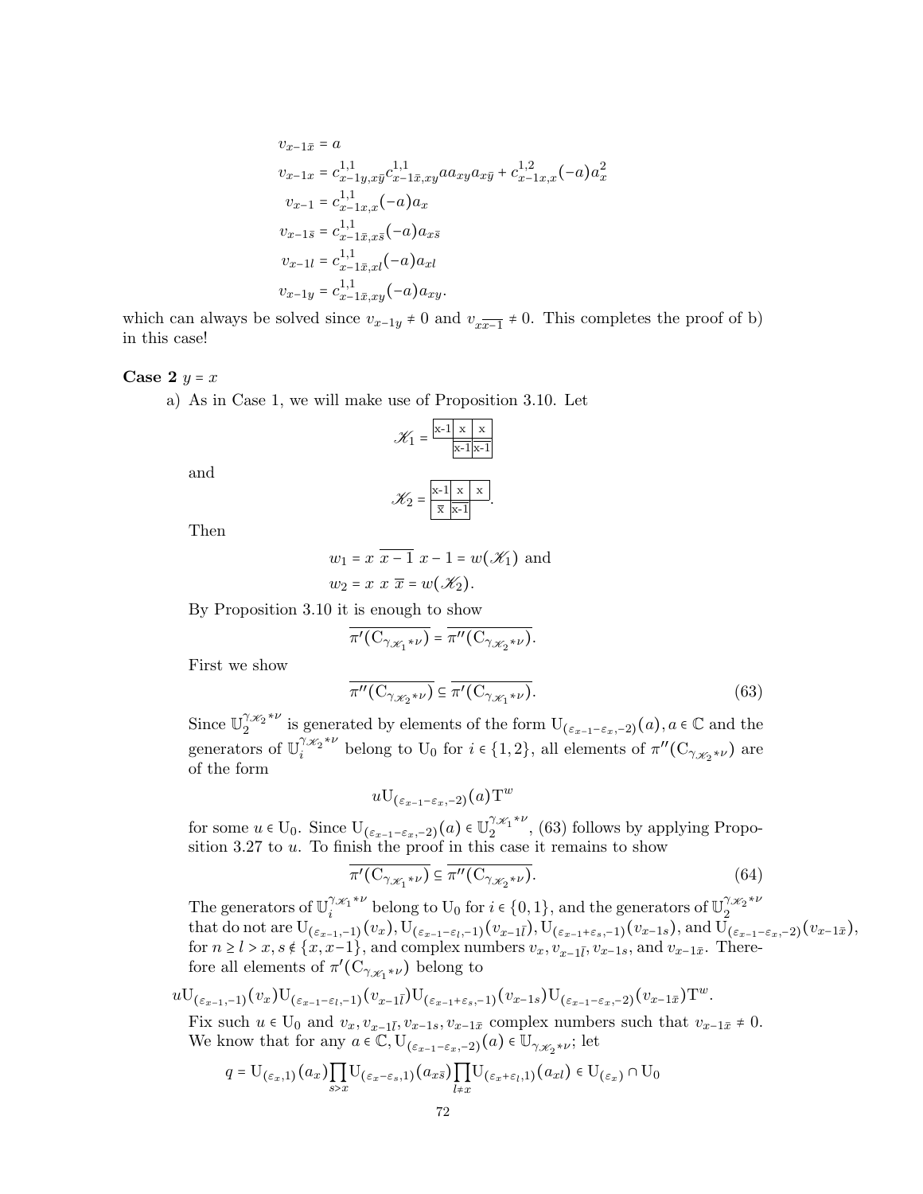$$
\begin{aligned}
v_{x-1\bar{x}} &= a \\
v_{x-1x} &= c^{1,1}_{x-1y,x\bar{y}} c^{1,1}_{x-1\bar{x},xy} a a_{xy} a_{x\bar{y}} + c^{1,2}_{x-1x,x}(-a) a_x^2 \\
v_{x-1} &= c^{1,1}_{x-1x,x}(-a) a_x \\
v_{x-1\bar{s}} &= c^{1,1}_{x-1\bar{x},x\bar{s}}(-a) a_{x\bar{s}} \\
v_{x-1l} &= c^{1,1}_{x-1\bar{x},xl}(-a) a_{xl} \\
v_{x-1y} &= c^{1,1}_{x-1\bar{x},xy}(-a) a_{xy}.
\end{aligned}
$$

which can always be solved since $v_{x-1y} \neq 0$ and $v_{x\overline{x-1}} \neq 0$. This completes the proof of b) in this case!

**Case 2** $y = x$

a) As in Case 1, we will make use of Proposition 3.10. Let

$$
\mathscr{K}_1 = \begin{array}{|c|c|c|}\hline x\text{-}1 & x & x \\ \hline & x\text{-}1 & x\text{-}1 \\ \hline\end{array}
$$

and

$$
\mathscr{K}_2 = \begin{array}{|c|c|c|}\hline x\text{-}1 & x & x \\ \hline \bar{x} & x\text{-}1 & \\ \hline\end{array}.
$$

Then

$$
\begin{aligned}
w_1 &= x \ \overline{x-1} \ x-1 = w(\mathscr{K}_1) \text{ and} \\
w_2 &= x \ x \ \bar{x} = w(\mathscr{K}_2).
\end{aligned}
$$

By Proposition 3.10 it is enough to show

$$
\overline{\pi'(\mathrm{C}_{\gamma_{\mathscr{K}_1} * \nu})} = \overline{\pi''(\mathrm{C}_{\gamma_{\mathscr{K}_2} * \nu})}.
$$

First we show

$$
\overline{\pi''(\mathrm{C}_{\gamma_{\mathscr{K}_2} * \nu})} \subseteq \overline{\pi'(\mathrm{C}_{\gamma_{\mathscr{K}_1} * \nu})}. \tag{63}
$$

Since $\mathbb{U}_2^{\gamma_{\mathscr{K}_2} * \nu}$ is generated by elements of the form $\mathrm{U}_{(\varepsilon_{x-1} - \varepsilon_x, -2)}(a), a \in \mathbb{C}$ and the generators of $\mathbb{U}_i^{\gamma_{\mathscr{K}_2} * \nu}$ belong to $\mathrm{U}_0$ for $i \in \{1,2\}$, all elements of $\pi''(\mathrm{C}_{\gamma_{\mathscr{K}_2} * \nu})$ are of the form

$$
u \mathrm{U}_{(\varepsilon_{x-1} - \varepsilon_x, -2)}(a) \mathrm{T}^w
$$

for some $u \in \mathrm{U}_0$. Since $\mathrm{U}_{(\varepsilon_{x-1} - \varepsilon_x, -2)}(a) \in \mathbb{U}_2^{\gamma_{\mathscr{K}_1} * \nu}$, (63) follows by applying Proposition 3.27 to $u$. To finish the proof in this case it remains to show

$$
\overline{\pi'(\mathrm{C}_{\gamma_{\mathscr{K}_1} * \nu})} \subseteq \overline{\pi''(\mathrm{C}_{\gamma_{\mathscr{K}_2} * \nu})}. \tag{64}
$$

The generators of $\mathbb{U}_i^{\gamma_{\mathscr{K}_1} * \nu}$ belong to $\mathrm{U}_0$ for $i \in \{0,1\}$, and the generators of $\mathbb{U}_2^{\gamma_{\mathscr{K}_2} * \nu}$ that do not are $\mathrm{U}_{(\varepsilon_{x-1}, -1)}(v_x), \mathrm{U}_{(\varepsilon_{x-1} - \varepsilon_l, -1)}(v_{x-1\bar{l}}), \mathrm{U}_{(\varepsilon_{x-1} + \varepsilon_s, -1)}(v_{x-1s})$, and $\mathrm{U}_{(\varepsilon_{x-1} - \varepsilon_x, -2)}(v_{x-1\bar{x}})$, for $n \geq l > x, s \notin \{x, x-1\}$, and complex numbers $v_x, v_{x-1\bar{l}}, v_{x-1s}$, and $v_{x-1\bar{x}}$. Therefore all elements of $\pi'(\mathrm{C}_{\gamma_{\mathscr{K}_1} * \nu})$ belong to

$$
u \mathrm{U}_{(\varepsilon_{x-1}, -1)}(v_x) \mathrm{U}_{(\varepsilon_{x-1} - \varepsilon_l, -1)}(v_{x-1\bar{l}}) \mathrm{U}_{(\varepsilon_{x-1} + \varepsilon_s, -1)}(v_{x-1s}) \mathrm{U}_{(\varepsilon_{x-1} - \varepsilon_x, -2)}(v_{x-1\bar{x}}) \mathrm{T}^w.
$$

Fix such $u \in \mathrm{U}_0$ and $v_x, v_{x-1\bar{l}}, v_{x-1s}, v_{x-1\bar{x}}$ complex numbers such that $v_{x-1\bar{x}} \neq 0$. We know that for any $a \in \mathbb{C}, \mathrm{U}_{(\varepsilon_{x-1} - \varepsilon_x, -2)}(a) \in \mathbb{U}_{\gamma_{\mathscr{K}_2} * \nu}$; let

$$
q = \mathrm{U}_{(\varepsilon_x, 1)}(a_x) \prod_{s > x} \mathrm{U}_{(\varepsilon_x - \varepsilon_s, 1)}(a_{x\bar{s}}) \prod_{l \neq x} \mathrm{U}_{(\varepsilon_x + \varepsilon_l, 1)}(a_{xl}) \in \mathrm{U}_{(\varepsilon_x)} \cap \mathrm{U}_0
$$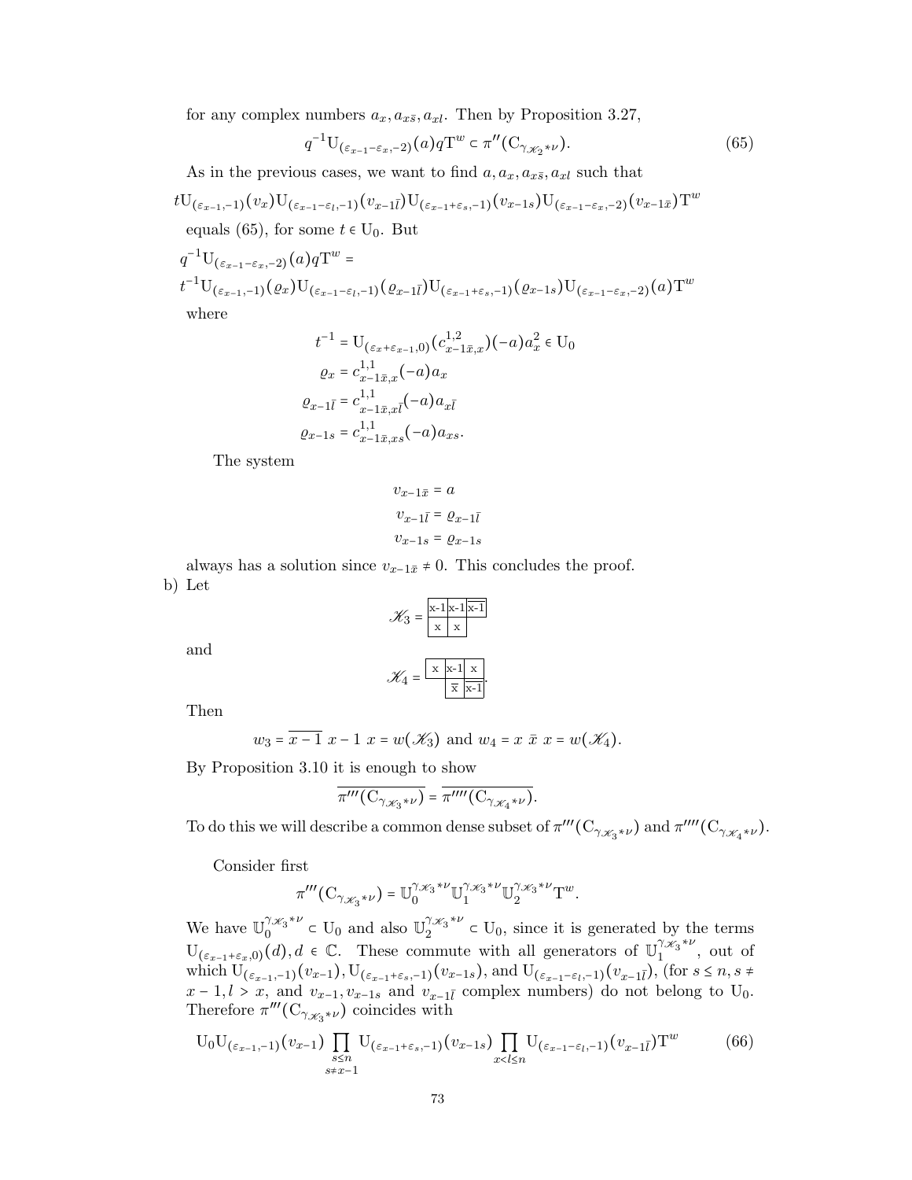for any complex numbers $a_x, a_{x\bar{s}}, a_{xl}$. Then by Proposition 3.27,

$$q^{-1}\mathrm{U}_{(\varepsilon_{x-1}-\varepsilon_x,-2)}(a)q\mathrm{T}^w \subset \pi''(\mathrm{C}_{\gamma_{\mathscr{K}_2}*\nu}). \tag{65}$$

As in the previous cases, we want to find $a, a_x, a_{x\bar{s}}, a_{xl}$ such that

$$t\mathrm{U}_{(\varepsilon_{x-1},-1)}(v_x)\mathrm{U}_{(\varepsilon_{x-1}-\varepsilon_l,-1)}(v_{x-1\bar{l}})\mathrm{U}_{(\varepsilon_{x-1}+\varepsilon_s,-1)}(v_{x-1s})\mathrm{U}_{(\varepsilon_{x-1}-\varepsilon_x,-2)}(v_{x-1\bar{x}})\mathrm{T}^w$$

equals (65), for some $t \in \mathrm{U}_0$. But

$$q^{-1}\mathrm{U}_{(\varepsilon_{x-1}-\varepsilon_x,-2)}(a)q\mathrm{T}^w =$$
$$t^{-1}\mathrm{U}_{(\varepsilon_{x-1},-1)}(\varrho_x)\mathrm{U}_{(\varepsilon_{x-1}-\varepsilon_l,-1)}(\varrho_{x-1\bar{l}})\mathrm{U}_{(\varepsilon_{x-1}+\varepsilon_s,-1)}(\varrho_{x-1s})\mathrm{U}_{(\varepsilon_{x-1}-\varepsilon_x,-2)}(a)\mathrm{T}^w$$

where

$$t^{-1} = \mathrm{U}_{(\varepsilon_x+\varepsilon_{x-1},0)}(c^{1,2}_{x-1\bar{x},x})(-a)a_x^2 \in \mathrm{U}_0$$
$$\varrho_x = c^{1,1}_{x-1\bar{x},x}(-a)a_x$$
$$\varrho_{x-1\bar{l}} = c^{1,1}_{x-1\bar{x},x\bar{l}}(-a)a_{x\bar{l}}$$
$$\varrho_{x-1s} = c^{1,1}_{x-1\bar{x},xs}(-a)a_{xs}.$$

The system

$$v_{x-1\bar{x}} = a$$
$$v_{x-1\bar{l}} = \varrho_{x-1\bar{l}}$$
$$v_{x-1s} = \varrho_{x-1s}$$

always has a solution since $v_{x-1\bar{x}} \neq 0$. This concludes the proof.

b) Let

$$\mathscr{K}_3 = \begin{array}{|c|c|c|}\hline x\text{-}1 & x\text{-}1 & \overline{x\text{-}1} \\ \hline x & x & \\ \cline{1-2}\end{array}$$

and

$$\mathscr{K}_4 = \begin{array}{|c|c|c|}\hline x & x\text{-}1 & x \\ \hline & \bar{x} & x\text{-}1 \\ \cline{2-3}\end{array}.$$

Then

$$w_3 = \overline{x-1}\ x-1\ x = w(\mathscr{K}_3) \text{ and } w_4 = x\ \bar{x}\ x = w(\mathscr{K}_4).$$

By Proposition 3.10 it is enough to show

$$\overline{\pi'''(\mathrm{C}_{\gamma_{\mathscr{K}_3}*\nu})} = \overline{\pi''''(\mathrm{C}_{\gamma_{\mathscr{K}_4}*\nu})}.$$

To do this we will describe a common dense subset of $\pi'''(\mathrm{C}_{\gamma_{\mathscr{K}_3}*\nu})$ and $\pi''''(\mathrm{C}_{\gamma_{\mathscr{K}_4}*\nu})$.

Consider first

$$\pi'''(\mathrm{C}_{\gamma_{\mathscr{K}_3}*\nu}) = \mathbb{U}_0^{\gamma_{\mathscr{K}_3}*\nu}\mathbb{U}_1^{\gamma_{\mathscr{K}_3}*\nu}\mathbb{U}_2^{\gamma_{\mathscr{K}_3}*\nu}\mathrm{T}^w.$$

We have $\mathbb{U}_0^{\gamma_{\mathscr{K}_3}*\nu} \subset \mathrm{U}_0$ and also $\mathbb{U}_2^{\gamma_{\mathscr{K}_3}*\nu} \subset \mathrm{U}_0$, since it is generated by the terms $\mathrm{U}_{(\varepsilon_{x-1}+\varepsilon_x,0)}(d), d \in \mathbb{C}$. These commute with all generators of $\mathbb{U}_1^{\gamma_{\mathscr{K}_3}*\nu}$, out of which $\mathrm{U}_{(\varepsilon_{x-1},-1)}(v_{x-1}), \mathrm{U}_{(\varepsilon_{x-1}+\varepsilon_s,-1)}(v_{x-1s})$, and $\mathrm{U}_{(\varepsilon_{x-1}-\varepsilon_l,-1)}(v_{x-1\bar{l}})$, (for $s \leq n, s \neq x-1, l > x$, and $v_{x-1}, v_{x-1s}$ and $v_{x-1\bar{l}}$ complex numbers) do not belong to $\mathrm{U}_0$. Therefore $\pi'''(\mathrm{C}_{\gamma_{\mathscr{K}_3}*\nu})$ coincides with

$$\mathrm{U}_0\mathrm{U}_{(\varepsilon_{x-1},-1)}(v_{x-1})\prod_{\substack{s\leq n\\ s\neq x-1}}\mathrm{U}_{(\varepsilon_{x-1}+\varepsilon_s,-1)}(v_{x-1s})\prod_{x<l\leq n}\mathrm{U}_{(\varepsilon_{x-1}-\varepsilon_l,-1)}(v_{x-1\bar{l}})\mathrm{T}^w \tag{66}$$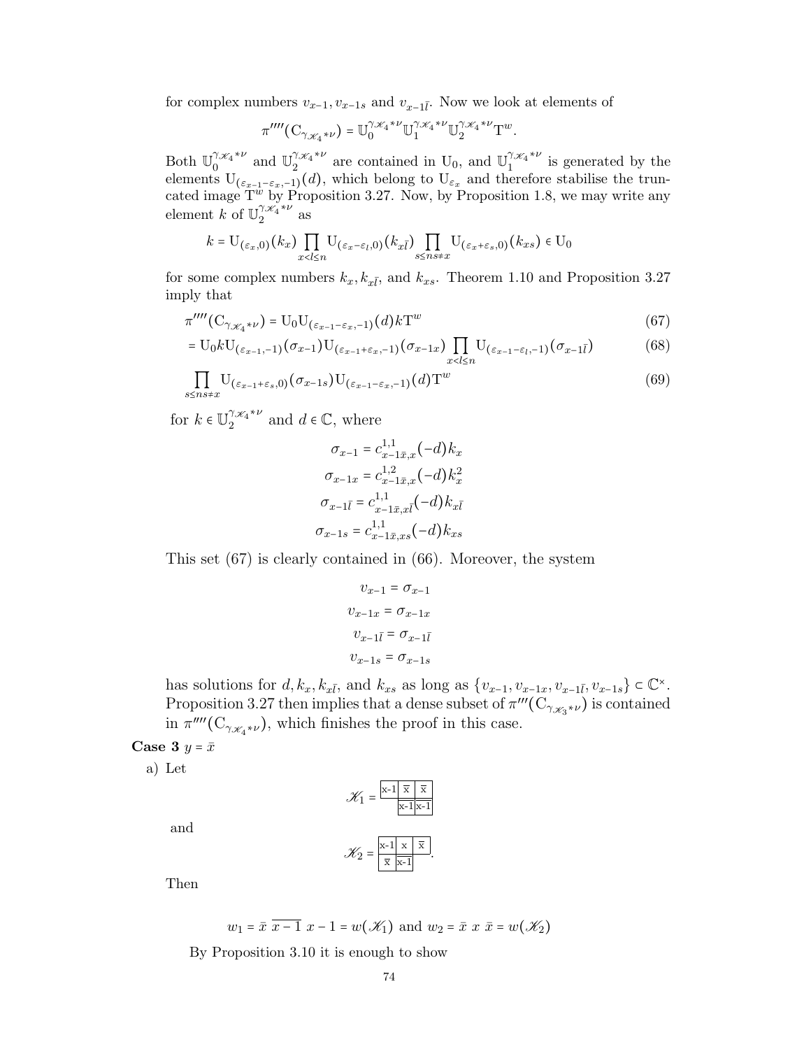for complex numbers $v_{x-1}, v_{x-1s}$ and $v_{x-1\bar{l}}$. Now we look at elements of

$$\pi''''(\mathrm{C}_{\gamma_{\mathscr{K}_4} * \nu}) = \mathbb{U}_0^{\gamma_{\mathscr{K}_4} * \nu} \mathbb{U}_1^{\gamma_{\mathscr{K}_4} * \nu} \mathbb{U}_2^{\gamma_{\mathscr{K}_4} * \nu} \mathrm{T}^w.$$

Both $\mathbb{U}_0^{\gamma_{\mathscr{K}_4} * \nu}$ and $\mathbb{U}_2^{\gamma_{\mathscr{K}_4} * \nu}$ are contained in $\mathrm{U}_0$, and $\mathbb{U}_1^{\gamma_{\mathscr{K}_4} * \nu}$ is generated by the elements $\mathrm{U}_{(\varepsilon_{x-1}-\varepsilon_x,-1)}(d)$, which belong to $\mathrm{U}_{\varepsilon_x}$ and therefore stabilise the truncated image $\mathrm{T}^w$ by Proposition 3.27. Now, by Proposition 1.8, we may write any element $k$ of $\mathbb{U}_2^{\gamma_{\mathscr{K}_4} * \nu}$ as

$$k = \mathrm{U}_{(\varepsilon_x,0)}(k_x) \prod_{x<l\leq n} \mathrm{U}_{(\varepsilon_x-\varepsilon_l,0)}(k_{x\bar{l}}) \prod_{s\leq n s\neq x} \mathrm{U}_{(\varepsilon_x+\varepsilon_s,0)}(k_{xs}) \in \mathrm{U}_0$$

for some complex numbers $k_x, k_{x\bar{l}}$, and $k_{xs}$. Theorem 1.10 and Proposition 3.27 imply that

$$\pi''''(\mathrm{C}_{\gamma_{\mathscr{K}_4} * \nu}) = \mathrm{U}_0 \mathrm{U}_{(\varepsilon_{x-1}-\varepsilon_x,-1)}(d) k \mathrm{T}^w \tag{67}$$

$$= \mathrm{U}_0 k \mathrm{U}_{(\varepsilon_{x-1},-1)}(\sigma_{x-1}) \mathrm{U}_{(\varepsilon_{x-1}+\varepsilon_x,-1)}(\sigma_{x-1x}) \prod_{x<l\leq n} \mathrm{U}_{(\varepsilon_{x-1}-\varepsilon_l,-1)}(\sigma_{x-1\bar{l}}) \tag{68}$$

$$\prod_{s\leq n s\neq x} \mathrm{U}_{(\varepsilon_{x-1}+\varepsilon_s,0)}(\sigma_{x-1s}) \mathrm{U}_{(\varepsilon_{x-1}-\varepsilon_x,-1)}(d) \mathrm{T}^w \tag{69}$$

for $k \in \mathbb{U}_2^{\gamma_{\mathscr{K}_4} * \nu}$ and $d \in \mathbb{C}$, where

$$\sigma_{x-1} = c^{1,1}_{x-1\bar{x},x}(-d) k_x$$
$$\sigma_{x-1x} = c^{1,2}_{x-1\bar{x},x}(-d) k_x^2$$
$$\sigma_{x-1\bar{l}} = c^{1,1}_{x-1\bar{x},x\bar{l}}(-d) k_{x\bar{l}}$$
$$\sigma_{x-1s} = c^{1,1}_{x-1\bar{x},xs}(-d) k_{xs}$$

This set (67) is clearly contained in (66). Moreover, the system

$$v_{x-1} = \sigma_{x-1}$$
$$v_{x-1x} = \sigma_{x-1x}$$
$$v_{x-1\bar{l}} = \sigma_{x-1\bar{l}}$$
$$v_{x-1s} = \sigma_{x-1s}$$

has solutions for $d, k_x, k_{x\bar{l}}$, and $k_{xs}$ as long as $\{v_{x-1}, v_{x-1x}, v_{x-1\bar{l}}, v_{x-1s}\} \subset \mathbb{C}^\times$. Proposition 3.27 then implies that a dense subset of $\pi'''(\mathrm{C}_{\gamma_{\mathscr{K}_3} * \nu})$ is contained in $\pi''''(\mathrm{C}_{\gamma_{\mathscr{K}_4} * \nu})$, which finishes the proof in this case.

**Case 3** $y = \bar{x}$

a) Let

$$\mathscr{K}_1 = \begin{array}{|c|c|c|} \hline \text{x-1} & \bar{\text{x}} & \bar{\text{x}} \\ \hline \end{array}\ \begin{array}{c} \\ \end{array}$$
$$\qquad\qquad\begin{array}{|c|c|} \hline \text{x-1} & \text{x-1} \\ \hline \end{array}$$

and

$$\mathscr{K}_2 = \begin{array}{|c|c|c|} \hline \text{x-1} & \text{x} & \bar{\text{x}} \\ \hline \bar{\text{x}} & \text{x-1} & \\ \hline \end{array}.$$

Then

$$w_1 = \bar{x}\ \overline{x-1}\ x-1 = w(\mathscr{K}_1) \text{ and } w_2 = \bar{x}\ x\ \bar{x} = w(\mathscr{K}_2)$$

By Proposition 3.10 it is enough to show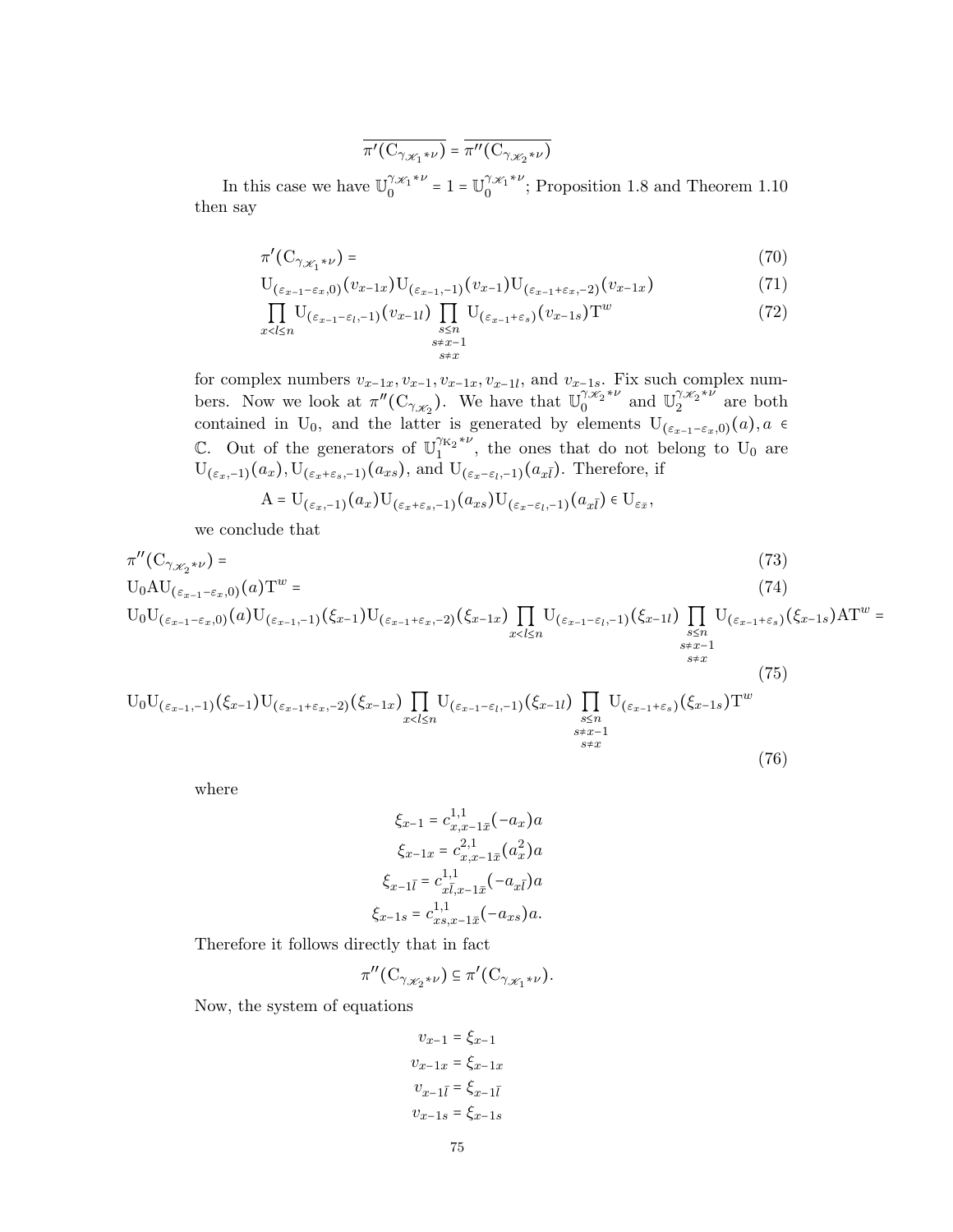$$\overline{\pi'(\mathrm{C}_{\gamma_{\mathscr{K}_1}*\nu})} = \overline{\pi''(\mathrm{C}_{\gamma_{\mathscr{K}_2}*\nu})}$$

In this case we have $\mathbb{U}_0^{\gamma_{\mathscr{K}_1}*\nu} = 1 = \mathbb{U}_0^{\gamma_{\mathscr{K}_1}*\nu}$; Proposition 1.8 and Theorem 1.10 then say

$$\pi'(\mathrm{C}_{\gamma_{\mathscr{K}_1}*\nu}) = \tag{70}$$

$$\mathrm{U}_{(\varepsilon_{x-1}-\varepsilon_x,0)}(v_{x-1x})\mathrm{U}_{(\varepsilon_{x-1},-1)}(v_{x-1})\mathrm{U}_{(\varepsilon_{x-1}+\varepsilon_x,-2)}(v_{x-1x}) \tag{71}$$

$$\prod_{x<l\leq n}\mathrm{U}_{(\varepsilon_{x-1}-\varepsilon_l,-1)}(v_{x-1l})\prod_{\substack{s\leq n\\ s\neq x-1\\ s\neq x}}\mathrm{U}_{(\varepsilon_{x-1}+\varepsilon_s)}(v_{x-1s})\mathrm{T}^w \tag{72}$$

for complex numbers $v_{x-1x}, v_{x-1}, v_{x-1x}, v_{x-1l}$, and $v_{x-1s}$. Fix such complex numbers. Now we look at $\pi''(\mathrm{C}_{\gamma_{\mathscr{K}_2}})$. We have that $\mathbb{U}_0^{\gamma_{\mathscr{K}_2}*\nu}$ and $\mathbb{U}_2^{\gamma_{\mathscr{K}_2}*\nu}$ are both contained in $\mathrm{U}_0$, and the latter is generated by elements $\mathrm{U}_{(\varepsilon_{x-1}-\varepsilon_x,0)}(a), a \in \mathbb{C}$. Out of the generators of $\mathbb{U}_1^{\gamma_{\mathrm{K}_2}*\nu}$, the ones that do not belong to $\mathrm{U}_0$ are $\mathrm{U}_{(\varepsilon_x,-1)}(a_x), \mathrm{U}_{(\varepsilon_x+\varepsilon_s,-1)}(a_{xs})$, and $\mathrm{U}_{(\varepsilon_x-\varepsilon_l,-1)}(a_{x\bar{l}})$. Therefore, if

$$\mathrm{A} = \mathrm{U}_{(\varepsilon_x,-1)}(a_x)\mathrm{U}_{(\varepsilon_x+\varepsilon_s,-1)}(a_{xs})\mathrm{U}_{(\varepsilon_x-\varepsilon_l,-1)}(a_{x\bar{l}}) \in \mathrm{U}_{\varepsilon_{\bar{x}}},$$

we conclude that

$$\pi''(\mathrm{C}_{\gamma_{\mathscr{K}_2}*\nu}) = \tag{73}$$

$$\mathrm{U}_0\mathrm{A}\mathrm{U}_{(\varepsilon_{x-1}-\varepsilon_x,0)}(a)\mathrm{T}^w = \tag{74}$$

$$\mathrm{U}_0\mathrm{U}_{(\varepsilon_{x-1}-\varepsilon_x,0)}(a)\mathrm{U}_{(\varepsilon_{x-1},-1)}(\xi_{x-1})\mathrm{U}_{(\varepsilon_{x-1}+\varepsilon_x,-2)}(\xi_{x-1x})\prod_{x<l\leq n}\mathrm{U}_{(\varepsilon_{x-1}-\varepsilon_l,-1)}(\xi_{x-1l})\prod_{\substack{s\leq n\\ s\neq x-1\\ s\neq x}}\mathrm{U}_{(\varepsilon_{x-1}+\varepsilon_s)}(\xi_{x-1s})\mathrm{A}\mathrm{T}^w = \tag{75}$$

$$\mathrm{U}_0\mathrm{U}_{(\varepsilon_{x-1},-1)}(\xi_{x-1})\mathrm{U}_{(\varepsilon_{x-1}+\varepsilon_x,-2)}(\xi_{x-1x})\prod_{x<l\leq n}\mathrm{U}_{(\varepsilon_{x-1}-\varepsilon_l,-1)}(\xi_{x-1l})\prod_{\substack{s\leq n\\ s\neq x-1\\ s\neq x}}\mathrm{U}_{(\varepsilon_{x-1}+\varepsilon_s)}(\xi_{x-1s})\mathrm{T}^w \tag{76}$$

where

$$\xi_{x-1} = c^{1,1}_{x,x-1\bar{x}}(-a_x)a$$
$$\xi_{x-1x} = c^{2,1}_{x,x-1\bar{x}}(a_x^2)a$$
$$\xi_{x-1\bar{l}} = c^{1,1}_{x\bar{l},x-1\bar{x}}(-a_{x\bar{l}})a$$
$$\xi_{x-1s} = c^{1,1}_{xs,x-1\bar{x}}(-a_{xs})a.$$

Therefore it follows directly that in fact

$$\pi''(\mathrm{C}_{\gamma_{\mathscr{K}_2}*\nu}) \subseteq \pi'(\mathrm{C}_{\gamma_{\mathscr{K}_1}*\nu}).$$

Now, the system of equations

$$v_{x-1} = \xi_{x-1}$$
$$v_{x-1x} = \xi_{x-1x}$$
$$v_{x-1\bar{l}} = \xi_{x-1\bar{l}}$$
$$v_{x-1s} = \xi_{x-1s}$$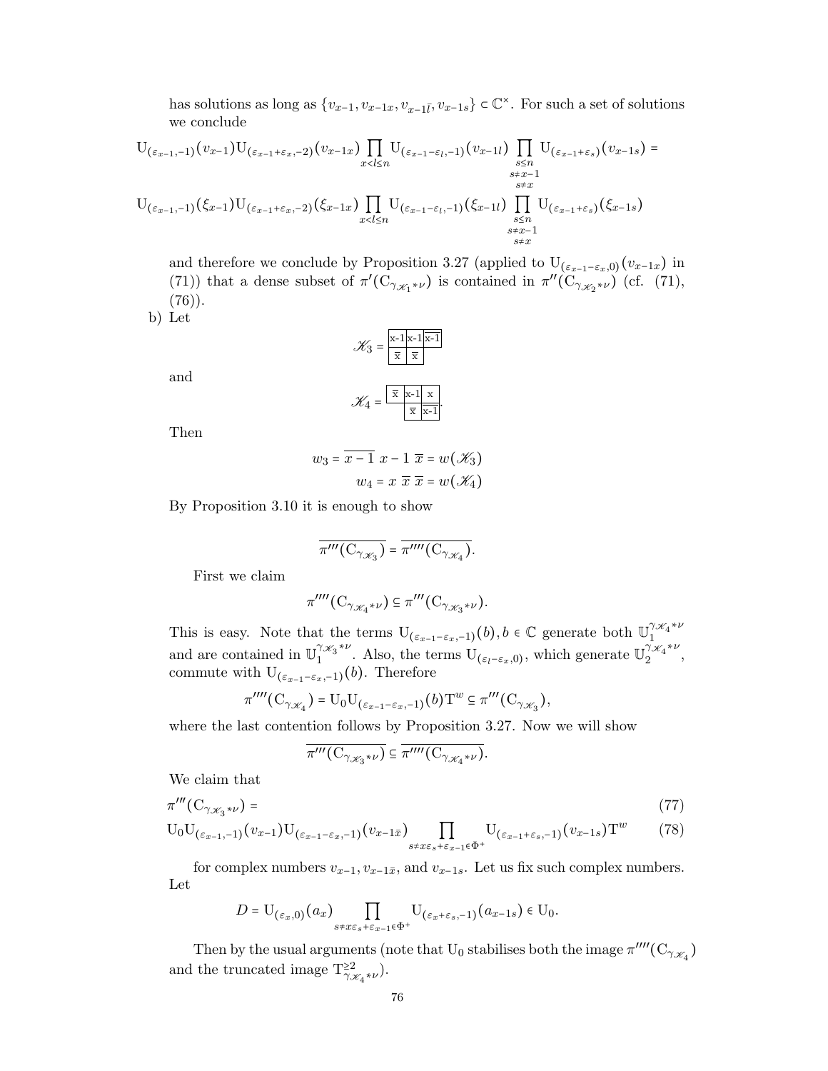has solutions as long as $\{v_{x-1}, v_{x-1x}, v_{x-1\bar{l}}, v_{x-1s}\} \subset \mathbb{C}^\times$. For such a set of solutions we conclude

$$\mathrm{U}_{(\varepsilon_{x-1},-1)}(v_{x-1})\mathrm{U}_{(\varepsilon_{x-1}+\varepsilon_x,-2)}(v_{x-1x})\prod_{x<l\le n}\mathrm{U}_{(\varepsilon_{x-1}-\varepsilon_l,-1)}(v_{x-1l})\prod_{\substack{s\le n\\ s\ne x-1\\ s\ne x}}\mathrm{U}_{(\varepsilon_{x-1}+\varepsilon_s)}(v_{x-1s}) =$$

$$\mathrm{U}_{(\varepsilon_{x-1},-1)}(\xi_{x-1})\mathrm{U}_{(\varepsilon_{x-1}+\varepsilon_x,-2)}(\xi_{x-1x})\prod_{x<l\le n}\mathrm{U}_{(\varepsilon_{x-1}-\varepsilon_l,-1)}(\xi_{x-1l})\prod_{\substack{s\le n\\ s\ne x-1\\ s\ne x}}\mathrm{U}_{(\varepsilon_{x-1}+\varepsilon_s)}(\xi_{x-1s})$$

and therefore we conclude by Proposition 3.27 (applied to $\mathrm{U}_{(\varepsilon_{x-1}-\varepsilon_x,0)}(v_{x-1x})$ in (71)) that a dense subset of $\pi'(\mathrm{C}_{\gamma_{\mathscr{K}_1}*\nu})$ is contained in $\pi''(\mathrm{C}_{\gamma_{\mathscr{K}_2}*\nu})$ (cf. (71), (76)).

b) Let

$$\mathscr{K}_3 = \begin{array}{|c|c|c|}\hline x\text{-}1 & x\text{-}1 & \overline{x\text{-}1}\\ \hline \bar{x} & \bar{x} & \\ \hline\end{array}$$

and

$$\mathscr{K}_4 = \begin{array}{|c|c|c|}\hline \bar{x} & x\text{-}1 & x\\ \hline & \bar{x} & \overline{x\text{-}1}\\ \hline\end{array}.$$

Then

$$w_3 = \overline{x-1}\ x-1\ \bar{x} = w(\mathscr{K}_3)$$
$$w_4 = x\ \bar{x}\ \bar{x} = w(\mathscr{K}_4)$$

By Proposition 3.10 it is enough to show

$$\overline{\pi'''(\mathrm{C}_{\gamma_{\mathscr{K}_3}})} = \overline{\pi''''(\mathrm{C}_{\gamma_{\mathscr{K}_4}})}.$$

First we claim

$$\pi''''(\mathrm{C}_{\gamma_{\mathscr{K}_4}*\nu}) \subseteq \pi'''(\mathrm{C}_{\gamma_{\mathscr{K}_3}*\nu}).$$

This is easy. Note that the terms $\mathrm{U}_{(\varepsilon_{x-1}-\varepsilon_x,-1)}(b), b\in\mathbb{C}$ generate both $\mathbb{U}_1^{\gamma_{\mathscr{K}_4}*\nu}$ and are contained in $\mathbb{U}_1^{\gamma_{\mathscr{K}_3}*\nu}$. Also, the terms $\mathrm{U}_{(\varepsilon_l-\varepsilon_x,0)}$, which generate $\mathbb{U}_2^{\gamma_{\mathscr{K}_4}*\nu}$, commute with $\mathrm{U}_{(\varepsilon_{x-1}-\varepsilon_x,-1)}(b)$. Therefore

$$\pi''''(\mathrm{C}_{\gamma_{\mathscr{K}_4}}) = \mathrm{U}_0\mathrm{U}_{(\varepsilon_{x-1}-\varepsilon_x,-1)}(b)\mathrm{T}^w \subseteq \pi'''(\mathrm{C}_{\gamma_{\mathscr{K}_3}}),$$

where the last contention follows by Proposition 3.27. Now we will show

$$\overline{\pi'''(\mathrm{C}_{\gamma_{\mathscr{K}_3}*\nu})} \subseteq \overline{\pi''''(\mathrm{C}_{\gamma_{\mathscr{K}_4}*\nu})}.$$

We claim that

$$\pi'''(\mathrm{C}_{\gamma_{\mathscr{K}_3}*\nu}) = \tag{77}$$
$$\mathrm{U}_0\mathrm{U}_{(\varepsilon_{x-1},-1)}(v_{x-1})\mathrm{U}_{(\varepsilon_{x-1}-\varepsilon_x,-1)}(v_{x-1\bar{x}})\prod_{s\ne x\,\varepsilon_s+\varepsilon_{x-1}\in\Phi^+}\mathrm{U}_{(\varepsilon_{x-1}+\varepsilon_s,-1)}(v_{x-1s})\mathrm{T}^w \tag{78}$$

for complex numbers $v_{x-1}, v_{x-1\bar{x}}$, and $v_{x-1s}$. Let us fix such complex numbers. Let

$$D = \mathrm{U}_{(\varepsilon_x,0)}(a_x)\prod_{s\ne x\,\varepsilon_s+\varepsilon_{x-1}\in\Phi^+}\mathrm{U}_{(\varepsilon_x+\varepsilon_s,-1)}(a_{x-1s})\in\mathrm{U}_0.$$

Then by the usual arguments (note that $\mathrm{U}_0$ stabilises both the image $\pi''''(\mathrm{C}_{\gamma_{\mathscr{K}_4}})$ and the truncated image $\mathrm{T}^{\ge 2}_{\gamma_{\mathscr{K}_4}*\nu}$).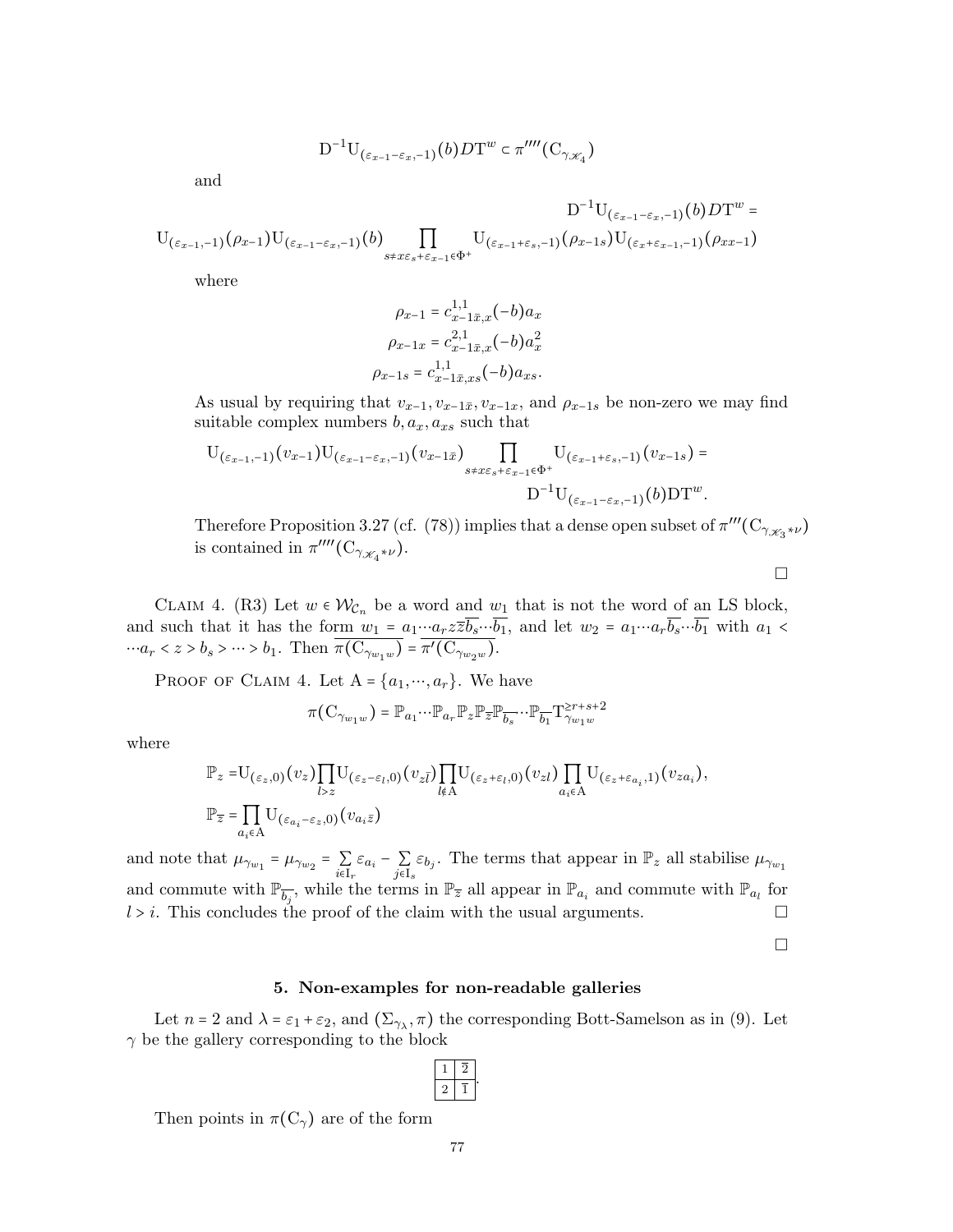$$\mathrm{D}^{-1}\mathrm{U}_{(\varepsilon_{x-1}-\varepsilon_x,-1)}(b)D\mathrm{T}^w \subset \pi''''(\mathrm{C}_{\gamma_{\mathscr{K}_4}})$$

and

$$\mathrm{D}^{-1}\mathrm{U}_{(\varepsilon_{x-1}-\varepsilon_x,-1)}(b)D\mathrm{T}^w =$$
$$\mathrm{U}_{(\varepsilon_{x-1},-1)}(\rho_{x-1})\mathrm{U}_{(\varepsilon_{x-1}-\varepsilon_x,-1)}(b)\prod_{s\neq x\varepsilon_s+\varepsilon_{x-1}\in\Phi^+}\mathrm{U}_{(\varepsilon_{x-1}+\varepsilon_s,-1)}(\rho_{x-1s})\mathrm{U}_{(\varepsilon_x+\varepsilon_{x-1},-1)}(\rho_{xx-1})$$

where

$$\rho_{x-1} = c^{1,1}_{x-1\bar{x},x}(-b)a_x$$
$$\rho_{x-1x} = c^{2,1}_{x-1\bar{x},x}(-b)a_x^2$$
$$\rho_{x-1s} = c^{1,1}_{x-1\bar{x},xs}(-b)a_{xs}.$$

As usual by requiring that $v_{x-1}, v_{x-1\bar{x}}, v_{x-1x}$, and $\rho_{x-1s}$ be non-zero we may find suitable complex numbers $b, a_x, a_{xs}$ such that

$$\mathrm{U}_{(\varepsilon_{x-1},-1)}(v_{x-1})\mathrm{U}_{(\varepsilon_{x-1}-\varepsilon_x,-1)}(v_{x-1\bar{x}})\prod_{s\neq x\varepsilon_s+\varepsilon_{x-1}\in\Phi^+}\mathrm{U}_{(\varepsilon_{x-1}+\varepsilon_s,-1)}(v_{x-1s}) =$$
$$\mathrm{D}^{-1}\mathrm{U}_{(\varepsilon_{x-1}-\varepsilon_x,-1)}(b)\mathrm{D}\mathrm{T}^w.$$

Therefore Proposition 3.27 (cf. (78)) implies that a dense open subset of $\pi'''(\mathrm{C}_{\gamma_{\mathscr{K}_3}*\nu})$ is contained in $\pi''''(\mathrm{C}_{\gamma_{\mathscr{K}_4}*\nu})$.

□

Claim 4. (R3) Let $w \in \mathcal{W}_{\mathcal{C}_n}$ be a word and $w_1$ that is not the word of an LS block, and such that it has the form $w_1 = a_1\cdots a_r z\bar{z}\overline{b_s}\cdots\overline{b_1}$, and let $w_2 = a_1\cdots a_r\overline{b_s}\cdots\overline{b_1}$ with $a_1 < \cdots a_r < z > b_s > \cdots > b_1$. Then $\overline{\pi(\mathrm{C}_{\gamma_{w_1}w})} = \overline{\pi'(\mathrm{C}_{\gamma_{w_2}w})}$.

Proof of Claim 4. Let $\mathrm{A} = \{a_1,\cdots,a_r\}$. We have

$$\pi(\mathrm{C}_{\gamma_{w_1}w}) = \mathbb{P}_{a_1}\cdots\mathbb{P}_{a_r}\mathbb{P}_z\mathbb{P}_{\bar{z}}\mathbb{P}_{\overline{b_s}}\cdots\mathbb{P}_{\overline{b_1}}\mathrm{T}^{\geq r+s+2}_{\gamma_{w_1}w}$$

where

$$\mathbb{P}_z = \mathrm{U}_{(\varepsilon_z,0)}(v_z)\prod_{l>z}\mathrm{U}_{(\varepsilon_z-\varepsilon_l,0)}(v_{z\bar{l}})\prod_{l\notin\mathrm{A}}\mathrm{U}_{(\varepsilon_z+\varepsilon_l,0)}(v_{zl})\prod_{a_i\in\mathrm{A}}\mathrm{U}_{(\varepsilon_z+\varepsilon_{a_i},1)}(v_{za_i}),$$
$$\mathbb{P}_{\bar{z}} = \prod_{a_i\in\mathrm{A}}\mathrm{U}_{(\varepsilon_{a_i}-\varepsilon_z,0)}(v_{a_i\bar{z}})$$

and note that $\mu_{\gamma_{w_1}} = \mu_{\gamma_{w_2}} = \sum_{i\in\mathrm{I}_r}\varepsilon_{a_i} - \sum_{j\in\mathrm{I}_s}\varepsilon_{b_j}$. The terms that appear in $\mathbb{P}_z$ all stabilise $\mu_{\gamma_{w_1}}$ and commute with $\mathbb{P}_{\overline{b_j}}$, while the terms in $\mathbb{P}_{\bar{z}}$ all appear in $\mathbb{P}_{a_i}$ and commute with $\mathbb{P}_{a_l}$ for $l > i$. This concludes the proof of the claim with the usual arguments. □

□

## 5. Non-examples for non-readable galleries

Let $n = 2$ and $\lambda = \varepsilon_1 + \varepsilon_2$, and $(\Sigma_{\gamma_\lambda}, \pi)$ the corresponding Bott-Samelson as in (9). Let $\gamma$ be the gallery corresponding to the block

| 1 | $\bar{2}$ |
|---|---|
| 2 | $\bar{1}$ |

.

Then points in $\pi(\mathrm{C}_\gamma)$ are of the form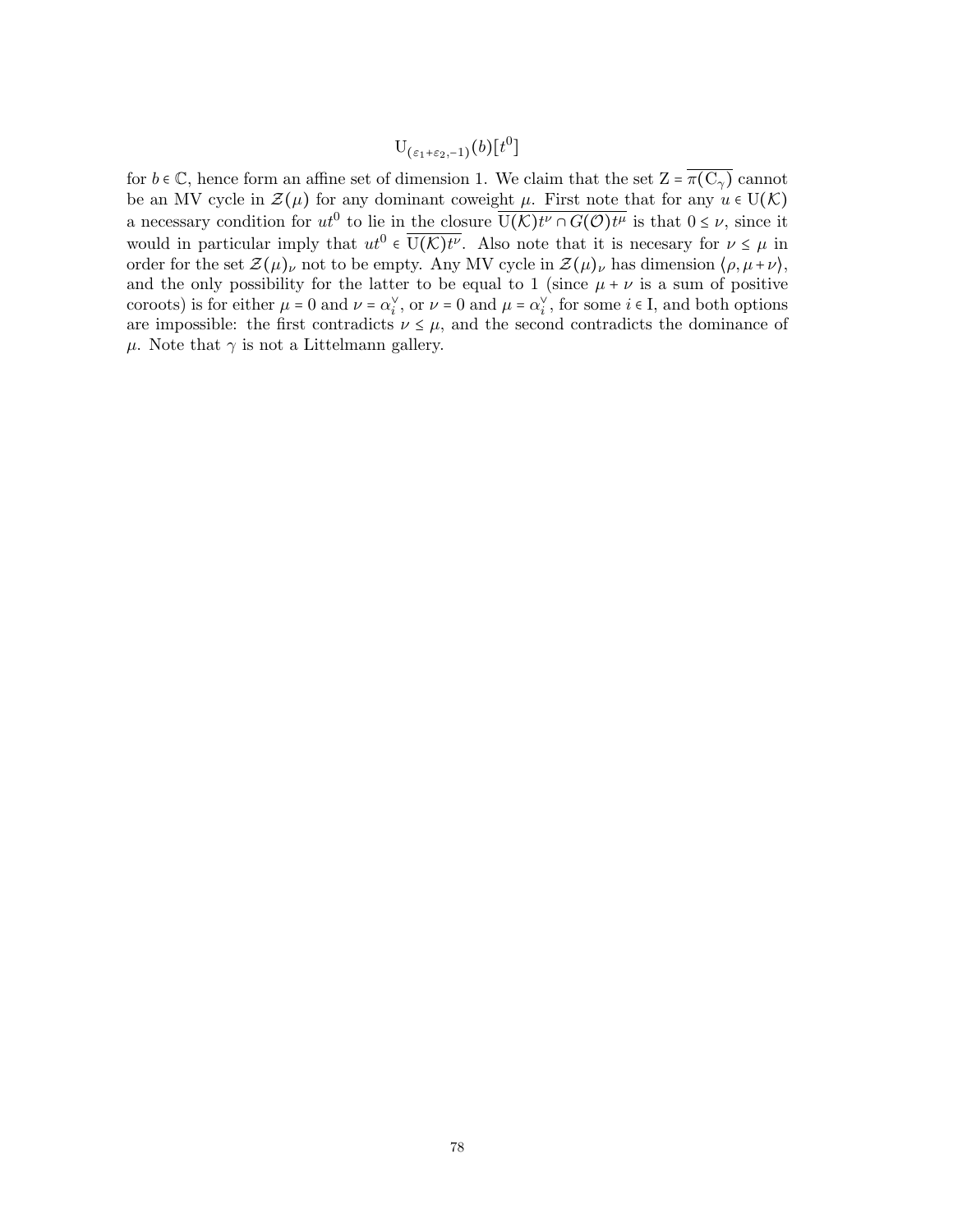$$\mathrm{U}_{(\varepsilon_1+\varepsilon_2,-1)}(b)[t^0]$$

for $b \in \mathbb{C}$, hence form an affine set of dimension 1. We claim that the set $\mathrm{Z} = \overline{\pi(\mathrm{C}_\gamma)}$ cannot be an MV cycle in $\mathcal{Z}(\mu)$ for any dominant coweight $\mu$. First note that for any $u \in \mathrm{U}(\mathcal{K})$ a necessary condition for $ut^0$ to lie in the closure $\overline{\mathrm{U}(\mathcal{K})t^\nu \cap G(\mathcal{O})t^\mu}$ is that $0 \leq \nu$, since it would in particular imply that $ut^0 \in \overline{\mathrm{U}(\mathcal{K})t^\nu}$. Also note that it is necesary for $\nu \leq \mu$ in order for the set $\mathcal{Z}(\mu)_\nu$ not to be empty. Any MV cycle in $\mathcal{Z}(\mu)_\nu$ has dimension $\langle \rho, \mu + \nu \rangle$, and the only possibility for the latter to be equal to 1 (since $\mu + \nu$ is a sum of positive coroots) is for either $\mu = 0$ and $\nu = \alpha_i^\vee$, or $\nu = 0$ and $\mu = \alpha_i^\vee$, for some $i \in \mathrm{I}$, and both options are impossible: the first contradicts $\nu \leq \mu$, and the second contradicts the dominance of $\mu$. Note that $\gamma$ is not a Littelmann gallery.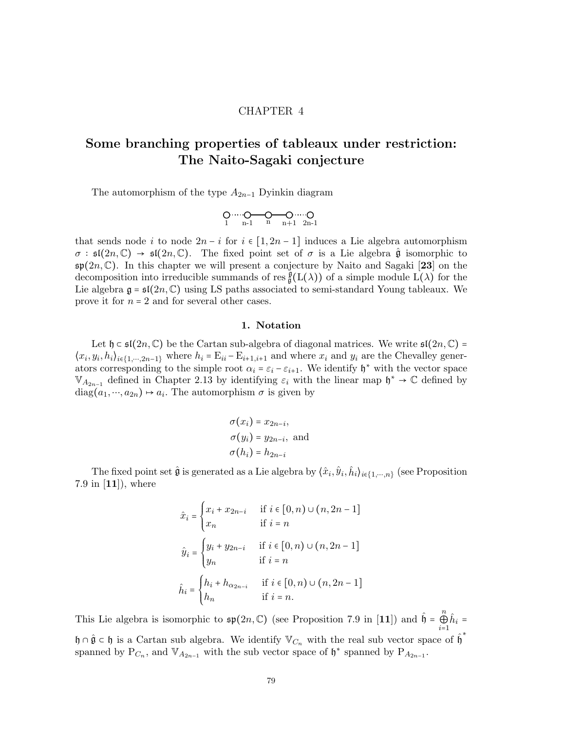CHAPTER 4

# Some branching properties of tableaux under restriction: The Naito-Sagaki conjecture

The automorphism of the type $A_{2n-1}$ Dyinkin diagram

$$\underset{1}{\circ}\cdots\underset{n-1}{\circ}-\underset{n}{\circ}-\underset{n+1}{\circ}\cdots\underset{2n-1}{\circ}$$

that sends node $i$ to node $2n-i$ for $i \in [1, 2n-1]$ induces a Lie algebra automorphism $\sigma : \mathfrak{sl}(2n, \mathbb{C}) \to \mathfrak{sl}(2n, \mathbb{C})$. The fixed point set of $\sigma$ is a Lie algebra $\hat{\mathfrak{g}}$ isomorphic to $\mathfrak{sp}(2n, \mathbb{C})$. In this chapter we will present a conjecture by Naito and Sagaki [**23**] on the decomposition into irreducible summands of $\operatorname{res}_{\hat{\mathfrak{g}}}^{\mathfrak{g}}(\mathrm{L}(\lambda))$ of a simple module $\mathrm{L}(\lambda)$ for the Lie algebra $\mathfrak{g} = \mathfrak{sl}(2n, \mathbb{C})$ using LS paths associated to semi-standard Young tableaux. We prove it for $n = 2$ and for several other cases.

## 1. Notation

Let $\mathfrak{h} \subset \mathfrak{sl}(2n, \mathbb{C})$ be the Cartan sub-algebra of diagonal matrices. We write $\mathfrak{sl}(2n, \mathbb{C}) = \langle x_i, y_i, h_i \rangle_{i \in \{1, \cdots, 2n-1\}}$ where $h_i = \mathrm{E}_{ii} - \mathrm{E}_{i+1,i+1}$ and where $x_i$ and $y_i$ are the Chevalley generators corresponding to the simple root $\alpha_i = \varepsilon_i - \varepsilon_{i+1}$. We identify $\mathfrak{h}^*$ with the vector space $\mathbb{V}_{A_{2n-1}}$ defined in Chapter 2.13 by identifying $\varepsilon_i$ with the linear map $\mathfrak{h}^* \to \mathbb{C}$ defined by $\operatorname{diag}(a_1, \cdots, a_{2n}) \mapsto a_i$. The automorphism $\sigma$ is given by

$$\sigma(x_i) = x_{2n-i},$$
$$\sigma(y_i) = y_{2n-i}, \text{ and}$$
$$\sigma(h_i) = h_{2n-i}$$

The fixed point set $\hat{\mathfrak{g}}$ is generated as a Lie algebra by $\langle \hat{x}_i, \hat{y}_i, \hat{h}_i \rangle_{i \in \{1, \cdots, n\}}$ (see Proposition 7.9 in [**11**]), where

$$\hat{x}_i = \begin{cases} x_i + x_{2n-i} & \text{if } i \in [0, n) \cup (n, 2n-1] \\ x_n & \text{if } i = n \end{cases}$$

$$\hat{y}_i = \begin{cases} y_i + y_{2n-i} & \text{if } i \in [0, n) \cup (n, 2n-1] \\ y_n & \text{if } i = n \end{cases}$$

$$\hat{h}_i = \begin{cases} h_i + h_{\alpha_{2n-i}} & \text{if } i \in [0, n) \cup (n, 2n-1] \\ h_n & \text{if } i = n. \end{cases}$$

This Lie algebra is isomorphic to $\mathfrak{sp}(2n, \mathbb{C})$ (see Proposition 7.9 in [**11**]) and $\hat{\mathfrak{h}} = \bigoplus_{i=1}^{n} \hat{h}_i = \mathfrak{h} \cap \hat{\mathfrak{g}} \subset \mathfrak{h}$ is a Cartan sub algebra. We identify $\mathbb{V}_{C_n}$ with the real sub vector space of $\hat{\mathfrak{h}}^*$ spanned by $\mathrm{P}_{C_n}$, and $\mathbb{V}_{A_{2n-1}}$ with the sub vector space of $\mathfrak{h}^*$ spanned by $\mathrm{P}_{A_{2n-1}}$.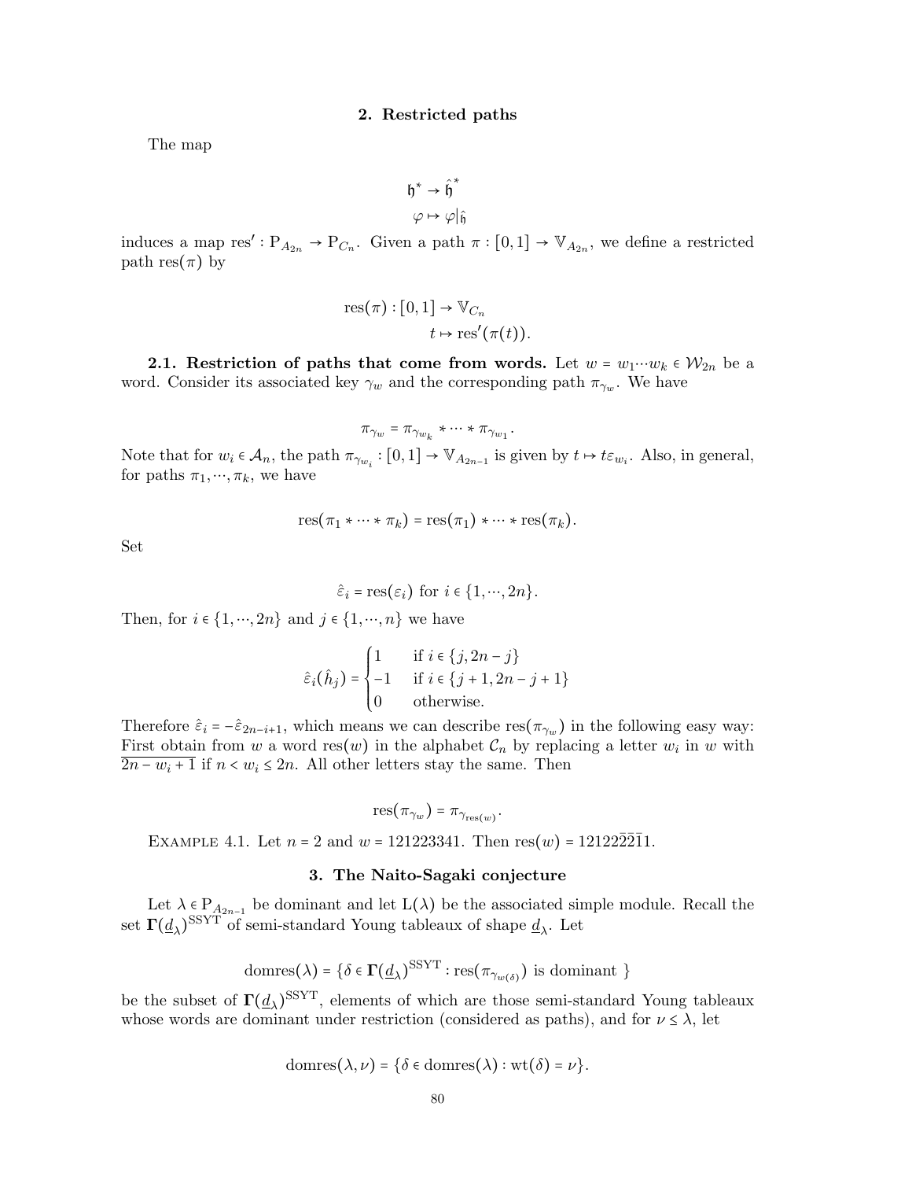## 2. Restricted paths

The map

$$\mathfrak{h}^* \to \hat{\mathfrak{h}}^*$$
$$\varphi \mapsto \varphi|_{\hat{\mathfrak{h}}}$$

induces a map $\mathrm{res}' : \mathrm{P}_{A_{2n}} \to \mathrm{P}_{C_n}$. Given a path $\pi : [0,1] \to \mathbb{V}_{A_{2n}}$, we define a restricted path $\mathrm{res}(\pi)$ by

$$\mathrm{res}(\pi) : [0,1] \to \mathbb{V}_{C_n}$$
$$t \mapsto \mathrm{res}'(\pi(t)).$$

**2.1. Restriction of paths that come from words.** Let $w = w_1 \cdots w_k \in \mathcal{W}_{2n}$ be a word. Consider its associated key $\gamma_w$ and the corresponding path $\pi_{\gamma_w}$. We have

$$\pi_{\gamma_w} = \pi_{\gamma_{w_k}} * \cdots * \pi_{\gamma_{w_1}}.$$

Note that for $w_i \in \mathcal{A}_n$, the path $\pi_{\gamma_{w_i}} : [0,1] \to \mathbb{V}_{A_{2n-1}}$ is given by $t \mapsto t\varepsilon_{w_i}$. Also, in general, for paths $\pi_1, \cdots, \pi_k$, we have

$$\mathrm{res}(\pi_1 * \cdots * \pi_k) = \mathrm{res}(\pi_1) * \cdots * \mathrm{res}(\pi_k).$$

Set

$$\hat{\varepsilon}_i = \mathrm{res}(\varepsilon_i) \text{ for } i \in \{1, \cdots, 2n\}.$$

Then, for $i \in \{1, \cdots, 2n\}$ and $j \in \{1, \cdots, n\}$ we have

$$\hat{\varepsilon}_i(\hat{h}_j) = \begin{cases} 1 & \text{if } i \in \{j, 2n-j\} \\ -1 & \text{if } i \in \{j+1, 2n-j+1\} \\ 0 & \text{otherwise.} \end{cases}$$

Therefore $\hat{\varepsilon}_i = -\hat{\varepsilon}_{2n-i+1}$, which means we can describe $\mathrm{res}(\pi_{\gamma_w})$ in the following easy way: First obtain from $w$ a word $\mathrm{res}(w)$ in the alphabet $\mathcal{C}_n$ by replacing a letter $w_i$ in $w$ with $\overline{2n - w_i + 1}$ if $n < w_i \leq 2n$. All other letters stay the same. Then

$$\mathrm{res}(\pi_{\gamma_w}) = \pi_{\gamma_{\mathrm{res}(w)}}.$$

Example 4.1. Let $n = 2$ and $w = 121223341$. Then $\mathrm{res}(w) = 12122\bar{2}\bar{2}\bar{1}1$.

## 3. The Naito-Sagaki conjecture

Let $\lambda \in \mathrm{P}_{A_{2n-1}}$ be dominant and let $\mathrm{L}(\lambda)$ be the associated simple module. Recall the set $\mathbf{\Gamma}(\underline{d}_\lambda)^{\mathrm{SSYT}}$ of semi-standard Young tableaux of shape $\underline{d}_\lambda$. Let

$$\mathrm{domres}(\lambda) = \{\delta \in \mathbf{\Gamma}(\underline{d}_\lambda)^{\mathrm{SSYT}} : \mathrm{res}(\pi_{\gamma_{w(\delta)}}) \text{ is dominant }\}$$

be the subset of $\mathbf{\Gamma}(\underline{d}_\lambda)^{\mathrm{SSYT}}$, elements of which are those semi-standard Young tableaux whose words are dominant under restriction (considered as paths), and for $\nu \leq \lambda$, let

$$\mathrm{domres}(\lambda, \nu) = \{\delta \in \mathrm{domres}(\lambda) : \mathrm{wt}(\delta) = \nu\}.$$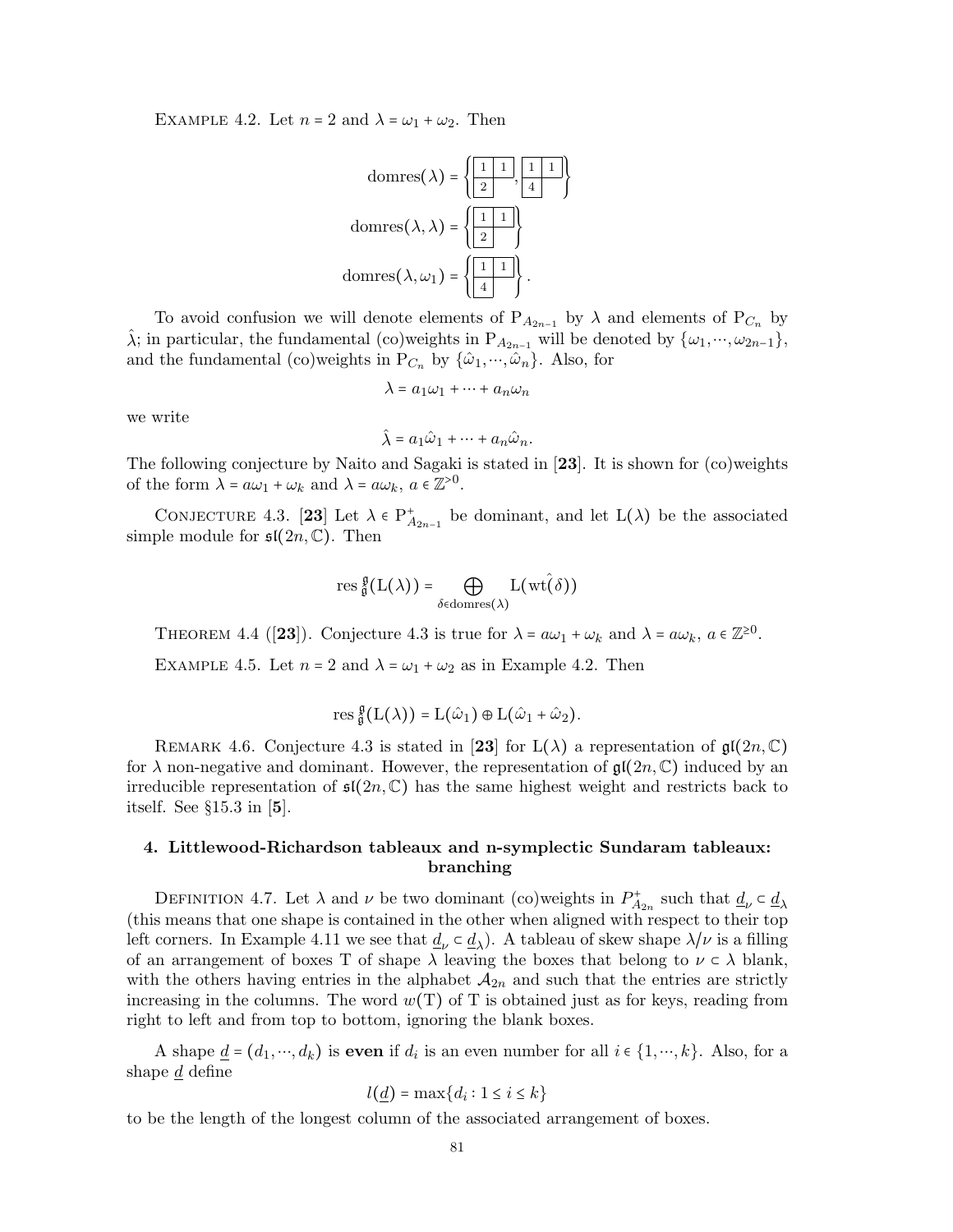Example 4.2. Let $n = 2$ and $\lambda = \omega_1 + \omega_2$. Then

$$\mathrm{domres}(\lambda) = \left\{ \begin{array}{|c|c|}\hline 1 & 1 \\ \hline 2 & \\ \cline{1-1}\end{array}, \begin{array}{|c|c|}\hline 1 & 1 \\ \hline 4 & \\ \cline{1-1}\end{array} \right\}$$

$$\mathrm{domres}(\lambda, \lambda) = \left\{ \begin{array}{|c|c|}\hline 1 & 1 \\ \hline 2 & \\ \cline{1-1}\end{array} \right\}$$

$$\mathrm{domres}(\lambda, \omega_1) = \left\{ \begin{array}{|c|c|}\hline 1 & 1 \\ \hline 4 & \\ \cline{1-1}\end{array} \right\}.$$

To avoid confusion we will denote elements of $\mathrm{P}_{A_{2n-1}}$ by $\lambda$ and elements of $\mathrm{P}_{C_n}$ by $\hat{\lambda}$; in particular, the fundamental (co)weights in $\mathrm{P}_{A_{2n-1}}$ will be denoted by $\{\omega_1, \cdots, \omega_{2n-1}\}$, and the fundamental (co)weights in $\mathrm{P}_{C_n}$ by $\{\hat{\omega}_1, \cdots, \hat{\omega}_n\}$. Also, for

$$\lambda = a_1\omega_1 + \cdots + a_n\omega_n$$

we write

$$\hat{\lambda} = a_1\hat{\omega}_1 + \cdots + a_n\hat{\omega}_n.$$

The following conjecture by Naito and Sagaki is stated in [**23**]. It is shown for (co)weights of the form $\lambda = a\omega_1 + \omega_k$ and $\lambda = a\omega_k$, $a \in \mathbb{Z}^{>0}$.

Conjecture 4.3. [**23**] Let $\lambda \in \mathrm{P}^+_{A_{2n-1}}$ be dominant, and let $\mathrm{L}(\lambda)$ be the associated simple module for $\mathfrak{sl}(2n, \mathbb{C})$. Then

$$\mathrm{res}\,^{\mathfrak{g}}_{\hat{\mathfrak{g}}}(\mathrm{L}(\lambda)) = \bigoplus_{\delta \in \mathrm{domres}(\lambda)} \mathrm{L}(\hat{\mathrm{wt}(\delta)})$$

Theorem 4.4 ([**23**]). Conjecture 4.3 is true for $\lambda = a\omega_1 + \omega_k$ and $\lambda = a\omega_k$, $a \in \mathbb{Z}^{\geq 0}$.

Example 4.5. Let $n = 2$ and $\lambda = \omega_1 + \omega_2$ as in Example 4.2. Then

$$\mathrm{res}\,^{\mathfrak{g}}_{\hat{\mathfrak{g}}}(\mathrm{L}(\lambda)) = \mathrm{L}(\hat{\omega}_1) \oplus \mathrm{L}(\hat{\omega}_1 + \hat{\omega}_2).$$

Remark 4.6. Conjecture 4.3 is stated in [**23**] for $\mathrm{L}(\lambda)$ a representation of $\mathfrak{gl}(2n, \mathbb{C})$ for $\lambda$ non-negative and dominant. However, the representation of $\mathfrak{gl}(2n, \mathbb{C})$ induced by an irreducible representation of $\mathfrak{sl}(2n, \mathbb{C})$ has the same highest weight and restricts back to itself. See §15.3 in [**5**].

## 4. Littlewood-Richardson tableaux and n-symplectic Sundaram tableaux: branching

Definition 4.7. Let $\lambda$ and $\nu$ be two dominant (co)weights in $P^+_{A_{2n}}$ such that $\underline{d}_\nu \subset \underline{d}_\lambda$ (this means that one shape is contained in the other when aligned with respect to their top left corners. In Example 4.11 we see that $\underline{d}_\nu \subset \underline{d}_\lambda$). A tableau of skew shape $\lambda/\nu$ is a filling of an arrangement of boxes T of shape $\lambda$ leaving the boxes that belong to $\nu \subset \lambda$ blank, with the others having entries in the alphabet $\mathcal{A}_{2n}$ and such that the entries are strictly increasing in the columns. The word $w(\mathrm{T})$ of T is obtained just as for keys, reading from right to left and from top to bottom, ignoring the blank boxes.

A shape $\underline{d} = (d_1, \cdots, d_k)$ is **even** if $d_i$ is an even number for all $i \in \{1, \cdots, k\}$. Also, for a shape $\underline{d}$ define

$$l(\underline{d}) = \max\{d_i : 1 \leq i \leq k\}$$

to be the length of the longest column of the associated arrangement of boxes.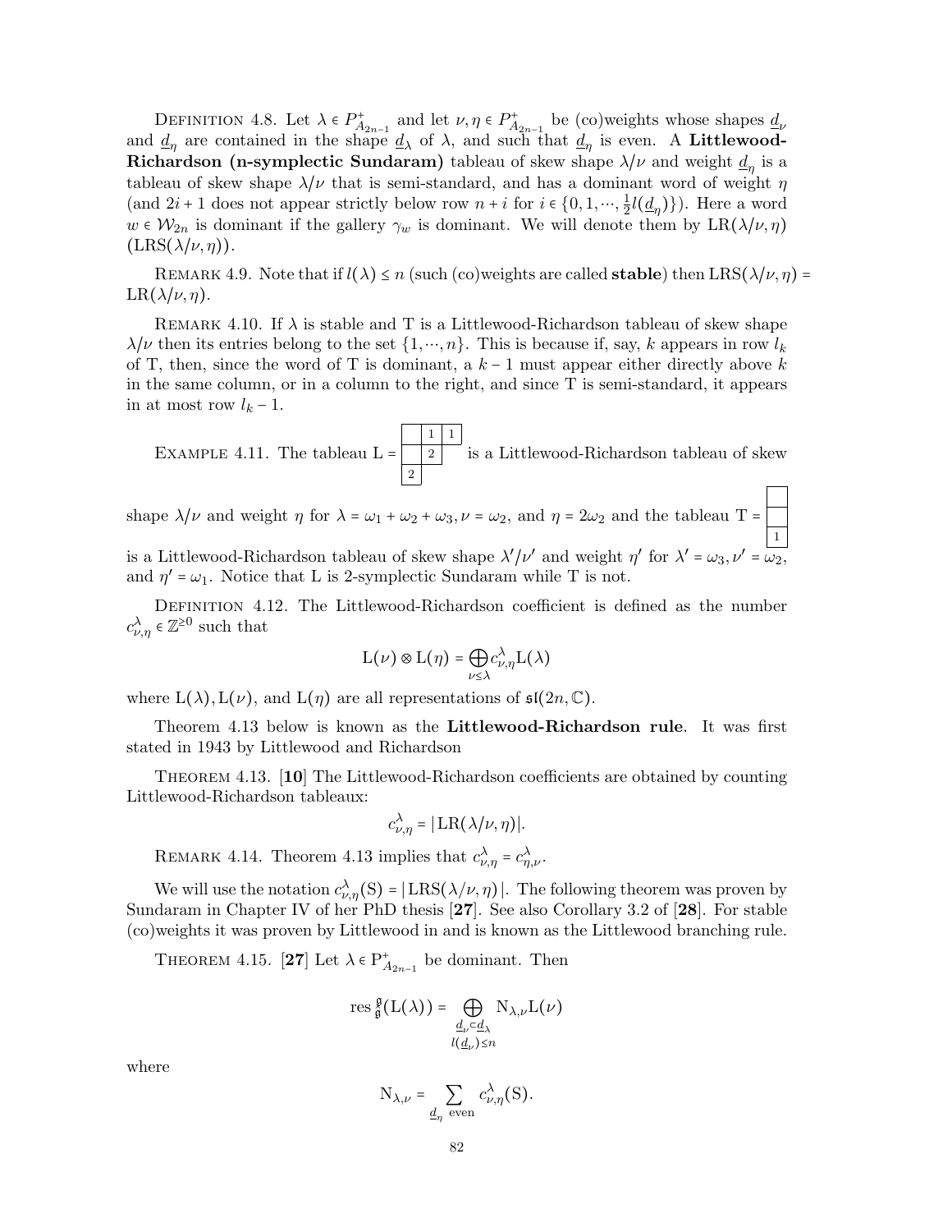DEFINITION 4.8. Let $\lambda \in P^+_{A_{2n-1}}$ and let $\nu, \eta \in P^+_{A_{2n-1}}$ be (co)weights whose shapes $\underline{d}_\nu$ and $\underline{d}_\eta$ are contained in the shape $\underline{d}_\lambda$ of $\lambda$, and such that $\underline{d}_\eta$ is even. A **Littlewood-Richardson (n-symplectic Sundaram)** tableau of skew shape $\lambda/\nu$ and weight $\underline{d}_\eta$ is a tableau of skew shape $\lambda/\nu$ that is semi-standard, and has a dominant word of weight $\eta$ (and $2i+1$ does not appear strictly below row $n+i$ for $i \in \{0, 1, \cdots, \frac{1}{2}l(\underline{d}_\eta)\}$). Here a word $w \in \mathcal{W}_{2n}$ is dominant if the gallery $\gamma_w$ is dominant. We will denote them by $\mathrm{LR}(\lambda/\nu, \eta)$ ($\mathrm{LRS}(\lambda/\nu, \eta)$).

REMARK 4.9. Note that if $l(\lambda) \leq n$ (such (co)weights are called **stable**) then $\mathrm{LRS}(\lambda/\nu, \eta) = \mathrm{LR}(\lambda/\nu, \eta)$.

REMARK 4.10. If $\lambda$ is stable and T is a Littlewood-Richardson tableau of skew shape $\lambda/\nu$ then its entries belong to the set $\{1, \cdots, n\}$. This is because if, say, $k$ appears in row $l_k$ of T, then, since the word of T is dominant, a $k-1$ must appear either directly above $k$ in the same column, or in a column to the right, and since T is semi-standard, it appears in at most row $l_k - 1$.

EXAMPLE 4.11. The tableau L = 

|   | 1 | 1 |
|---|---|---|
|   | 2 |   |
| 2 |   |   |

is a Littlewood-Richardson tableau of skew shape $\lambda/\nu$ and weight $\eta$ for $\lambda = \omega_1 + \omega_2 + \omega_3, \nu = \omega_2$, and $\eta = 2\omega_2$ and the tableau T = 

|   |
|---|
|   |
| 1 |

is a Littlewood-Richardson tableau of skew shape $\lambda'/\nu'$ and weight $\eta'$ for $\lambda' = \omega_3, \nu' = \omega_2$, and $\eta' = \omega_1$. Notice that L is 2-symplectic Sundaram while T is not.

DEFINITION 4.12. The Littlewood-Richardson coefficient is defined as the number $c^\lambda_{\nu,\eta} \in \mathbb{Z}^{\geq 0}$ such that

$$\mathrm{L}(\nu) \otimes \mathrm{L}(\eta) = \bigoplus_{\nu \leq \lambda} c^\lambda_{\nu,\eta} \mathrm{L}(\lambda)$$

where $\mathrm{L}(\lambda), \mathrm{L}(\nu)$, and $\mathrm{L}(\eta)$ are all representations of $\mathfrak{sl}(2n, \mathbb{C})$.

Theorem 4.13 below is known as the **Littlewood-Richardson rule**. It was first stated in 1943 by Littlewood and Richardson

THEOREM 4.13. [10] The Littlewood-Richardson coefficients are obtained by counting Littlewood-Richardson tableaux:

$$c^\lambda_{\nu,\eta} = |\mathrm{LR}(\lambda/\nu, \eta)|.$$

REMARK 4.14. Theorem 4.13 implies that $c^\lambda_{\nu,\eta} = c^\lambda_{\eta,\nu}$.

We will use the notation $c^\lambda_{\nu,\eta}(\mathrm{S}) = |\mathrm{LRS}(\lambda/\nu, \eta)|$. The following theorem was proven by Sundaram in Chapter IV of her PhD thesis [27]. See also Corollary 3.2 of [28]. For stable (co)weights it was proven by Littlewood in and is known as the Littlewood branching rule.

THEOREM 4.15. [27] Let $\lambda \in \mathrm{P}^+_{A_{2n-1}}$ be dominant. Then

$$\mathrm{res}\,^{\mathfrak{g}}_{\mathfrak{k}}(\mathrm{L}(\lambda)) = \bigoplus_{\substack{\underline{d}_\nu \subset \underline{d}_\lambda \\ l(\underline{d}_\nu) \leq n}} \mathrm{N}_{\lambda,\nu} \mathrm{L}(\nu)$$

where

$$\mathrm{N}_{\lambda,\nu} = \sum_{\underline{d}_\eta \text{ even}} c^\lambda_{\nu,\eta}(\mathrm{S}).$$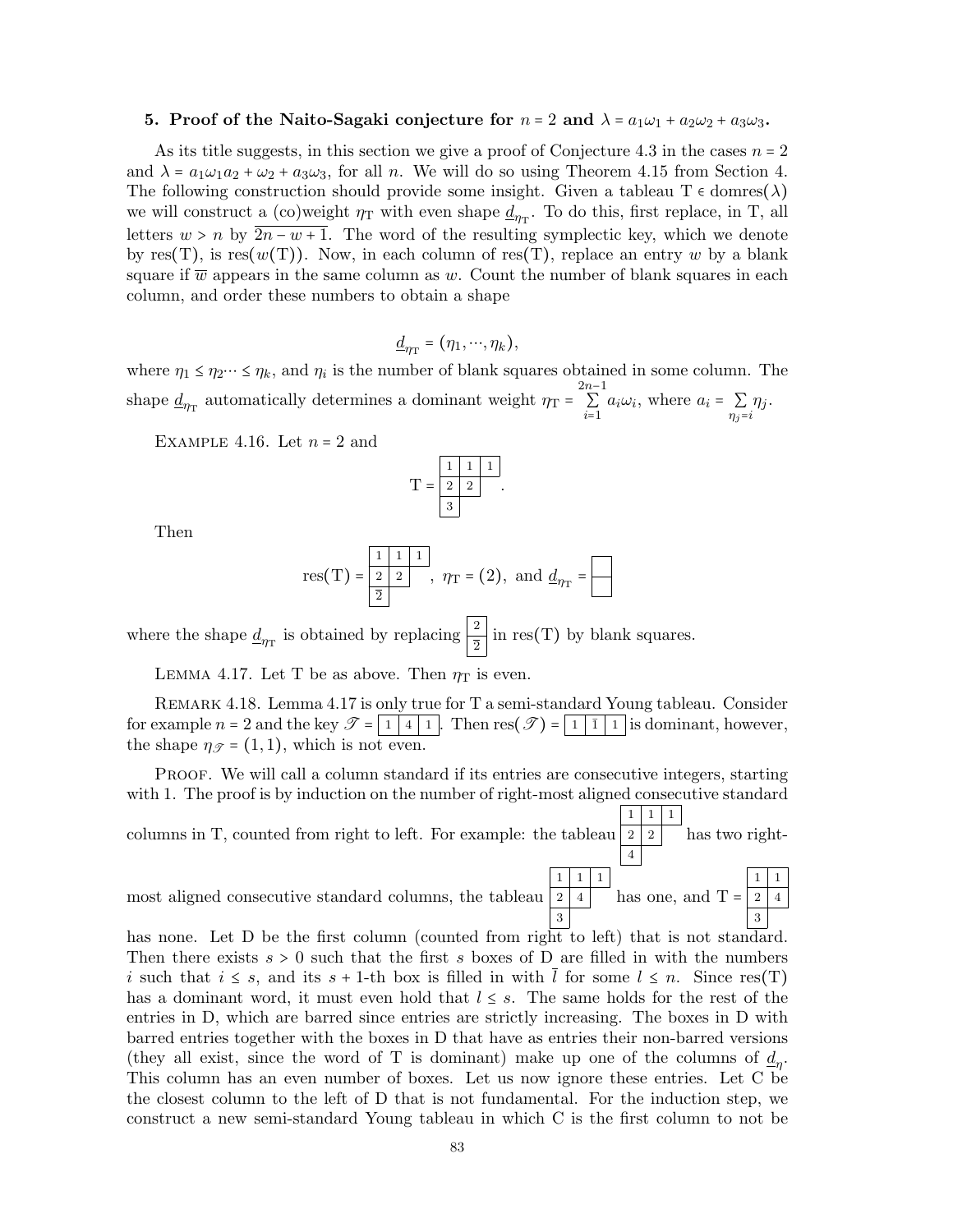**5. Proof of the Naito-Sagaki conjecture for $n = 2$ and $\lambda = a_1\omega_1 + a_2\omega_2 + a_3\omega_3$.**

As its title suggests, in this section we give a proof of Conjecture 4.3 in the cases $n = 2$ and $\lambda = a_1\omega_1 a_2 + \omega_2 + a_3\omega_3$, for all $n$. We will do so using Theorem 4.15 from Section 4. The following construction should provide some insight. Given a tableau $\mathrm{T} \in \mathrm{domres}(\lambda)$ we will construct a (co)weight $\eta_{\mathrm{T}}$ with even shape $\underline{d}_{\eta_{\mathrm{T}}}$. To do this, first replace, in T, all letters $w > n$ by $\overline{2n - w + 1}$. The word of the resulting symplectic key, which we denote by $\mathrm{res}(\mathrm{T})$, is $\mathrm{res}(w(\mathrm{T}))$. Now, in each column of $\mathrm{res}(\mathrm{T})$, replace an entry $w$ by a blank square if $\overline{w}$ appears in the same column as $w$. Count the number of blank squares in each column, and order these numbers to obtain a shape

$$\underline{d}_{\eta_{\mathrm{T}}} = (\eta_1, \cdots, \eta_k),$$

where $\eta_1 \leq \eta_2 \cdots \leq \eta_k$, and $\eta_i$ is the number of blank squares obtained in some column. The shape $\underline{d}_{\eta_{\mathrm{T}}}$ automatically determines a dominant weight $\eta_{\mathrm{T}} = \sum_{i=1}^{2n-1} a_i\omega_i$, where $a_i = \sum_{\eta_j = i} \eta_j$.

Example 4.16. Let $n = 2$ and

$$\mathrm{T} = \begin{array}{|c|c|c|} \hline 1 & 1 & 1 \\ \hline 2 & 2 & \\ \cline{1-2} 3 & \\ \cline{1-1} \end{array}.$$

Then

$$\mathrm{res}(\mathrm{T}) = \begin{array}{|c|c|c|} \hline 1 & 1 & 1 \\ \hline 2 & 2 & \\ \cline{1-2} \overline{2} & \\ \cline{1-1} \end{array}, \quad \eta_{\mathrm{T}} = (2), \text{ and } \underline{d}_{\eta_{\mathrm{T}}} = \begin{array}{|c|} \hline \phantom{1} \\ \hline \phantom{1} \\ \hline \end{array}$$

where the shape $\underline{d}_{\eta_{\mathrm{T}}}$ is obtained by replacing $\begin{array}{|c|} \hline 2 \\ \hline \overline{2} \\ \hline \end{array}$ in $\mathrm{res}(\mathrm{T})$ by blank squares.

Lemma 4.17. Let T be as above. Then $\eta_{\mathrm{T}}$ is even.

Remark 4.18. Lemma 4.17 is only true for T a semi-standard Young tableau. Consider for example $n = 2$ and the key $\mathscr{T} = \begin{array}{|c|c|c|} \hline 1 & 4 & 1 \\ \hline \end{array}$. Then $\mathrm{res}(\mathscr{T}) = \begin{array}{|c|c|c|} \hline 1 & \overline{1} & 1 \\ \hline \end{array}$ is dominant, however, the shape $\eta_{\mathscr{T}} = (1, 1)$, which is not even.

Proof. We will call a column standard if its entries are consecutive integers, starting with 1. The proof is by induction on the number of right-most aligned consecutive standard columns in T, counted from right to left. For example: the tableau $\begin{array}{|c|c|c|} \hline 1 & 1 & 1 \\ \hline 2 & 2 & \\ \cline{1-2} 4 & \\ \cline{1-1} \end{array}$ has two right-most aligned consecutive standard columns, the tableau $\begin{array}{|c|c|c|} \hline 1 & 1 & 1 \\ \hline 2 & 4 & \\ \cline{1-2} 3 & \\ \cline{1-1} \end{array}$ has one, and $\mathrm{T} = \begin{array}{|c|c|} \hline 1 & 1 \\ \hline 2 & 4 \\ \hline 3 & \\ \cline{1-1} \end{array}$ has none. Let D be the first column (counted from right to left) that is not standard. Then there exists $s > 0$ such that the first $s$ boxes of D are filled in with the numbers $i$ such that $i \leq s$, and its $s+1$-th box is filled in with $\overline{l}$ for some $l \leq n$. Since $\mathrm{res}(\mathrm{T})$ has a dominant word, it must even hold that $l \leq s$. The same holds for the rest of the entries in D, which are barred since entries are strictly increasing. The boxes in D with barred entries together with the boxes in D that have as entries their non-barred versions (they all exist, since the word of T is dominant) make up one of the columns of $\underline{d}_{\eta}$. This column has an even number of boxes. Let us now ignore these entries. Let C be the closest column to the left of D that is not fundamental. For the induction step, we construct a new semi-standard Young tableau in which C is the first column to not be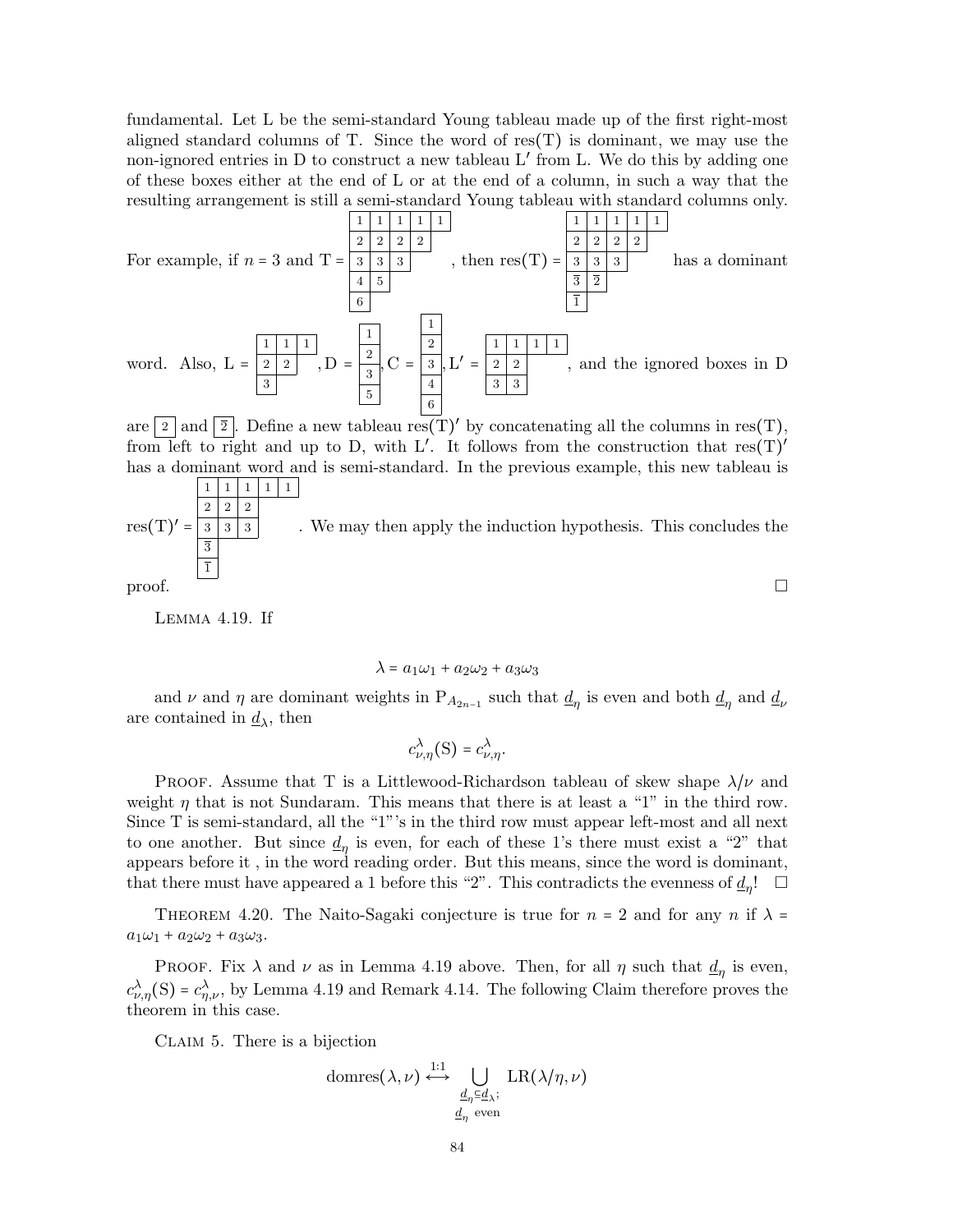fundamental. Let L be the semi-standard Young tableau made up of the first right-most aligned standard columns of T. Since the word of res(T) is dominant, we may use the non-ignored entries in D to construct a new tableau L′ from L. We do this by adding one of these boxes either at the end of L or at the end of a column, in such a way that the resulting arrangement is still a semi-standard Young tableau with standard columns only.

For example, if $n = 3$ and 

$$\mathrm{T} = \begin{array}{|c|c|c|c|c|} \hline 1 & 1 & 1 & 1 & 1 \\ \hline 2 & 2 & 2 & 2 \\ \cline{1-4} 3 & 3 & 3 \\ \cline{1-3} 4 & 5 \\ \cline{1-2} 6 \\ \cline{1-1} \end{array}$$

, then 

$$\mathrm{res(T)} = \begin{array}{|c|c|c|c|c|} \hline 1 & 1 & 1 & 1 & 1 \\ \hline 2 & 2 & 2 & 2 \\ \cline{1-4} 3 & 3 & 3 \\ \cline{1-3} \overline{3} & \overline{2} \\ \cline{1-2} \overline{1} \\ \cline{1-1} \end{array}$$

has a dominant word. Also, 

$$\mathrm{L} = \begin{array}{|c|c|c|} \hline 1 & 1 & 1 \\ \hline 2 & 2 \\ \cline{1-2} 3 \\ \cline{1-1} \end{array}, \quad \mathrm{D} = \begin{array}{|c|} \hline 1 \\ \hline 2 \\ \hline 3 \\ \hline 5 \\ \hline \end{array}, \quad \mathrm{C} = \begin{array}{|c|} \hline 1 \\ \hline 2 \\ \hline 3 \\ \hline 4 \\ \hline 6 \\ \hline \end{array}, \quad \mathrm{L}' = \begin{array}{|c|c|c|c|} \hline 1 & 1 & 1 & 1 \\ \hline 2 & 2 \\ \cline{1-2} 3 & 3 \\ \cline{1-2} \end{array}$$

, and the ignored boxes in D are $\boxed{2}$ and $\boxed{\overline{2}}$. Define a new tableau $\mathrm{res(T)}'$ by concatenating all the columns in res(T), from left to right and up to D, with L′. It follows from the construction that $\mathrm{res(T)}'$ has a dominant word and is semi-standard. In the previous example, this new tableau is

$$\mathrm{res(T)}' = \begin{array}{|c|c|c|c|c|} \hline 1 & 1 & 1 & 1 & 1 \\ \hline 2 & 2 & 2 \\ \cline{1-3} 3 & 3 & 3 \\ \cline{1-3} \overline{3} \\ \cline{1-1} \overline{1} \\ \cline{1-1} \end{array}$$

. We may then apply the induction hypothesis. This concludes the proof. □

Lemma 4.19. If

$$\lambda = a_1\omega_1 + a_2\omega_2 + a_3\omega_3$$

and $\nu$ and $\eta$ are dominant weights in $\mathrm{P}_{A_{2n-1}}$ such that $\underline{d}_\eta$ is even and both $\underline{d}_\eta$ and $\underline{d}_\nu$ are contained in $\underline{d}_\lambda$, then

$$c^{\lambda}_{\nu,\eta}(\mathrm{S}) = c^{\lambda}_{\nu,\eta}.$$

Proof. Assume that T is a Littlewood-Richardson tableau of skew shape $\lambda/\nu$ and weight $\eta$ that is not Sundaram. This means that there is at least a "1" in the third row. Since T is semi-standard, all the "1"'s in the third row must appear left-most and all next to one another. But since $\underline{d}_\eta$ is even, for each of these 1's there must exist a "2" that appears before it , in the word reading order. But this means, since the word is dominant, that there must have appeared a 1 before this "2". This contradicts the evenness of $\underline{d}_\eta$! □

Theorem 4.20. The Naito-Sagaki conjecture is true for $n = 2$ and for any $n$ if $\lambda = a_1\omega_1 + a_2\omega_2 + a_3\omega_3$.

Proof. Fix $\lambda$ and $\nu$ as in Lemma 4.19 above. Then, for all $\eta$ such that $\underline{d}_\eta$ is even, $c^{\lambda}_{\nu,\eta}(\mathrm{S}) = c^{\lambda}_{\eta,\nu}$, by Lemma 4.19 and Remark 4.14. The following Claim therefore proves the theorem in this case.

Claim 5. There is a bijection

$$\mathrm{domres}(\lambda,\nu) \overset{1:1}{\longleftrightarrow} \bigcup_{\substack{\underline{d}_\eta \subseteq \underline{d}_\lambda; \\ \underline{d}_\eta \text{ even}}} \mathrm{LR}(\lambda/\eta,\nu)$$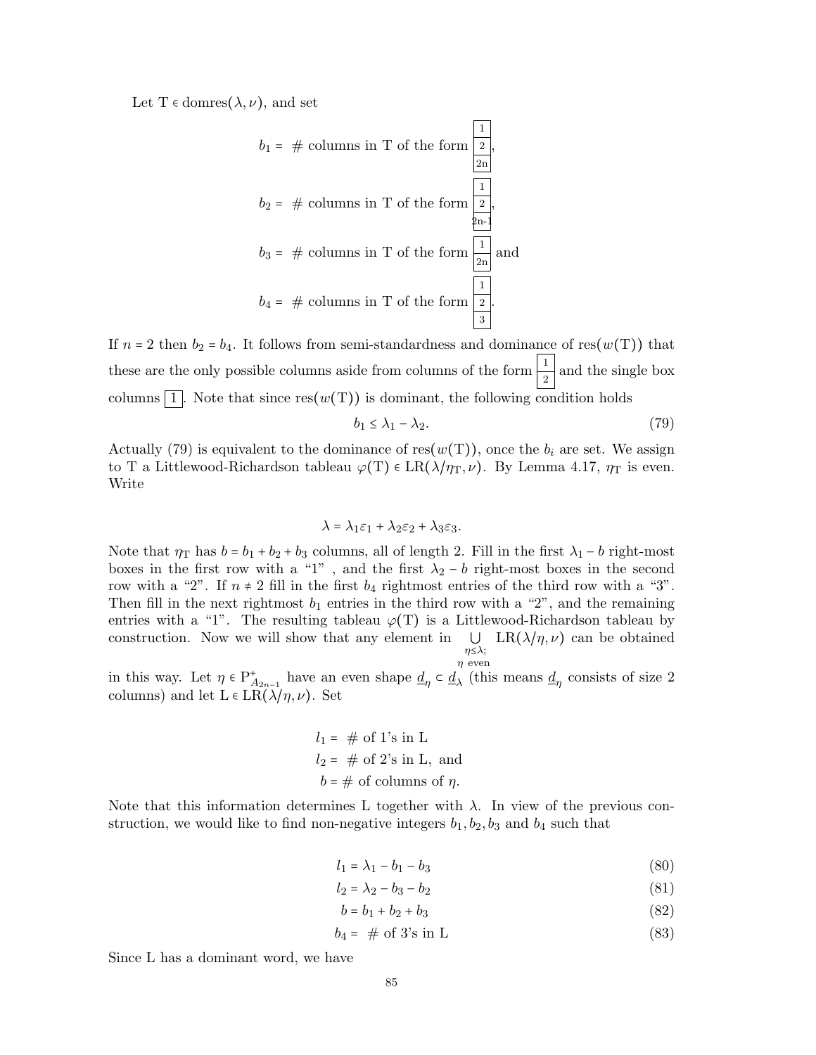Let $\mathrm{T} \in \mathrm{domres}(\lambda, \nu)$, and set

$$b_1 = \text{ \# columns in T of the form } \begin{array}{|c|}\hline 1 \\ \hline 2 \\ \hline 2n \\ \hline\end{array},$$

$$b_2 = \text{ \# columns in T of the form } \begin{array}{|c|}\hline 1 \\ \hline 2 \\ \hline 2n\text{-}1 \\ \hline\end{array},$$

$$b_3 = \text{ \# columns in T of the form } \begin{array}{|c|}\hline 1 \\ \hline 2n \\ \hline\end{array} \text{ and}$$

$$b_4 = \text{ \# columns in T of the form } \begin{array}{|c|}\hline 1 \\ \hline 2 \\ \hline 3 \\ \hline\end{array}.$$

If $n = 2$ then $b_2 = b_4$. It follows from semi-standardness and dominance of $\mathrm{res}(w(\mathrm{T}))$ that these are the only possible columns aside from columns of the form $\begin{array}{|c|}\hline 1 \\ \hline 2 \\ \hline\end{array}$ and the single box columns $\begin{array}{|c|}\hline 1 \\ \hline\end{array}$. Note that since $\mathrm{res}(w(\mathrm{T}))$ is dominant, the following condition holds

$$b_1 \leq \lambda_1 - \lambda_2. \tag{79}$$

Actually (79) is equivalent to the dominance of $\mathrm{res}(w(\mathrm{T}))$, once the $b_i$ are set. We assign to T a Littlewood-Richardson tableau $\varphi(\mathrm{T}) \in \mathrm{LR}(\lambda/\eta_{\mathrm{T}}, \nu)$. By Lemma 4.17, $\eta_{\mathrm{T}}$ is even. Write

$$\lambda = \lambda_1\varepsilon_1 + \lambda_2\varepsilon_2 + \lambda_3\varepsilon_3.$$

Note that $\eta_{\mathrm{T}}$ has $b = b_1 + b_2 + b_3$ columns, all of length 2. Fill in the first $\lambda_1 - b$ right-most boxes in the first row with a "1" , and the first $\lambda_2 - b$ right-most boxes in the second row with a "2". If $n \neq 2$ fill in the first $b_4$ rightmost entries of the third row with a "3". Then fill in the next rightmost $b_1$ entries in the third row with a "2", and the remaining entries with a "1". The resulting tableau $\varphi(\mathrm{T})$ is a Littlewood-Richardson tableau by construction. Now we will show that any element in $\bigcup_{\substack{\eta \leq \lambda; \\ \eta \text{ even}}} \mathrm{LR}(\lambda/\eta, \nu)$ can be obtained in this way. Let $\eta \in \mathrm{P}^+_{A_{2n-1}}$ have an even shape $\underline{d}_\eta \subset \underline{d}_\lambda$ (this means $\underline{d}_\eta$ consists of size 2 columns) and let $\mathrm{L} \in \mathrm{LR}(\lambda/\eta, \nu)$. Set

$$\begin{aligned} l_1 &= \text{ \# of 1's in L} \\ l_2 &= \text{ \# of 2's in L, and} \\ b &= \text{\# of columns of } \eta. \end{aligned}$$

Note that this information determines L together with $\lambda$. In view of the previous construction, we would like to find non-negative integers $b_1, b_2, b_3$ and $b_4$ such that

$$l_1 = \lambda_1 - b_1 - b_3 \tag{80}$$

$$l_2 = \lambda_2 - b_3 - b_2 \tag{81}$$

$$b = b_1 + b_2 + b_3 \tag{82}$$

$$b_4 = \text{ \# of 3's in L} \tag{83}$$

Since L has a dominant word, we have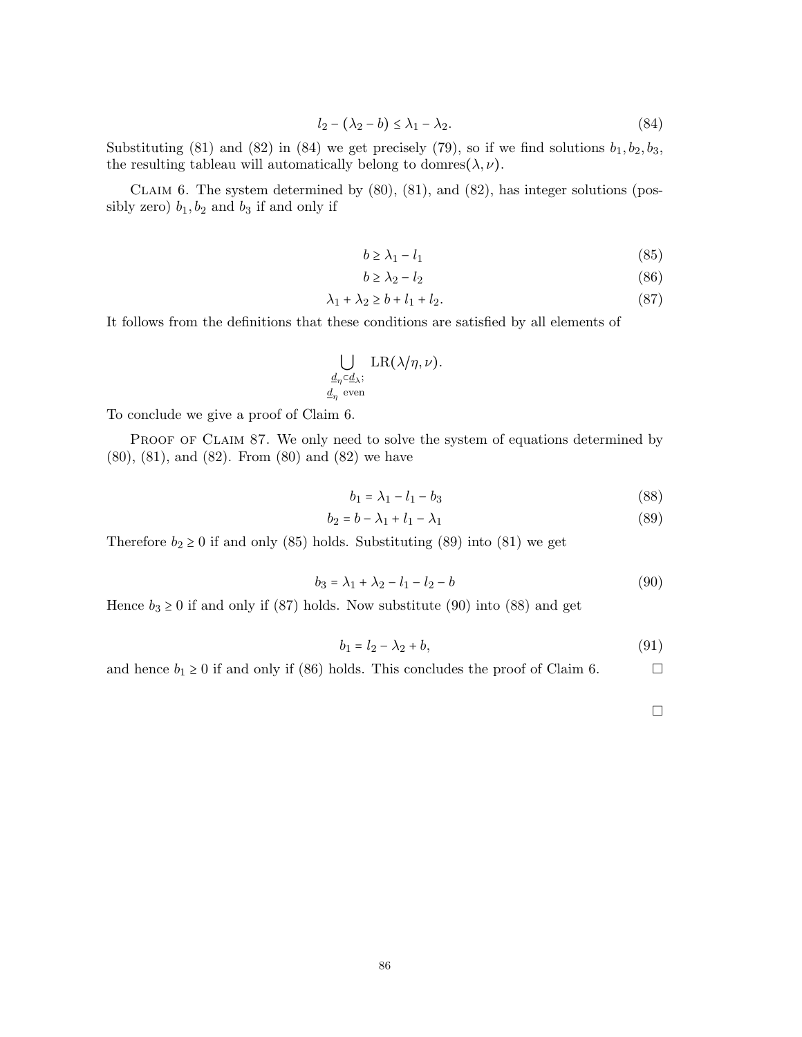$$l_2 - (\lambda_2 - b) \le \lambda_1 - \lambda_2. \tag{84}$$

Substituting (81) and (82) in (84) we get precisely (79), so if we find solutions $b_1, b_2, b_3$, the resulting tableau will automatically belong to $\text{domres}(\lambda, \nu)$.

Claim 6. The system determined by (80), (81), and (82), has integer solutions (possibly zero) $b_1, b_2$ and $b_3$ if and only if

$$b \ge \lambda_1 - l_1 \tag{85}$$

$$b \ge \lambda_2 - l_2 \tag{86}$$

$$\lambda_1 + \lambda_2 \ge b + l_1 + l_2. \tag{87}$$

It follows from the definitions that these conditions are satisfied by all elements of

$$\bigcup_{\substack{\underline{d}_\eta \subset \underline{d}_\lambda; \\ \underline{d}_\eta \text{ even}}} \text{LR}(\lambda/\eta, \nu).$$

To conclude we give a proof of Claim 6.

Proof of Claim 87. We only need to solve the system of equations determined by (80), (81), and (82). From (80) and (82) we have

$$b_1 = \lambda_1 - l_1 - b_3 \tag{88}$$

$$b_2 = b - \lambda_1 + l_1 - \lambda_1 \tag{89}$$

Therefore $b_2 \ge 0$ if and only (85) holds. Substituting (89) into (81) we get

$$b_3 = \lambda_1 + \lambda_2 - l_1 - l_2 - b \tag{90}$$

Hence $b_3 \ge 0$ if and only if (87) holds. Now substitute (90) into (88) and get

$$b_1 = l_2 - \lambda_2 + b, \tag{91}$$

and hence $b_1 \ge 0$ if and only if (86) holds. This concludes the proof of Claim 6. □

□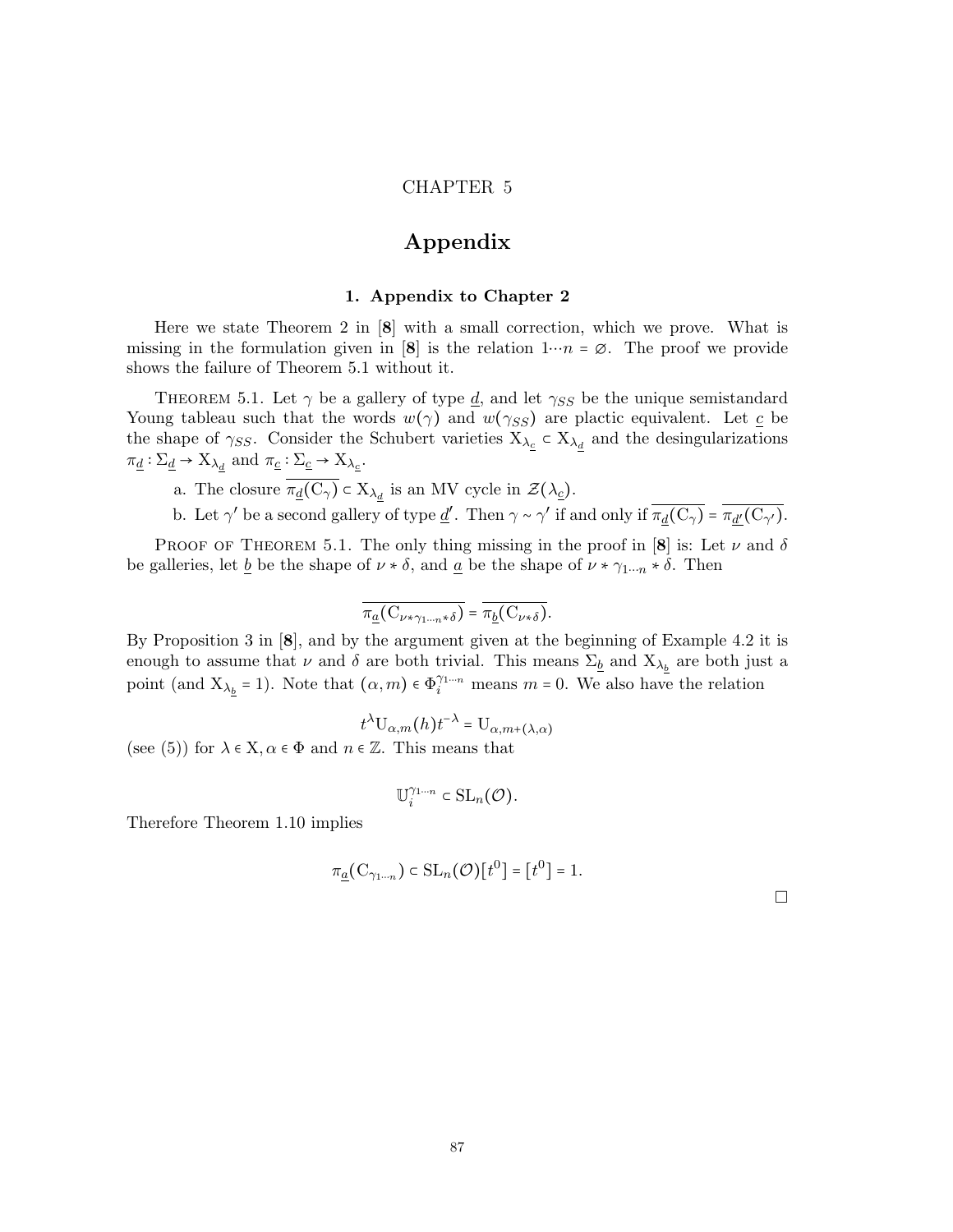# CHAPTER 5

# Appendix

## 1. Appendix to Chapter 2

Here we state Theorem 2 in [**8**] with a small correction, which we prove. What is missing in the formulation given in [**8**] is the relation $1\cdots n = \varnothing$. The proof we provide shows the failure of Theorem 5.1 without it.

Theorem 5.1. *Let $\gamma$ be a gallery of type $\underline{d}$, and let $\gamma_{SS}$ be the unique semistandard Young tableau such that the words $w(\gamma)$ and $w(\gamma_{SS})$ are plactic equivalent. Let $\underline{c}$ be the shape of $\gamma_{SS}$. Consider the Schubert varieties $\mathrm{X}_{\lambda_{\underline{c}}} \subset \mathrm{X}_{\lambda_{\underline{d}}}$ and the desingularizations $\pi_{\underline{d}} : \Sigma_{\underline{d}} \to \mathrm{X}_{\lambda_{\underline{d}}}$ and $\pi_{\underline{c}} : \Sigma_{\underline{c}} \to \mathrm{X}_{\lambda_{\underline{c}}}$.*

   a. *The closure $\overline{\pi_{\underline{d}}(\mathrm{C}_\gamma)} \subset \mathrm{X}_{\lambda_{\underline{d}}}$ is an MV cycle in $\mathcal{Z}(\lambda_{\underline{c}})$.*

   b. *Let $\gamma'$ be a second gallery of type $\underline{d}'$. Then $\gamma \sim \gamma'$ if and only if $\overline{\pi_{\underline{d}}(\mathrm{C}_\gamma)} = \overline{\pi_{\underline{d}'}(\mathrm{C}_{\gamma'})}$.*

Proof of Theorem 5.1. The only thing missing in the proof in [**8**] is: Let $\nu$ and $\delta$ be galleries, let $\underline{b}$ be the shape of $\nu * \delta$, and $\underline{a}$ be the shape of $\nu * \gamma_{1\cdots n} * \delta$. Then

$$\overline{\pi_{\underline{a}}(\mathrm{C}_{\nu * \gamma_{1\cdots n} * \delta})} = \overline{\pi_{\underline{b}}(\mathrm{C}_{\nu * \delta})}.$$

By Proposition 3 in [**8**], and by the argument given at the beginning of Example 4.2 it is enough to assume that $\nu$ and $\delta$ are both trivial. This means $\Sigma_{\underline{b}}$ and $\mathrm{X}_{\lambda_{\underline{b}}}$ are both just a point (and $\mathrm{X}_{\lambda_{\underline{b}}} = 1$). Note that $(\alpha, m) \in \Phi_i^{\gamma_{1\cdots n}}$ means $m = 0$. We also have the relation

$$t^{\lambda} \mathrm{U}_{\alpha,m}(h) t^{-\lambda} = \mathrm{U}_{\alpha, m + (\lambda, \alpha)}$$

(see (5)) for $\lambda \in \mathrm{X}, \alpha \in \Phi$ and $n \in \mathbb{Z}$. This means that

$$\mathbb{U}_i^{\gamma_{1\cdots n}} \subset \mathrm{SL}_n(\mathcal{O}).$$

Therefore Theorem 1.10 implies

$$\pi_{\underline{a}}(\mathrm{C}_{\gamma_{1\cdots n}}) \subset \mathrm{SL}_n(\mathcal{O})[t^0] = [t^0] = 1.$$

□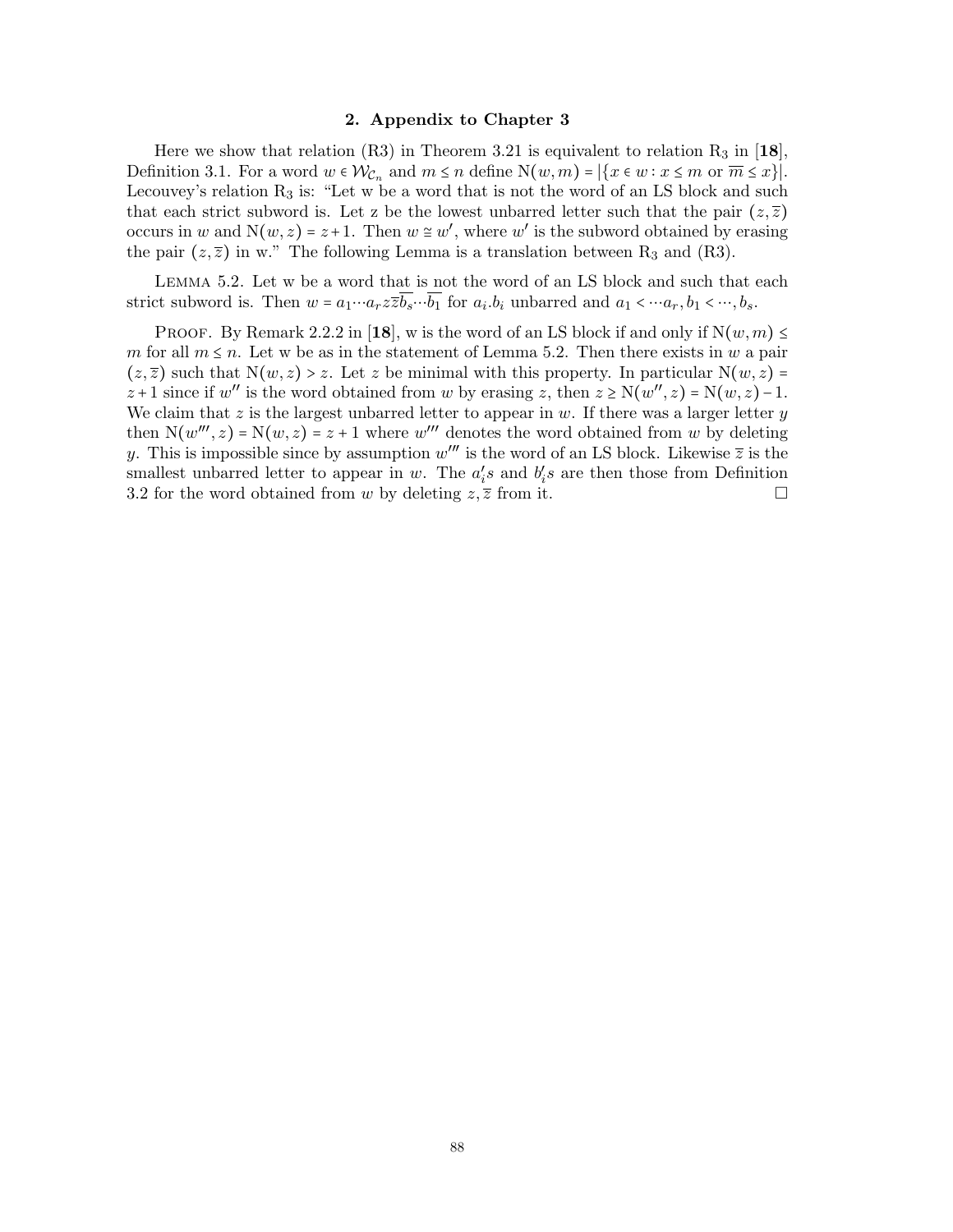## 2. Appendix to Chapter 3

Here we show that relation (R3) in Theorem 3.21 is equivalent to relation $R_3$ in [**18**], Definition 3.1. For a word $w \in \mathcal{W}_{\mathcal{C}_n}$ and $m \le n$ define $\mathrm{N}(w,m) = |\{x \in w : x \le m \text{ or } \overline{m} \le x\}|$. Lecouvey's relation $R_3$ is: "Let w be a word that is not the word of an LS block and such that each strict subword is. Let z be the lowest unbarred letter such that the pair $(z, \overline{z})$ occurs in $w$ and $\mathrm{N}(w,z) = z+1$. Then $w \cong w'$, where $w'$ is the subword obtained by erasing the pair $(z,\overline{z})$ in w." The following Lemma is a translation between $R_3$ and (R3).

Lemma 5.2. Let w be a word that is not the word of an LS block and such that each strict subword is. Then $w = a_1 \cdots a_r z \overline{z} \overline{b_s} \cdots \overline{b_1}$ for $a_i.b_i$ unbarred and $a_1 < \cdots a_r, b_1 < \cdots, b_s$.

Proof. By Remark 2.2.2 in [**18**], w is the word of an LS block if and only if $\mathrm{N}(w,m) \le m$ for all $m \le n$. Let w be as in the statement of Lemma 5.2. Then there exists in $w$ a pair $(z,\overline{z})$ such that $\mathrm{N}(w,z) > z$. Let $z$ be minimal with this property. In particular $\mathrm{N}(w,z) = z+1$ since if $w''$ is the word obtained from $w$ by erasing $z$, then $z \ge \mathrm{N}(w'',z) = \mathrm{N}(w,z)-1$. We claim that $z$ is the largest unbarred letter to appear in $w$. If there was a larger letter $y$ then $\mathrm{N}(w''',z) = \mathrm{N}(w,z) = z+1$ where $w'''$ denotes the word obtained from $w$ by deleting $y$. This is impossible since by assumption $w'''$ is the word of an LS block. Likewise $\overline{z}$ is the smallest unbarred letter to appear in $w$. The $a_i's$ and $b_i's$ are then those from Definition 3.2 for the word obtained from $w$ by deleting $z, \overline{z}$ from it. □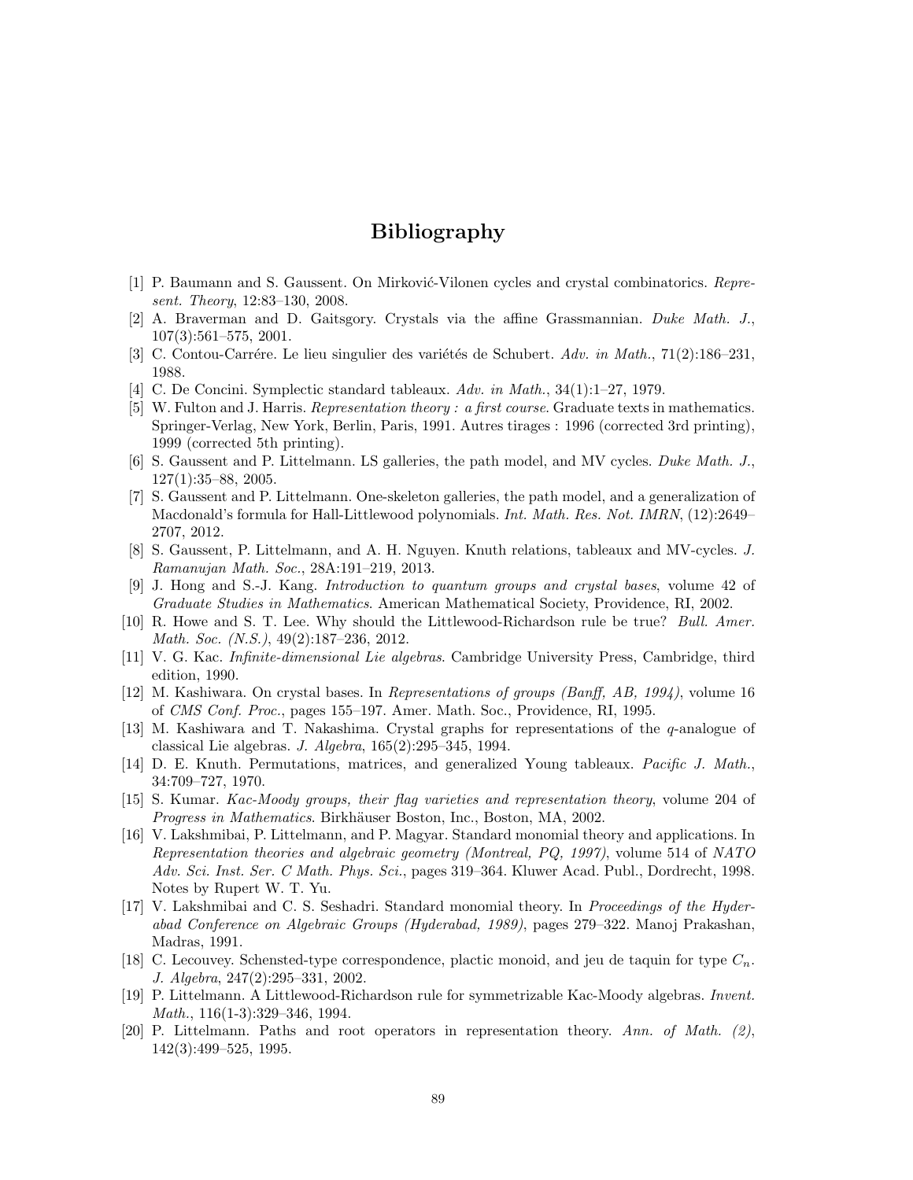# Bibliography

[1] P. Baumann and S. Gaussent. On Mirković-Vilonen cycles and crystal combinatorics. *Represent. Theory*, 12:83–130, 2008.

[2] A. Braverman and D. Gaitsgory. Crystals via the affine Grassmannian. *Duke Math. J.*, 107(3):561–575, 2001.

[3] C. Contou-Carrére. Le lieu singulier des variétés de Schubert. *Adv. in Math.*, 71(2):186–231, 1988.

[4] C. De Concini. Symplectic standard tableaux. *Adv. in Math.*, 34(1):1–27, 1979.

[5] W. Fulton and J. Harris. *Representation theory : a first course*. Graduate texts in mathematics. Springer-Verlag, New York, Berlin, Paris, 1991. Autres tirages : 1996 (corrected 3rd printing), 1999 (corrected 5th printing).

[6] S. Gaussent and P. Littelmann. LS galleries, the path model, and MV cycles. *Duke Math. J.*, 127(1):35–88, 2005.

[7] S. Gaussent and P. Littelmann. One-skeleton galleries, the path model, and a generalization of Macdonald's formula for Hall-Littlewood polynomials. *Int. Math. Res. Not. IMRN*, (12):2649–2707, 2012.

[8] S. Gaussent, P. Littelmann, and A. H. Nguyen. Knuth relations, tableaux and MV-cycles. *J. Ramanujan Math. Soc.*, 28A:191–219, 2013.

[9] J. Hong and S.-J. Kang. *Introduction to quantum groups and crystal bases*, volume 42 of *Graduate Studies in Mathematics*. American Mathematical Society, Providence, RI, 2002.

[10] R. Howe and S. T. Lee. Why should the Littlewood-Richardson rule be true? *Bull. Amer. Math. Soc. (N.S.)*, 49(2):187–236, 2012.

[11] V. G. Kac. *Infinite-dimensional Lie algebras*. Cambridge University Press, Cambridge, third edition, 1990.

[12] M. Kashiwara. On crystal bases. In *Representations of groups (Banff, AB, 1994)*, volume 16 of *CMS Conf. Proc.*, pages 155–197. Amer. Math. Soc., Providence, RI, 1995.

[13] M. Kashiwara and T. Nakashima. Crystal graphs for representations of the $q$-analogue of classical Lie algebras. *J. Algebra*, 165(2):295–345, 1994.

[14] D. E. Knuth. Permutations, matrices, and generalized Young tableaux. *Pacific J. Math.*, 34:709–727, 1970.

[15] S. Kumar. *Kac-Moody groups, their flag varieties and representation theory*, volume 204 of *Progress in Mathematics*. Birkhäuser Boston, Inc., Boston, MA, 2002.

[16] V. Lakshmibai, P. Littelmann, and P. Magyar. Standard monomial theory and applications. In *Representation theories and algebraic geometry (Montreal, PQ, 1997)*, volume 514 of *NATO Adv. Sci. Inst. Ser. C Math. Phys. Sci.*, pages 319–364. Kluwer Acad. Publ., Dordrecht, 1998. Notes by Rupert W. T. Yu.

[17] V. Lakshmibai and C. S. Seshadri. Standard monomial theory. In *Proceedings of the Hyderabad Conference on Algebraic Groups (Hyderabad, 1989)*, pages 279–322. Manoj Prakashan, Madras, 1991.

[18] C. Lecouvey. Schensted-type correspondence, plactic monoid, and jeu de taquin for type $C_n$. *J. Algebra*, 247(2):295–331, 2002.

[19] P. Littelmann. A Littlewood-Richardson rule for symmetrizable Kac-Moody algebras. *Invent. Math.*, 116(1-3):329–346, 1994.

[20] P. Littelmann. Paths and root operators in representation theory. *Ann. of Math. (2)*, 142(3):499–525, 1995.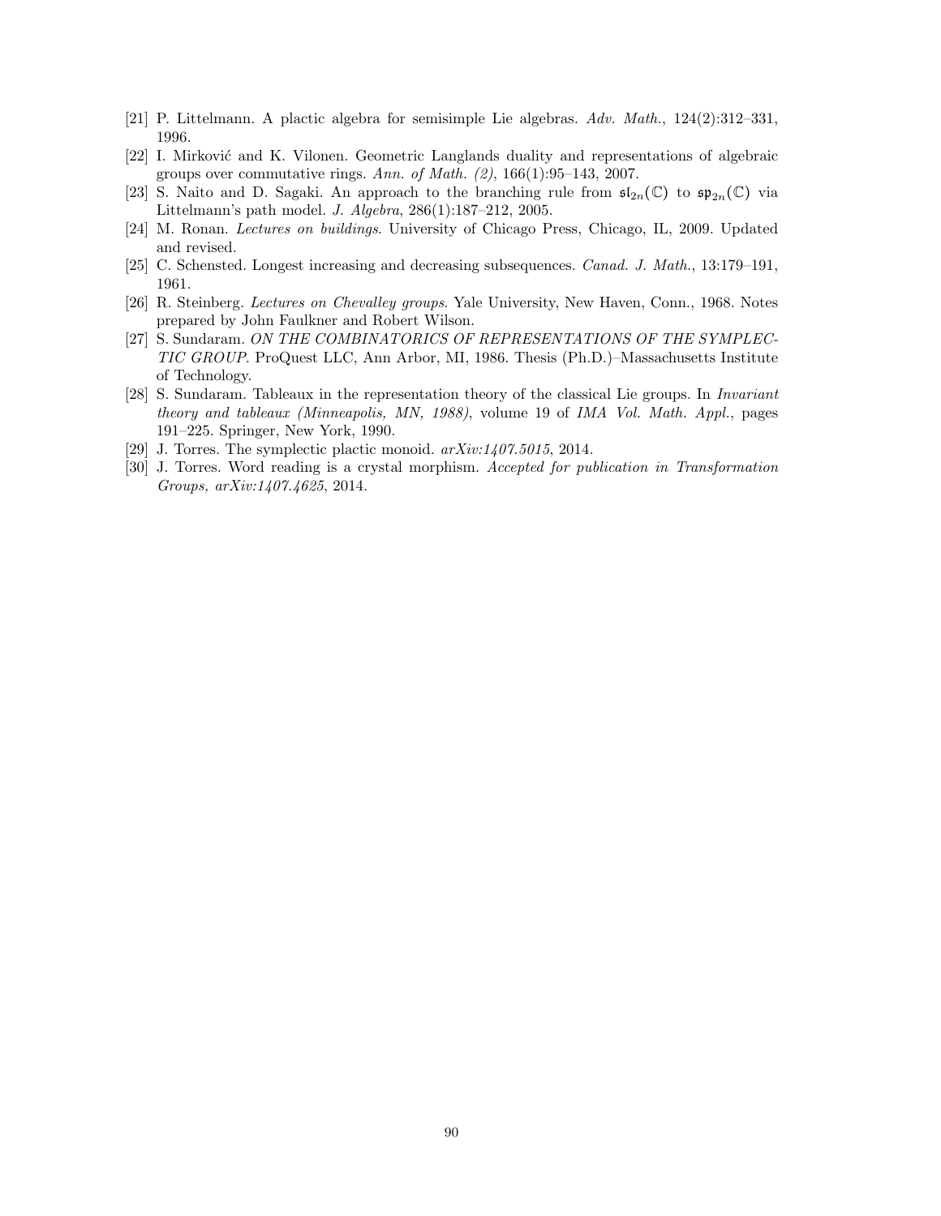[21] P. Littelmann. A plactic algebra for semisimple Lie algebras. *Adv. Math.*, 124(2):312–331, 1996.

[22] I. Mirković and K. Vilonen. Geometric Langlands duality and representations of algebraic groups over commutative rings. *Ann. of Math. (2)*, 166(1):95–143, 2007.

[23] S. Naito and D. Sagaki. An approach to the branching rule from $\mathfrak{sl}_{2n}(\mathbb{C})$ to $\mathfrak{sp}_{2n}(\mathbb{C})$ via Littelmann's path model. *J. Algebra*, 286(1):187–212, 2005.

[24] M. Ronan. *Lectures on buildings*. University of Chicago Press, Chicago, IL, 2009. Updated and revised.

[25] C. Schensted. Longest increasing and decreasing subsequences. *Canad. J. Math.*, 13:179–191, 1961.

[26] R. Steinberg. *Lectures on Chevalley groups*. Yale University, New Haven, Conn., 1968. Notes prepared by John Faulkner and Robert Wilson.

[27] S. Sundaram. *ON THE COMBINATORICS OF REPRESENTATIONS OF THE SYMPLECTIC GROUP*. ProQuest LLC, Ann Arbor, MI, 1986. Thesis (Ph.D.)–Massachusetts Institute of Technology.

[28] S. Sundaram. Tableaux in the representation theory of the classical Lie groups. In *Invariant theory and tableaux (Minneapolis, MN, 1988)*, volume 19 of *IMA Vol. Math. Appl.*, pages 191–225. Springer, New York, 1990.

[29] J. Torres. The symplectic plactic monoid. *arXiv:1407.5015*, 2014.

[30] J. Torres. Word reading is a crystal morphism. *Accepted for publication in Transformation Groups, arXiv:1407.4625*, 2014.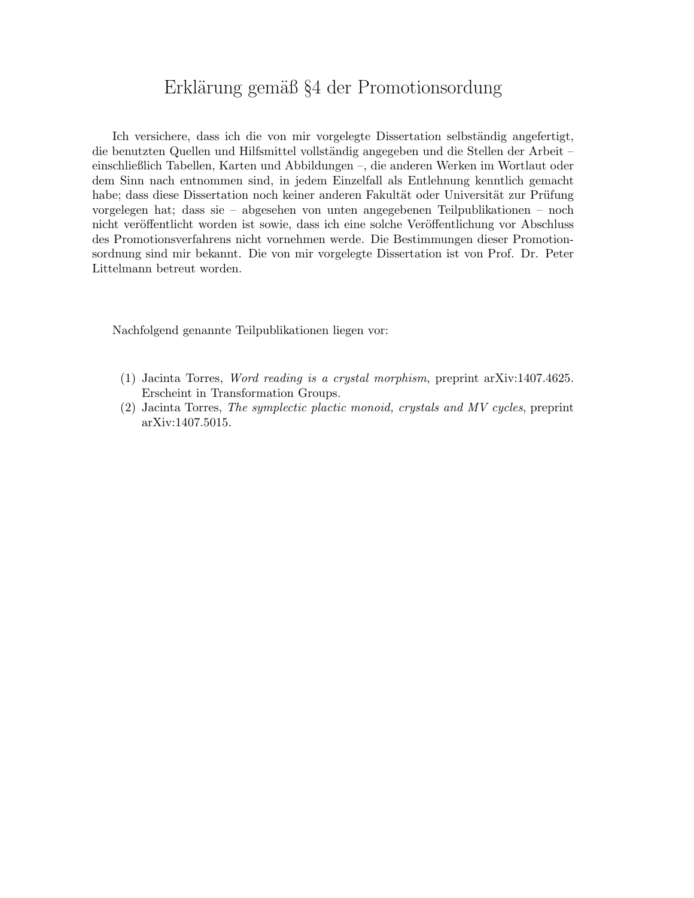# Erklärung gemäß §4 der Promotionsordung

Ich versichere, dass ich die von mir vorgelegte Dissertation selbständig angefertigt, die benutzten Quellen und Hilfsmittel vollständig angegeben und die Stellen der Arbeit – einschließlich Tabellen, Karten und Abbildungen –, die anderen Werken im Wortlaut oder dem Sinn nach entnommen sind, in jedem Einzelfall als Entlehnung kenntlich gemacht habe; dass diese Dissertation noch keiner anderen Fakultät oder Universität zur Prüfung vorgelegen hat; dass sie – abgesehen von unten angegebenen Teilpublikationen – noch nicht veröffentlicht worden ist sowie, dass ich eine solche Veröffentlichung vor Abschluss des Promotionsverfahrens nicht vornehmen werde. Die Bestimmungen dieser Promotionsordnung sind mir bekannt. Die von mir vorgelegte Dissertation ist von Prof. Dr. Peter Littelmann betreut worden.

Nachfolgend genannte Teilpublikationen liegen vor:

(1) Jacinta Torres, *Word reading is a crystal morphism*, preprint arXiv:1407.4625. Erscheint in Transformation Groups.
(2) Jacinta Torres, *The symplectic plactic monoid, crystals and MV cycles*, preprint arXiv:1407.5015.